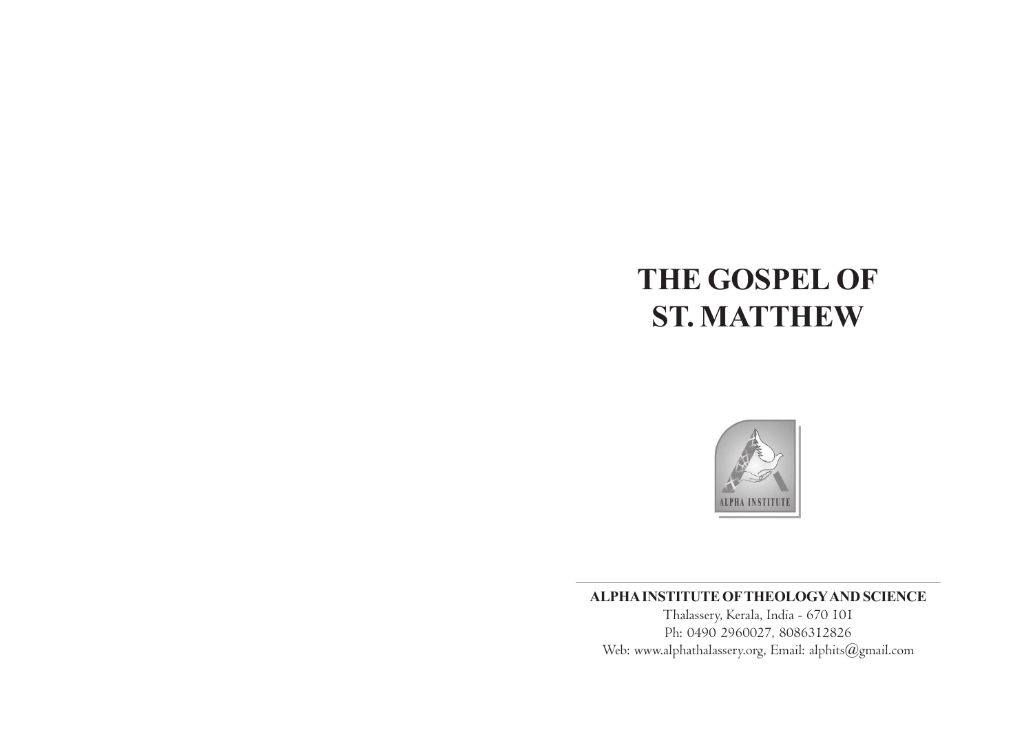# THE GOSPEL OF ST. MATTHEW

**ALPHA INSTITUTE OF THEOLOGY AND SCIENCE**

Thalassery, Kerala, India - 670 101

Ph: 0490 2960027, 8086312826

Web: www.alphathalassery.org, Email: alphits@gmail.com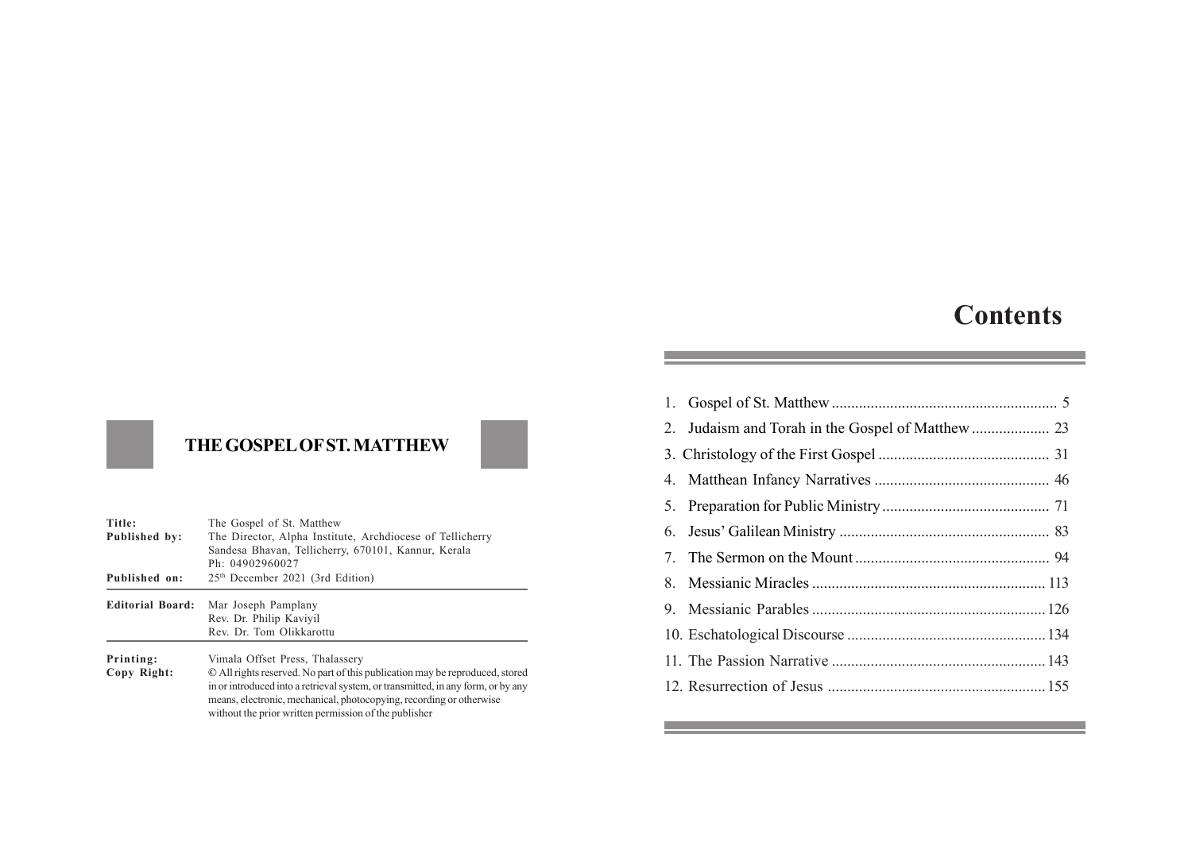# THE GOSPEL OF ST. MATTHEW

| | |
|---|---|
| **Title:** | The Gospel of St. Matthew |
| **Published by:** | The Director, Alpha Institute, Archdiocese of Tellicherry<br>Sandesa Bhavan, Tellicherry, 670101, Kannur, Kerala<br>Ph: 04902960027 |
| **Published on:** | 25th December 2021 (3rd Edition) |
| **Editorial Board:** | Mar Joseph Pamplany<br>Rev. Dr. Philip Kaviyil<br>Rev. Dr. Tom Olikkarottu |
| **Printing:** | Vimala Offset Press, Thalassery |
| **Copy Right:** | © All rights reserved. No part of this publication may be reproduced, stored in or introduced into a retrieval system, or transmitted, in any form, or by any means, electronic, mechanical, photocopying, recording or otherwise without the prior written permission of the publisher |

# Contents

1. Gospel of St. Matthew .......... 5
2. Judaism and Torah in the Gospel of Matthew .......... 23
3. Christology of the First Gospel .......... 31
4. Matthean Infancy Narratives .......... 46
5. Preparation for Public Ministry .......... 71
6. Jesus' Galilean Ministry .......... 83
7. The Sermon on the Mount .......... 94
8. Messianic Miracles .......... 113
9. Messianic Parables .......... 126
10. Eschatological Discourse .......... 134
11. The Passion Narrative .......... 143
12. Resurrection of Jesus .......... 155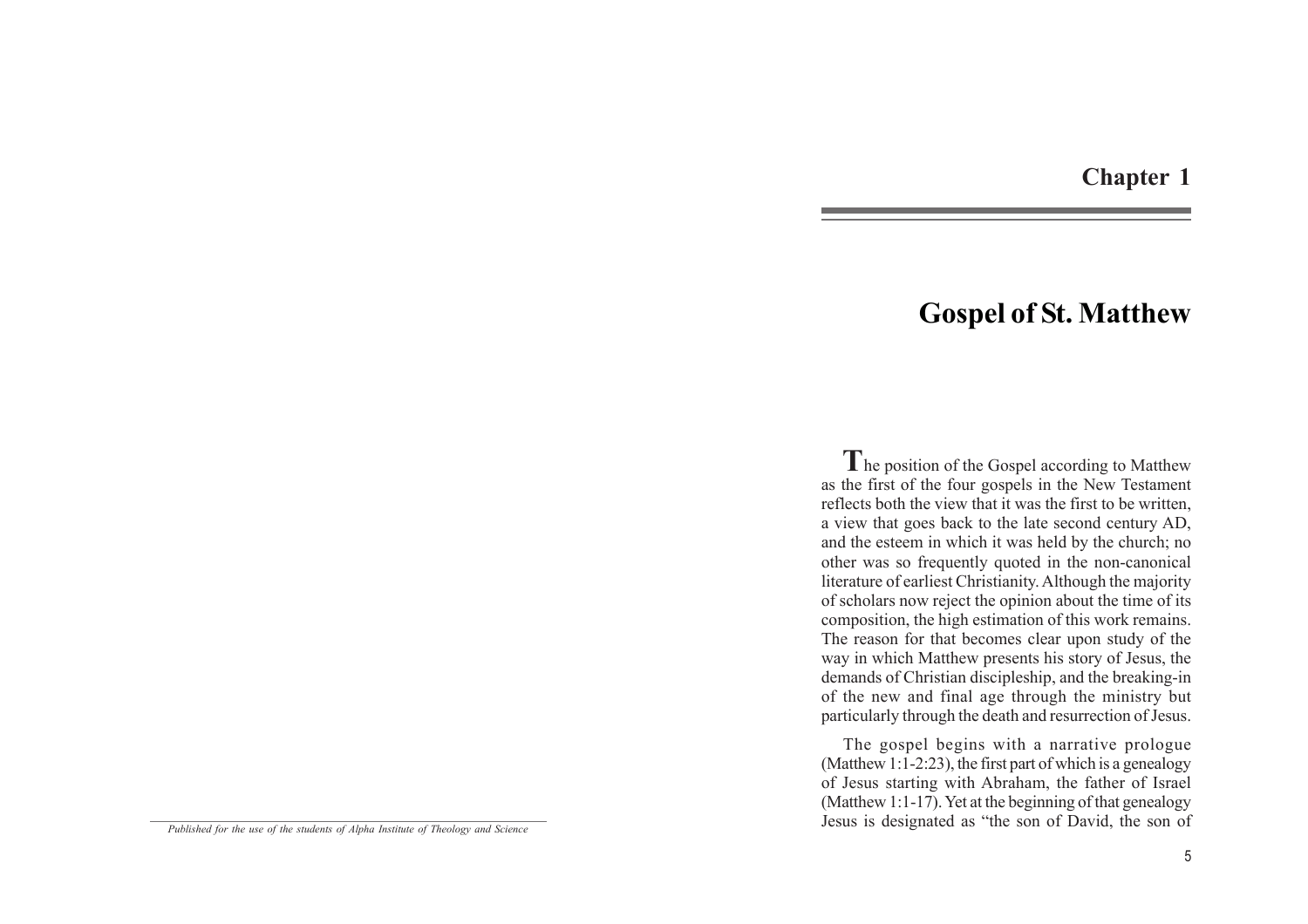# Chapter 1

# Gospel of St. Matthew

The position of the Gospel according to Matthew as the first of the four gospels in the New Testament reflects both the view that it was the first to be written, a view that goes back to the late second century AD, and the esteem in which it was held by the church; no other was so frequently quoted in the non-canonical literature of earliest Christianity. Although the majority of scholars now reject the opinion about the time of its composition, the high estimation of this work remains. The reason for that becomes clear upon study of the way in which Matthew presents his story of Jesus, the demands of Christian discipleship, and the breaking-in of the new and final age through the ministry but particularly through the death and resurrection of Jesus.

The gospel begins with a narrative prologue (Matthew 1:1-2:23), the first part of which is a genealogy of Jesus starting with Abraham, the father of Israel (Matthew 1:1-17). Yet at the beginning of that genealogy Jesus is designated as "the son of David, the son of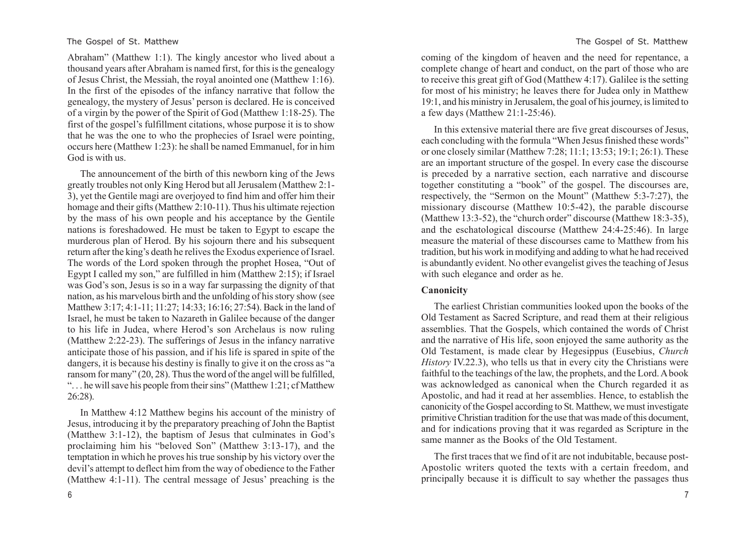Abraham" (Matthew 1:1). The kingly ancestor who lived about a thousand years after Abraham is named first, for this is the genealogy of Jesus Christ, the Messiah, the royal anointed one (Matthew 1:16). In the first of the episodes of the infancy narrative that follow the genealogy, the mystery of Jesus' person is declared. He is conceived of a virgin by the power of the Spirit of God (Matthew 1:18-25). The first of the gospel's fulfillment citations, whose purpose it is to show that he was the one to who the prophecies of Israel were pointing, occurs here (Matthew 1:23): he shall be named Emmanuel, for in him God is with us.

The announcement of the birth of this newborn king of the Jews greatly troubles not only King Herod but all Jerusalem (Matthew 2:1-3), yet the Gentile magi are overjoyed to find him and offer him their homage and their gifts (Matthew 2:10-11). Thus his ultimate rejection by the mass of his own people and his acceptance by the Gentile nations is foreshadowed. He must be taken to Egypt to escape the murderous plan of Herod. By his sojourn there and his subsequent return after the king's death he relives the Exodus experience of Israel. The words of the Lord spoken through the prophet Hosea, "Out of Egypt I called my son," are fulfilled in him (Matthew 2:15); if Israel was God's son, Jesus is so in a way far surpassing the dignity of that nation, as his marvelous birth and the unfolding of his story show (see Matthew 3:17; 4:1-11; 11:27; 14:33; 16:16; 27:54). Back in the land of Israel, he must be taken to Nazareth in Galilee because of the danger to his life in Judea, where Herod's son Archelaus is now ruling (Matthew 2:22-23). The sufferings of Jesus in the infancy narrative anticipate those of his passion, and if his life is spared in spite of the dangers, it is because his destiny is finally to give it on the cross as "a ransom for many" (20, 28). Thus the word of the angel will be fulfilled, ". . . he will save his people from their sins" (Matthew 1:21; cf Matthew 26:28).

In Matthew 4:12 Matthew begins his account of the ministry of Jesus, introducing it by the preparatory preaching of John the Baptist (Matthew 3:1-12), the baptism of Jesus that culminates in God's proclaiming him his "beloved Son" (Matthew 3:13-17), and the temptation in which he proves his true sonship by his victory over the devil's attempt to deflect him from the way of obedience to the Father (Matthew 4:1-11). The central message of Jesus' preaching is the coming of the kingdom of heaven and the need for repentance, a complete change of heart and conduct, on the part of those who are to receive this great gift of God (Matthew 4:17). Galilee is the setting for most of his ministry; he leaves there for Judea only in Matthew 19:1, and his ministry in Jerusalem, the goal of his journey, is limited to a few days (Matthew 21:1-25:46).

In this extensive material there are five great discourses of Jesus, each concluding with the formula "When Jesus finished these words" or one closely similar (Matthew 7:28; 11:1; 13:53; 19:1; 26:1). These are an important structure of the gospel. In every case the discourse is preceded by a narrative section, each narrative and discourse together constituting a "book" of the gospel. The discourses are, respectively, the "Sermon on the Mount" (Matthew 5:3-7:27), the missionary discourse (Matthew 10:5-42), the parable discourse (Matthew 13:3-52), the "church order" discourse (Matthew 18:3-35), and the eschatological discourse (Matthew 24:4-25:46). In large measure the material of these discourses came to Matthew from his tradition, but his work in modifying and adding to what he had received is abundantly evident. No other evangelist gives the teaching of Jesus with such elegance and order as he.

**Canonicity**

The earliest Christian communities looked upon the books of the Old Testament as Sacred Scripture, and read them at their religious assemblies. That the Gospels, which contained the words of Christ and the narrative of His life, soon enjoyed the same authority as the Old Testament, is made clear by Hegesippus (Eusebius, *Church History* IV.22.3), who tells us that in every city the Christians were faithful to the teachings of the law, the prophets, and the Lord. A book was acknowledged as canonical when the Church regarded it as Apostolic, and had it read at her assemblies. Hence, to establish the canonicity of the Gospel according to St. Matthew, we must investigate primitive Christian tradition for the use that was made of this document, and for indications proving that it was regarded as Scripture in the same manner as the Books of the Old Testament.

The first traces that we find of it are not indubitable, because post-Apostolic writers quoted the texts with a certain freedom, and principally because it is difficult to say whether the passages thus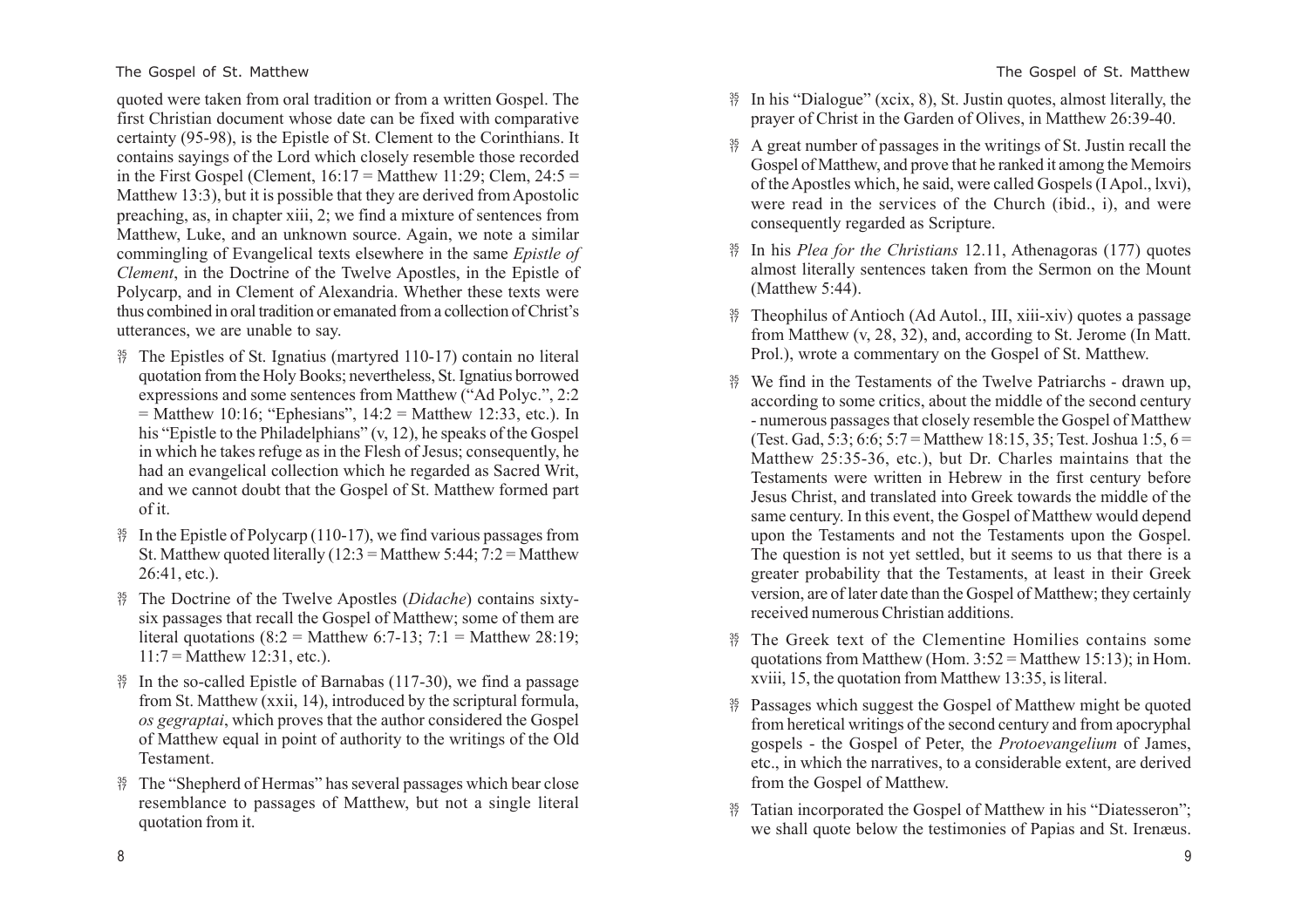quoted were taken from oral tradition or from a written Gospel. The first Christian document whose date can be fixed with comparative certainty (95-98), is the Epistle of St. Clement to the Corinthians. It contains sayings of the Lord which closely resemble those recorded in the First Gospel (Clement, 16:17 = Matthew 11:29; Clem, 24:5 = Matthew 13:3), but it is possible that they are derived from Apostolic preaching, as, in chapter xiii, 2; we find a mixture of sentences from Matthew, Luke, and an unknown source. Again, we note a similar commingling of Evangelical texts elsewhere in the same *Epistle of Clement*, in the Doctrine of the Twelve Apostles, in the Epistle of Polycarp, and in Clement of Alexandria. Whether these texts were thus combined in oral tradition or emanated from a collection of Christ's utterances, we are unable to say.

- The Epistles of St. Ignatius (martyred 110-17) contain no literal quotation from the Holy Books; nevertheless, St. Ignatius borrowed expressions and some sentences from Matthew ("Ad Polyc.", 2:2 = Matthew 10:16; "Ephesians", 14:2 = Matthew 12:33, etc.). In his "Epistle to the Philadelphians" (v, 12), he speaks of the Gospel in which he takes refuge as in the Flesh of Jesus; consequently, he had an evangelical collection which he regarded as Sacred Writ, and we cannot doubt that the Gospel of St. Matthew formed part of it.
- In the Epistle of Polycarp (110-17), we find various passages from St. Matthew quoted literally (12:3 = Matthew 5:44; 7:2 = Matthew 26:41, etc.).
- The Doctrine of the Twelve Apostles (*Didache*) contains sixty-six passages that recall the Gospel of Matthew; some of them are literal quotations (8:2 = Matthew 6:7-13; 7:1 = Matthew 28:19; 11:7 = Matthew 12:31, etc.).
- In the so-called Epistle of Barnabas (117-30), we find a passage from St. Matthew (xxii, 14), introduced by the scriptural formula, *os gegraptai*, which proves that the author considered the Gospel of Matthew equal in point of authority to the writings of the Old Testament.
- The "Shepherd of Hermas" has several passages which bear close resemblance to passages of Matthew, but not a single literal quotation from it.
- In his "Dialogue" (xcix, 8), St. Justin quotes, almost literally, the prayer of Christ in the Garden of Olives, in Matthew 26:39-40.
- A great number of passages in the writings of St. Justin recall the Gospel of Matthew, and prove that he ranked it among the Memoirs of the Apostles which, he said, were called Gospels (I Apol., lxvi), were read in the services of the Church (ibid., i), and were consequently regarded as Scripture.
- In his *Plea for the Christians* 12.11, Athenagoras (177) quotes almost literally sentences taken from the Sermon on the Mount (Matthew 5:44).
- Theophilus of Antioch (Ad Autol., III, xiii-xiv) quotes a passage from Matthew (v, 28, 32), and, according to St. Jerome (In Matt. Prol.), wrote a commentary on the Gospel of St. Matthew.
- We find in the Testaments of the Twelve Patriarchs - drawn up, according to some critics, about the middle of the second century - numerous passages that closely resemble the Gospel of Matthew (Test. Gad, 5:3; 6:6; 5:7 = Matthew 18:15, 35; Test. Joshua 1:5, 6 = Matthew 25:35-36, etc.), but Dr. Charles maintains that the Testaments were written in Hebrew in the first century before Jesus Christ, and translated into Greek towards the middle of the same century. In this event, the Gospel of Matthew would depend upon the Testaments and not the Testaments upon the Gospel. The question is not yet settled, but it seems to us that there is a greater probability that the Testaments, at least in their Greek version, are of later date than the Gospel of Matthew; they certainly received numerous Christian additions.
- The Greek text of the Clementine Homilies contains some quotations from Matthew (Hom. 3:52 = Matthew 15:13); in Hom. xviii, 15, the quotation from Matthew 13:35, is literal.
- Passages which suggest the Gospel of Matthew might be quoted from heretical writings of the second century and from apocryphal gospels - the Gospel of Peter, the *Protoevangelium* of James, etc., in which the narratives, to a considerable extent, are derived from the Gospel of Matthew.
- Tatian incorporated the Gospel of Matthew in his "Diatesseron"; we shall quote below the testimonies of Papias and St. Irenæus.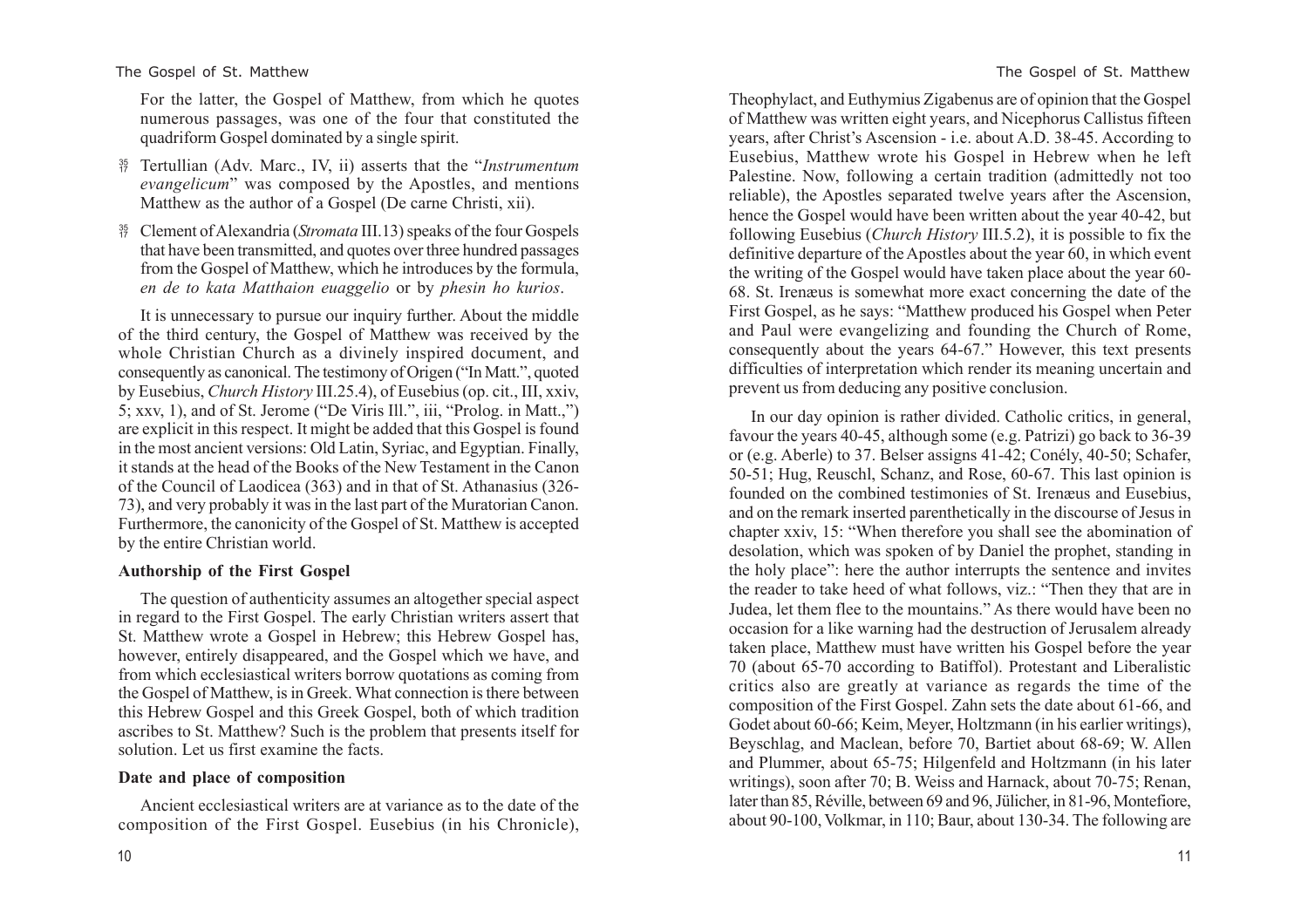For the latter, the Gospel of Matthew, from which he quotes numerous passages, was one of the four that constituted the quadriform Gospel dominated by a single spirit.

- Tertullian (Adv. Marc., IV, ii) asserts that the "*Instrumentum evangelicum*" was composed by the Apostles, and mentions Matthew as the author of a Gospel (De carne Christi, xii).
- Clement of Alexandria (*Stromata* III.13) speaks of the four Gospels that have been transmitted, and quotes over three hundred passages from the Gospel of Matthew, which he introduces by the formula, *en de to kata Matthaion euaggelio* or by *phesin ho kurios*.

It is unnecessary to pursue our inquiry further. About the middle of the third century, the Gospel of Matthew was received by the whole Christian Church as a divinely inspired document, and consequently as canonical. The testimony of Origen ("In Matt.", quoted by Eusebius, *Church History* III.25.4), of Eusebius (op. cit., III, xxiv, 5; xxv, 1), and of St. Jerome ("De Viris Ill.", iii, "Prolog. in Matt.,") are explicit in this respect. It might be added that this Gospel is found in the most ancient versions: Old Latin, Syriac, and Egyptian. Finally, it stands at the head of the Books of the New Testament in the Canon of the Council of Laodicea (363) and in that of St. Athanasius (326-73), and very probably it was in the last part of the Muratorian Canon. Furthermore, the canonicity of the Gospel of St. Matthew is accepted by the entire Christian world.

### Authorship of the First Gospel

The question of authenticity assumes an altogether special aspect in regard to the First Gospel. The early Christian writers assert that St. Matthew wrote a Gospel in Hebrew; this Hebrew Gospel has, however, entirely disappeared, and the Gospel which we have, and from which ecclesiastical writers borrow quotations as coming from the Gospel of Matthew, is in Greek. What connection is there between this Hebrew Gospel and this Greek Gospel, both of which tradition ascribes to St. Matthew? Such is the problem that presents itself for solution. Let us first examine the facts.

### Date and place of composition

Ancient ecclesiastical writers are at variance as to the date of the composition of the First Gospel. Eusebius (in his Chronicle), Theophylact, and Euthymius Zigabenus are of opinion that the Gospel of Matthew was written eight years, and Nicephorus Callistus fifteen years, after Christ's Ascension - i.e. about A.D. 38-45. According to Eusebius, Matthew wrote his Gospel in Hebrew when he left Palestine. Now, following a certain tradition (admittedly not too reliable), the Apostles separated twelve years after the Ascension, hence the Gospel would have been written about the year 40-42, but following Eusebius (*Church History* III.5.2), it is possible to fix the definitive departure of the Apostles about the year 60, in which event the writing of the Gospel would have taken place about the year 60-68. St. Irenæus is somewhat more exact concerning the date of the First Gospel, as he says: "Matthew produced his Gospel when Peter and Paul were evangelizing and founding the Church of Rome, consequently about the years 64-67." However, this text presents difficulties of interpretation which render its meaning uncertain and prevent us from deducing any positive conclusion.

In our day opinion is rather divided. Catholic critics, in general, favour the years 40-45, although some (e.g. Patrizi) go back to 36-39 or (e.g. Aberle) to 37. Belser assigns 41-42; Conély, 40-50; Schafer, 50-51; Hug, Reuschl, Schanz, and Rose, 60-67. This last opinion is founded on the combined testimonies of St. Irenæus and Eusebius, and on the remark inserted parenthetically in the discourse of Jesus in chapter xxiv, 15: "When therefore you shall see the abomination of desolation, which was spoken of by Daniel the prophet, standing in the holy place": here the author interrupts the sentence and invites the reader to take heed of what follows, viz.: "Then they that are in Judea, let them flee to the mountains." As there would have been no occasion for a like warning had the destruction of Jerusalem already taken place, Matthew must have written his Gospel before the year 70 (about 65-70 according to Batiffol). Protestant and Liberalistic critics also are greatly at variance as regards the time of the composition of the First Gospel. Zahn sets the date about 61-66, and Godet about 60-66; Keim, Meyer, Holtzmann (in his earlier writings), Beyschlag, and Maclean, before 70, Bartiet about 68-69; W. Allen and Plummer, about 65-75; Hilgenfeld and Holtzmann (in his later writings), soon after 70; B. Weiss and Harnack, about 70-75; Renan, later than 85, Réville, between 69 and 96, Jülicher, in 81-96, Montefiore, about 90-100, Volkmar, in 110; Baur, about 130-34. The following are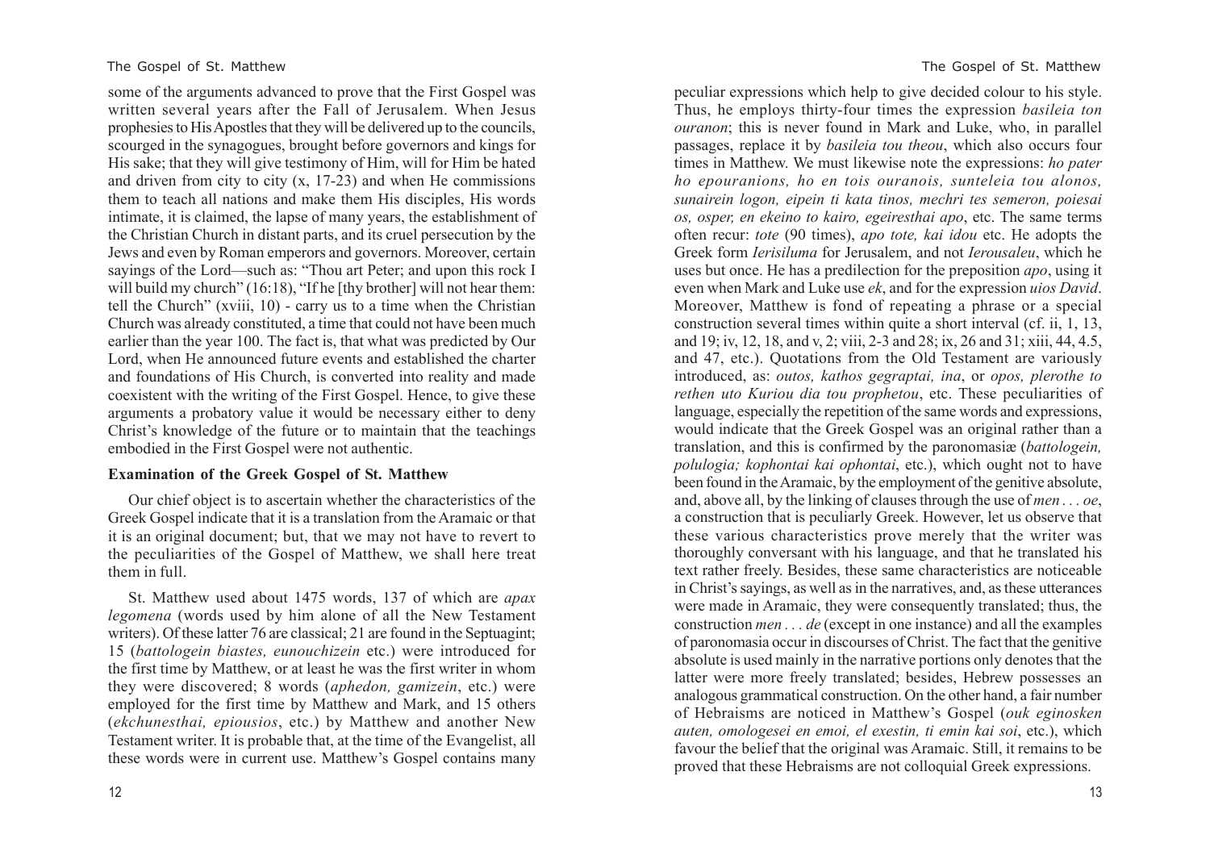some of the arguments advanced to prove that the First Gospel was written several years after the Fall of Jerusalem. When Jesus prophesies to His Apostles that they will be delivered up to the councils, scourged in the synagogues, brought before governors and kings for His sake; that they will give testimony of Him, will for Him be hated and driven from city to city (x, 17-23) and when He commissions them to teach all nations and make them His disciples, His words intimate, it is claimed, the lapse of many years, the establishment of the Christian Church in distant parts, and its cruel persecution by the Jews and even by Roman emperors and governors. Moreover, certain sayings of the Lord—such as: "Thou art Peter; and upon this rock I will build my church" (16:18), "If he [thy brother] will not hear them: tell the Church" (xviii, 10) - carry us to a time when the Christian Church was already constituted, a time that could not have been much earlier than the year 100. The fact is, that what was predicted by Our Lord, when He announced future events and established the charter and foundations of His Church, is converted into reality and made coexistent with the writing of the First Gospel. Hence, to give these arguments a probatory value it would be necessary either to deny Christ's knowledge of the future or to maintain that the teachings embodied in the First Gospel were not authentic.

**Examination of the Greek Gospel of St. Matthew**

Our chief object is to ascertain whether the characteristics of the Greek Gospel indicate that it is a translation from the Aramaic or that it is an original document; but, that we may not have to revert to the peculiarities of the Gospel of Matthew, we shall here treat them in full.

St. Matthew used about 1475 words, 137 of which are *apax legomena* (words used by him alone of all the New Testament writers). Of these latter 76 are classical; 21 are found in the Septuagint; 15 (*battologein biastes, eunouchizein* etc.) were introduced for the first time by Matthew, or at least he was the first writer in whom they were discovered; 8 words (*aphedon, gamizein*, etc.) were employed for the first time by Matthew and Mark, and 15 others (*ekchunesthai, epiousios*, etc.) by Matthew and another New Testament writer. It is probable that, at the time of the Evangelist, all these words were in current use. Matthew's Gospel contains many peculiar expressions which help to give decided colour to his style. Thus, he employs thirty-four times the expression *basileia ton ouranon*; this is never found in Mark and Luke, who, in parallel passages, replace it by *basileia tou theou*, which also occurs four times in Matthew. We must likewise note the expressions: *ho pater ho epouranions, ho en tois ouranois, sunteleia tou alonos, sunairein logon, eipein ti kata tinos, mechri tes semeron, poiesai os, osper, en ekeino to kairo, egeiresthai apo*, etc. The same terms often recur: *tote* (90 times), *apo tote, kai idou* etc. He adopts the Greek form *Ierisiluma* for Jerusalem, and not *Ierousaleu*, which he uses but once. He has a predilection for the preposition *apo*, using it even when Mark and Luke use *ek*, and for the expression *uios David*. Moreover, Matthew is fond of repeating a phrase or a special construction several times within quite a short interval (cf. ii, 1, 13, and 19; iv, 12, 18, and v, 2; viii, 2-3 and 28; ix, 26 and 31; xiii, 44, 4.5, and 47, etc.). Quotations from the Old Testament are variously introduced, as: *outos, kathos gegraptai, ina*, or *opos, plerothe to rethen uto Kuriou dia tou prophetou*, etc. These peculiarities of language, especially the repetition of the same words and expressions, would indicate that the Greek Gospel was an original rather than a translation, and this is confirmed by the paronomasiæ (*battologein, polulogia; kophontai kai ophontai*, etc.), which ought not to have been found in the Aramaic, by the employment of the genitive absolute, and, above all, by the linking of clauses through the use of *men . . . oe*, a construction that is peculiarly Greek. However, let us observe that these various characteristics prove merely that the writer was thoroughly conversant with his language, and that he translated his text rather freely. Besides, these same characteristics are noticeable in Christ's sayings, as well as in the narratives, and, as these utterances were made in Aramaic, they were consequently translated; thus, the construction *men . . . de* (except in one instance) and all the examples of paronomasia occur in discourses of Christ. The fact that the genitive absolute is used mainly in the narrative portions only denotes that the latter were more freely translated; besides, Hebrew possesses an analogous grammatical construction. On the other hand, a fair number of Hebraisms are noticed in Matthew's Gospel (*ouk eginosken auten, omologesei en emoi, el exestin, ti emin kai soi*, etc.), which favour the belief that the original was Aramaic. Still, it remains to be proved that these Hebraisms are not colloquial Greek expressions.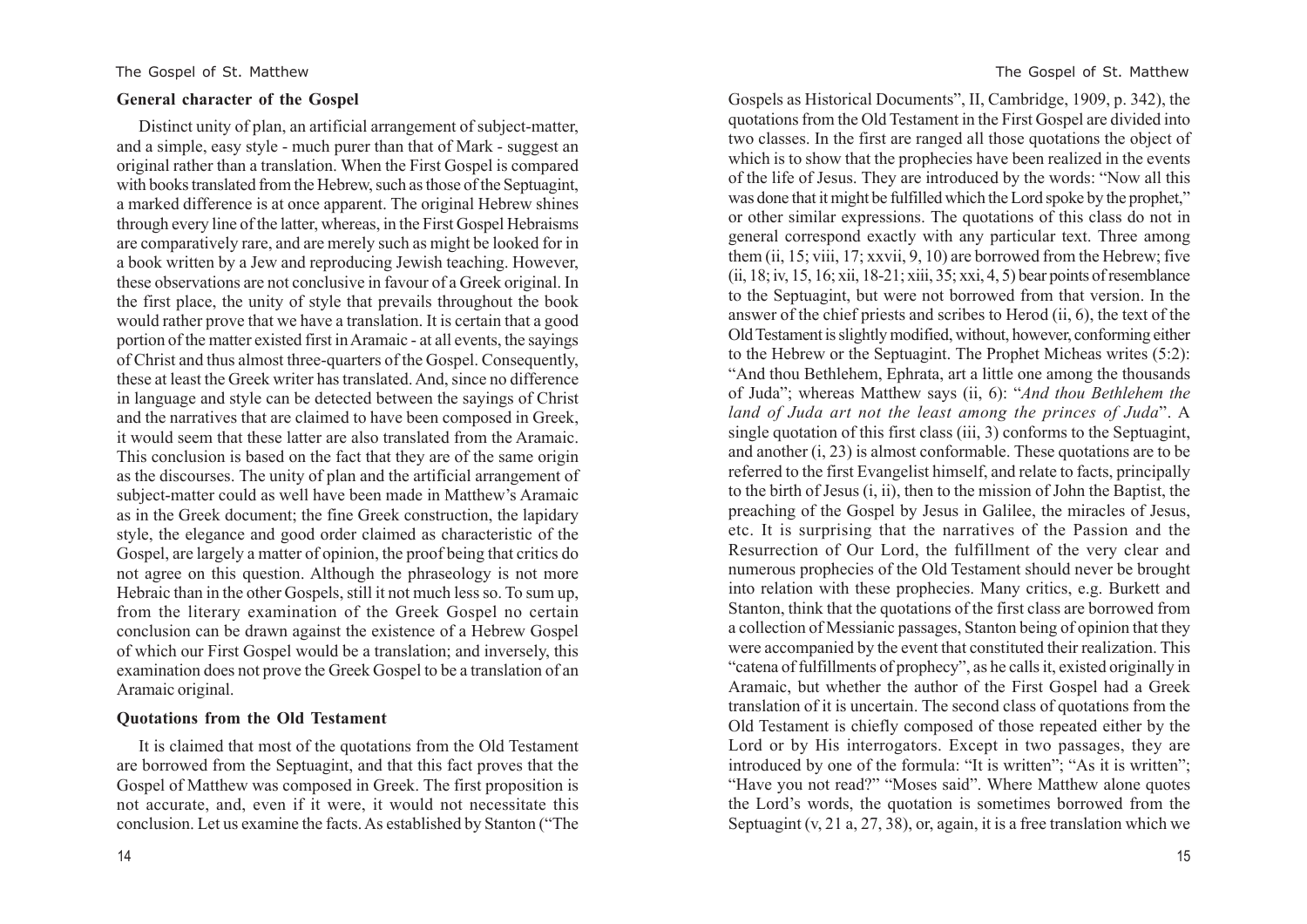## General character of the Gospel

Distinct unity of plan, an artificial arrangement of subject-matter, and a simple, easy style - much purer than that of Mark - suggest an original rather than a translation. When the First Gospel is compared with books translated from the Hebrew, such as those of the Septuagint, a marked difference is at once apparent. The original Hebrew shines through every line of the latter, whereas, in the First Gospel Hebraisms are comparatively rare, and are merely such as might be looked for in a book written by a Jew and reproducing Jewish teaching. However, these observations are not conclusive in favour of a Greek original. In the first place, the unity of style that prevails throughout the book would rather prove that we have a translation. It is certain that a good portion of the matter existed first in Aramaic - at all events, the sayings of Christ and thus almost three-quarters of the Gospel. Consequently, these at least the Greek writer has translated. And, since no difference in language and style can be detected between the sayings of Christ and the narratives that are claimed to have been composed in Greek, it would seem that these latter are also translated from the Aramaic. This conclusion is based on the fact that they are of the same origin as the discourses. The unity of plan and the artificial arrangement of subject-matter could as well have been made in Matthew's Aramaic as in the Greek document; the fine Greek construction, the lapidary style, the elegance and good order claimed as characteristic of the Gospel, are largely a matter of opinion, the proof being that critics do not agree on this question. Although the phraseology is not more Hebraic than in the other Gospels, still it not much less so. To sum up, from the literary examination of the Greek Gospel no certain conclusion can be drawn against the existence of a Hebrew Gospel of which our First Gospel would be a translation; and inversely, this examination does not prove the Greek Gospel to be a translation of an Aramaic original.

## Quotations from the Old Testament

It is claimed that most of the quotations from the Old Testament are borrowed from the Septuagint, and that this fact proves that the Gospel of Matthew was composed in Greek. The first proposition is not accurate, and, even if it were, it would not necessitate this conclusion. Let us examine the facts. As established by Stanton ("The Gospels as Historical Documents", II, Cambridge, 1909, p. 342), the quotations from the Old Testament in the First Gospel are divided into two classes. In the first are ranged all those quotations the object of which is to show that the prophecies have been realized in the events of the life of Jesus. They are introduced by the words: "Now all this was done that it might be fulfilled which the Lord spoke by the prophet," or other similar expressions. The quotations of this class do not in general correspond exactly with any particular text. Three among them (ii, 15; viii, 17; xxvii, 9, 10) are borrowed from the Hebrew; five (ii, 18; iv, 15, 16; xii, 18-21; xiii, 35; xxi, 4, 5) bear points of resemblance to the Septuagint, but were not borrowed from that version. In the answer of the chief priests and scribes to Herod (ii, 6), the text of the Old Testament is slightly modified, without, however, conforming either to the Hebrew or the Septuagint. The Prophet Micheas writes (5:2): "And thou Bethlehem, Ephrata, art a little one among the thousands of Juda"; whereas Matthew says (ii, 6): "*And thou Bethlehem the land of Juda art not the least among the princes of Juda*". A single quotation of this first class (iii, 3) conforms to the Septuagint, and another (i, 23) is almost conformable. These quotations are to be referred to the first Evangelist himself, and relate to facts, principally to the birth of Jesus (i, ii), then to the mission of John the Baptist, the preaching of the Gospel by Jesus in Galilee, the miracles of Jesus, etc. It is surprising that the narratives of the Passion and the Resurrection of Our Lord, the fulfillment of the very clear and numerous prophecies of the Old Testament should never be brought into relation with these prophecies. Many critics, e.g. Burkett and Stanton, think that the quotations of the first class are borrowed from a collection of Messianic passages, Stanton being of opinion that they were accompanied by the event that constituted their realization. This "catena of fulfillments of prophecy", as he calls it, existed originally in Aramaic, but whether the author of the First Gospel had a Greek translation of it is uncertain. The second class of quotations from the Old Testament is chiefly composed of those repeated either by the Lord or by His interrogators. Except in two passages, they are introduced by one of the formula: "It is written"; "As it is written"; "Have you not read?" "Moses said". Where Matthew alone quotes the Lord's words, the quotation is sometimes borrowed from the Septuagint (v, 21 a, 27, 38), or, again, it is a free translation which we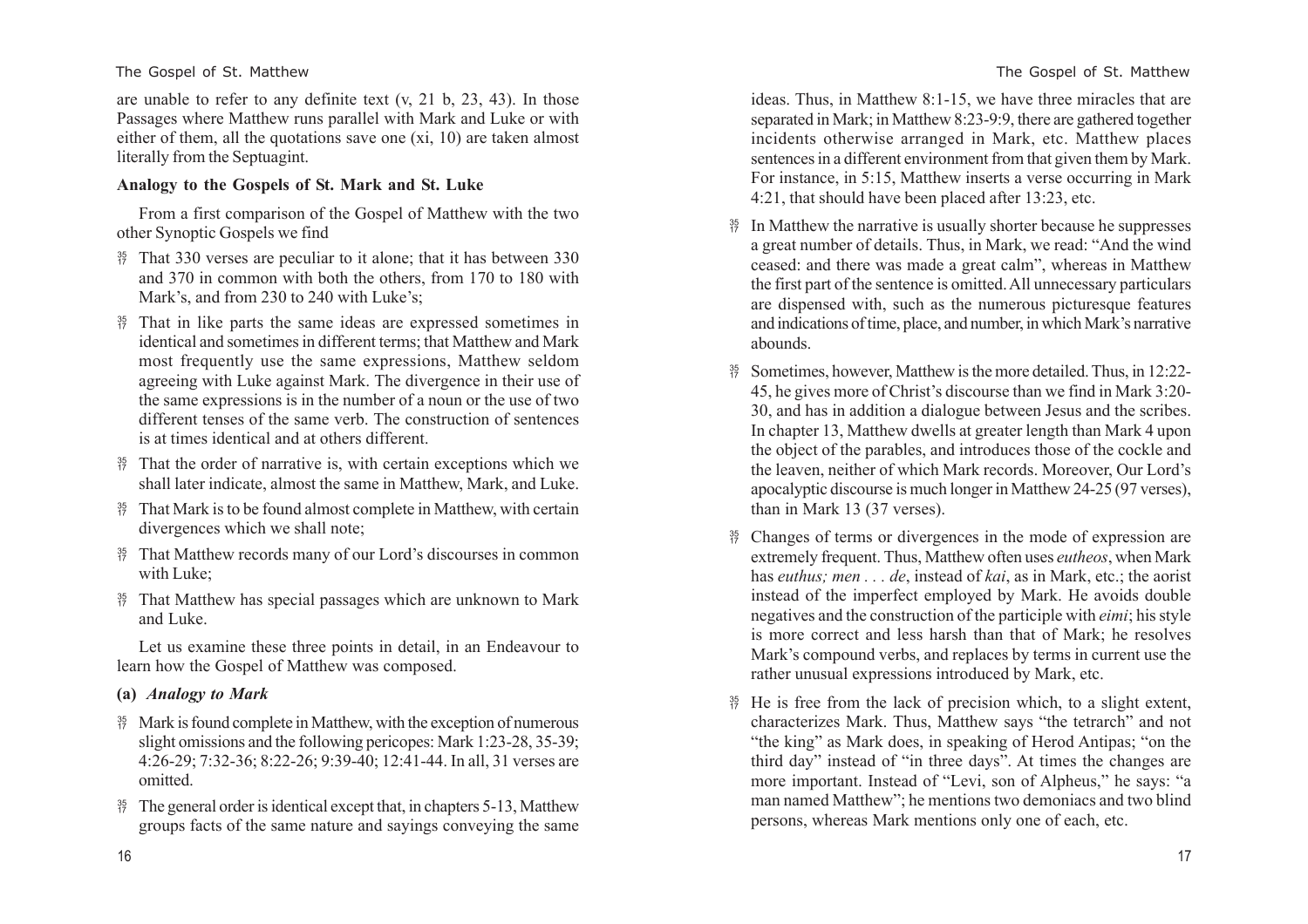are unable to refer to any definite text (v, 21 b, 23, 43). In those Passages where Matthew runs parallel with Mark and Luke or with either of them, all the quotations save one (xi, 10) are taken almost literally from the Septuagint.

**Analogy to the Gospels of St. Mark and St. Luke**

From a first comparison of the Gospel of Matthew with the two other Synoptic Gospels we find

- That 330 verses are peculiar to it alone; that it has between 330 and 370 in common with both the others, from 170 to 180 with Mark's, and from 230 to 240 with Luke's;
- That in like parts the same ideas are expressed sometimes in identical and sometimes in different terms; that Matthew and Mark most frequently use the same expressions, Matthew seldom agreeing with Luke against Mark. The divergence in their use of the same expressions is in the number of a noun or the use of two different tenses of the same verb. The construction of sentences is at times identical and at others different.
- That the order of narrative is, with certain exceptions which we shall later indicate, almost the same in Matthew, Mark, and Luke.
- That Mark is to be found almost complete in Matthew, with certain divergences which we shall note;
- That Matthew records many of our Lord's discourses in common with Luke;
- That Matthew has special passages which are unknown to Mark and Luke.

Let us examine these three points in detail, in an Endeavour to learn how the Gospel of Matthew was composed.

**(a)** ***Analogy to Mark***

- Mark is found complete in Matthew, with the exception of numerous slight omissions and the following pericopes: Mark 1:23-28, 35-39; 4:26-29; 7:32-36; 8:22-26; 9:39-40; 12:41-44. In all, 31 verses are omitted.
- The general order is identical except that, in chapters 5-13, Matthew groups facts of the same nature and sayings conveying the same ideas. Thus, in Matthew 8:1-15, we have three miracles that are separated in Mark; in Matthew 8:23-9:9, there are gathered together incidents otherwise arranged in Mark, etc. Matthew places sentences in a different environment from that given them by Mark. For instance, in 5:15, Matthew inserts a verse occurring in Mark 4:21, that should have been placed after 13:23, etc.
- In Matthew the narrative is usually shorter because he suppresses a great number of details. Thus, in Mark, we read: "And the wind ceased: and there was made a great calm", whereas in Matthew the first part of the sentence is omitted. All unnecessary particulars are dispensed with, such as the numerous picturesque features and indications of time, place, and number, in which Mark's narrative abounds.
- Sometimes, however, Matthew is the more detailed. Thus, in 12:22-45, he gives more of Christ's discourse than we find in Mark 3:20-30, and has in addition a dialogue between Jesus and the scribes. In chapter 13, Matthew dwells at greater length than Mark 4 upon the object of the parables, and introduces those of the cockle and the leaven, neither of which Mark records. Moreover, Our Lord's apocalyptic discourse is much longer in Matthew 24-25 (97 verses), than in Mark 13 (37 verses).
- Changes of terms or divergences in the mode of expression are extremely frequent. Thus, Matthew often uses *eutheos*, when Mark has *euthus; men . . . de*, instead of *kai*, as in Mark, etc.; the aorist instead of the imperfect employed by Mark. He avoids double negatives and the construction of the participle with *eimi*; his style is more correct and less harsh than that of Mark; he resolves Mark's compound verbs, and replaces by terms in current use the rather unusual expressions introduced by Mark, etc.
- He is free from the lack of precision which, to a slight extent, characterizes Mark. Thus, Matthew says "the tetrarch" and not "the king" as Mark does, in speaking of Herod Antipas; "on the third day" instead of "in three days". At times the changes are more important. Instead of "Levi, son of Alpheus," he says: "a man named Matthew"; he mentions two demoniacs and two blind persons, whereas Mark mentions only one of each, etc.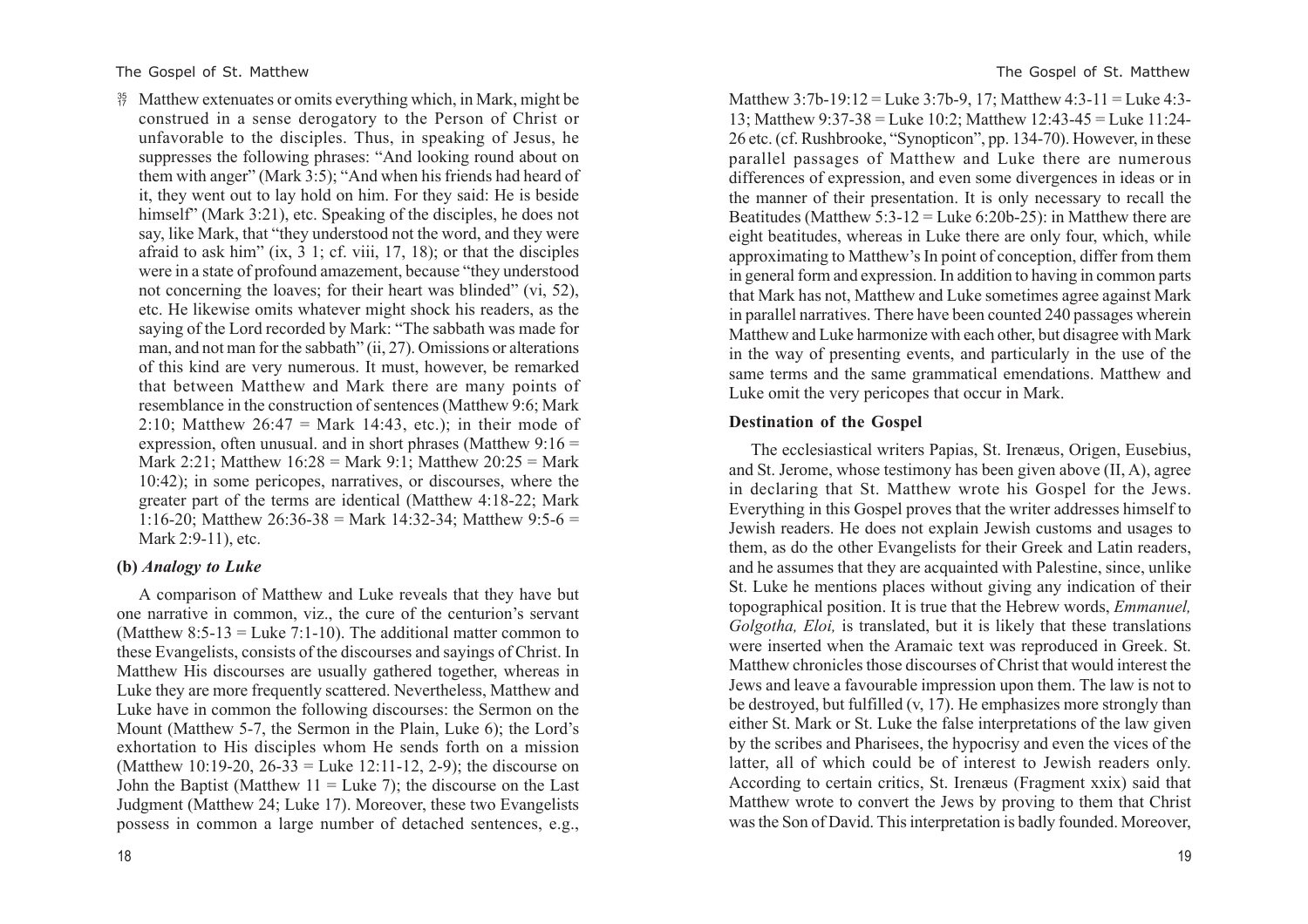Matthew extenuates or omits everything which, in Mark, might be construed in a sense derogatory to the Person of Christ or unfavorable to the disciples. Thus, in speaking of Jesus, he suppresses the following phrases: "And looking round about on them with anger" (Mark 3:5); "And when his friends had heard of it, they went out to lay hold on him. For they said: He is beside himself" (Mark 3:21), etc. Speaking of the disciples, he does not say, like Mark, that "they understood not the word, and they were afraid to ask him" (ix, 3 1; cf. viii, 17, 18); or that the disciples were in a state of profound amazement, because "they understood not concerning the loaves; for their heart was blinded" (vi, 52), etc. He likewise omits whatever might shock his readers, as the saying of the Lord recorded by Mark: "The sabbath was made for man, and not man for the sabbath" (ii, 27). Omissions or alterations of this kind are very numerous. It must, however, be remarked that between Matthew and Mark there are many points of resemblance in the construction of sentences (Matthew 9:6; Mark 2:10; Matthew 26:47 = Mark 14:43, etc.); in their mode of expression, often unusual. and in short phrases (Matthew 9:16 = Mark 2:21; Matthew 16:28 = Mark 9:1; Matthew 20:25 = Mark 10:42); in some pericopes, narratives, or discourses, where the greater part of the terms are identical (Matthew 4:18-22; Mark 1:16-20; Matthew 26:36-38 = Mark 14:32-34; Matthew 9:5-6 = Mark 2:9-11), etc.

### (b) *Analogy to Luke*

A comparison of Matthew and Luke reveals that they have but one narrative in common, viz., the cure of the centurion's servant (Matthew 8:5-13 = Luke 7:1-10). The additional matter common to these Evangelists, consists of the discourses and sayings of Christ. In Matthew His discourses are usually gathered together, whereas in Luke they are more frequently scattered. Nevertheless, Matthew and Luke have in common the following discourses: the Sermon on the Mount (Matthew 5-7, the Sermon in the Plain, Luke 6); the Lord's exhortation to His disciples whom He sends forth on a mission (Matthew 10:19-20, 26-33 = Luke 12:11-12, 2-9); the discourse on John the Baptist (Matthew 11 = Luke 7); the discourse on the Last Judgment (Matthew 24; Luke 17). Moreover, these two Evangelists possess in common a large number of detached sentences, e.g., Matthew 3:7b-19:12 = Luke 3:7b-9, 17; Matthew 4:3-11 = Luke 4:3-13; Matthew 9:37-38 = Luke 10:2; Matthew 12:43-45 = Luke 11:24-26 etc. (cf. Rushbrooke, "Synopticon", pp. 134-70). However, in these parallel passages of Matthew and Luke there are numerous differences of expression, and even some divergences in ideas or in the manner of their presentation. It is only necessary to recall the Beatitudes (Matthew 5:3-12 = Luke 6:20b-25): in Matthew there are eight beatitudes, whereas in Luke there are only four, which, while approximating to Matthew's In point of conception, differ from them in general form and expression. In addition to having in common parts that Mark has not, Matthew and Luke sometimes agree against Mark in parallel narratives. There have been counted 240 passages wherein Matthew and Luke harmonize with each other, but disagree with Mark in the way of presenting events, and particularly in the use of the same terms and the same grammatical emendations. Matthew and Luke omit the very pericopes that occur in Mark.

### Destination of the Gospel

The ecclesiastical writers Papias, St. Irenæus, Origen, Eusebius, and St. Jerome, whose testimony has been given above (II, A), agree in declaring that St. Matthew wrote his Gospel for the Jews. Everything in this Gospel proves that the writer addresses himself to Jewish readers. He does not explain Jewish customs and usages to them, as do the other Evangelists for their Greek and Latin readers, and he assumes that they are acquainted with Palestine, since, unlike St. Luke he mentions places without giving any indication of their topographical position. It is true that the Hebrew words, *Emmanuel, Golgotha, Eloi,* is translated, but it is likely that these translations were inserted when the Aramaic text was reproduced in Greek. St. Matthew chronicles those discourses of Christ that would interest the Jews and leave a favourable impression upon them. The law is not to be destroyed, but fulfilled (v, 17). He emphasizes more strongly than either St. Mark or St. Luke the false interpretations of the law given by the scribes and Pharisees, the hypocrisy and even the vices of the latter, all of which could be of interest to Jewish readers only. According to certain critics, St. Irenæus (Fragment xxix) said that Matthew wrote to convert the Jews by proving to them that Christ was the Son of David. This interpretation is badly founded. Moreover,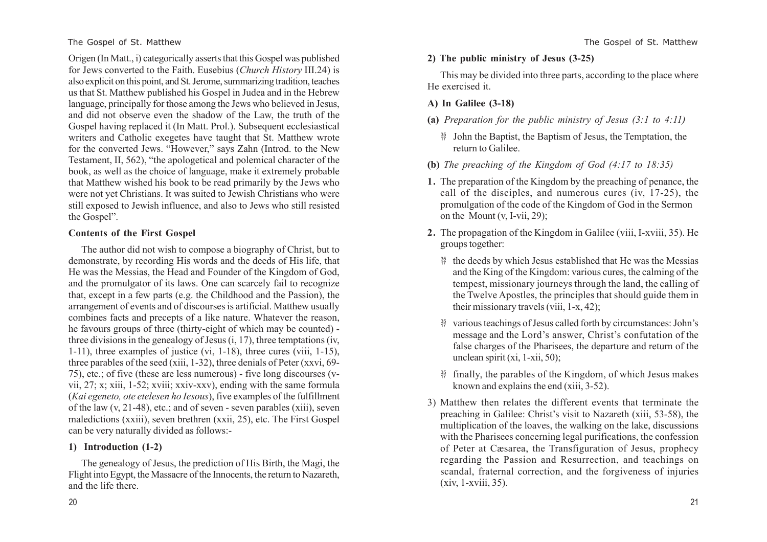Origen (In Matt., i) categorically asserts that this Gospel was published for Jews converted to the Faith. Eusebius (*Church History* III.24) is also explicit on this point, and St. Jerome, summarizing tradition, teaches us that St. Matthew published his Gospel in Judea and in the Hebrew language, principally for those among the Jews who believed in Jesus, and did not observe even the shadow of the Law, the truth of the Gospel having replaced it (In Matt. Prol.). Subsequent ecclesiastical writers and Catholic exegetes have taught that St. Matthew wrote for the converted Jews. "However," says Zahn (Introd. to the New Testament, II, 562), "the apologetical and polemical character of the book, as well as the choice of language, make it extremely probable that Matthew wished his book to be read primarily by the Jews who were not yet Christians. It was suited to Jewish Christians who were still exposed to Jewish influence, and also to Jews who still resisted the Gospel".

### Contents of the First Gospel

The author did not wish to compose a biography of Christ, but to demonstrate, by recording His words and the deeds of His life, that He was the Messias, the Head and Founder of the Kingdom of God, and the promulgator of its laws. One can scarcely fail to recognize that, except in a few parts (e.g. the Childhood and the Passion), the arrangement of events and of discourses is artificial. Matthew usually combines facts and precepts of a like nature. Whatever the reason, he favours groups of three (thirty-eight of which may be counted) - three divisions in the genealogy of Jesus (i, 17), three temptations (iv, 1-11), three examples of justice (vi, 1-18), three cures (viii, 1-15), three parables of the seed (xiii, 1-32), three denials of Peter (xxvi, 69-75), etc.; of five (these are less numerous) - five long discourses (v-vii, 27; x; xiii, 1-52; xviii; xxiv-xxv), ending with the same formula (*Kai egeneto, ote etelesen ho Iesous*), five examples of the fulfillment of the law (v, 21-48), etc.; and of seven - seven parables (xiii), seven maledictions (xxiii), seven brethren (xxii, 25), etc. The First Gospel can be very naturally divided as follows:-

#### 1) Introduction (1-2)

The genealogy of Jesus, the prediction of His Birth, the Magi, the Flight into Egypt, the Massacre of the Innocents, the return to Nazareth, and the life there.

#### 2) The public ministry of Jesus (3-25)

This may be divided into three parts, according to the place where He exercised it.

#### A) In Galilee (3-18)

**(a)** *Preparation for the public ministry of Jesus (3:1 to 4:11)*

- John the Baptist, the Baptism of Jesus, the Temptation, the return to Galilee.

**(b)** *The preaching of the Kingdom of God (4:17 to 18:35)*

1. The preparation of the Kingdom by the preaching of penance, the call of the disciples, and numerous cures (iv, 17-25), the promulgation of the code of the Kingdom of God in the Sermon on the Mount (v, I-vii, 29);
2. The propagation of the Kingdom in Galilee (viii, I-xviii, 35). He groups together:
   - the deeds by which Jesus established that He was the Messias and the King of the Kingdom: various cures, the calming of the tempest, missionary journeys through the land, the calling of the Twelve Apostles, the principles that should guide them in their missionary travels (viii, 1-x, 42);
   - various teachings of Jesus called forth by circumstances: John's message and the Lord's answer, Christ's confutation of the false charges of the Pharisees, the departure and return of the unclean spirit (xi, 1-xii, 50);
   - finally, the parables of the Kingdom, of which Jesus makes known and explains the end (xiii, 3-52).
3. Matthew then relates the different events that terminate the preaching in Galilee: Christ's visit to Nazareth (xiii, 53-58), the multiplication of the loaves, the walking on the lake, discussions with the Pharisees concerning legal purifications, the confession of Peter at Cæsarea, the Transfiguration of Jesus, prophecy regarding the Passion and Resurrection, and teachings on scandal, fraternal correction, and the forgiveness of injuries (xiv, 1-xviii, 35).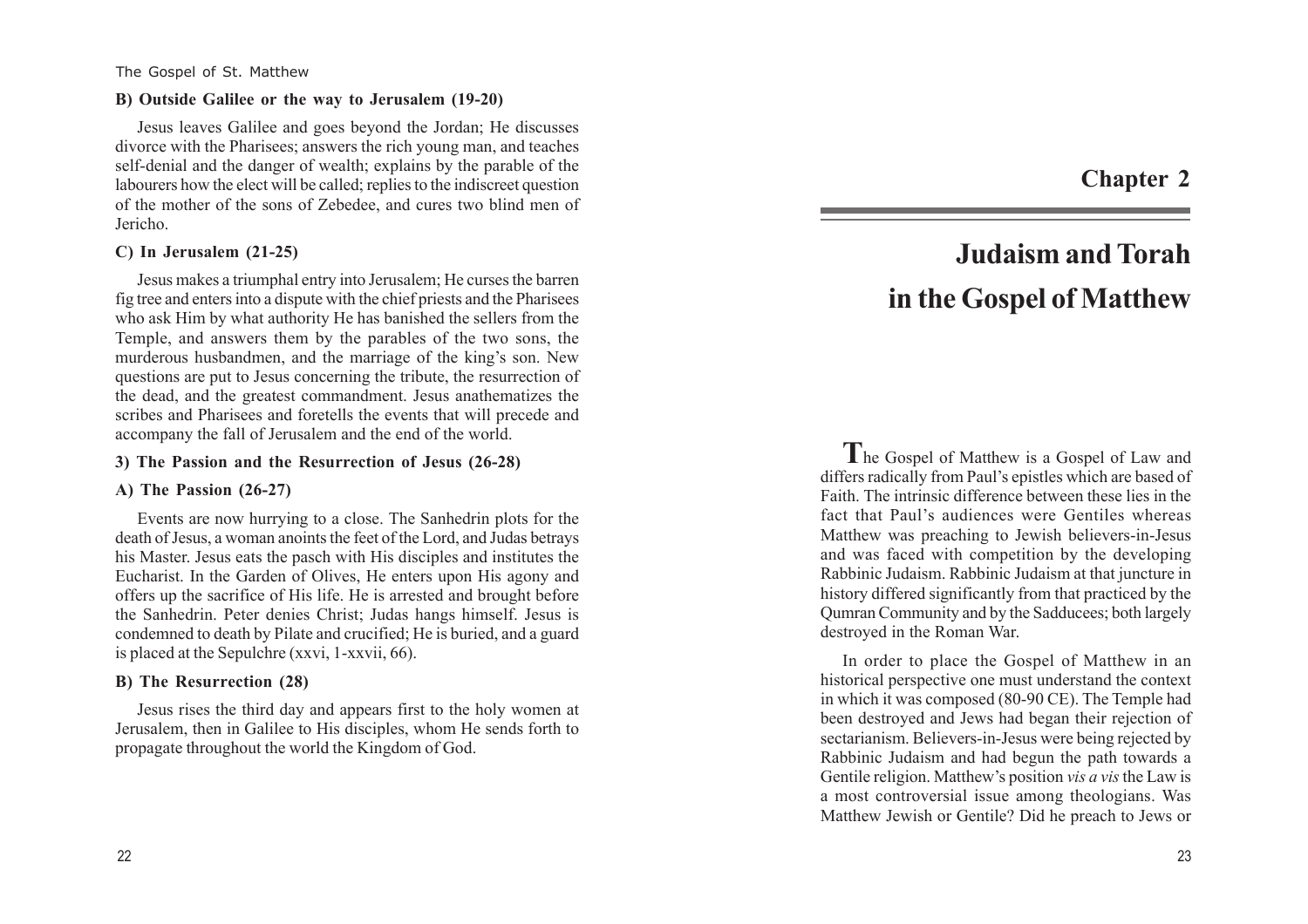**B) Outside Galilee or the way to Jerusalem (19-20)**

Jesus leaves Galilee and goes beyond the Jordan; He discusses divorce with the Pharisees; answers the rich young man, and teaches self-denial and the danger of wealth; explains by the parable of the labourers how the elect will be called; replies to the indiscreet question of the mother of the sons of Zebedee, and cures two blind men of Jericho.

**C) In Jerusalem (21-25)**

Jesus makes a triumphal entry into Jerusalem; He curses the barren fig tree and enters into a dispute with the chief priests and the Pharisees who ask Him by what authority He has banished the sellers from the Temple, and answers them by the parables of the two sons, the murderous husbandmen, and the marriage of the king's son. New questions are put to Jesus concerning the tribute, the resurrection of the dead, and the greatest commandment. Jesus anathematizes the scribes and Pharisees and foretells the events that will precede and accompany the fall of Jerusalem and the end of the world.

**3) The Passion and the Resurrection of Jesus (26-28)**

**A) The Passion (26-27)**

Events are now hurrying to a close. The Sanhedrin plots for the death of Jesus, a woman anoints the feet of the Lord, and Judas betrays his Master. Jesus eats the pasch with His disciples and institutes the Eucharist. In the Garden of Olives, He enters upon His agony and offers up the sacrifice of His life. He is arrested and brought before the Sanhedrin. Peter denies Christ; Judas hangs himself. Jesus is condemned to death by Pilate and crucified; He is buried, and a guard is placed at the Sepulchre (xxvi, 1-xxvii, 66).

**B) The Resurrection (28)**

Jesus rises the third day and appears first to the holy women at Jerusalem, then in Galilee to His disciples, whom He sends forth to propagate throughout the world the Kingdom of God.

# Chapter 2

# Judaism and Torah in the Gospel of Matthew

The Gospel of Matthew is a Gospel of Law and differs radically from Paul's epistles which are based of Faith. The intrinsic difference between these lies in the fact that Paul's audiences were Gentiles whereas Matthew was preaching to Jewish believers-in-Jesus and was faced with competition by the developing Rabbinic Judaism. Rabbinic Judaism at that juncture in history differed significantly from that practiced by the Qumran Community and by the Sadducees; both largely destroyed in the Roman War.

In order to place the Gospel of Matthew in an historical perspective one must understand the context in which it was composed (80-90 CE). The Temple had been destroyed and Jews had began their rejection of sectarianism. Believers-in-Jesus were being rejected by Rabbinic Judaism and had begun the path towards a Gentile religion. Matthew's position *vis a vis* the Law is a most controversial issue among theologians. Was Matthew Jewish or Gentile? Did he preach to Jews or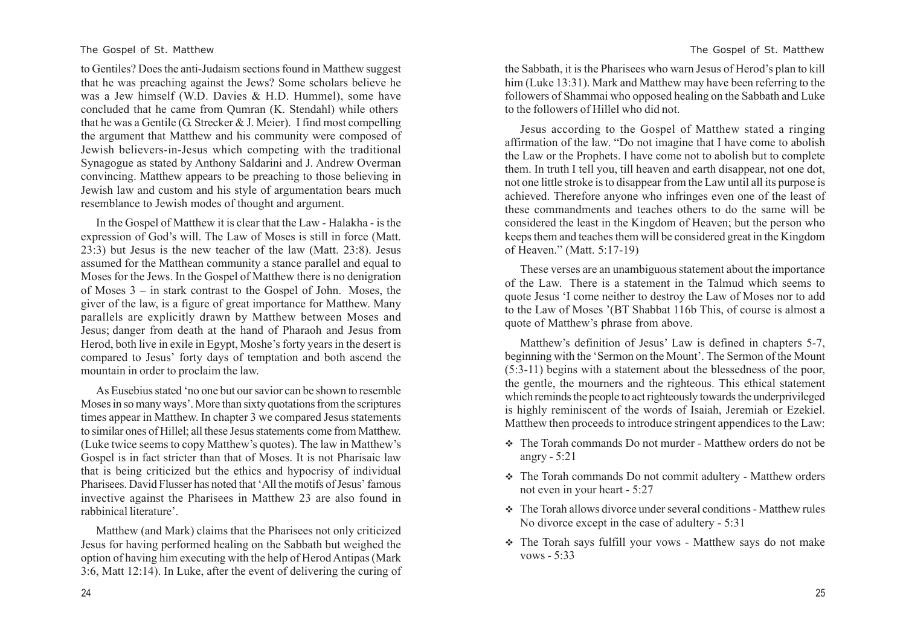to Gentiles? Does the anti-Judaism sections found in Matthew suggest that he was preaching against the Jews? Some scholars believe he was a Jew himself (W.D. Davies & H.D. Hummel), some have concluded that he came from Qumran (K. Stendahl) while others that he was a Gentile (G. Strecker & J. Meier). I find most compelling the argument that Matthew and his community were composed of Jewish believers-in-Jesus which competing with the traditional Synagogue as stated by Anthony Saldarini and J. Andrew Overman convincing. Matthew appears to be preaching to those believing in Jewish law and custom and his style of argumentation bears much resemblance to Jewish modes of thought and argument.

In the Gospel of Matthew it is clear that the Law - Halakha - is the expression of God's will. The Law of Moses is still in force (Matt. 23:3) but Jesus is the new teacher of the law (Matt. 23:8). Jesus assumed for the Matthean community a stance parallel and equal to Moses for the Jews. In the Gospel of Matthew there is no denigration of Moses 3 – in stark contrast to the Gospel of John. Moses, the giver of the law, is a figure of great importance for Matthew. Many parallels are explicitly drawn by Matthew between Moses and Jesus; danger from death at the hand of Pharaoh and Jesus from Herod, both live in exile in Egypt, Moshe's forty years in the desert is compared to Jesus' forty days of temptation and both ascend the mountain in order to proclaim the law.

As Eusebius stated 'no one but our savior can be shown to resemble Moses in so many ways'. More than sixty quotations from the scriptures times appear in Matthew. In chapter 3 we compared Jesus statements to similar ones of Hillel; all these Jesus statements come from Matthew. (Luke twice seems to copy Matthew's quotes). The law in Matthew's Gospel is in fact stricter than that of Moses. It is not Pharisaic law that is being criticized but the ethics and hypocrisy of individual Pharisees. David Flusser has noted that 'All the motifs of Jesus' famous invective against the Pharisees in Matthew 23 are also found in rabbinical literature'.

Matthew (and Mark) claims that the Pharisees not only criticized Jesus for having performed healing on the Sabbath but weighed the option of having him executing with the help of Herod Antipas (Mark 3:6, Matt 12:14). In Luke, after the event of delivering the curing of the Sabbath, it is the Pharisees who warn Jesus of Herod's plan to kill him (Luke 13:31). Mark and Matthew may have been referring to the followers of Shammai who opposed healing on the Sabbath and Luke to the followers of Hillel who did not.

Jesus according to the Gospel of Matthew stated a ringing affirmation of the law. "Do not imagine that I have come to abolish the Law or the Prophets. I have come not to abolish but to complete them. In truth I tell you, till heaven and earth disappear, not one dot, not one little stroke is to disappear from the Law until all its purpose is achieved. Therefore anyone who infringes even one of the least of these commandments and teaches others to do the same will be considered the least in the Kingdom of Heaven; but the person who keeps them and teaches them will be considered great in the Kingdom of Heaven." (Matt. 5:17-19)

These verses are an unambiguous statement about the importance of the Law. There is a statement in the Talmud which seems to quote Jesus 'I come neither to destroy the Law of Moses nor to add to the Law of Moses '(BT Shabbat 116b This, of course is almost a quote of Matthew's phrase from above.

Matthew's definition of Jesus' Law is defined in chapters 5-7, beginning with the 'Sermon on the Mount'. The Sermon of the Mount (5:3-11) begins with a statement about the blessedness of the poor, the gentle, the mourners and the righteous. This ethical statement which reminds the people to act righteously towards the underprivileged is highly reminiscent of the words of Isaiah, Jeremiah or Ezekiel. Matthew then proceeds to introduce stringent appendices to the Law:

- The Torah commands Do not murder - Matthew orders do not be angry - 5:21
- The Torah commands Do not commit adultery - Matthew orders not even in your heart - 5:27
- The Torah allows divorce under several conditions - Matthew rules No divorce except in the case of adultery - 5:31
- The Torah says fulfill your vows - Matthew says do not make vows - 5:33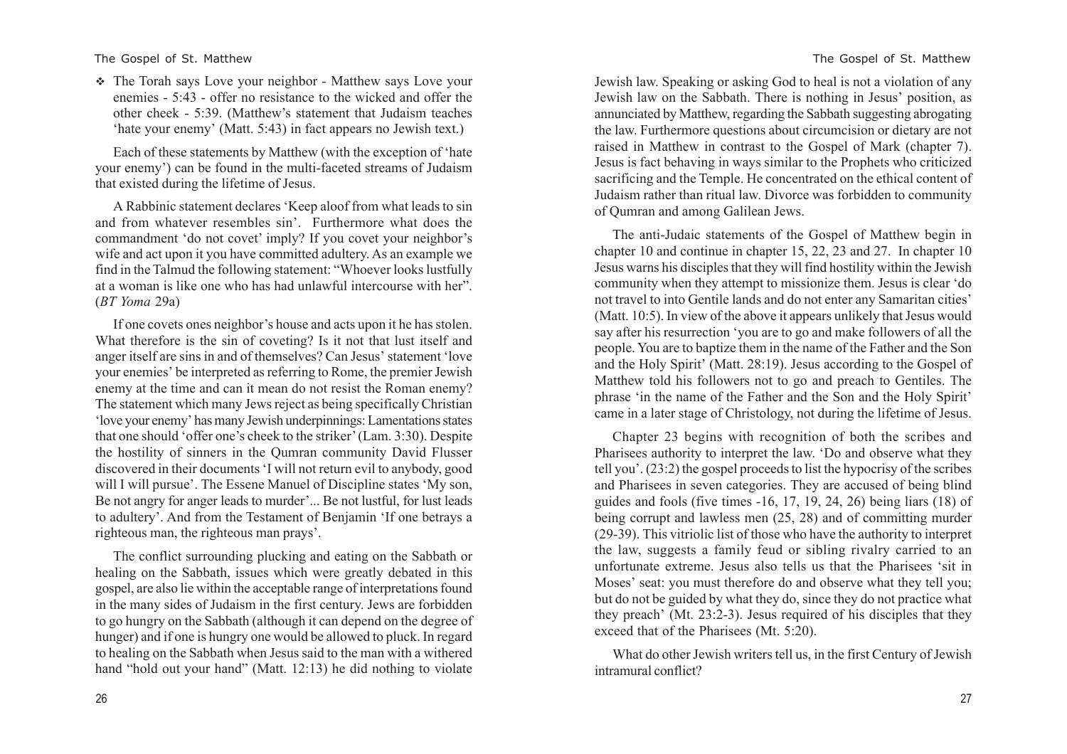- The Torah says Love your neighbor - Matthew says Love your enemies - 5:43 - offer no resistance to the wicked and offer the other cheek - 5:39. (Matthew's statement that Judaism teaches 'hate your enemy' (Matt. 5:43) in fact appears no Jewish text.)

Each of these statements by Matthew (with the exception of 'hate your enemy') can be found in the multi-faceted streams of Judaism that existed during the lifetime of Jesus.

A Rabbinic statement declares 'Keep aloof from what leads to sin and from whatever resembles sin'. Furthermore what does the commandment 'do not covet' imply? If you covet your neighbor's wife and act upon it you have committed adultery. As an example we find in the Talmud the following statement: "Whoever looks lustfully at a woman is like one who has had unlawful intercourse with her". (*BT Yoma* 29a)

If one covets ones neighbor's house and acts upon it he has stolen. What therefore is the sin of coveting? Is it not that lust itself and anger itself are sins in and of themselves? Can Jesus' statement 'love your enemies' be interpreted as referring to Rome, the premier Jewish enemy at the time and can it mean do not resist the Roman enemy? The statement which many Jews reject as being specifically Christian 'love your enemy' has many Jewish underpinnings: Lamentations states that one should 'offer one's cheek to the striker' (Lam. 3:30). Despite the hostility of sinners in the Qumran community David Flusser discovered in their documents 'I will not return evil to anybody, good will I will pursue'. The Essene Manuel of Discipline states 'My son, Be not angry for anger leads to murder'... Be not lustful, for lust leads to adultery'. And from the Testament of Benjamin 'If one betrays a righteous man, the righteous man prays'.

The conflict surrounding plucking and eating on the Sabbath or healing on the Sabbath, issues which were greatly debated in this gospel, are also lie within the acceptable range of interpretations found in the many sides of Judaism in the first century. Jews are forbidden to go hungry on the Sabbath (although it can depend on the degree of hunger) and if one is hungry one would be allowed to pluck. In regard to healing on the Sabbath when Jesus said to the man with a withered hand "hold out your hand" (Matt. 12:13) he did nothing to violate Jewish law. Speaking or asking God to heal is not a violation of any Jewish law on the Sabbath. There is nothing in Jesus' position, as annunciated by Matthew, regarding the Sabbath suggesting abrogating the law. Furthermore questions about circumcision or dietary are not raised in Matthew in contrast to the Gospel of Mark (chapter 7). Jesus is fact behaving in ways similar to the Prophets who criticized sacrificing and the Temple. He concentrated on the ethical content of Judaism rather than ritual law. Divorce was forbidden to community of Qumran and among Galilean Jews.

The anti-Judaic statements of the Gospel of Matthew begin in chapter 10 and continue in chapter 15, 22, 23 and 27. In chapter 10 Jesus warns his disciples that they will find hostility within the Jewish community when they attempt to missionize them. Jesus is clear 'do not travel to into Gentile lands and do not enter any Samaritan cities' (Matt. 10:5). In view of the above it appears unlikely that Jesus would say after his resurrection 'you are to go and make followers of all the people. You are to baptize them in the name of the Father and the Son and the Holy Spirit' (Matt. 28:19). Jesus according to the Gospel of Matthew told his followers not to go and preach to Gentiles. The phrase 'in the name of the Father and the Son and the Holy Spirit' came in a later stage of Christology, not during the lifetime of Jesus.

Chapter 23 begins with recognition of both the scribes and Pharisees authority to interpret the law. 'Do and observe what they tell you'. (23:2) the gospel proceeds to list the hypocrisy of the scribes and Pharisees in seven categories. They are accused of being blind guides and fools (five times -16, 17, 19, 24, 26) being liars (18) of being corrupt and lawless men (25, 28) and of committing murder (29-39). This vitriolic list of those who have the authority to interpret the law, suggests a family feud or sibling rivalry carried to an unfortunate extreme. Jesus also tells us that the Pharisees 'sit in Moses' seat: you must therefore do and observe what they tell you; but do not be guided by what they do, since they do not practice what they preach' (Mt. 23:2-3). Jesus required of his disciples that they exceed that of the Pharisees (Mt. 5:20).

What do other Jewish writers tell us, in the first Century of Jewish intramural conflict?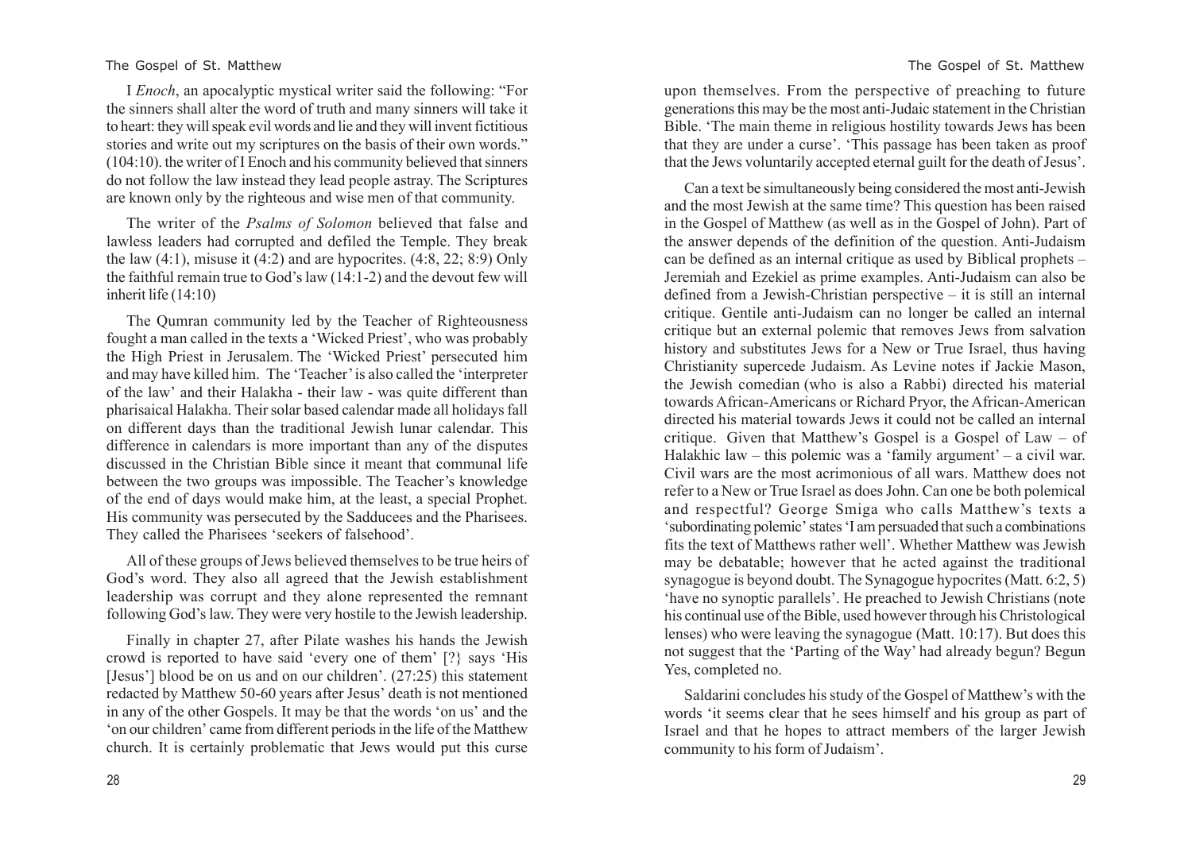I *Enoch*, an apocalyptic mystical writer said the following: "For the sinners shall alter the word of truth and many sinners will take it to heart: they will speak evil words and lie and they will invent fictitious stories and write out my scriptures on the basis of their own words." (104:10). the writer of I Enoch and his community believed that sinners do not follow the law instead they lead people astray. The Scriptures are known only by the righteous and wise men of that community.

The writer of the *Psalms of Solomon* believed that false and lawless leaders had corrupted and defiled the Temple. They break the law (4:1), misuse it (4:2) and are hypocrites. (4:8, 22; 8:9) Only the faithful remain true to God's law (14:1-2) and the devout few will inherit life (14:10)

The Qumran community led by the Teacher of Righteousness fought a man called in the texts a 'Wicked Priest', who was probably the High Priest in Jerusalem. The 'Wicked Priest' persecuted him and may have killed him. The 'Teacher' is also called the 'interpreter of the law' and their Halakha - their law - was quite different than pharisaical Halakha. Their solar based calendar made all holidays fall on different days than the traditional Jewish lunar calendar. This difference in calendars is more important than any of the disputes discussed in the Christian Bible since it meant that communal life between the two groups was impossible. The Teacher's knowledge of the end of days would make him, at the least, a special Prophet. His community was persecuted by the Sadducees and the Pharisees. They called the Pharisees 'seekers of falsehood'.

All of these groups of Jews believed themselves to be true heirs of God's word. They also all agreed that the Jewish establishment leadership was corrupt and they alone represented the remnant following God's law. They were very hostile to the Jewish leadership.

Finally in chapter 27, after Pilate washes his hands the Jewish crowd is reported to have said 'every one of them' [?} says 'His [Jesus'] blood be on us and on our children'. (27:25) this statement redacted by Matthew 50-60 years after Jesus' death is not mentioned in any of the other Gospels. It may be that the words 'on us' and the 'on our children' came from different periods in the life of the Matthew church. It is certainly problematic that Jews would put this curse upon themselves. From the perspective of preaching to future generations this may be the most anti-Judaic statement in the Christian Bible. 'The main theme in religious hostility towards Jews has been that they are under a curse'. 'This passage has been taken as proof that the Jews voluntarily accepted eternal guilt for the death of Jesus'.

Can a text be simultaneously being considered the most anti-Jewish and the most Jewish at the same time? This question has been raised in the Gospel of Matthew (as well as in the Gospel of John). Part of the answer depends of the definition of the question. Anti-Judaism can be defined as an internal critique as used by Biblical prophets – Jeremiah and Ezekiel as prime examples. Anti-Judaism can also be defined from a Jewish-Christian perspective – it is still an internal critique. Gentile anti-Judaism can no longer be called an internal critique but an external polemic that removes Jews from salvation history and substitutes Jews for a New or True Israel, thus having Christianity supercede Judaism. As Levine notes if Jackie Mason, the Jewish comedian (who is also a Rabbi) directed his material towards African-Americans or Richard Pryor, the African-American directed his material towards Jews it could not be called an internal critique. Given that Matthew's Gospel is a Gospel of Law – of Halakhic law – this polemic was a 'family argument' – a civil war. Civil wars are the most acrimonious of all wars. Matthew does not refer to a New or True Israel as does John. Can one be both polemical and respectful? George Smiga who calls Matthew's texts a 'subordinating polemic' states 'I am persuaded that such a combinations fits the text of Matthews rather well'. Whether Matthew was Jewish may be debatable; however that he acted against the traditional synagogue is beyond doubt. The Synagogue hypocrites (Matt. 6:2, 5) 'have no synoptic parallels'. He preached to Jewish Christians (note his continual use of the Bible, used however through his Christological lenses) who were leaving the synagogue (Matt. 10:17). But does this not suggest that the 'Parting of the Way' had already begun? Begun Yes, completed no.

Saldarini concludes his study of the Gospel of Matthew's with the words 'it seems clear that he sees himself and his group as part of Israel and that he hopes to attract members of the larger Jewish community to his form of Judaism'.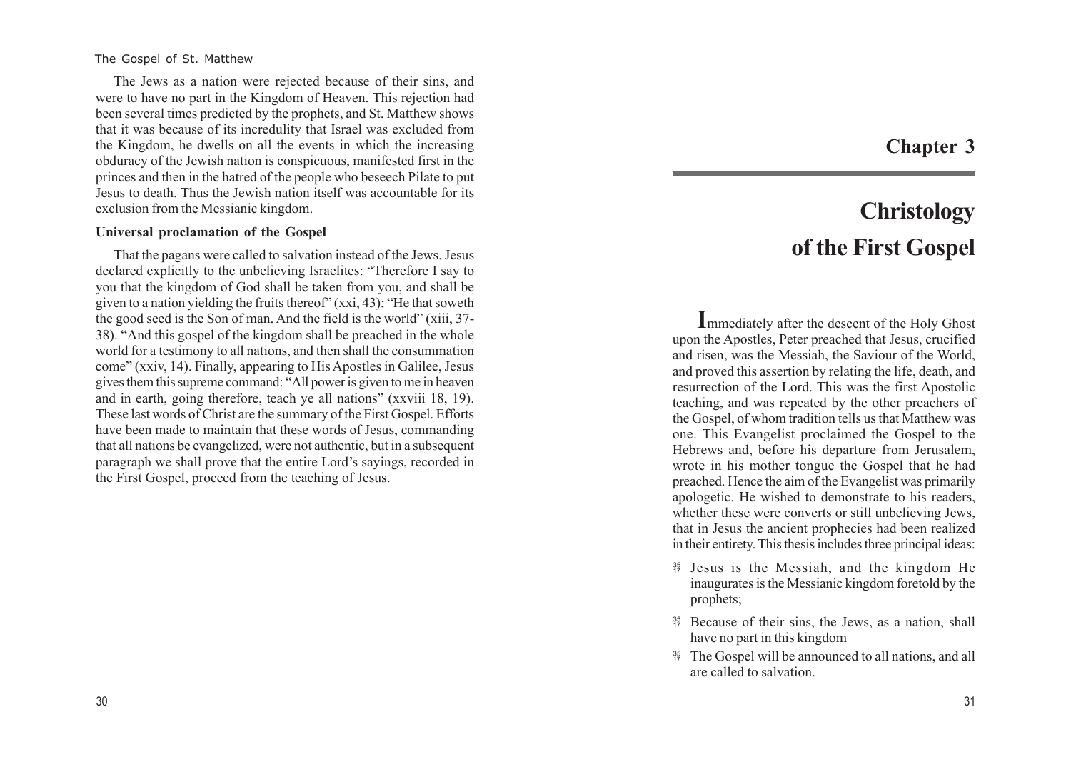The Jews as a nation were rejected because of their sins, and were to have no part in the Kingdom of Heaven. This rejection had been several times predicted by the prophets, and St. Matthew shows that it was because of its incredulity that Israel was excluded from the Kingdom, he dwells on all the events in which the increasing obduracy of the Jewish nation is conspicuous, manifested first in the princes and then in the hatred of the people who beseech Pilate to put Jesus to death. Thus the Jewish nation itself was accountable for its exclusion from the Messianic kingdom.

**Universal proclamation of the Gospel**

That the pagans were called to salvation instead of the Jews, Jesus declared explicitly to the unbelieving Israelites: "Therefore I say to you that the kingdom of God shall be taken from you, and shall be given to a nation yielding the fruits thereof" (xxi, 43); "He that soweth the good seed is the Son of man. And the field is the world" (xiii, 37-38). "And this gospel of the kingdom shall be preached in the whole world for a testimony to all nations, and then shall the consummation come" (xxiv, 14). Finally, appearing to His Apostles in Galilee, Jesus gives them this supreme command: "All power is given to me in heaven and in earth, going therefore, teach ye all nations" (xxviii 18, 19). These last words of Christ are the summary of the First Gospel. Efforts have been made to maintain that these words of Jesus, commanding that all nations be evangelized, were not authentic, but in a subsequent paragraph we shall prove that the entire Lord's sayings, recorded in the First Gospel, proceed from the teaching of Jesus.

# Chapter 3

# Christology of the First Gospel

Immediately after the descent of the Holy Ghost upon the Apostles, Peter preached that Jesus, crucified and risen, was the Messiah, the Saviour of the World, and proved this assertion by relating the life, death, and resurrection of the Lord. This was the first Apostolic teaching, and was repeated by the other preachers of the Gospel, of whom tradition tells us that Matthew was one. This Evangelist proclaimed the Gospel to the Hebrews and, before his departure from Jerusalem, wrote in his mother tongue the Gospel that he had preached. Hence the aim of the Evangelist was primarily apologetic. He wished to demonstrate to his readers, whether these were converts or still unbelieving Jews, that in Jesus the ancient prophecies had been realized in their entirety. This thesis includes three principal ideas:

- Jesus is the Messiah, and the kingdom He inaugurates is the Messianic kingdom foretold by the prophets;
- Because of their sins, the Jews, as a nation, shall have no part in this kingdom
- The Gospel will be announced to all nations, and all are called to salvation.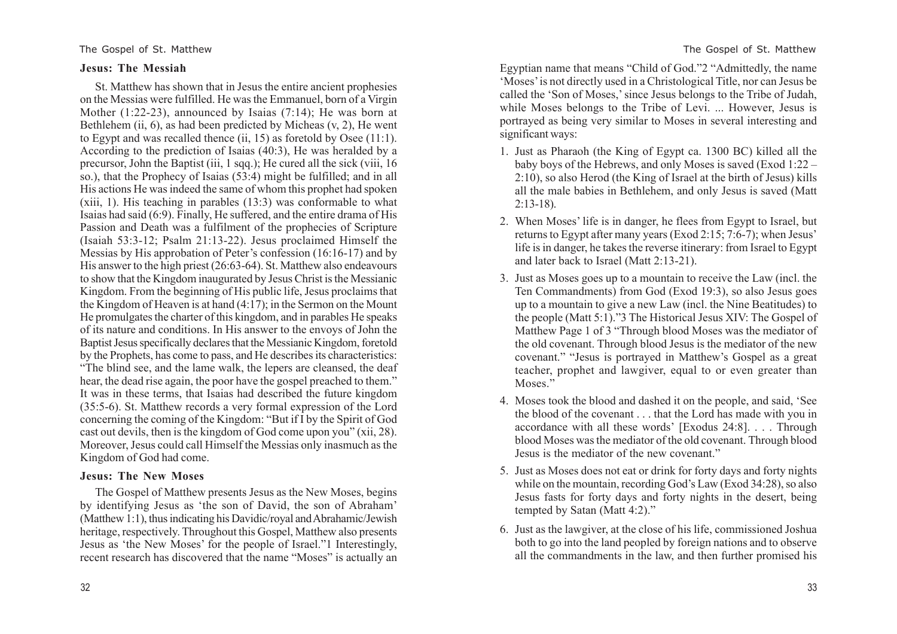## Jesus: The Messiah

St. Matthew has shown that in Jesus the entire ancient prophesies on the Messias were fulfilled. He was the Emmanuel, born of a Virgin Mother (1:22-23), announced by Isaias (7:14); He was born at Bethlehem (ii, 6), as had been predicted by Micheas (v, 2), He went to Egypt and was recalled thence (ii, 15) as foretold by Osee (11:1). According to the prediction of Isaias (40:3), He was heralded by a precursor, John the Baptist (iii, 1 sqq.); He cured all the sick (viii, 16 so.), that the Prophecy of Isaias (53:4) might be fulfilled; and in all His actions He was indeed the same of whom this prophet had spoken (xiii, 1). His teaching in parables (13:3) was conformable to what Isaias had said (6:9). Finally, He suffered, and the entire drama of His Passion and Death was a fulfilment of the prophecies of Scripture (Isaiah 53:3-12; Psalm 21:13-22). Jesus proclaimed Himself the Messias by His approbation of Peter's confession (16:16-17) and by His answer to the high priest (26:63-64). St. Matthew also endeavours to show that the Kingdom inaugurated by Jesus Christ is the Messianic Kingdom. From the beginning of His public life, Jesus proclaims that the Kingdom of Heaven is at hand (4:17); in the Sermon on the Mount He promulgates the charter of this kingdom, and in parables He speaks of its nature and conditions. In His answer to the envoys of John the Baptist Jesus specifically declares that the Messianic Kingdom, foretold by the Prophets, has come to pass, and He describes its characteristics: "The blind see, and the lame walk, the lepers are cleansed, the deaf hear, the dead rise again, the poor have the gospel preached to them." It was in these terms, that Isaias had described the future kingdom (35:5-6). St. Matthew records a very formal expression of the Lord concerning the coming of the Kingdom: "But if I by the Spirit of God cast out devils, then is the kingdom of God come upon you" (xii, 28). Moreover, Jesus could call Himself the Messias only inasmuch as the Kingdom of God had come.

## Jesus: The New Moses

The Gospel of Matthew presents Jesus as the New Moses, begins by identifying Jesus as 'the son of David, the son of Abraham' (Matthew 1:1), thus indicating his Davidic/royal and Abrahamic/Jewish heritage, respectively. Throughout this Gospel, Matthew also presents Jesus as 'the New Moses' for the people of Israel."1 Interestingly, recent research has discovered that the name "Moses" is actually an Egyptian name that means "Child of God."2 "Admittedly, the name 'Moses' is not directly used in a Christological Title, nor can Jesus be called the 'Son of Moses,' since Jesus belongs to the Tribe of Judah, while Moses belongs to the Tribe of Levi. ... However, Jesus is portrayed as being very similar to Moses in several interesting and significant ways:

1. Just as Pharaoh (the King of Egypt ca. 1300 BC) killed all the baby boys of the Hebrews, and only Moses is saved (Exod 1:22 – 2:10), so also Herod (the King of Israel at the birth of Jesus) kills all the male babies in Bethlehem, and only Jesus is saved (Matt 2:13-18).
2. When Moses' life is in danger, he flees from Egypt to Israel, but returns to Egypt after many years (Exod 2:15; 7:6-7); when Jesus' life is in danger, he takes the reverse itinerary: from Israel to Egypt and later back to Israel (Matt 2:13-21).
3. Just as Moses goes up to a mountain to receive the Law (incl. the Ten Commandments) from God (Exod 19:3), so also Jesus goes up to a mountain to give a new Law (incl. the Nine Beatitudes) to the people (Matt 5:1)."3 The Historical Jesus XIV: The Gospel of Matthew Page 1 of 3 "Through blood Moses was the mediator of the old covenant. Through blood Jesus is the mediator of the new covenant." "Jesus is portrayed in Matthew's Gospel as a great teacher, prophet and lawgiver, equal to or even greater than Moses."
4. Moses took the blood and dashed it on the people, and said, 'See the blood of the covenant . . . that the Lord has made with you in accordance with all these words' [Exodus 24:8]. . . . Through blood Moses was the mediator of the old covenant. Through blood Jesus is the mediator of the new covenant."
5. Just as Moses does not eat or drink for forty days and forty nights while on the mountain, recording God's Law (Exod 34:28), so also Jesus fasts for forty days and forty nights in the desert, being tempted by Satan (Matt 4:2)."
6. Just as the lawgiver, at the close of his life, commissioned Joshua both to go into the land peopled by foreign nations and to observe all the commandments in the law, and then further promised his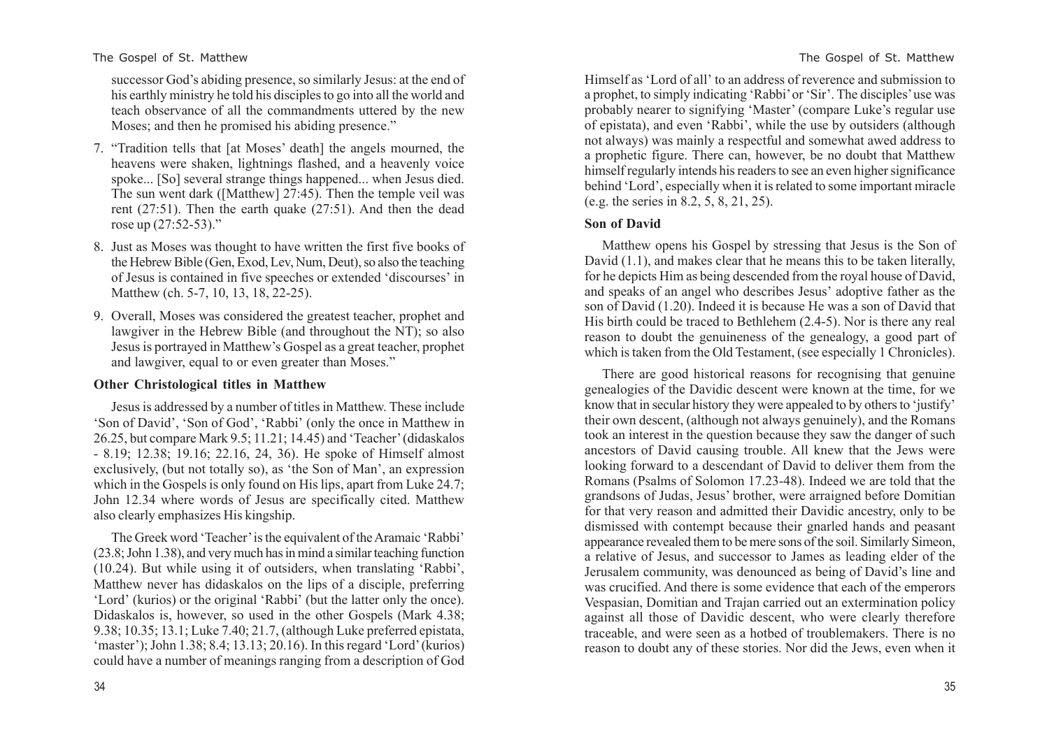successor God's abiding presence, so similarly Jesus: at the end of his earthly ministry he told his disciples to go into all the world and teach observance of all the commandments uttered by the new Moses; and then he promised his abiding presence."

7. "Tradition tells that [at Moses' death] the angels mourned, the heavens were shaken, lightnings flashed, and a heavenly voice spoke... [So] several strange things happened... when Jesus died. The sun went dark ([Matthew] 27:45). Then the temple veil was rent (27:51). Then the earth quake (27:51). And then the dead rose up (27:52-53)."

8. Just as Moses was thought to have written the first five books of the Hebrew Bible (Gen, Exod, Lev, Num, Deut), so also the teaching of Jesus is contained in five speeches or extended 'discourses' in Matthew (ch. 5-7, 10, 13, 18, 22-25).

9. Overall, Moses was considered the greatest teacher, prophet and lawgiver in the Hebrew Bible (and throughout the NT); so also Jesus is portrayed in Matthew's Gospel as a great teacher, prophet and lawgiver, equal to or even greater than Moses."

**Other Christological titles in Matthew**

Jesus is addressed by a number of titles in Matthew. These include 'Son of David', 'Son of God', 'Rabbi' (only the once in Matthew in 26.25, but compare Mark 9.5; 11.21; 14.45) and 'Teacher' (didaskalos - 8.19; 12.38; 19.16; 22.16, 24, 36). He spoke of Himself almost exclusively, (but not totally so), as 'the Son of Man', an expression which in the Gospels is only found on His lips, apart from Luke 24.7; John 12.34 where words of Jesus are specifically cited. Matthew also clearly emphasizes His kingship.

The Greek word 'Teacher' is the equivalent of the Aramaic 'Rabbi' (23.8; John 1.38), and very much has in mind a similar teaching function (10.24). But while using it of outsiders, when translating 'Rabbi', Matthew never has didaskalos on the lips of a disciple, preferring 'Lord' (kurios) or the original 'Rabbi' (but the latter only the once). Didaskalos is, however, so used in the other Gospels (Mark 4.38; 9.38; 10.35; 13.1; Luke 7.40; 21.7, (although Luke preferred epistata, 'master'); John 1.38; 8.4; 13.13; 20.16). In this regard 'Lord' (kurios) could have a number of meanings ranging from a description of God Himself as 'Lord of all' to an address of reverence and submission to a prophet, to simply indicating 'Rabbi' or 'Sir'. The disciples' use was probably nearer to signifying 'Master' (compare Luke's regular use of epistata), and even 'Rabbi', while the use by outsiders (although not always) was mainly a respectful and somewhat awed address to a prophetic figure. There can, however, be no doubt that Matthew himself regularly intends his readers to see an even higher significance behind 'Lord', especially when it is related to some important miracle (e.g. the series in 8.2, 5, 8, 21, 25).

**Son of David**

Matthew opens his Gospel by stressing that Jesus is the Son of David (1.1), and makes clear that he means this to be taken literally, for he depicts Him as being descended from the royal house of David, and speaks of an angel who describes Jesus' adoptive father as the son of David (1.20). Indeed it is because He was a son of David that His birth could be traced to Bethlehem (2.4-5). Nor is there any real reason to doubt the genuineness of the genealogy, a good part of which is taken from the Old Testament, (see especially 1 Chronicles).

There are good historical reasons for recognising that genuine genealogies of the Davidic descent were known at the time, for we know that in secular history they were appealed to by others to 'justify' their own descent, (although not always genuinely), and the Romans took an interest in the question because they saw the danger of such ancestors of David causing trouble. All knew that the Jews were looking forward to a descendant of David to deliver them from the Romans (Psalms of Solomon 17.23-48). Indeed we are told that the grandsons of Judas, Jesus' brother, were arraigned before Domitian for that very reason and admitted their Davidic ancestry, only to be dismissed with contempt because their gnarled hands and peasant appearance revealed them to be mere sons of the soil. Similarly Simeon, a relative of Jesus, and successor to James as leading elder of the Jerusalem community, was denounced as being of David's line and was crucified. And there is some evidence that each of the emperors Vespasian, Domitian and Trajan carried out an extermination policy against all those of Davidic descent, who were clearly therefore traceable, and were seen as a hotbed of troublemakers. There is no reason to doubt any of these stories. Nor did the Jews, even when it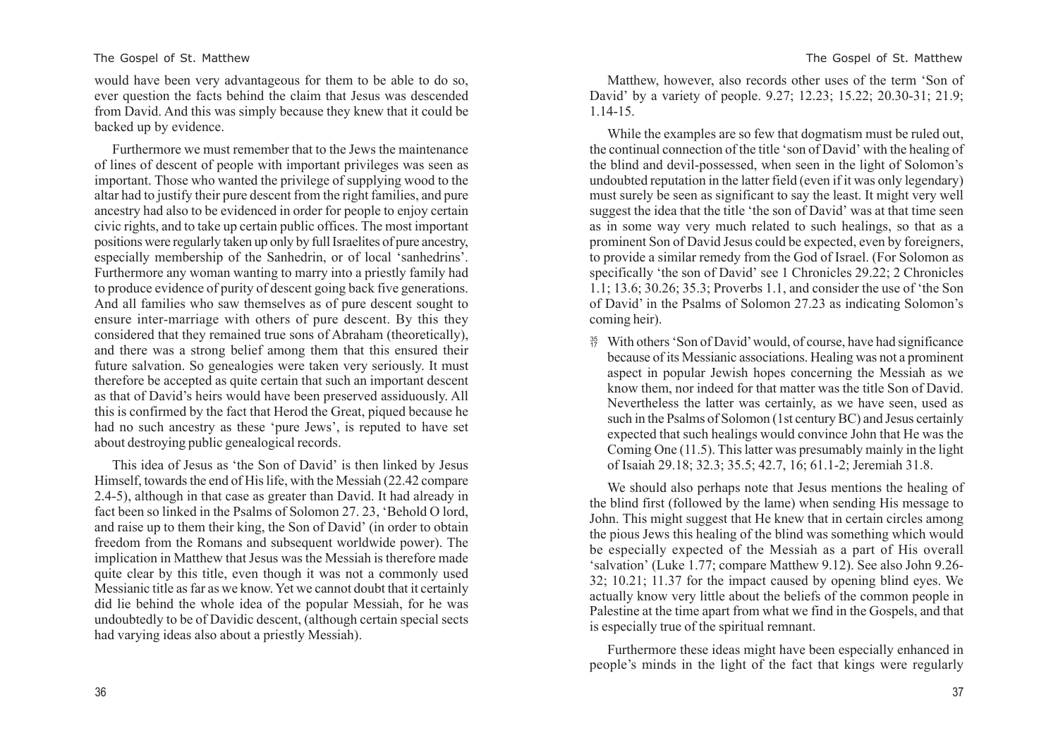would have been very advantageous for them to be able to do so, ever question the facts behind the claim that Jesus was descended from David. And this was simply because they knew that it could be backed up by evidence.

Furthermore we must remember that to the Jews the maintenance of lines of descent of people with important privileges was seen as important. Those who wanted the privilege of supplying wood to the altar had to justify their pure descent from the right families, and pure ancestry had also to be evidenced in order for people to enjoy certain civic rights, and to take up certain public offices. The most important positions were regularly taken up only by full Israelites of pure ancestry, especially membership of the Sanhedrin, or of local 'sanhedrins'. Furthermore any woman wanting to marry into a priestly family had to produce evidence of purity of descent going back five generations. And all families who saw themselves as of pure descent sought to ensure inter-marriage with others of pure descent. By this they considered that they remained true sons of Abraham (theoretically), and there was a strong belief among them that this ensured their future salvation. So genealogies were taken very seriously. It must therefore be accepted as quite certain that such an important descent as that of David's heirs would have been preserved assiduously. All this is confirmed by the fact that Herod the Great, piqued because he had no such ancestry as these 'pure Jews', is reputed to have set about destroying public genealogical records.

This idea of Jesus as 'the Son of David' is then linked by Jesus Himself, towards the end of His life, with the Messiah (22.42 compare 2.4-5), although in that case as greater than David. It had already in fact been so linked in the Psalms of Solomon 27. 23, 'Behold O lord, and raise up to them their king, the Son of David' (in order to obtain freedom from the Romans and subsequent worldwide power). The implication in Matthew that Jesus was the Messiah is therefore made quite clear by this title, even though it was not a commonly used Messianic title as far as we know. Yet we cannot doubt that it certainly did lie behind the whole idea of the popular Messiah, for he was undoubtedly to be of Davidic descent, (although certain special sects had varying ideas also about a priestly Messiah).

Matthew, however, also records other uses of the term 'Son of David' by a variety of people. 9.27; 12.23; 15.22; 20.30-31; 21.9; 1.14-15.

While the examples are so few that dogmatism must be ruled out, the continual connection of the title 'son of David' with the healing of the blind and devil-possessed, when seen in the light of Solomon's undoubted reputation in the latter field (even if it was only legendary) must surely be seen as significant to say the least. It might very well suggest the idea that the title 'the son of David' was at that time seen as in some way very much related to such healings, so that as a prominent Son of David Jesus could be expected, even by foreigners, to provide a similar remedy from the God of Israel. (For Solomon as specifically 'the son of David' see 1 Chronicles 29.22; 2 Chronicles 1.1; 13.6; 30.26; 35.3; Proverbs 1.1, and consider the use of 'the Son of David' in the Psalms of Solomon 27.23 as indicating Solomon's coming heir).

With others 'Son of David' would, of course, have had significance because of its Messianic associations. Healing was not a prominent aspect in popular Jewish hopes concerning the Messiah as we know them, nor indeed for that matter was the title Son of David. Nevertheless the latter was certainly, as we have seen, used as such in the Psalms of Solomon (1st century BC) and Jesus certainly expected that such healings would convince John that He was the Coming One (11.5). This latter was presumably mainly in the light of Isaiah 29.18; 32.3; 35.5; 42.7, 16; 61.1-2; Jeremiah 31.8.

We should also perhaps note that Jesus mentions the healing of the blind first (followed by the lame) when sending His message to John. This might suggest that He knew that in certain circles among the pious Jews this healing of the blind was something which would be especially expected of the Messiah as a part of His overall 'salvation' (Luke 1.77; compare Matthew 9.12). See also John 9.26-32; 10.21; 11.37 for the impact caused by opening blind eyes. We actually know very little about the beliefs of the common people in Palestine at the time apart from what we find in the Gospels, and that is especially true of the spiritual remnant.

Furthermore these ideas might have been especially enhanced in people's minds in the light of the fact that kings were regularly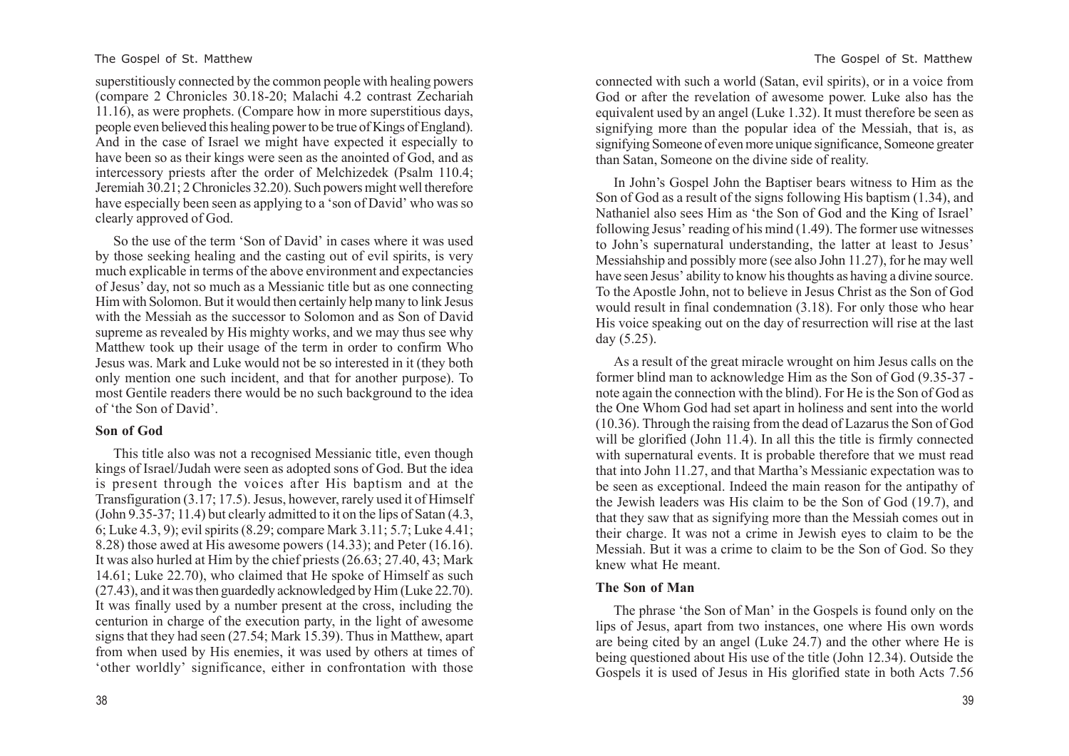superstitiously connected by the common people with healing powers (compare 2 Chronicles 30.18-20; Malachi 4.2 contrast Zechariah 11.16), as were prophets. (Compare how in more superstitious days, people even believed this healing power to be true of Kings of England). And in the case of Israel we might have expected it especially to have been so as their kings were seen as the anointed of God, and as intercessory priests after the order of Melchizedek (Psalm 110.4; Jeremiah 30.21; 2 Chronicles 32.20). Such powers might well therefore have especially been seen as applying to a 'son of David' who was so clearly approved of God.

So the use of the term 'Son of David' in cases where it was used by those seeking healing and the casting out of evil spirits, is very much explicable in terms of the above environment and expectancies of Jesus' day, not so much as a Messianic title but as one connecting Him with Solomon. But it would then certainly help many to link Jesus with the Messiah as the successor to Solomon and as Son of David supreme as revealed by His mighty works, and we may thus see why Matthew took up their usage of the term in order to confirm Who Jesus was. Mark and Luke would not be so interested in it (they both only mention one such incident, and that for another purpose). To most Gentile readers there would be no such background to the idea of 'the Son of David'.

**Son of God**

This title also was not a recognised Messianic title, even though kings of Israel/Judah were seen as adopted sons of God. But the idea is present through the voices after His baptism and at the Transfiguration (3.17; 17.5). Jesus, however, rarely used it of Himself (John 9.35-37; 11.4) but clearly admitted to it on the lips of Satan (4.3, 6; Luke 4.3, 9); evil spirits (8.29; compare Mark 3.11; 5.7; Luke 4.41; 8.28) those awed at His awesome powers (14.33); and Peter (16.16). It was also hurled at Him by the chief priests (26.63; 27.40, 43; Mark 14.61; Luke 22.70), who claimed that He spoke of Himself as such (27.43), and it was then guardedly acknowledged by Him (Luke 22.70). It was finally used by a number present at the cross, including the centurion in charge of the execution party, in the light of awesome signs that they had seen (27.54; Mark 15.39). Thus in Matthew, apart from when used by His enemies, it was used by others at times of 'other worldly' significance, either in confrontation with those connected with such a world (Satan, evil spirits), or in a voice from God or after the revelation of awesome power. Luke also has the equivalent used by an angel (Luke 1.32). It must therefore be seen as signifying more than the popular idea of the Messiah, that is, as signifying Someone of even more unique significance, Someone greater than Satan, Someone on the divine side of reality.

In John's Gospel John the Baptiser bears witness to Him as the Son of God as a result of the signs following His baptism (1.34), and Nathaniel also sees Him as 'the Son of God and the King of Israel' following Jesus' reading of his mind (1.49). The former use witnesses to John's supernatural understanding, the latter at least to Jesus' Messiahship and possibly more (see also John 11.27), for he may well have seen Jesus' ability to know his thoughts as having a divine source. To the Apostle John, not to believe in Jesus Christ as the Son of God would result in final condemnation (3.18). For only those who hear His voice speaking out on the day of resurrection will rise at the last day (5.25).

As a result of the great miracle wrought on him Jesus calls on the former blind man to acknowledge Him as the Son of God (9.35-37 - note again the connection with the blind). For He is the Son of God as the One Whom God had set apart in holiness and sent into the world (10.36). Through the raising from the dead of Lazarus the Son of God will be glorified (John 11.4). In all this the title is firmly connected with supernatural events. It is probable therefore that we must read that into John 11.27, and that Martha's Messianic expectation was to be seen as exceptional. Indeed the main reason for the antipathy of the Jewish leaders was His claim to be the Son of God (19.7), and that they saw that as signifying more than the Messiah comes out in their charge. It was not a crime in Jewish eyes to claim to be the Messiah. But it was a crime to claim to be the Son of God. So they knew what He meant.

**The Son of Man**

The phrase 'the Son of Man' in the Gospels is found only on the lips of Jesus, apart from two instances, one where His own words are being cited by an angel (Luke 24.7) and the other where He is being questioned about His use of the title (John 12.34). Outside the Gospels it is used of Jesus in His glorified state in both Acts 7.56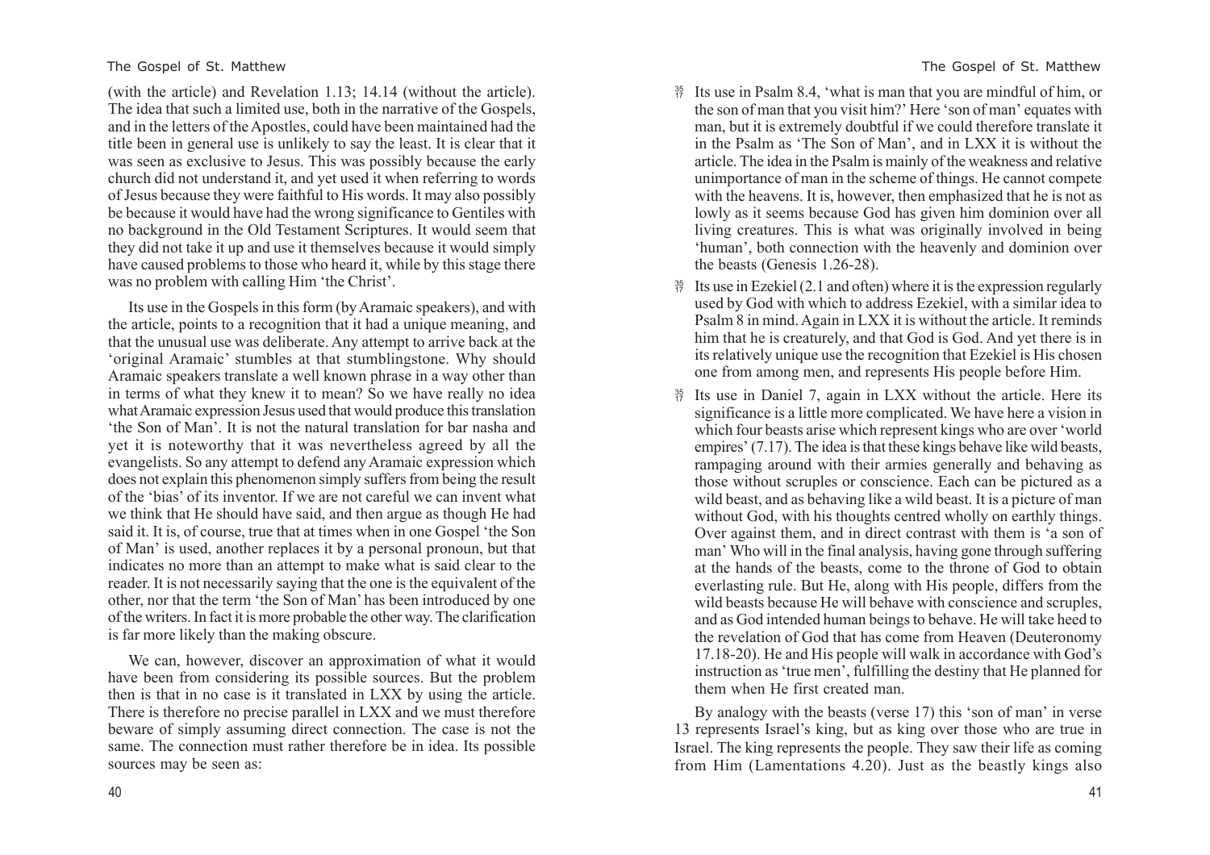(with the article) and Revelation 1.13; 14.14 (without the article). The idea that such a limited use, both in the narrative of the Gospels, and in the letters of the Apostles, could have been maintained had the title been in general use is unlikely to say the least. It is clear that it was seen as exclusive to Jesus. This was possibly because the early church did not understand it, and yet used it when referring to words of Jesus because they were faithful to His words. It may also possibly be because it would have had the wrong significance to Gentiles with no background in the Old Testament Scriptures. It would seem that they did not take it up and use it themselves because it would simply have caused problems to those who heard it, while by this stage there was no problem with calling Him 'the Christ'.

Its use in the Gospels in this form (by Aramaic speakers), and with the article, points to a recognition that it had a unique meaning, and that the unusual use was deliberate. Any attempt to arrive back at the 'original Aramaic' stumbles at that stumblingstone. Why should Aramaic speakers translate a well known phrase in a way other than in terms of what they knew it to mean? So we have really no idea what Aramaic expression Jesus used that would produce this translation 'the Son of Man'. It is not the natural translation for bar nasha and yet it is noteworthy that it was nevertheless agreed by all the evangelists. So any attempt to defend any Aramaic expression which does not explain this phenomenon simply suffers from being the result of the 'bias' of its inventor. If we are not careful we can invent what we think that He should have said, and then argue as though He had said it. It is, of course, true that at times when in one Gospel 'the Son of Man' is used, another replaces it by a personal pronoun, but that indicates no more than an attempt to make what is said clear to the reader. It is not necessarily saying that the one is the equivalent of the other, nor that the term 'the Son of Man' has been introduced by one of the writers. In fact it is more probable the other way. The clarification is far more likely than the making obscure.

We can, however, discover an approximation of what it would have been from considering its possible sources. But the problem then is that in no case is it translated in LXX by using the article. There is therefore no precise parallel in LXX and we must therefore beware of simply assuming direct connection. The case is not the same. The connection must rather therefore be in idea. Its possible sources may be seen as:

- Its use in Psalm 8.4, 'what is man that you are mindful of him, or the son of man that you visit him?' Here 'son of man' equates with man, but it is extremely doubtful if we could therefore translate it in the Psalm as 'The Son of Man', and in LXX it is without the article. The idea in the Psalm is mainly of the weakness and relative unimportance of man in the scheme of things. He cannot compete with the heavens. It is, however, then emphasized that he is not as lowly as it seems because God has given him dominion over all living creatures. This is what was originally involved in being 'human', both connection with the heavenly and dominion over the beasts (Genesis 1.26-28).
- Its use in Ezekiel (2.1 and often) where it is the expression regularly used by God with which to address Ezekiel, with a similar idea to Psalm 8 in mind. Again in LXX it is without the article. It reminds him that he is creaturely, and that God is God. And yet there is in its relatively unique use the recognition that Ezekiel is His chosen one from among men, and represents His people before Him.
- Its use in Daniel 7, again in LXX without the article. Here its significance is a little more complicated. We have here a vision in which four beasts arise which represent kings who are over 'world empires' (7.17). The idea is that these kings behave like wild beasts, rampaging around with their armies generally and behaving as those without scruples or conscience. Each can be pictured as a wild beast, and as behaving like a wild beast. It is a picture of man without God, with his thoughts centred wholly on earthly things. Over against them, and in direct contrast with them is 'a son of man' Who will in the final analysis, having gone through suffering at the hands of the beasts, come to the throne of God to obtain everlasting rule. But He, along with His people, differs from the wild beasts because He will behave with conscience and scruples, and as God intended human beings to behave. He will take heed to the revelation of God that has come from Heaven (Deuteronomy 17.18-20). He and His people will walk in accordance with God's instruction as 'true men', fulfilling the destiny that He planned for them when He first created man.

By analogy with the beasts (verse 17) this 'son of man' in verse 13 represents Israel's king, but as king over those who are true in Israel. The king represents the people. They saw their life as coming from Him (Lamentations 4.20). Just as the beastly kings also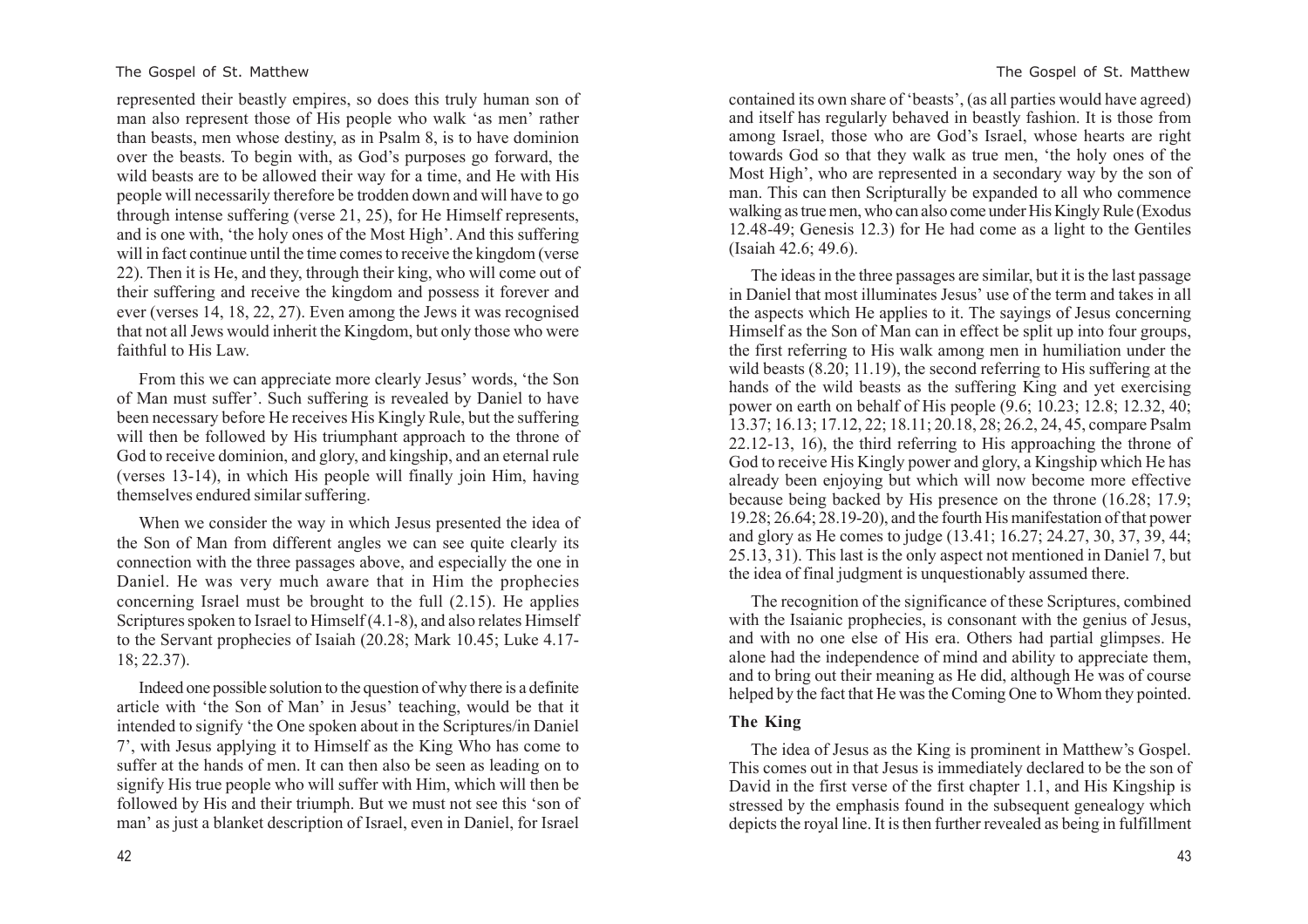represented their beastly empires, so does this truly human son of man also represent those of His people who walk 'as men' rather than beasts, men whose destiny, as in Psalm 8, is to have dominion over the beasts. To begin with, as God's purposes go forward, the wild beasts are to be allowed their way for a time, and He with His people will necessarily therefore be trodden down and will have to go through intense suffering (verse 21, 25), for He Himself represents, and is one with, 'the holy ones of the Most High'. And this suffering will in fact continue until the time comes to receive the kingdom (verse 22). Then it is He, and they, through their king, who will come out of their suffering and receive the kingdom and possess it forever and ever (verses 14, 18, 22, 27). Even among the Jews it was recognised that not all Jews would inherit the Kingdom, but only those who were faithful to His Law.

From this we can appreciate more clearly Jesus' words, 'the Son of Man must suffer'. Such suffering is revealed by Daniel to have been necessary before He receives His Kingly Rule, but the suffering will then be followed by His triumphant approach to the throne of God to receive dominion, and glory, and kingship, and an eternal rule (verses 13-14), in which His people will finally join Him, having themselves endured similar suffering.

When we consider the way in which Jesus presented the idea of the Son of Man from different angles we can see quite clearly its connection with the three passages above, and especially the one in Daniel. He was very much aware that in Him the prophecies concerning Israel must be brought to the full (2.15). He applies Scriptures spoken to Israel to Himself (4.1-8), and also relates Himself to the Servant prophecies of Isaiah (20.28; Mark 10.45; Luke 4.17-18; 22.37).

Indeed one possible solution to the question of why there is a definite article with 'the Son of Man' in Jesus' teaching, would be that it intended to signify 'the One spoken about in the Scriptures/in Daniel 7', with Jesus applying it to Himself as the King Who has come to suffer at the hands of men. It can then also be seen as leading on to signify His true people who will suffer with Him, which will then be followed by His and their triumph. But we must not see this 'son of man' as just a blanket description of Israel, even in Daniel, for Israel contained its own share of 'beasts', (as all parties would have agreed) and itself has regularly behaved in beastly fashion. It is those from among Israel, those who are God's Israel, whose hearts are right towards God so that they walk as true men, 'the holy ones of the Most High', who are represented in a secondary way by the son of man. This can then Scripturally be expanded to all who commence walking as true men, who can also come under His Kingly Rule (Exodus 12.48-49; Genesis 12.3) for He had come as a light to the Gentiles (Isaiah 42.6; 49.6).

The ideas in the three passages are similar, but it is the last passage in Daniel that most illuminates Jesus' use of the term and takes in all the aspects which He applies to it. The sayings of Jesus concerning Himself as the Son of Man can in effect be split up into four groups, the first referring to His walk among men in humiliation under the wild beasts (8.20; 11.19), the second referring to His suffering at the hands of the wild beasts as the suffering King and yet exercising power on earth on behalf of His people (9.6; 10.23; 12.8; 12.32, 40; 13.37; 16.13; 17.12, 22; 18.11; 20.18, 28; 26.2, 24, 45, compare Psalm 22.12-13, 16), the third referring to His approaching the throne of God to receive His Kingly power and glory, a Kingship which He has already been enjoying but which will now become more effective because being backed by His presence on the throne (16.28; 17.9; 19.28; 26.64; 28.19-20), and the fourth His manifestation of that power and glory as He comes to judge (13.41; 16.27; 24.27, 30, 37, 39, 44; 25.13, 31). This last is the only aspect not mentioned in Daniel 7, but the idea of final judgment is unquestionably assumed there.

The recognition of the significance of these Scriptures, combined with the Isaianic prophecies, is consonant with the genius of Jesus, and with no one else of His era. Others had partial glimpses. He alone had the independence of mind and ability to appreciate them, and to bring out their meaning as He did, although He was of course helped by the fact that He was the Coming One to Whom they pointed.

### The King

The idea of Jesus as the King is prominent in Matthew's Gospel. This comes out in that Jesus is immediately declared to be the son of David in the first verse of the first chapter 1.1, and His Kingship is stressed by the emphasis found in the subsequent genealogy which depicts the royal line. It is then further revealed as being in fulfillment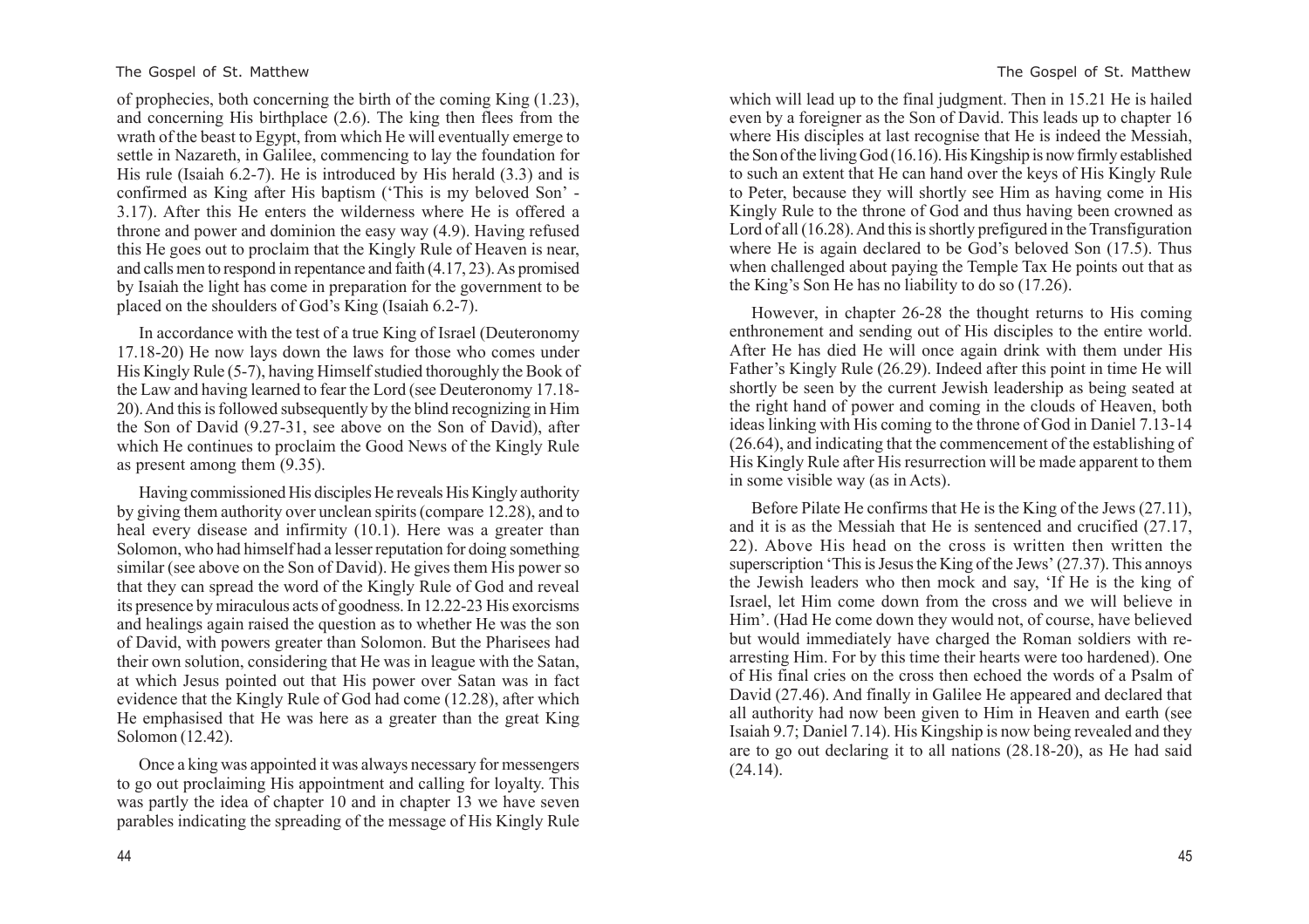of prophecies, both concerning the birth of the coming King (1.23), and concerning His birthplace (2.6). The king then flees from the wrath of the beast to Egypt, from which He will eventually emerge to settle in Nazareth, in Galilee, commencing to lay the foundation for His rule (Isaiah 6.2-7). He is introduced by His herald (3.3) and is confirmed as King after His baptism ('This is my beloved Son' - 3.17). After this He enters the wilderness where He is offered a throne and power and dominion the easy way (4.9). Having refused this He goes out to proclaim that the Kingly Rule of Heaven is near, and calls men to respond in repentance and faith (4.17, 23). As promised by Isaiah the light has come in preparation for the government to be placed on the shoulders of God's King (Isaiah 6.2-7).

In accordance with the test of a true King of Israel (Deuteronomy 17.18-20) He now lays down the laws for those who comes under His Kingly Rule (5-7), having Himself studied thoroughly the Book of the Law and having learned to fear the Lord (see Deuteronomy 17.18-20). And this is followed subsequently by the blind recognizing in Him the Son of David (9.27-31, see above on the Son of David), after which He continues to proclaim the Good News of the Kingly Rule as present among them (9.35).

Having commissioned His disciples He reveals His Kingly authority by giving them authority over unclean spirits (compare 12.28), and to heal every disease and infirmity (10.1). Here was a greater than Solomon, who had himself had a lesser reputation for doing something similar (see above on the Son of David). He gives them His power so that they can spread the word of the Kingly Rule of God and reveal its presence by miraculous acts of goodness. In 12.22-23 His exorcisms and healings again raised the question as to whether He was the son of David, with powers greater than Solomon. But the Pharisees had their own solution, considering that He was in league with the Satan, at which Jesus pointed out that His power over Satan was in fact evidence that the Kingly Rule of God had come (12.28), after which He emphasised that He was here as a greater than the great King Solomon (12.42).

Once a king was appointed it was always necessary for messengers to go out proclaiming His appointment and calling for loyalty. This was partly the idea of chapter 10 and in chapter 13 we have seven parables indicating the spreading of the message of His Kingly Rule which will lead up to the final judgment. Then in 15.21 He is hailed even by a foreigner as the Son of David. This leads up to chapter 16 where His disciples at last recognise that He is indeed the Messiah, the Son of the living God (16.16). His Kingship is now firmly established to such an extent that He can hand over the keys of His Kingly Rule to Peter, because they will shortly see Him as having come in His Kingly Rule to the throne of God and thus having been crowned as Lord of all (16.28). And this is shortly prefigured in the Transfiguration where He is again declared to be God's beloved Son (17.5). Thus when challenged about paying the Temple Tax He points out that as the King's Son He has no liability to do so (17.26).

However, in chapter 26-28 the thought returns to His coming enthronement and sending out of His disciples to the entire world. After He has died He will once again drink with them under His Father's Kingly Rule (26.29). Indeed after this point in time He will shortly be seen by the current Jewish leadership as being seated at the right hand of power and coming in the clouds of Heaven, both ideas linking with His coming to the throne of God in Daniel 7.13-14 (26.64), and indicating that the commencement of the establishing of His Kingly Rule after His resurrection will be made apparent to them in some visible way (as in Acts).

Before Pilate He confirms that He is the King of the Jews (27.11), and it is as the Messiah that He is sentenced and crucified (27.17, 22). Above His head on the cross is written then written the superscription 'This is Jesus the King of the Jews' (27.37). This annoys the Jewish leaders who then mock and say, 'If He is the king of Israel, let Him come down from the cross and we will believe in Him'. (Had He come down they would not, of course, have believed but would immediately have charged the Roman soldiers with re-arresting Him. For by this time their hearts were too hardened). One of His final cries on the cross then echoed the words of a Psalm of David (27.46). And finally in Galilee He appeared and declared that all authority had now been given to Him in Heaven and earth (see Isaiah 9.7; Daniel 7.14). His Kingship is now being revealed and they are to go out declaring it to all nations (28.18-20), as He had said (24.14).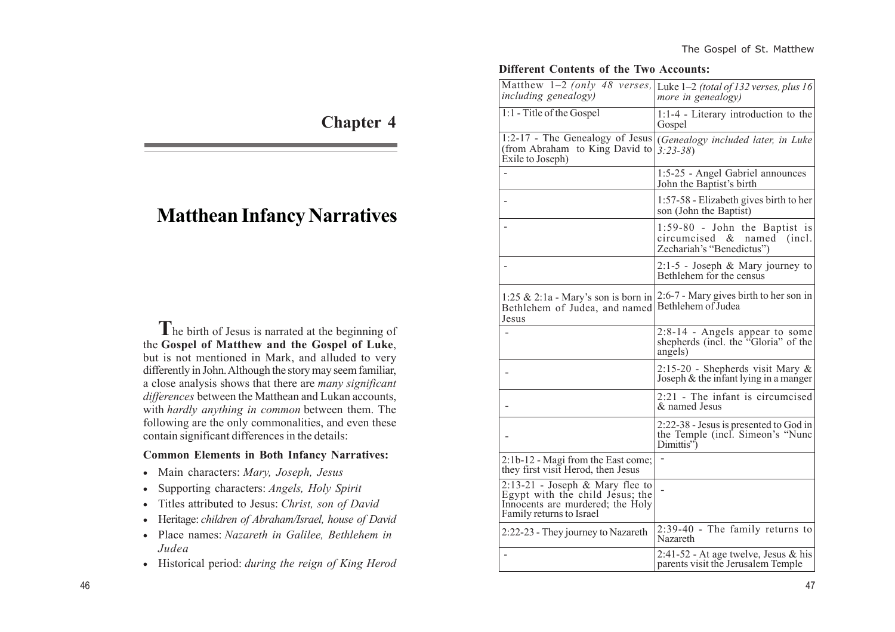# Chapter 4

# Matthean Infancy Narratives

The birth of Jesus is narrated at the beginning of the **Gospel of Matthew and the Gospel of Luke**, but is not mentioned in Mark, and alluded to very differently in John. Although the story may seem familiar, a close analysis shows that there are *many significant differences* between the Matthean and Lukan accounts, with *hardly anything in common* between them. The following are the only commonalities, and even these contain significant differences in the details:

**Common Elements in Both Infancy Narratives:**

- Main characters: *Mary, Joseph, Jesus*
- Supporting characters: *Angels, Holy Spirit*
- Titles attributed to Jesus: *Christ, son of David*
- Heritage: *children of Abraham/Israel, house of David*
- Place names: *Nazareth in Galilee, Bethlehem in Judea*
- Historical period: *during the reign of King Herod*

**Different Contents of the Two Accounts:**

| Matthew 1–2 *(only 48 verses, including genealogy)* | Luke 1–2 *(total of 132 verses, plus 16 more in genealogy)* |
|---|---|
| 1:1 - Title of the Gospel | 1:1-4 - Literary introduction to the Gospel |
| 1:2-17 - The Genealogy of Jesus (from Abraham to King David to Exile to Joseph) | (*Genealogy included later, in Luke 3:23-38*) |
| - | 1:5-25 - Angel Gabriel announces John the Baptist's birth |
| - | 1:57-58 - Elizabeth gives birth to her son (John the Baptist) |
| - | 1:59-80 - John the Baptist is circumcised & named (incl. Zechariah's "Benedictus") |
| - | 2:1-5 - Joseph & Mary journey to Bethlehem for the census |
| 1:25 & 2:1a - Mary's son is born in Bethlehem of Judea, and named Jesus | 2:6-7 - Mary gives birth to her son in Bethlehem of Judea |
| - | 2:8-14 - Angels appear to some shepherds (incl. the "Gloria" of the angels) |
| - | 2:15-20 - Shepherds visit Mary & Joseph & the infant lying in a manger |
| - | 2:21 - The infant is circumcised & named Jesus |
| - | 2:22-38 - Jesus is presented to God in the Temple (incl. Simeon's "Nunc Dimittis") |
| 2:1b-12 - Magi from the East come; they first visit Herod, then Jesus | - |
| 2:13-21 - Joseph & Mary flee to Egypt with the child Jesus; the Innocents are murdered; the Holy Family returns to Israel | - |
| 2:22-23 - They journey to Nazareth | 2:39-40 - The family returns to Nazareth |
| - | 2:41-52 - At age twelve, Jesus & his parents visit the Jerusalem Temple |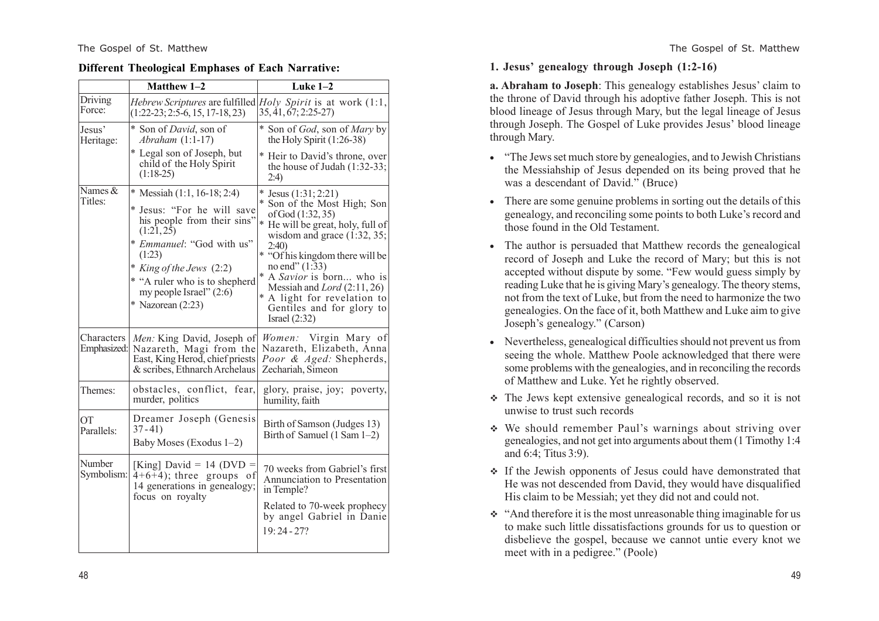**Different Theological Emphases of Each Narrative:**

| | Matthew 1–2 | Luke 1–2 |
|---|---|---|
| Driving Force: | *Hebrew Scriptures* are fulfilled (1:22-23; 2:5-6, 15, 17-18, 23) | *Holy Spirit* is at work (1:1, 35, 41, 67; 2:25-27) |
| Jesus' Heritage: | * Son of *David*, son of *Abraham* (1:1-17)<br>* Legal son of Joseph, but child of the Holy Spirit (1:18-25) | * Son of *God*, son of *Mary* by the Holy Spirit (1:26-38)<br>* Heir to David's throne, over the house of Judah (1:32-33; 2:4) |
| Names & Titles: | * Messiah (1:1, 16-18; 2:4)<br>* Jesus: "For he will save his people from their sins" (1:21, 25)<br>* *Emmanuel*: "God with us" (1:23)<br>* *King of the Jews* (2:2)<br>* "A ruler who is to shepherd my people Israel" (2:6)<br>* Nazorean (2:23) | * Jesus (1:31; 2:21)<br>* Son of the Most High; Son of God (1:32, 35)<br>* He will be great, holy, full of wisdom and grace (1:32, 35; 2:40)<br>* "Of his kingdom there will be no end" (1:33)<br>* A *Savior* is born... who is Messiah and *Lord* (2:11, 26)<br>* A light for revelation to Gentiles and for glory to Israel (2:32) |
| Characters Emphasized: | *Men:* King David, Joseph of Nazareth, Magi from the East, King Herod, chief priests & scribes, Ethnarch Archelaus | *Women:* Virgin Mary of Nazareth, Elizabeth, Anna *Poor & Aged:* Shepherds, Zechariah, Simeon |
| Themes: | obstacles, conflict, fear, murder, politics | glory, praise, joy; poverty, humility, faith |
| OT Parallels: | Dreamer Joseph (Genesis 37-41)<br>Baby Moses (Exodus 1–2) | Birth of Samson (Judges 13)<br>Birth of Samuel (1 Sam 1–2) |
| Number Symbolism: | [King] David = 14 (DVD = 4+6+4); three groups of 14 generations in genealogy; focus on royalty | 70 weeks from Gabriel's first Annunciation to Presentation in Temple?<br>Related to 70-week prophecy by angel Gabriel in Danie 19:24 - 27? |

**1. Jesus' genealogy through Joseph (1:2-16)**

**a. Abraham to Joseph**: This genealogy establishes Jesus' claim to the throne of David through his adoptive father Joseph. This is not blood lineage of Jesus through Mary, but the legal lineage of Jesus through Joseph. The Gospel of Luke provides Jesus' blood lineage through Mary.

- "The Jews set much store by genealogies, and to Jewish Christians the Messiahship of Jesus depended on its being proved that he was a descendant of David." (Bruce)
- There are some genuine problems in sorting out the details of this genealogy, and reconciling some points to both Luke's record and those found in the Old Testament.
- The author is persuaded that Matthew records the genealogical record of Joseph and Luke the record of Mary; but this is not accepted without dispute by some. "Few would guess simply by reading Luke that he is giving Mary's genealogy. The theory stems, not from the text of Luke, but from the need to harmonize the two genealogies. On the face of it, both Matthew and Luke aim to give Joseph's genealogy." (Carson)
- Nevertheless, genealogical difficulties should not prevent us from seeing the whole. Matthew Poole acknowledged that there were some problems with the genealogies, and in reconciling the records of Matthew and Luke. Yet he rightly observed.

❖ The Jews kept extensive genealogical records, and so it is not unwise to trust such records

❖ We should remember Paul's warnings about striving over genealogies, and not get into arguments about them (1 Timothy 1:4 and 6:4; Titus 3:9).

❖ If the Jewish opponents of Jesus could have demonstrated that He was not descended from David, they would have disqualified His claim to be Messiah; yet they did not and could not.

❖ "And therefore it is the most unreasonable thing imaginable for us to make such little dissatisfactions grounds for us to question or disbelieve the gospel, because we cannot untie every knot we meet with in a pedigree." (Poole)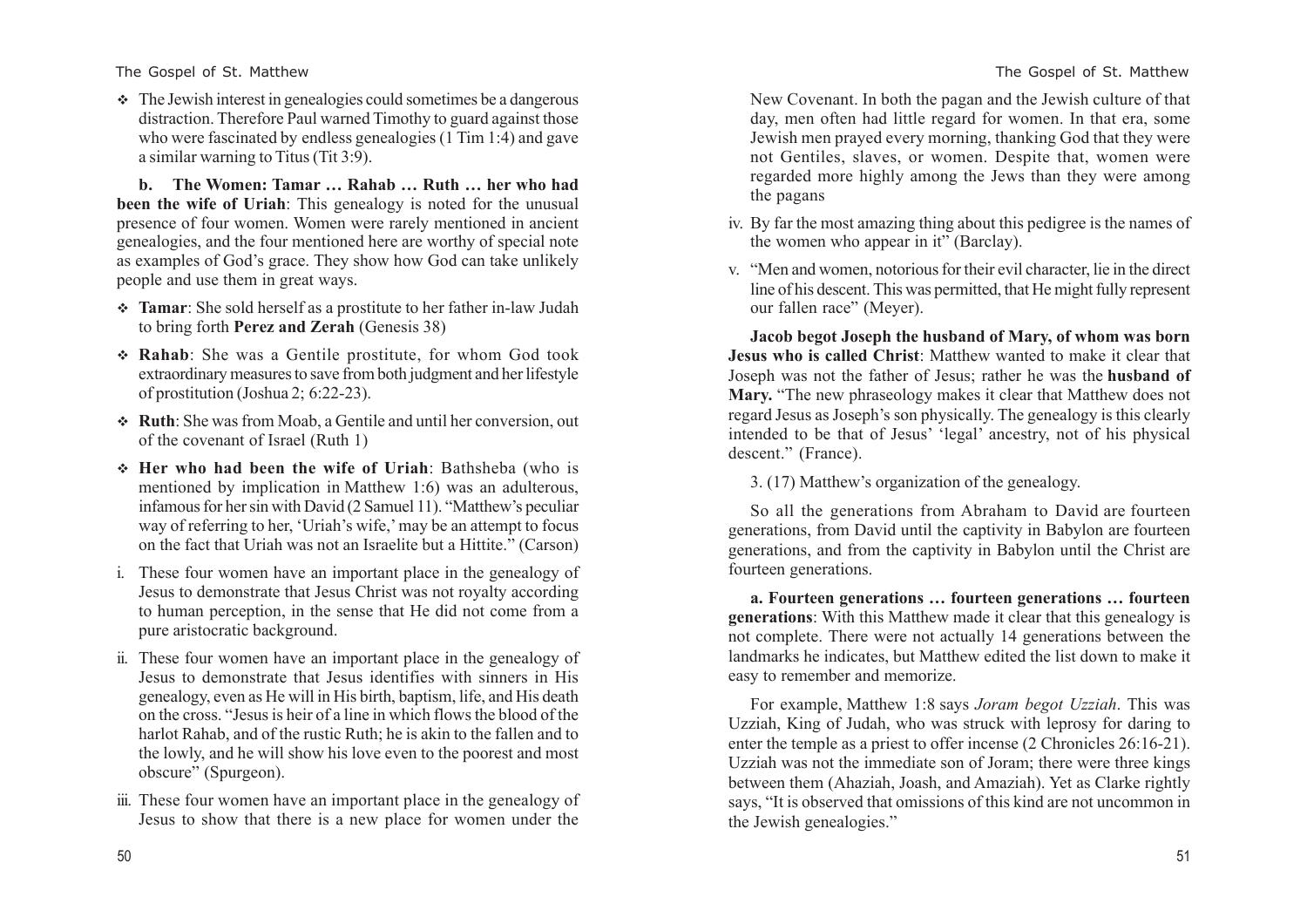- The Jewish interest in genealogies could sometimes be a dangerous distraction. Therefore Paul warned Timothy to guard against those who were fascinated by endless genealogies (1 Tim 1:4) and gave a similar warning to Titus (Tit 3:9).

**b. The Women: Tamar … Rahab … Ruth … her who had been the wife of Uriah**: This genealogy is noted for the unusual presence of four women. Women were rarely mentioned in ancient genealogies, and the four mentioned here are worthy of special note as examples of God's grace. They show how God can take unlikely people and use them in great ways.

- **Tamar**: She sold herself as a prostitute to her father in-law Judah to bring forth **Perez and Zerah** (Genesis 38)
- **Rahab**: She was a Gentile prostitute, for whom God took extraordinary measures to save from both judgment and her lifestyle of prostitution (Joshua 2; 6:22-23).
- **Ruth**: She was from Moab, a Gentile and until her conversion, out of the covenant of Israel (Ruth 1)
- **Her who had been the wife of Uriah**: Bathsheba (who is mentioned by implication in Matthew 1:6) was an adulterous, infamous for her sin with David (2 Samuel 11). "Matthew's peculiar way of referring to her, 'Uriah's wife,' may be an attempt to focus on the fact that Uriah was not an Israelite but a Hittite." (Carson)

i. These four women have an important place in the genealogy of Jesus to demonstrate that Jesus Christ was not royalty according to human perception, in the sense that He did not come from a pure aristocratic background.

ii. These four women have an important place in the genealogy of Jesus to demonstrate that Jesus identifies with sinners in His genealogy, even as He will in His birth, baptism, life, and His death on the cross. "Jesus is heir of a line in which flows the blood of the harlot Rahab, and of the rustic Ruth; he is akin to the fallen and to the lowly, and he will show his love even to the poorest and most obscure" (Spurgeon).

iii. These four women have an important place in the genealogy of Jesus to show that there is a new place for women under the New Covenant. In both the pagan and the Jewish culture of that day, men often had little regard for women. In that era, some Jewish men prayed every morning, thanking God that they were not Gentiles, slaves, or women. Despite that, women were regarded more highly among the Jews than they were among the pagans

iv. By far the most amazing thing about this pedigree is the names of the women who appear in it" (Barclay).

v. "Men and women, notorious for their evil character, lie in the direct line of his descent. This was permitted, that He might fully represent our fallen race" (Meyer).

**Jacob begot Joseph the husband of Mary, of whom was born Jesus who is called Christ**: Matthew wanted to make it clear that Joseph was not the father of Jesus; rather he was the **husband of Mary.** "The new phraseology makes it clear that Matthew does not regard Jesus as Joseph's son physically. The genealogy is this clearly intended to be that of Jesus' 'legal' ancestry, not of his physical descent." (France).

3. (17) Matthew's organization of the genealogy.

So all the generations from Abraham to David are fourteen generations, from David until the captivity in Babylon are fourteen generations, and from the captivity in Babylon until the Christ are fourteen generations.

**a. Fourteen generations … fourteen generations … fourteen generations**: With this Matthew made it clear that this genealogy is not complete. There were not actually 14 generations between the landmarks he indicates, but Matthew edited the list down to make it easy to remember and memorize.

For example, Matthew 1:8 says *Joram begot Uzziah*. This was Uzziah, King of Judah, who was struck with leprosy for daring to enter the temple as a priest to offer incense (2 Chronicles 26:16-21). Uzziah was not the immediate son of Joram; there were three kings between them (Ahaziah, Joash, and Amaziah). Yet as Clarke rightly says, "It is observed that omissions of this kind are not uncommon in the Jewish genealogies."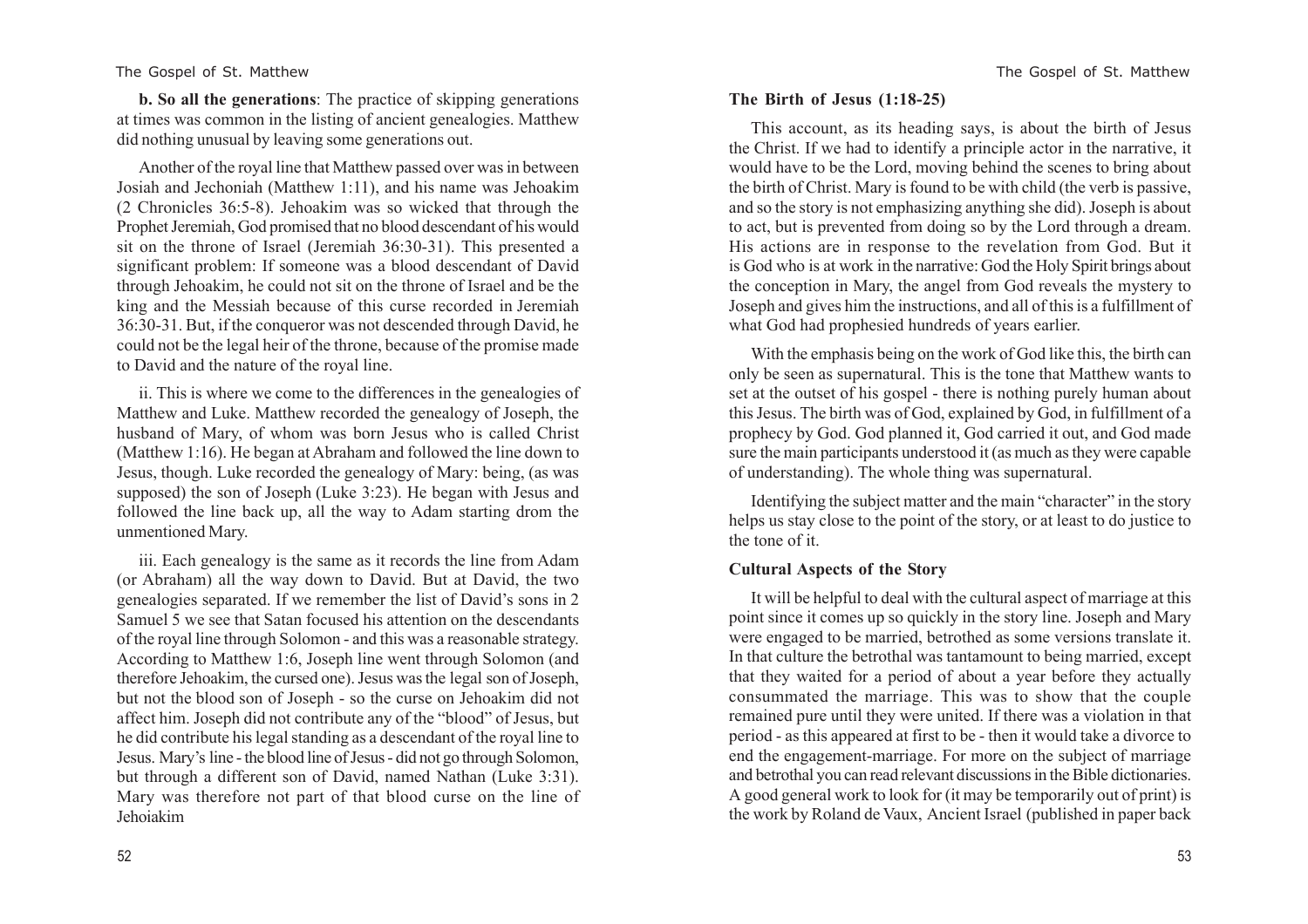**b. So all the generations**: The practice of skipping generations at times was common in the listing of ancient genealogies. Matthew did nothing unusual by leaving some generations out.

Another of the royal line that Matthew passed over was in between Josiah and Jechoniah (Matthew 1:11), and his name was Jehoakim (2 Chronicles 36:5-8). Jehoakim was so wicked that through the Prophet Jeremiah, God promised that no blood descendant of his would sit on the throne of Israel (Jeremiah 36:30-31). This presented a significant problem: If someone was a blood descendant of David through Jehoakim, he could not sit on the throne of Israel and be the king and the Messiah because of this curse recorded in Jeremiah 36:30-31. But, if the conqueror was not descended through David, he could not be the legal heir of the throne, because of the promise made to David and the nature of the royal line.

ii. This is where we come to the differences in the genealogies of Matthew and Luke. Matthew recorded the genealogy of Joseph, the husband of Mary, of whom was born Jesus who is called Christ (Matthew 1:16). He began at Abraham and followed the line down to Jesus, though. Luke recorded the genealogy of Mary: being, (as was supposed) the son of Joseph (Luke 3:23). He began with Jesus and followed the line back up, all the way to Adam starting drom the unmentioned Mary.

iii. Each genealogy is the same as it records the line from Adam (or Abraham) all the way down to David. But at David, the two genealogies separated. If we remember the list of David's sons in 2 Samuel 5 we see that Satan focused his attention on the descendants of the royal line through Solomon - and this was a reasonable strategy. According to Matthew 1:6, Joseph line went through Solomon (and therefore Jehoakim, the cursed one). Jesus was the legal son of Joseph, but not the blood son of Joseph - so the curse on Jehoakim did not affect him. Joseph did not contribute any of the "blood" of Jesus, but he did contribute his legal standing as a descendant of the royal line to Jesus. Mary's line - the blood line of Jesus - did not go through Solomon, but through a different son of David, named Nathan (Luke 3:31). Mary was therefore not part of that blood curse on the line of Jehoiakim

**The Birth of Jesus (1:18-25)**

This account, as its heading says, is about the birth of Jesus the Christ. If we had to identify a principle actor in the narrative, it would have to be the Lord, moving behind the scenes to bring about the birth of Christ. Mary is found to be with child (the verb is passive, and so the story is not emphasizing anything she did). Joseph is about to act, but is prevented from doing so by the Lord through a dream. His actions are in response to the revelation from God. But it is God who is at work in the narrative: God the Holy Spirit brings about the conception in Mary, the angel from God reveals the mystery to Joseph and gives him the instructions, and all of this is a fulfillment of what God had prophesied hundreds of years earlier.

With the emphasis being on the work of God like this, the birth can only be seen as supernatural. This is the tone that Matthew wants to set at the outset of his gospel - there is nothing purely human about this Jesus. The birth was of God, explained by God, in fulfillment of a prophecy by God. God planned it, God carried it out, and God made sure the main participants understood it (as much as they were capable of understanding). The whole thing was supernatural.

Identifying the subject matter and the main "character" in the story helps us stay close to the point of the story, or at least to do justice to the tone of it.

**Cultural Aspects of the Story**

It will be helpful to deal with the cultural aspect of marriage at this point since it comes up so quickly in the story line. Joseph and Mary were engaged to be married, betrothed as some versions translate it. In that culture the betrothal was tantamount to being married, except that they waited for a period of about a year before they actually consummated the marriage. This was to show that the couple remained pure until they were united. If there was a violation in that period - as this appeared at first to be - then it would take a divorce to end the engagement-marriage. For more on the subject of marriage and betrothal you can read relevant discussions in the Bible dictionaries. A good general work to look for (it may be temporarily out of print) is the work by Roland de Vaux, Ancient Israel (published in paper back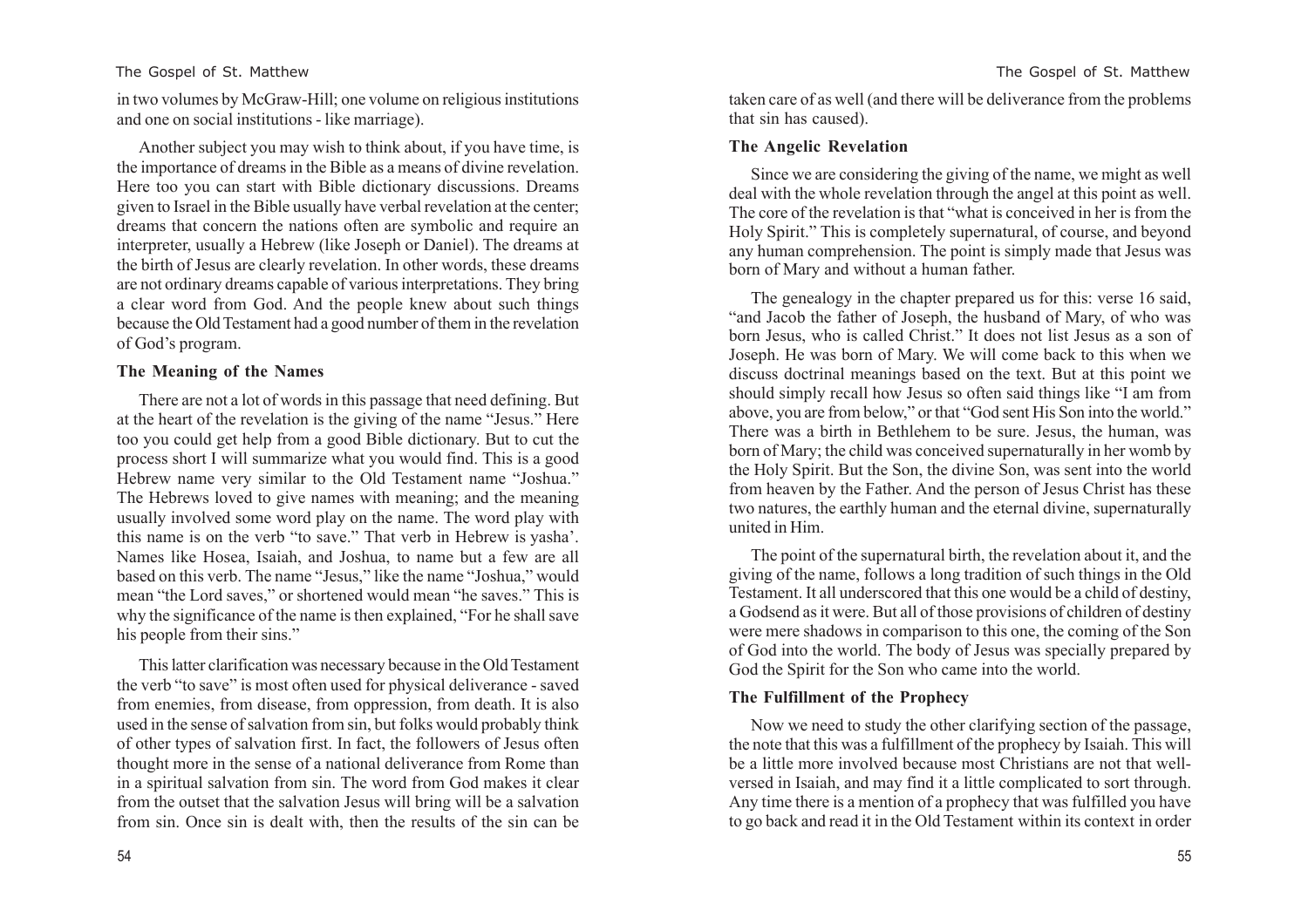in two volumes by McGraw-Hill; one volume on religious institutions and one on social institutions - like marriage).

Another subject you may wish to think about, if you have time, is the importance of dreams in the Bible as a means of divine revelation. Here too you can start with Bible dictionary discussions. Dreams given to Israel in the Bible usually have verbal revelation at the center; dreams that concern the nations often are symbolic and require an interpreter, usually a Hebrew (like Joseph or Daniel). The dreams at the birth of Jesus are clearly revelation. In other words, these dreams are not ordinary dreams capable of various interpretations. They bring a clear word from God. And the people knew about such things because the Old Testament had a good number of them in the revelation of God's program.

**The Meaning of the Names**

There are not a lot of words in this passage that need defining. But at the heart of the revelation is the giving of the name "Jesus." Here too you could get help from a good Bible dictionary. But to cut the process short I will summarize what you would find. This is a good Hebrew name very similar to the Old Testament name "Joshua." The Hebrews loved to give names with meaning; and the meaning usually involved some word play on the name. The word play with this name is on the verb "to save." That verb in Hebrew is yasha'. Names like Hosea, Isaiah, and Joshua, to name but a few are all based on this verb. The name "Jesus," like the name "Joshua," would mean "the Lord saves," or shortened would mean "he saves." This is why the significance of the name is then explained, "For he shall save his people from their sins."

This latter clarification was necessary because in the Old Testament the verb "to save" is most often used for physical deliverance - saved from enemies, from disease, from oppression, from death. It is also used in the sense of salvation from sin, but folks would probably think of other types of salvation first. In fact, the followers of Jesus often thought more in the sense of a national deliverance from Rome than in a spiritual salvation from sin. The word from God makes it clear from the outset that the salvation Jesus will bring will be a salvation from sin. Once sin is dealt with, then the results of the sin can be taken care of as well (and there will be deliverance from the problems that sin has caused).

**The Angelic Revelation**

Since we are considering the giving of the name, we might as well deal with the whole revelation through the angel at this point as well. The core of the revelation is that "what is conceived in her is from the Holy Spirit." This is completely supernatural, of course, and beyond any human comprehension. The point is simply made that Jesus was born of Mary and without a human father.

The genealogy in the chapter prepared us for this: verse 16 said, "and Jacob the father of Joseph, the husband of Mary, of who was born Jesus, who is called Christ." It does not list Jesus as a son of Joseph. He was born of Mary. We will come back to this when we discuss doctrinal meanings based on the text. But at this point we should simply recall how Jesus so often said things like "I am from above, you are from below," or that "God sent His Son into the world." There was a birth in Bethlehem to be sure. Jesus, the human, was born of Mary; the child was conceived supernaturally in her womb by the Holy Spirit. But the Son, the divine Son, was sent into the world from heaven by the Father. And the person of Jesus Christ has these two natures, the earthly human and the eternal divine, supernaturally united in Him.

The point of the supernatural birth, the revelation about it, and the giving of the name, follows a long tradition of such things in the Old Testament. It all underscored that this one would be a child of destiny, a Godsend as it were. But all of those provisions of children of destiny were mere shadows in comparison to this one, the coming of the Son of God into the world. The body of Jesus was specially prepared by God the Spirit for the Son who came into the world.

**The Fulfillment of the Prophecy**

Now we need to study the other clarifying section of the passage, the note that this was a fulfillment of the prophecy by Isaiah. This will be a little more involved because most Christians are not that well-versed in Isaiah, and may find it a little complicated to sort through. Any time there is a mention of a prophecy that was fulfilled you have to go back and read it in the Old Testament within its context in order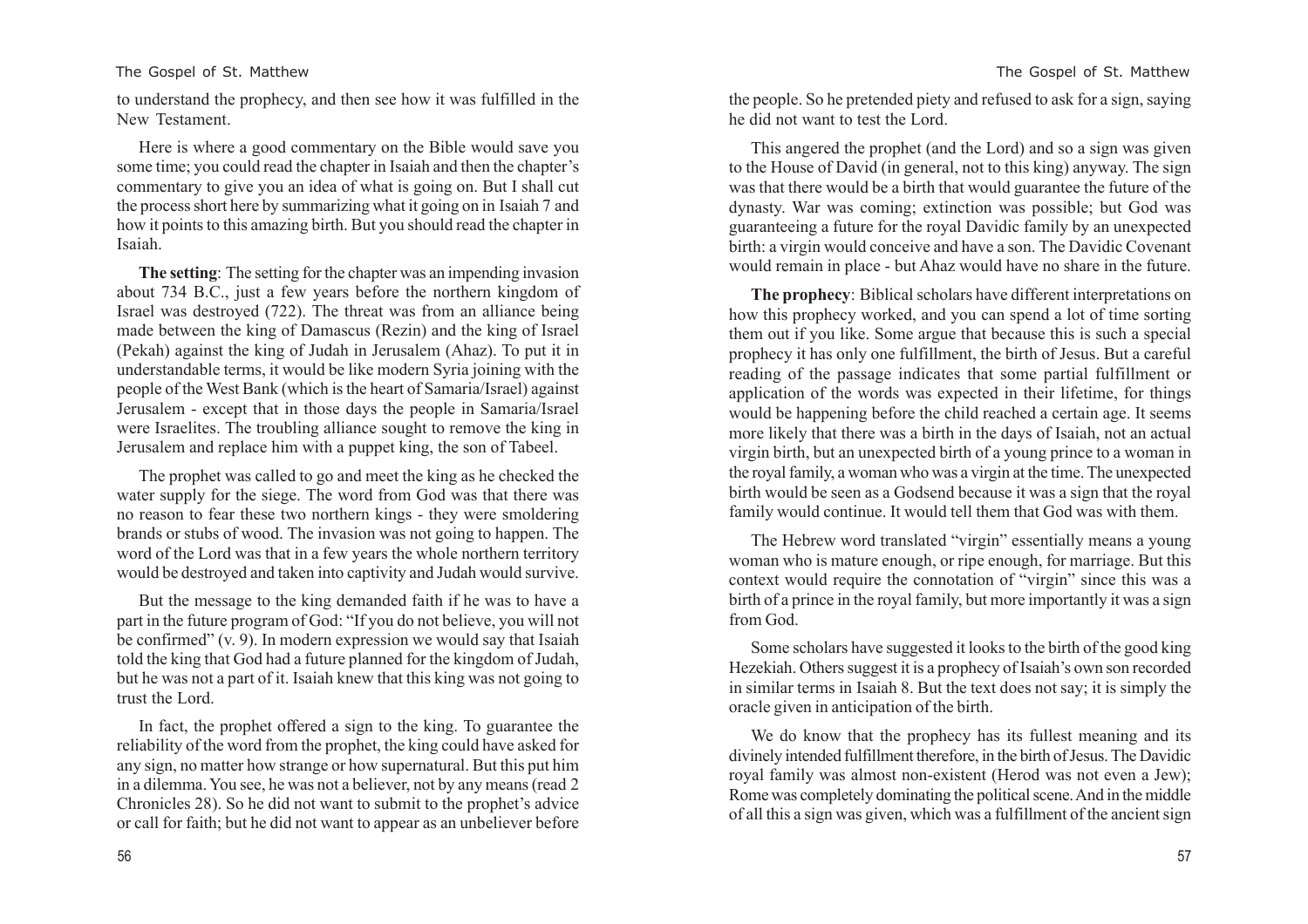to understand the prophecy, and then see how it was fulfilled in the New Testament.

Here is where a good commentary on the Bible would save you some time; you could read the chapter in Isaiah and then the chapter's commentary to give you an idea of what is going on. But I shall cut the process short here by summarizing what it going on in Isaiah 7 and how it points to this amazing birth. But you should read the chapter in Isaiah.

**The setting**: The setting for the chapter was an impending invasion about 734 B.C., just a few years before the northern kingdom of Israel was destroyed (722). The threat was from an alliance being made between the king of Damascus (Rezin) and the king of Israel (Pekah) against the king of Judah in Jerusalem (Ahaz). To put it in understandable terms, it would be like modern Syria joining with the people of the West Bank (which is the heart of Samaria/Israel) against Jerusalem - except that in those days the people in Samaria/Israel were Israelites. The troubling alliance sought to remove the king in Jerusalem and replace him with a puppet king, the son of Tabeel.

The prophet was called to go and meet the king as he checked the water supply for the siege. The word from God was that there was no reason to fear these two northern kings - they were smoldering brands or stubs of wood. The invasion was not going to happen. The word of the Lord was that in a few years the whole northern territory would be destroyed and taken into captivity and Judah would survive.

But the message to the king demanded faith if he was to have a part in the future program of God: "If you do not believe, you will not be confirmed" (v. 9). In modern expression we would say that Isaiah told the king that God had a future planned for the kingdom of Judah, but he was not a part of it. Isaiah knew that this king was not going to trust the Lord.

In fact, the prophet offered a sign to the king. To guarantee the reliability of the word from the prophet, the king could have asked for any sign, no matter how strange or how supernatural. But this put him in a dilemma. You see, he was not a believer, not by any means (read 2 Chronicles 28). So he did not want to submit to the prophet's advice or call for faith; but he did not want to appear as an unbeliever before the people. So he pretended piety and refused to ask for a sign, saying he did not want to test the Lord.

This angered the prophet (and the Lord) and so a sign was given to the House of David (in general, not to this king) anyway. The sign was that there would be a birth that would guarantee the future of the dynasty. War was coming; extinction was possible; but God was guaranteeing a future for the royal Davidic family by an unexpected birth: a virgin would conceive and have a son. The Davidic Covenant would remain in place - but Ahaz would have no share in the future.

**The prophecy**: Biblical scholars have different interpretations on how this prophecy worked, and you can spend a lot of time sorting them out if you like. Some argue that because this is such a special prophecy it has only one fulfillment, the birth of Jesus. But a careful reading of the passage indicates that some partial fulfillment or application of the words was expected in their lifetime, for things would be happening before the child reached a certain age. It seems more likely that there was a birth in the days of Isaiah, not an actual virgin birth, but an unexpected birth of a young prince to a woman in the royal family, a woman who was a virgin at the time. The unexpected birth would be seen as a Godsend because it was a sign that the royal family would continue. It would tell them that God was with them.

The Hebrew word translated "virgin" essentially means a young woman who is mature enough, or ripe enough, for marriage. But this context would require the connotation of "virgin" since this was a birth of a prince in the royal family, but more importantly it was a sign from God.

Some scholars have suggested it looks to the birth of the good king Hezekiah. Others suggest it is a prophecy of Isaiah's own son recorded in similar terms in Isaiah 8. But the text does not say; it is simply the oracle given in anticipation of the birth.

We do know that the prophecy has its fullest meaning and its divinely intended fulfillment therefore, in the birth of Jesus. The Davidic royal family was almost non-existent (Herod was not even a Jew); Rome was completely dominating the political scene. And in the middle of all this a sign was given, which was a fulfillment of the ancient sign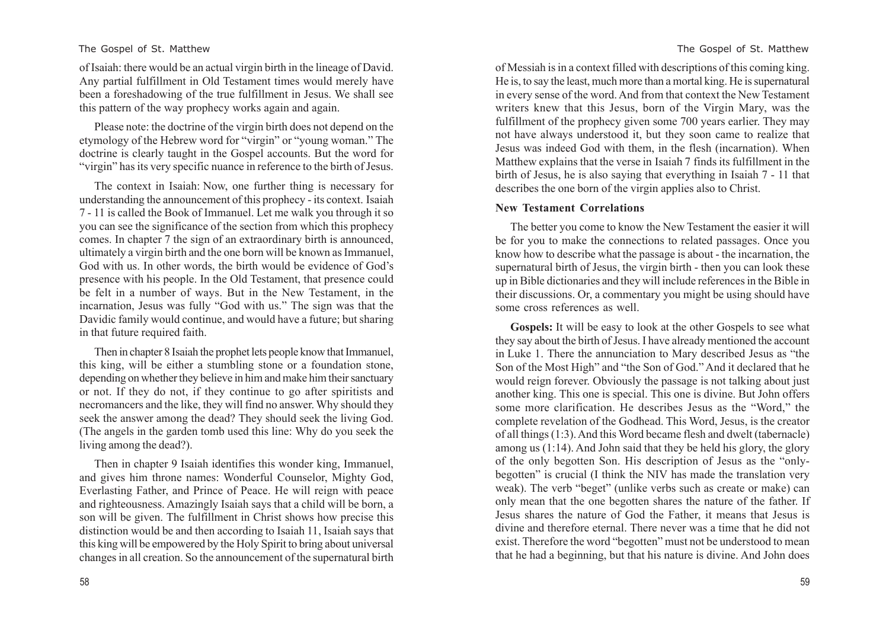of Isaiah: there would be an actual virgin birth in the lineage of David. Any partial fulfillment in Old Testament times would merely have been a foreshadowing of the true fulfillment in Jesus. We shall see this pattern of the way prophecy works again and again.

Please note: the doctrine of the virgin birth does not depend on the etymology of the Hebrew word for "virgin" or "young woman." The doctrine is clearly taught in the Gospel accounts. But the word for "virgin" has its very specific nuance in reference to the birth of Jesus.

The context in Isaiah: Now, one further thing is necessary for understanding the announcement of this prophecy - its context. Isaiah 7 - 11 is called the Book of Immanuel. Let me walk you through it so you can see the significance of the section from which this prophecy comes. In chapter 7 the sign of an extraordinary birth is announced, ultimately a virgin birth and the one born will be known as Immanuel, God with us. In other words, the birth would be evidence of God's presence with his people. In the Old Testament, that presence could be felt in a number of ways. But in the New Testament, in the incarnation, Jesus was fully "God with us." The sign was that the Davidic family would continue, and would have a future; but sharing in that future required faith.

Then in chapter 8 Isaiah the prophet lets people know that Immanuel, this king, will be either a stumbling stone or a foundation stone, depending on whether they believe in him and make him their sanctuary or not. If they do not, if they continue to go after spiritists and necromancers and the like, they will find no answer. Why should they seek the answer among the dead? They should seek the living God. (The angels in the garden tomb used this line: Why do you seek the living among the dead?).

Then in chapter 9 Isaiah identifies this wonder king, Immanuel, and gives him throne names: Wonderful Counselor, Mighty God, Everlasting Father, and Prince of Peace. He will reign with peace and righteousness. Amazingly Isaiah says that a child will be born, a son will be given. The fulfillment in Christ shows how precise this distinction would be and then according to Isaiah 11, Isaiah says that this king will be empowered by the Holy Spirit to bring about universal changes in all creation. So the announcement of the supernatural birth of Messiah is in a context filled with descriptions of this coming king. He is, to say the least, much more than a mortal king. He is supernatural in every sense of the word. And from that context the New Testament writers knew that this Jesus, born of the Virgin Mary, was the fulfillment of the prophecy given some 700 years earlier. They may not have always understood it, but they soon came to realize that Jesus was indeed God with them, in the flesh (incarnation). When Matthew explains that the verse in Isaiah 7 finds its fulfillment in the birth of Jesus, he is also saying that everything in Isaiah 7 - 11 that describes the one born of the virgin applies also to Christ.

**New Testament Correlations**

The better you come to know the New Testament the easier it will be for you to make the connections to related passages. Once you know how to describe what the passage is about - the incarnation, the supernatural birth of Jesus, the virgin birth - then you can look these up in Bible dictionaries and they will include references in the Bible in their discussions. Or, a commentary you might be using should have some cross references as well.

**Gospels:** It will be easy to look at the other Gospels to see what they say about the birth of Jesus. I have already mentioned the account in Luke 1. There the annunciation to Mary described Jesus as "the Son of the Most High" and "the Son of God." And it declared that he would reign forever. Obviously the passage is not talking about just another king. This one is special. This one is divine. But John offers some more clarification. He describes Jesus as the "Word," the complete revelation of the Godhead. This Word, Jesus, is the creator of all things (1:3). And this Word became flesh and dwelt (tabernacle) among us (1:14). And John said that they be held his glory, the glory of the only begotten Son. His description of Jesus as the "only-begotten" is crucial (I think the NIV has made the translation very weak). The verb "beget" (unlike verbs such as create or make) can only mean that the one begotten shares the nature of the father. If Jesus shares the nature of God the Father, it means that Jesus is divine and therefore eternal. There never was a time that he did not exist. Therefore the word "begotten" must not be understood to mean that he had a beginning, but that his nature is divine. And John does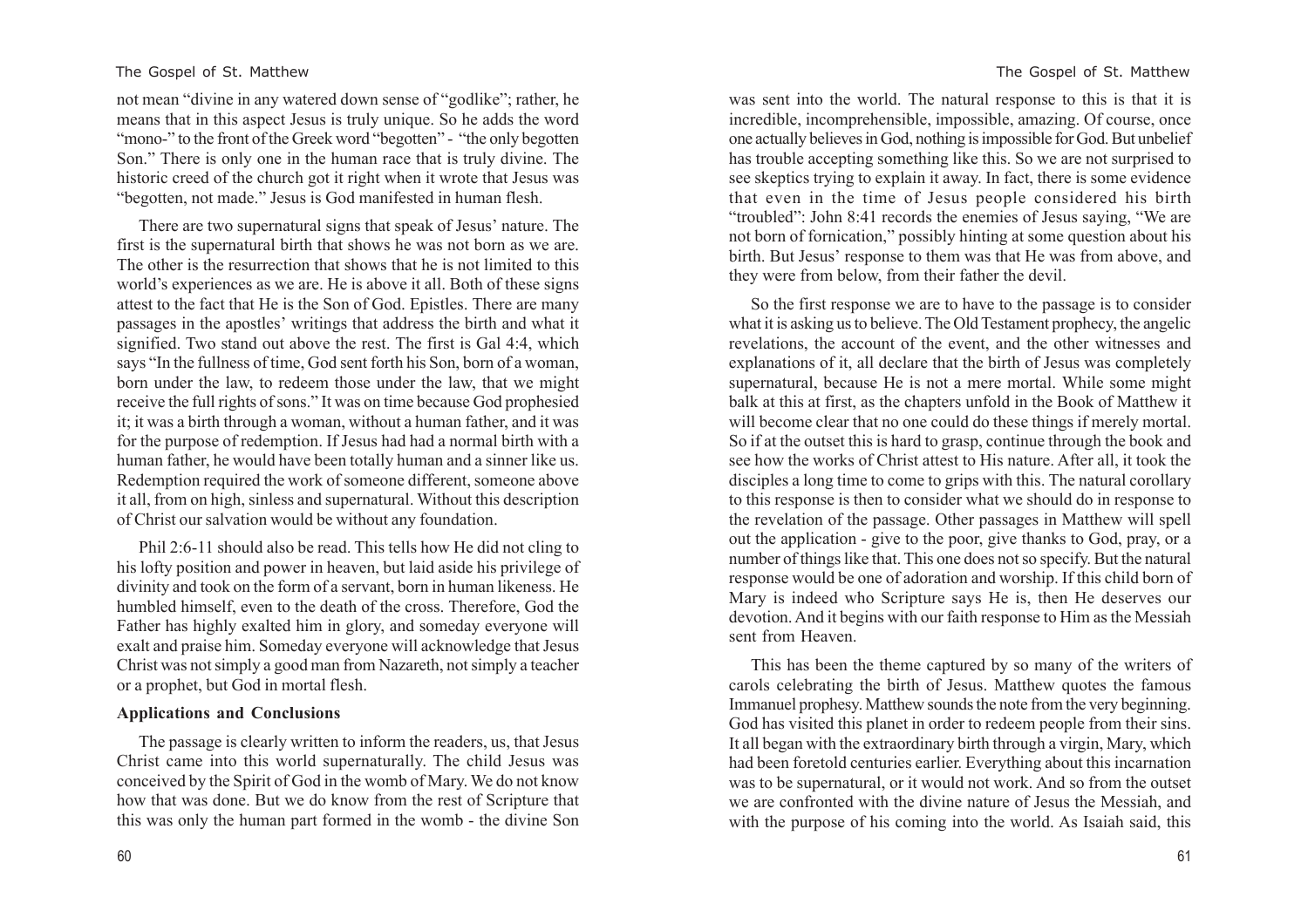not mean "divine in any watered down sense of "godlike"; rather, he means that in this aspect Jesus is truly unique. So he adds the word "mono-" to the front of the Greek word "begotten" - "the only begotten Son." There is only one in the human race that is truly divine. The historic creed of the church got it right when it wrote that Jesus was "begotten, not made." Jesus is God manifested in human flesh.

There are two supernatural signs that speak of Jesus' nature. The first is the supernatural birth that shows he was not born as we are. The other is the resurrection that shows that he is not limited to this world's experiences as we are. He is above it all. Both of these signs attest to the fact that He is the Son of God. Epistles. There are many passages in the apostles' writings that address the birth and what it signified. Two stand out above the rest. The first is Gal 4:4, which says "In the fullness of time, God sent forth his Son, born of a woman, born under the law, to redeem those under the law, that we might receive the full rights of sons." It was on time because God prophesied it; it was a birth through a woman, without a human father, and it was for the purpose of redemption. If Jesus had had a normal birth with a human father, he would have been totally human and a sinner like us. Redemption required the work of someone different, someone above it all, from on high, sinless and supernatural. Without this description of Christ our salvation would be without any foundation.

Phil 2:6-11 should also be read. This tells how He did not cling to his lofty position and power in heaven, but laid aside his privilege of divinity and took on the form of a servant, born in human likeness. He humbled himself, even to the death of the cross. Therefore, God the Father has highly exalted him in glory, and someday everyone will exalt and praise him. Someday everyone will acknowledge that Jesus Christ was not simply a good man from Nazareth, not simply a teacher or a prophet, but God in mortal flesh.

**Applications and Conclusions**

The passage is clearly written to inform the readers, us, that Jesus Christ came into this world supernaturally. The child Jesus was conceived by the Spirit of God in the womb of Mary. We do not know how that was done. But we do know from the rest of Scripture that this was only the human part formed in the womb - the divine Son was sent into the world. The natural response to this is that it is incredible, incomprehensible, impossible, amazing. Of course, once one actually believes in God, nothing is impossible for God. But unbelief has trouble accepting something like this. So we are not surprised to see skeptics trying to explain it away. In fact, there is some evidence that even in the time of Jesus people considered his birth "troubled": John 8:41 records the enemies of Jesus saying, "We are not born of fornication," possibly hinting at some question about his birth. But Jesus' response to them was that He was from above, and they were from below, from their father the devil.

So the first response we are to have to the passage is to consider what it is asking us to believe. The Old Testament prophecy, the angelic revelations, the account of the event, and the other witnesses and explanations of it, all declare that the birth of Jesus was completely supernatural, because He is not a mere mortal. While some might balk at this at first, as the chapters unfold in the Book of Matthew it will become clear that no one could do these things if merely mortal. So if at the outset this is hard to grasp, continue through the book and see how the works of Christ attest to His nature. After all, it took the disciples a long time to come to grips with this. The natural corollary to this response is then to consider what we should do in response to the revelation of the passage. Other passages in Matthew will spell out the application - give to the poor, give thanks to God, pray, or a number of things like that. This one does not so specify. But the natural response would be one of adoration and worship. If this child born of Mary is indeed who Scripture says He is, then He deserves our devotion. And it begins with our faith response to Him as the Messiah sent from Heaven.

This has been the theme captured by so many of the writers of carols celebrating the birth of Jesus. Matthew quotes the famous Immanuel prophesy. Matthew sounds the note from the very beginning. God has visited this planet in order to redeem people from their sins. It all began with the extraordinary birth through a virgin, Mary, which had been foretold centuries earlier. Everything about this incarnation was to be supernatural, or it would not work. And so from the outset we are confronted with the divine nature of Jesus the Messiah, and with the purpose of his coming into the world. As Isaiah said, this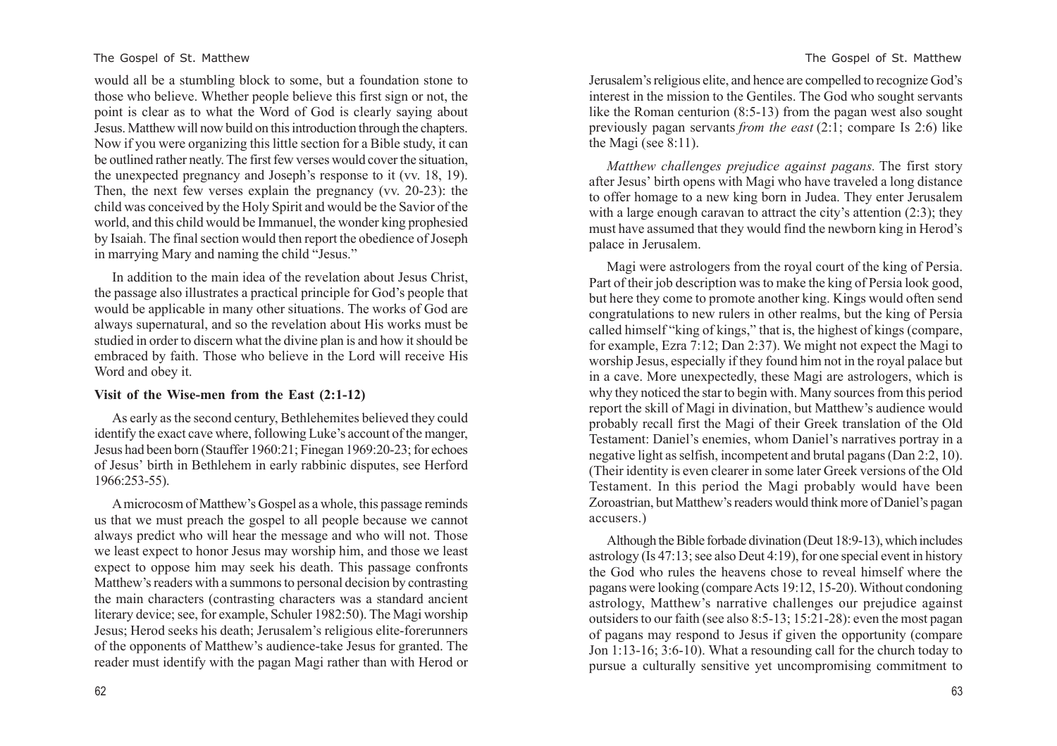would all be a stumbling block to some, but a foundation stone to those who believe. Whether people believe this first sign or not, the point is clear as to what the Word of God is clearly saying about Jesus. Matthew will now build on this introduction through the chapters. Now if you were organizing this little section for a Bible study, it can be outlined rather neatly. The first few verses would cover the situation, the unexpected pregnancy and Joseph's response to it (vv. 18, 19). Then, the next few verses explain the pregnancy (vv. 20-23): the child was conceived by the Holy Spirit and would be the Savior of the world, and this child would be Immanuel, the wonder king prophesied by Isaiah. The final section would then report the obedience of Joseph in marrying Mary and naming the child "Jesus."

In addition to the main idea of the revelation about Jesus Christ, the passage also illustrates a practical principle for God's people that would be applicable in many other situations. The works of God are always supernatural, and so the revelation about His works must be studied in order to discern what the divine plan is and how it should be embraced by faith. Those who believe in the Lord will receive His Word and obey it.

**Visit of the Wise-men from the East (2:1-12)**

As early as the second century, Bethlehemites believed they could identify the exact cave where, following Luke's account of the manger, Jesus had been born (Stauffer 1960:21; Finegan 1969:20-23; for echoes of Jesus' birth in Bethlehem in early rabbinic disputes, see Herford 1966:253-55).

A microcosm of Matthew's Gospel as a whole, this passage reminds us that we must preach the gospel to all people because we cannot always predict who will hear the message and who will not. Those we least expect to honor Jesus may worship him, and those we least expect to oppose him may seek his death. This passage confronts Matthew's readers with a summons to personal decision by contrasting the main characters (contrasting characters was a standard ancient literary device; see, for example, Schuler 1982:50). The Magi worship Jesus; Herod seeks his death; Jerusalem's religious elite-forerunners of the opponents of Matthew's audience-take Jesus for granted. The reader must identify with the pagan Magi rather than with Herod or Jerusalem's religious elite, and hence are compelled to recognize God's interest in the mission to the Gentiles. The God who sought servants like the Roman centurion (8:5-13) from the pagan west also sought previously pagan servants *from the east* (2:1; compare Is 2:6) like the Magi (see 8:11).

*Matthew challenges prejudice against pagans.* The first story after Jesus' birth opens with Magi who have traveled a long distance to offer homage to a new king born in Judea. They enter Jerusalem with a large enough caravan to attract the city's attention (2:3); they must have assumed that they would find the newborn king in Herod's palace in Jerusalem.

Magi were astrologers from the royal court of the king of Persia. Part of their job description was to make the king of Persia look good, but here they come to promote another king. Kings would often send congratulations to new rulers in other realms, but the king of Persia called himself "king of kings," that is, the highest of kings (compare, for example, Ezra 7:12; Dan 2:37). We might not expect the Magi to worship Jesus, especially if they found him not in the royal palace but in a cave. More unexpectedly, these Magi are astrologers, which is why they noticed the star to begin with. Many sources from this period report the skill of Magi in divination, but Matthew's audience would probably recall first the Magi of their Greek translation of the Old Testament: Daniel's enemies, whom Daniel's narratives portray in a negative light as selfish, incompetent and brutal pagans (Dan 2:2, 10). (Their identity is even clearer in some later Greek versions of the Old Testament. In this period the Magi probably would have been Zoroastrian, but Matthew's readers would think more of Daniel's pagan accusers.)

Although the Bible forbade divination (Deut 18:9-13), which includes astrology (Is 47:13; see also Deut 4:19), for one special event in history the God who rules the heavens chose to reveal himself where the pagans were looking (compare Acts 19:12, 15-20). Without condoning astrology, Matthew's narrative challenges our prejudice against outsiders to our faith (see also 8:5-13; 15:21-28): even the most pagan of pagans may respond to Jesus if given the opportunity (compare Jon 1:13-16; 3:6-10). What a resounding call for the church today to pursue a culturally sensitive yet uncompromising commitment to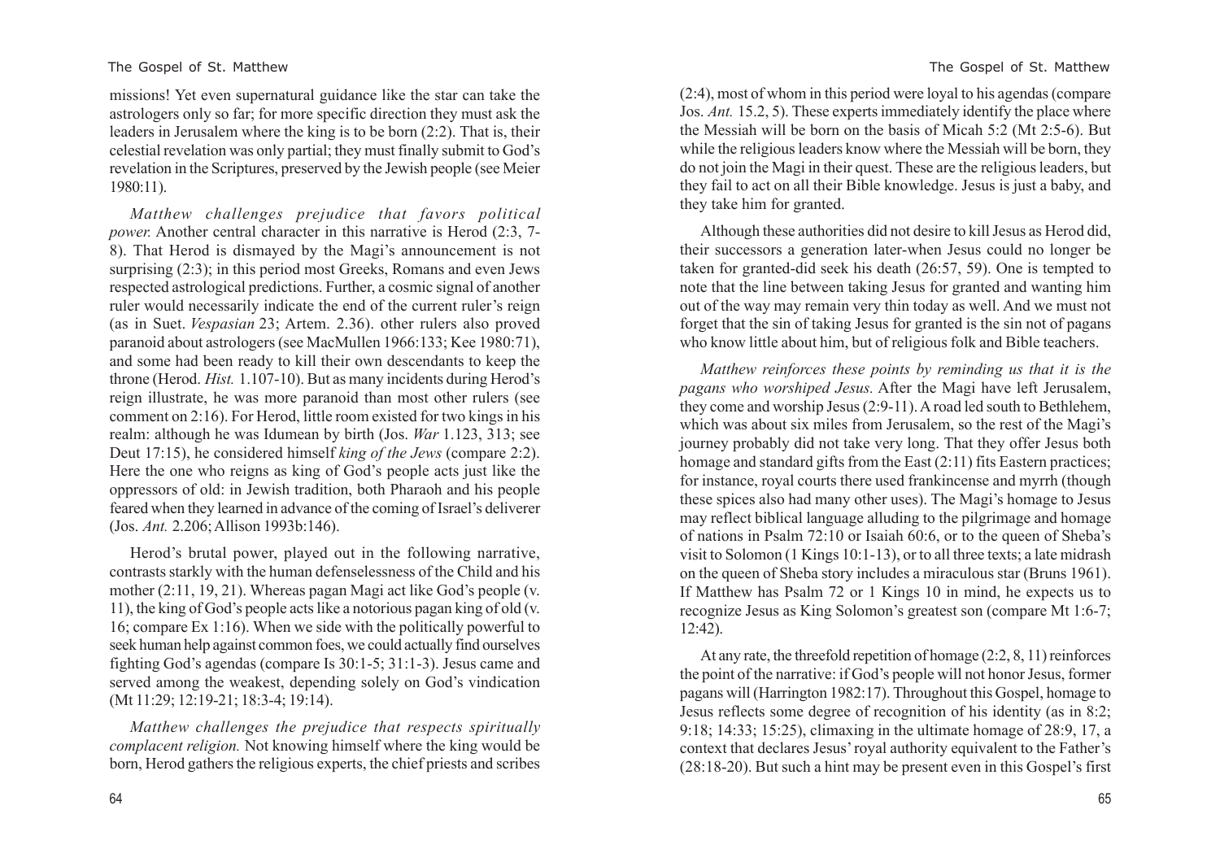missions! Yet even supernatural guidance like the star can take the astrologers only so far; for more specific direction they must ask the leaders in Jerusalem where the king is to be born (2:2). That is, their celestial revelation was only partial; they must finally submit to God's revelation in the Scriptures, preserved by the Jewish people (see Meier 1980:11).

*Matthew challenges prejudice that favors political power.* Another central character in this narrative is Herod (2:3, 7-8). That Herod is dismayed by the Magi's announcement is not surprising (2:3); in this period most Greeks, Romans and even Jews respected astrological predictions. Further, a cosmic signal of another ruler would necessarily indicate the end of the current ruler's reign (as in Suet. *Vespasian* 23; Artem. 2.36). other rulers also proved paranoid about astrologers (see MacMullen 1966:133; Kee 1980:71), and some had been ready to kill their own descendants to keep the throne (Herod. *Hist.* 1.107-10). But as many incidents during Herod's reign illustrate, he was more paranoid than most other rulers (see comment on 2:16). For Herod, little room existed for two kings in his realm: although he was Idumean by birth (Jos. *War* 1.123, 313; see Deut 17:15), he considered himself *king of the Jews* (compare 2:2). Here the one who reigns as king of God's people acts just like the oppressors of old: in Jewish tradition, both Pharaoh and his people feared when they learned in advance of the coming of Israel's deliverer (Jos. *Ant.* 2.206; Allison 1993b:146).

Herod's brutal power, played out in the following narrative, contrasts starkly with the human defenselessness of the Child and his mother (2:11, 19, 21). Whereas pagan Magi act like God's people (v. 11), the king of God's people acts like a notorious pagan king of old (v. 16; compare Ex 1:16). When we side with the politically powerful to seek human help against common foes, we could actually find ourselves fighting God's agendas (compare Is 30:1-5; 31:1-3). Jesus came and served among the weakest, depending solely on God's vindication (Mt 11:29; 12:19-21; 18:3-4; 19:14).

*Matthew challenges the prejudice that respects spiritually complacent religion.* Not knowing himself where the king would be born, Herod gathers the religious experts, the chief priests and scribes (2:4), most of whom in this period were loyal to his agendas (compare Jos. *Ant.* 15.2, 5). These experts immediately identify the place where the Messiah will be born on the basis of Micah 5:2 (Mt 2:5-6). But while the religious leaders know where the Messiah will be born, they do not join the Magi in their quest. These are the religious leaders, but they fail to act on all their Bible knowledge. Jesus is just a baby, and they take him for granted.

Although these authorities did not desire to kill Jesus as Herod did, their successors a generation later-when Jesus could no longer be taken for granted-did seek his death (26:57, 59). One is tempted to note that the line between taking Jesus for granted and wanting him out of the way may remain very thin today as well. And we must not forget that the sin of taking Jesus for granted is the sin not of pagans who know little about him, but of religious folk and Bible teachers.

*Matthew reinforces these points by reminding us that it is the pagans who worshiped Jesus.* After the Magi have left Jerusalem, they come and worship Jesus (2:9-11). A road led south to Bethlehem, which was about six miles from Jerusalem, so the rest of the Magi's journey probably did not take very long. That they offer Jesus both homage and standard gifts from the East (2:11) fits Eastern practices; for instance, royal courts there used frankincense and myrrh (though these spices also had many other uses). The Magi's homage to Jesus may reflect biblical language alluding to the pilgrimage and homage of nations in Psalm 72:10 or Isaiah 60:6, or to the queen of Sheba's visit to Solomon (1 Kings 10:1-13), or to all three texts; a late midrash on the queen of Sheba story includes a miraculous star (Bruns 1961). If Matthew has Psalm 72 or 1 Kings 10 in mind, he expects us to recognize Jesus as King Solomon's greatest son (compare Mt 1:6-7; 12:42).

At any rate, the threefold repetition of homage (2:2, 8, 11) reinforces the point of the narrative: if God's people will not honor Jesus, former pagans will (Harrington 1982:17). Throughout this Gospel, homage to Jesus reflects some degree of recognition of his identity (as in 8:2; 9:18; 14:33; 15:25), climaxing in the ultimate homage of 28:9, 17, a context that declares Jesus' royal authority equivalent to the Father's (28:18-20). But such a hint may be present even in this Gospel's first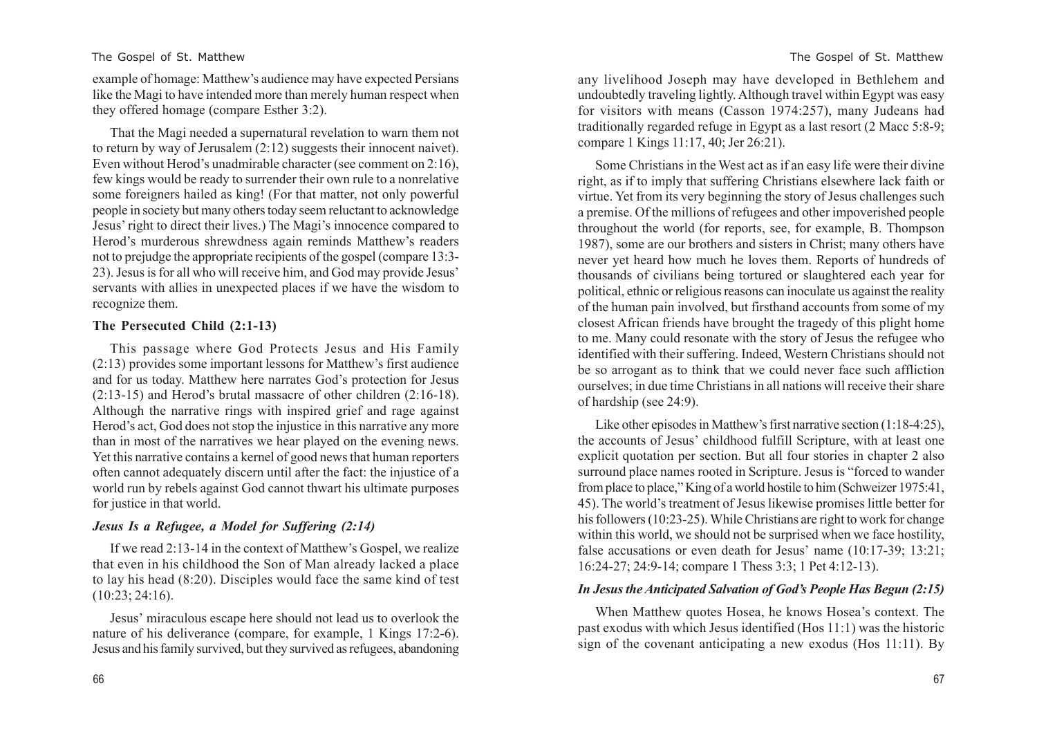example of homage: Matthew's audience may have expected Persians like the Magi to have intended more than merely human respect when they offered homage (compare Esther 3:2).

That the Magi needed a supernatural revelation to warn them not to return by way of Jerusalem (2:12) suggests their innocent naivet). Even without Herod's unadmirable character (see comment on 2:16), few kings would be ready to surrender their own rule to a nonrelative some foreigners hailed as king! (For that matter, not only powerful people in society but many others today seem reluctant to acknowledge Jesus' right to direct their lives.) The Magi's innocence compared to Herod's murderous shrewdness again reminds Matthew's readers not to prejudge the appropriate recipients of the gospel (compare 13:3-23). Jesus is for all who will receive him, and God may provide Jesus' servants with allies in unexpected places if we have the wisdom to recognize them.

### The Persecuted Child (2:1-13)

This passage where God Protects Jesus and His Family (2:13) provides some important lessons for Matthew's first audience and for us today. Matthew here narrates God's protection for Jesus (2:13-15) and Herod's brutal massacre of other children (2:16-18). Although the narrative rings with inspired grief and rage against Herod's act, God does not stop the injustice in this narrative any more than in most of the narratives we hear played on the evening news. Yet this narrative contains a kernel of good news that human reporters often cannot adequately discern until after the fact: the injustice of a world run by rebels against God cannot thwart his ultimate purposes for justice in that world.

#### *Jesus Is a Refugee, a Model for Suffering (2:14)*

If we read 2:13-14 in the context of Matthew's Gospel, we realize that even in his childhood the Son of Man already lacked a place to lay his head (8:20). Disciples would face the same kind of test (10:23; 24:16).

Jesus' miraculous escape here should not lead us to overlook the nature of his deliverance (compare, for example, 1 Kings 17:2-6). Jesus and his family survived, but they survived as refugees, abandoning any livelihood Joseph may have developed in Bethlehem and undoubtedly traveling lightly. Although travel within Egypt was easy for visitors with means (Casson 1974:257), many Judeans had traditionally regarded refuge in Egypt as a last resort (2 Macc 5:8-9; compare 1 Kings 11:17, 40; Jer 26:21).

Some Christians in the West act as if an easy life were their divine right, as if to imply that suffering Christians elsewhere lack faith or virtue. Yet from its very beginning the story of Jesus challenges such a premise. Of the millions of refugees and other impoverished people throughout the world (for reports, see, for example, B. Thompson 1987), some are our brothers and sisters in Christ; many others have never yet heard how much he loves them. Reports of hundreds of thousands of civilians being tortured or slaughtered each year for political, ethnic or religious reasons can inoculate us against the reality of the human pain involved, but firsthand accounts from some of my closest African friends have brought the tragedy of this plight home to me. Many could resonate with the story of Jesus the refugee who identified with their suffering. Indeed, Western Christians should not be so arrogant as to think that we could never face such affliction ourselves; in due time Christians in all nations will receive their share of hardship (see 24:9).

Like other episodes in Matthew's first narrative section (1:18-4:25), the accounts of Jesus' childhood fulfill Scripture, with at least one explicit quotation per section. But all four stories in chapter 2 also surround place names rooted in Scripture. Jesus is "forced to wander from place to place," King of a world hostile to him (Schweizer 1975:41, 45). The world's treatment of Jesus likewise promises little better for his followers (10:23-25). While Christians are right to work for change within this world, we should not be surprised when we face hostility, false accusations or even death for Jesus' name (10:17-39; 13:21; 16:24-27; 24:9-14; compare 1 Thess 3:3; 1 Pet 4:12-13).

#### *In Jesus the Anticipated Salvation of God's People Has Begun (2:15)*

When Matthew quotes Hosea, he knows Hosea's context. The past exodus with which Jesus identified (Hos 11:1) was the historic sign of the covenant anticipating a new exodus (Hos 11:11). By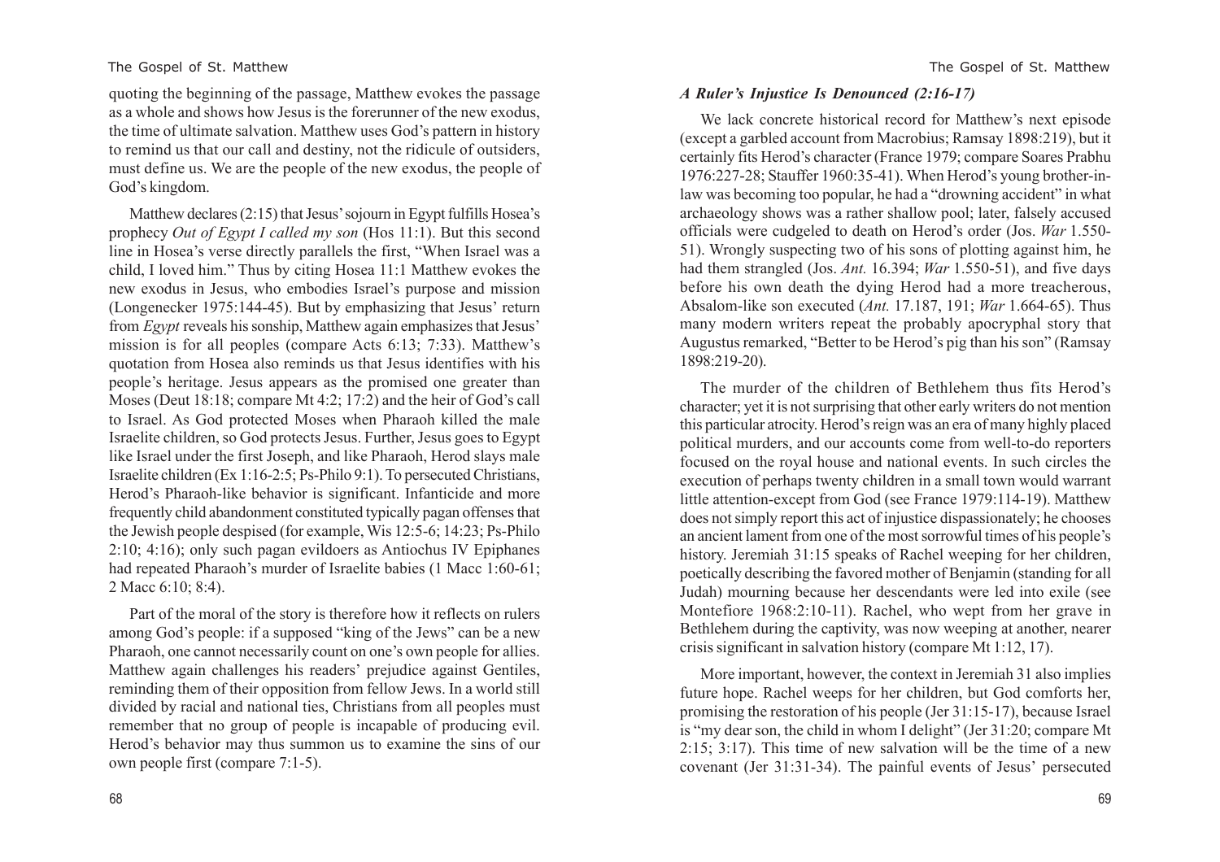quoting the beginning of the passage, Matthew evokes the passage as a whole and shows how Jesus is the forerunner of the new exodus, the time of ultimate salvation. Matthew uses God's pattern in history to remind us that our call and destiny, not the ridicule of outsiders, must define us. We are the people of the new exodus, the people of God's kingdom.

Matthew declares (2:15) that Jesus' sojourn in Egypt fulfills Hosea's prophecy *Out of Egypt I called my son* (Hos 11:1). But this second line in Hosea's verse directly parallels the first, "When Israel was a child, I loved him." Thus by citing Hosea 11:1 Matthew evokes the new exodus in Jesus, who embodies Israel's purpose and mission (Longenecker 1975:144-45). But by emphasizing that Jesus' return from *Egypt* reveals his sonship, Matthew again emphasizes that Jesus' mission is for all peoples (compare Acts 6:13; 7:33). Matthew's quotation from Hosea also reminds us that Jesus identifies with his people's heritage. Jesus appears as the promised one greater than Moses (Deut 18:18; compare Mt 4:2; 17:2) and the heir of God's call to Israel. As God protected Moses when Pharaoh killed the male Israelite children, so God protects Jesus. Further, Jesus goes to Egypt like Israel under the first Joseph, and like Pharaoh, Herod slays male Israelite children (Ex 1:16-2:5; Ps-Philo 9:1). To persecuted Christians, Herod's Pharaoh-like behavior is significant. Infanticide and more frequently child abandonment constituted typically pagan offenses that the Jewish people despised (for example, Wis 12:5-6; 14:23; Ps-Philo 2:10; 4:16); only such pagan evildoers as Antiochus IV Epiphanes had repeated Pharaoh's murder of Israelite babies (1 Macc 1:60-61; 2 Macc 6:10; 8:4).

Part of the moral of the story is therefore how it reflects on rulers among God's people: if a supposed "king of the Jews" can be a new Pharaoh, one cannot necessarily count on one's own people for allies. Matthew again challenges his readers' prejudice against Gentiles, reminding them of their opposition from fellow Jews. In a world still divided by racial and national ties, Christians from all peoples must remember that no group of people is incapable of producing evil. Herod's behavior may thus summon us to examine the sins of our own people first (compare 7:1-5).

### *A Ruler's Injustice Is Denounced (2:16-17)*

We lack concrete historical record for Matthew's next episode (except a garbled account from Macrobius; Ramsay 1898:219), but it certainly fits Herod's character (France 1979; compare Soares Prabhu 1976:227-28; Stauffer 1960:35-41). When Herod's young brother-in-law was becoming too popular, he had a "drowning accident" in what archaeology shows was a rather shallow pool; later, falsely accused officials were cudgeled to death on Herod's order (Jos. *War* 1.550-51). Wrongly suspecting two of his sons of plotting against him, he had them strangled (Jos. *Ant.* 16.394; *War* 1.550-51), and five days before his own death the dying Herod had a more treacherous, Absalom-like son executed (*Ant.* 17.187, 191; *War* 1.664-65). Thus many modern writers repeat the probably apocryphal story that Augustus remarked, "Better to be Herod's pig than his son" (Ramsay 1898:219-20).

The murder of the children of Bethlehem thus fits Herod's character; yet it is not surprising that other early writers do not mention this particular atrocity. Herod's reign was an era of many highly placed political murders, and our accounts come from well-to-do reporters focused on the royal house and national events. In such circles the execution of perhaps twenty children in a small town would warrant little attention-except from God (see France 1979:114-19). Matthew does not simply report this act of injustice dispassionately; he chooses an ancient lament from one of the most sorrowful times of his people's history. Jeremiah 31:15 speaks of Rachel weeping for her children, poetically describing the favored mother of Benjamin (standing for all Judah) mourning because her descendants were led into exile (see Montefiore 1968:2:10-11). Rachel, who wept from her grave in Bethlehem during the captivity, was now weeping at another, nearer crisis significant in salvation history (compare Mt 1:12, 17).

More important, however, the context in Jeremiah 31 also implies future hope. Rachel weeps for her children, but God comforts her, promising the restoration of his people (Jer 31:15-17), because Israel is "my dear son, the child in whom I delight" (Jer 31:20; compare Mt 2:15; 3:17). This time of new salvation will be the time of a new covenant (Jer 31:31-34). The painful events of Jesus' persecuted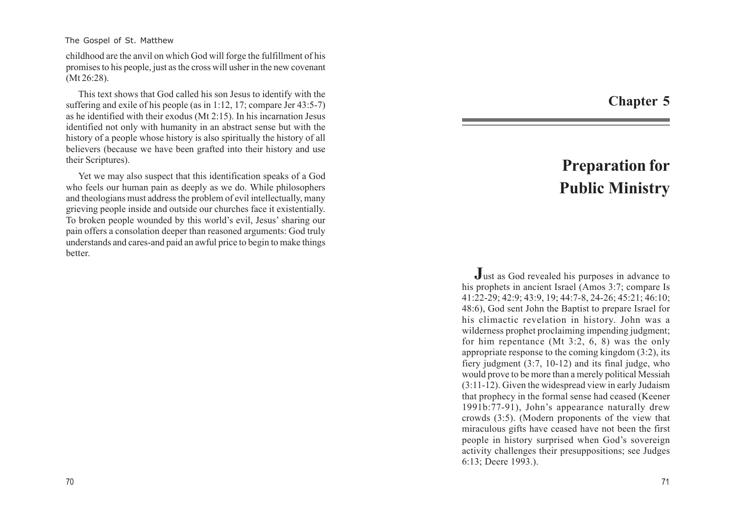childhood are the anvil on which God will forge the fulfillment of his promises to his people, just as the cross will usher in the new covenant (Mt 26:28).

This text shows that God called his son Jesus to identify with the suffering and exile of his people (as in 1:12, 17; compare Jer 43:5-7) as he identified with their exodus (Mt 2:15). In his incarnation Jesus identified not only with humanity in an abstract sense but with the history of a people whose history is also spiritually the history of all believers (because we have been grafted into their history and use their Scriptures).

Yet we may also suspect that this identification speaks of a God who feels our human pain as deeply as we do. While philosophers and theologians must address the problem of evil intellectually, many grieving people inside and outside our churches face it existentially. To broken people wounded by this world's evil, Jesus' sharing our pain offers a consolation deeper than reasoned arguments: God truly understands and cares-and paid an awful price to begin to make things better.

# Chapter 5

# Preparation for Public Ministry

Just as God revealed his purposes in advance to his prophets in ancient Israel (Amos 3:7; compare Is 41:22-29; 42:9; 43:9, 19; 44:7-8, 24-26; 45:21; 46:10; 48:6), God sent John the Baptist to prepare Israel for his climactic revelation in history. John was a wilderness prophet proclaiming impending judgment; for him repentance (Mt 3:2, 6, 8) was the only appropriate response to the coming kingdom (3:2), its fiery judgment (3:7, 10-12) and its final judge, who would prove to be more than a merely political Messiah (3:11-12). Given the widespread view in early Judaism that prophecy in the formal sense had ceased (Keener 1991b:77-91), John's appearance naturally drew crowds (3:5). (Modern proponents of the view that miraculous gifts have ceased have not been the first people in history surprised when God's sovereign activity challenges their presuppositions; see Judges 6:13; Deere 1993.).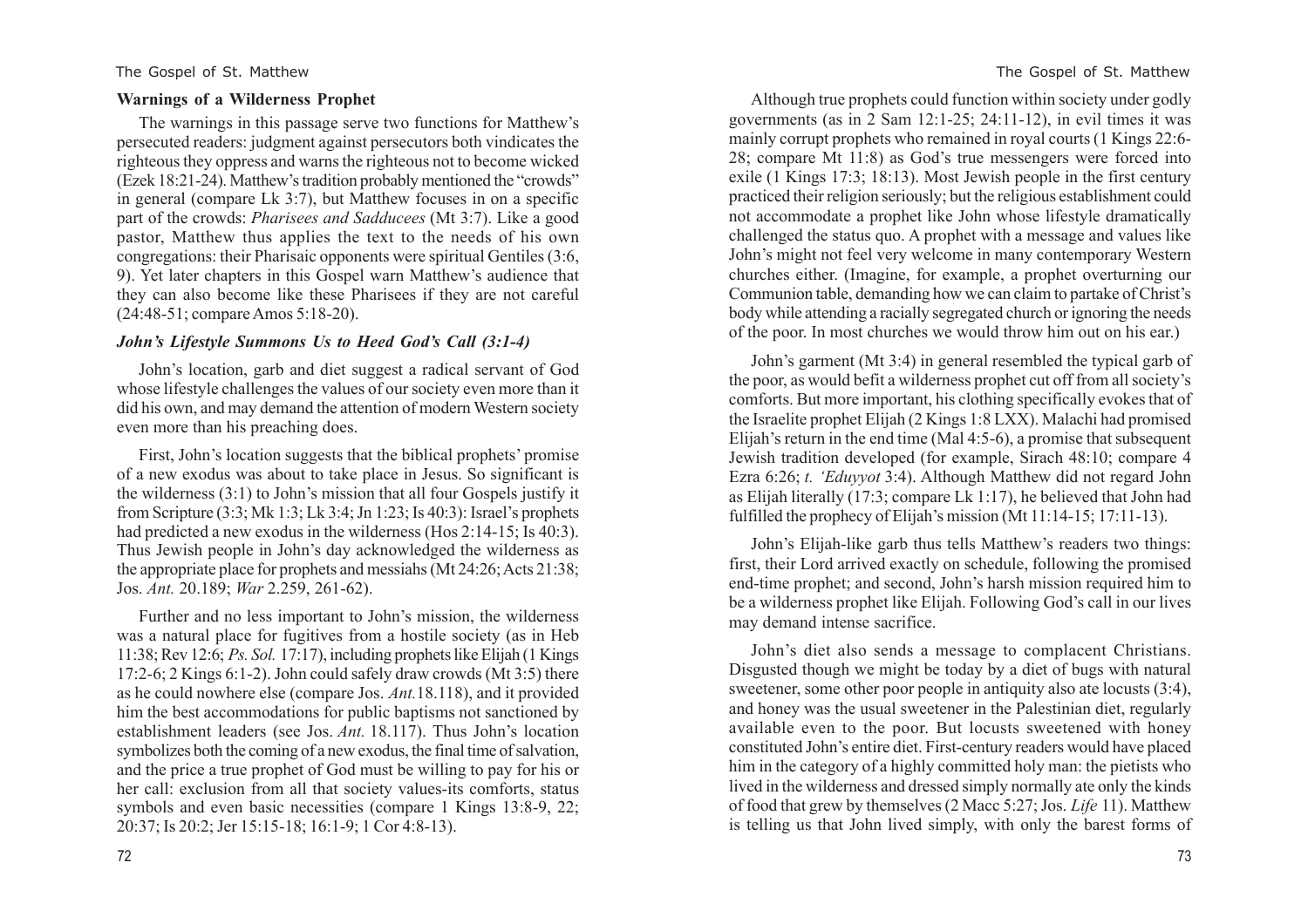### Warnings of a Wilderness Prophet

The warnings in this passage serve two functions for Matthew's persecuted readers: judgment against persecutors both vindicates the righteous they oppress and warns the righteous not to become wicked (Ezek 18:21-24). Matthew's tradition probably mentioned the "crowds" in general (compare Lk 3:7), but Matthew focuses in on a specific part of the crowds: *Pharisees and Sadducees* (Mt 3:7). Like a good pastor, Matthew thus applies the text to the needs of his own congregations: their Pharisaic opponents were spiritual Gentiles (3:6, 9). Yet later chapters in this Gospel warn Matthew's audience that they can also become like these Pharisees if they are not careful (24:48-51; compare Amos 5:18-20).

### *John's Lifestyle Summons Us to Heed God's Call (3:1-4)*

John's location, garb and diet suggest a radical servant of God whose lifestyle challenges the values of our society even more than it did his own, and may demand the attention of modern Western society even more than his preaching does.

First, John's location suggests that the biblical prophets' promise of a new exodus was about to take place in Jesus. So significant is the wilderness (3:1) to John's mission that all four Gospels justify it from Scripture (3:3; Mk 1:3; Lk 3:4; Jn 1:23; Is 40:3): Israel's prophets had predicted a new exodus in the wilderness (Hos 2:14-15; Is 40:3). Thus Jewish people in John's day acknowledged the wilderness as the appropriate place for prophets and messiahs (Mt 24:26; Acts 21:38; Jos. *Ant.* 20.189; *War* 2.259, 261-62).

Further and no less important to John's mission, the wilderness was a natural place for fugitives from a hostile society (as in Heb 11:38; Rev 12:6; *Ps. Sol.* 17:17), including prophets like Elijah (1 Kings 17:2-6; 2 Kings 6:1-2). John could safely draw crowds (Mt 3:5) there as he could nowhere else (compare Jos. *Ant.*18.118), and it provided him the best accommodations for public baptisms not sanctioned by establishment leaders (see Jos. *Ant.* 18.117). Thus John's location symbolizes both the coming of a new exodus, the final time of salvation, and the price a true prophet of God must be willing to pay for his or her call: exclusion from all that society values-its comforts, status symbols and even basic necessities (compare 1 Kings 13:8-9, 22; 20:37; Is 20:2; Jer 15:15-18; 16:1-9; 1 Cor 4:8-13).

Although true prophets could function within society under godly governments (as in 2 Sam 12:1-25; 24:11-12), in evil times it was mainly corrupt prophets who remained in royal courts (1 Kings 22:6-28; compare Mt 11:8) as God's true messengers were forced into exile (1 Kings 17:3; 18:13). Most Jewish people in the first century practiced their religion seriously; but the religious establishment could not accommodate a prophet like John whose lifestyle dramatically challenged the status quo. A prophet with a message and values like John's might not feel very welcome in many contemporary Western churches either. (Imagine, for example, a prophet overturning our Communion table, demanding how we can claim to partake of Christ's body while attending a racially segregated church or ignoring the needs of the poor. In most churches we would throw him out on his ear.)

John's garment (Mt 3:4) in general resembled the typical garb of the poor, as would befit a wilderness prophet cut off from all society's comforts. But more important, his clothing specifically evokes that of the Israelite prophet Elijah (2 Kings 1:8 LXX). Malachi had promised Elijah's return in the end time (Mal 4:5-6), a promise that subsequent Jewish tradition developed (for example, Sirach 48:10; compare 4 Ezra 6:26; *t. 'Eduyyot* 3:4). Although Matthew did not regard John as Elijah literally (17:3; compare Lk 1:17), he believed that John had fulfilled the prophecy of Elijah's mission (Mt 11:14-15; 17:11-13).

John's Elijah-like garb thus tells Matthew's readers two things: first, their Lord arrived exactly on schedule, following the promised end-time prophet; and second, John's harsh mission required him to be a wilderness prophet like Elijah. Following God's call in our lives may demand intense sacrifice.

John's diet also sends a message to complacent Christians. Disgusted though we might be today by a diet of bugs with natural sweetener, some other poor people in antiquity also ate locusts (3:4), and honey was the usual sweetener in the Palestinian diet, regularly available even to the poor. But locusts sweetened with honey constituted John's entire diet. First-century readers would have placed him in the category of a highly committed holy man: the pietists who lived in the wilderness and dressed simply normally ate only the kinds of food that grew by themselves (2 Macc 5:27; Jos. *Life* 11). Matthew is telling us that John lived simply, with only the barest forms of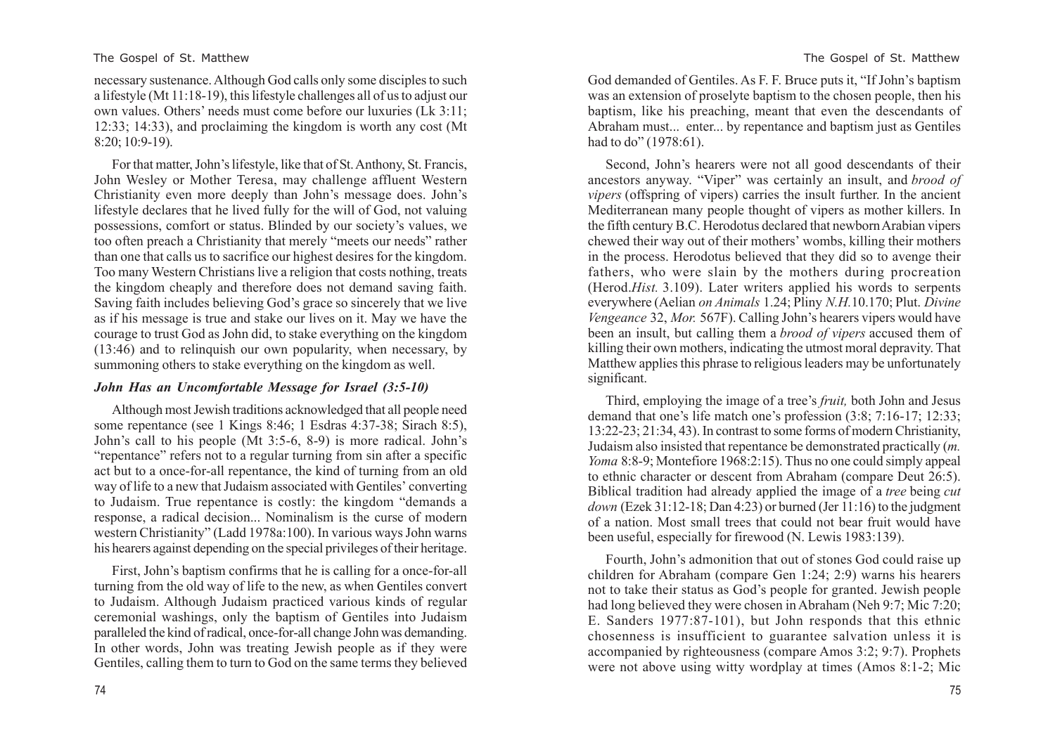necessary sustenance. Although God calls only some disciples to such a lifestyle (Mt 11:18-19), this lifestyle challenges all of us to adjust our own values. Others' needs must come before our luxuries (Lk 3:11; 12:33; 14:33), and proclaiming the kingdom is worth any cost (Mt 8:20; 10:9-19).

For that matter, John's lifestyle, like that of St. Anthony, St. Francis, John Wesley or Mother Teresa, may challenge affluent Western Christianity even more deeply than John's message does. John's lifestyle declares that he lived fully for the will of God, not valuing possessions, comfort or status. Blinded by our society's values, we too often preach a Christianity that merely "meets our needs" rather than one that calls us to sacrifice our highest desires for the kingdom. Too many Western Christians live a religion that costs nothing, treats the kingdom cheaply and therefore does not demand saving faith. Saving faith includes believing God's grace so sincerely that we live as if his message is true and stake our lives on it. May we have the courage to trust God as John did, to stake everything on the kingdom (13:46) and to relinquish our own popularity, when necessary, by summoning others to stake everything on the kingdom as well.

### *John Has an Uncomfortable Message for Israel (3:5-10)*

Although most Jewish traditions acknowledged that all people need some repentance (see 1 Kings 8:46; 1 Esdras 4:37-38; Sirach 8:5), John's call to his people (Mt 3:5-6, 8-9) is more radical. John's "repentance" refers not to a regular turning from sin after a specific act but to a once-for-all repentance, the kind of turning from an old way of life to a new that Judaism associated with Gentiles' converting to Judaism. True repentance is costly: the kingdom "demands a response, a radical decision... Nominalism is the curse of modern western Christianity" (Ladd 1978a:100). In various ways John warns his hearers against depending on the special privileges of their heritage.

First, John's baptism confirms that he is calling for a once-for-all turning from the old way of life to the new, as when Gentiles convert to Judaism. Although Judaism practiced various kinds of regular ceremonial washings, only the baptism of Gentiles into Judaism paralleled the kind of radical, once-for-all change John was demanding. In other words, John was treating Jewish people as if they were Gentiles, calling them to turn to God on the same terms they believed God demanded of Gentiles. As F. F. Bruce puts it, "If John's baptism was an extension of proselyte baptism to the chosen people, then his baptism, like his preaching, meant that even the descendants of Abraham must... enter... by repentance and baptism just as Gentiles had to do" (1978:61).

Second, John's hearers were not all good descendants of their ancestors anyway. "Viper" was certainly an insult, and *brood of vipers* (offspring of vipers) carries the insult further. In the ancient Mediterranean many people thought of vipers as mother killers. In the fifth century B.C. Herodotus declared that newborn Arabian vipers chewed their way out of their mothers' wombs, killing their mothers in the process. Herodotus believed that they did so to avenge their fathers, who were slain by the mothers during procreation (Herod.*Hist.* 3.109). Later writers applied his words to serpents everywhere (Aelian *on Animals* 1.24; Pliny *N.H.*10.170; Plut. *Divine Vengeance* 32, *Mor.* 567F). Calling John's hearers vipers would have been an insult, but calling them a *brood of vipers* accused them of killing their own mothers, indicating the utmost moral depravity. That Matthew applies this phrase to religious leaders may be unfortunately significant.

Third, employing the image of a tree's *fruit,* both John and Jesus demand that one's life match one's profession (3:8; 7:16-17; 12:33; 13:22-23; 21:34, 43). In contrast to some forms of modern Christianity, Judaism also insisted that repentance be demonstrated practically (*m. Yoma* 8:8-9; Montefiore 1968:2:15). Thus no one could simply appeal to ethnic character or descent from Abraham (compare Deut 26:5). Biblical tradition had already applied the image of a *tree* being *cut down* (Ezek 31:12-18; Dan 4:23) or burned (Jer 11:16) to the judgment of a nation. Most small trees that could not bear fruit would have been useful, especially for firewood (N. Lewis 1983:139).

Fourth, John's admonition that out of stones God could raise up children for Abraham (compare Gen 1:24; 2:9) warns his hearers not to take their status as God's people for granted. Jewish people had long believed they were chosen in Abraham (Neh 9:7; Mic 7:20; E. Sanders 1977:87-101), but John responds that this ethnic chosenness is insufficient to guarantee salvation unless it is accompanied by righteousness (compare Amos 3:2; 9:7). Prophets were not above using witty wordplay at times (Amos 8:1-2; Mic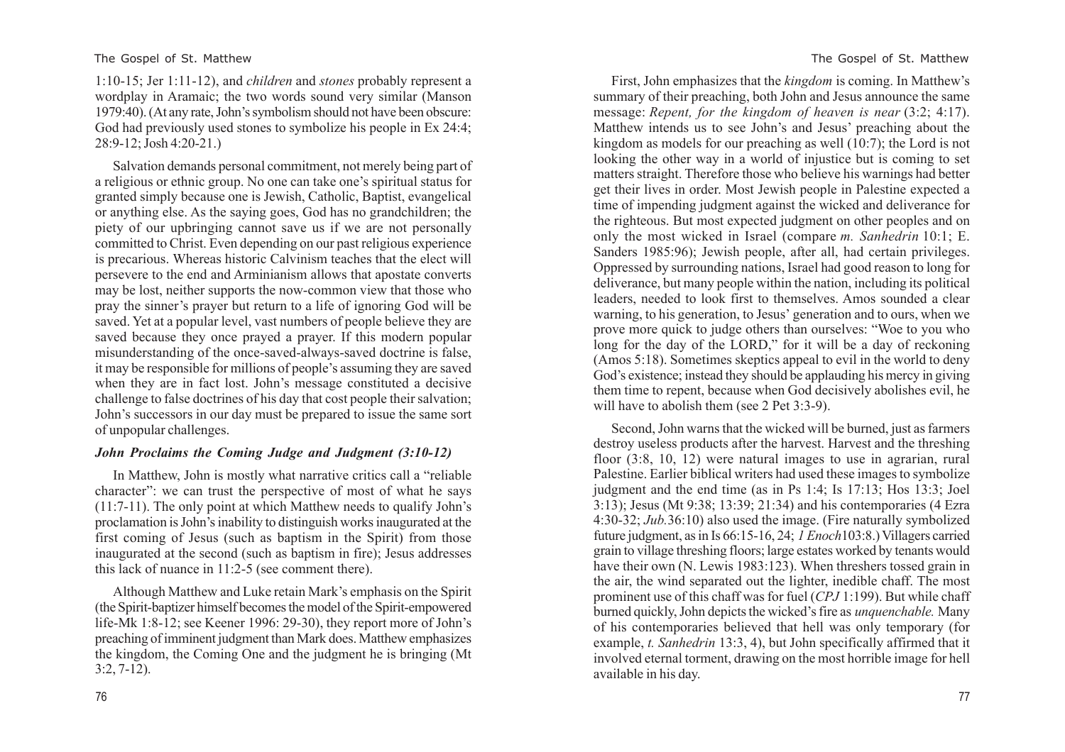1:10-15; Jer 1:11-12), and *children* and *stones* probably represent a wordplay in Aramaic; the two words sound very similar (Manson 1979:40). (At any rate, John's symbolism should not have been obscure: God had previously used stones to symbolize his people in Ex 24:4; 28:9-12; Josh 4:20-21.)

Salvation demands personal commitment, not merely being part of a religious or ethnic group. No one can take one's spiritual status for granted simply because one is Jewish, Catholic, Baptist, evangelical or anything else. As the saying goes, God has no grandchildren; the piety of our upbringing cannot save us if we are not personally committed to Christ. Even depending on our past religious experience is precarious. Whereas historic Calvinism teaches that the elect will persevere to the end and Arminianism allows that apostate converts may be lost, neither supports the now-common view that those who pray the sinner's prayer but return to a life of ignoring God will be saved. Yet at a popular level, vast numbers of people believe they are saved because they once prayed a prayer. If this modern popular misunderstanding of the once-saved-always-saved doctrine is false, it may be responsible for millions of people's assuming they are saved when they are in fact lost. John's message constituted a decisive challenge to false doctrines of his day that cost people their salvation; John's successors in our day must be prepared to issue the same sort of unpopular challenges.

### *John Proclaims the Coming Judge and Judgment (3:10-12)*

In Matthew, John is mostly what narrative critics call a "reliable character": we can trust the perspective of most of what he says (11:7-11). The only point at which Matthew needs to qualify John's proclamation is John's inability to distinguish works inaugurated at the first coming of Jesus (such as baptism in the Spirit) from those inaugurated at the second (such as baptism in fire); Jesus addresses this lack of nuance in 11:2-5 (see comment there).

Although Matthew and Luke retain Mark's emphasis on the Spirit (the Spirit-baptizer himself becomes the model of the Spirit-empowered life-Mk 1:8-12; see Keener 1996: 29-30), they report more of John's preaching of imminent judgment than Mark does. Matthew emphasizes the kingdom, the Coming One and the judgment he is bringing (Mt 3:2, 7-12).

First, John emphasizes that the *kingdom* is coming. In Matthew's summary of their preaching, both John and Jesus announce the same message: *Repent, for the kingdom of heaven is near* (3:2; 4:17). Matthew intends us to see John's and Jesus' preaching about the kingdom as models for our preaching as well (10:7); the Lord is not looking the other way in a world of injustice but is coming to set matters straight. Therefore those who believe his warnings had better get their lives in order. Most Jewish people in Palestine expected a time of impending judgment against the wicked and deliverance for the righteous. But most expected judgment on other peoples and on only the most wicked in Israel (compare *m. Sanhedrin* 10:1; E. Sanders 1985:96); Jewish people, after all, had certain privileges. Oppressed by surrounding nations, Israel had good reason to long for deliverance, but many people within the nation, including its political leaders, needed to look first to themselves. Amos sounded a clear warning, to his generation, to Jesus' generation and to ours, when we prove more quick to judge others than ourselves: "Woe to you who long for the day of the LORD," for it will be a day of reckoning (Amos 5:18). Sometimes skeptics appeal to evil in the world to deny God's existence; instead they should be applauding his mercy in giving them time to repent, because when God decisively abolishes evil, he will have to abolish them (see 2 Pet 3:3-9).

Second, John warns that the wicked will be burned, just as farmers destroy useless products after the harvest. Harvest and the threshing floor (3:8, 10, 12) were natural images to use in agrarian, rural Palestine. Earlier biblical writers had used these images to symbolize judgment and the end time (as in Ps 1:4; Is 17:13; Hos 13:3; Joel 3:13); Jesus (Mt 9:38; 13:39; 21:34) and his contemporaries (4 Ezra 4:30-32; *Jub.*36:10) also used the image. (Fire naturally symbolized future judgment, as in Is 66:15-16, 24; *1 Enoch*103:8.) Villagers carried grain to village threshing floors; large estates worked by tenants would have their own (N. Lewis 1983:123). When threshers tossed grain in the air, the wind separated out the lighter, inedible chaff. The most prominent use of this chaff was for fuel (*CPJ* 1:199). But while chaff burned quickly, John depicts the wicked's fire as *unquenchable.* Many of his contemporaries believed that hell was only temporary (for example, *t. Sanhedrin* 13:3, 4), but John specifically affirmed that it involved eternal torment, drawing on the most horrible image for hell available in his day.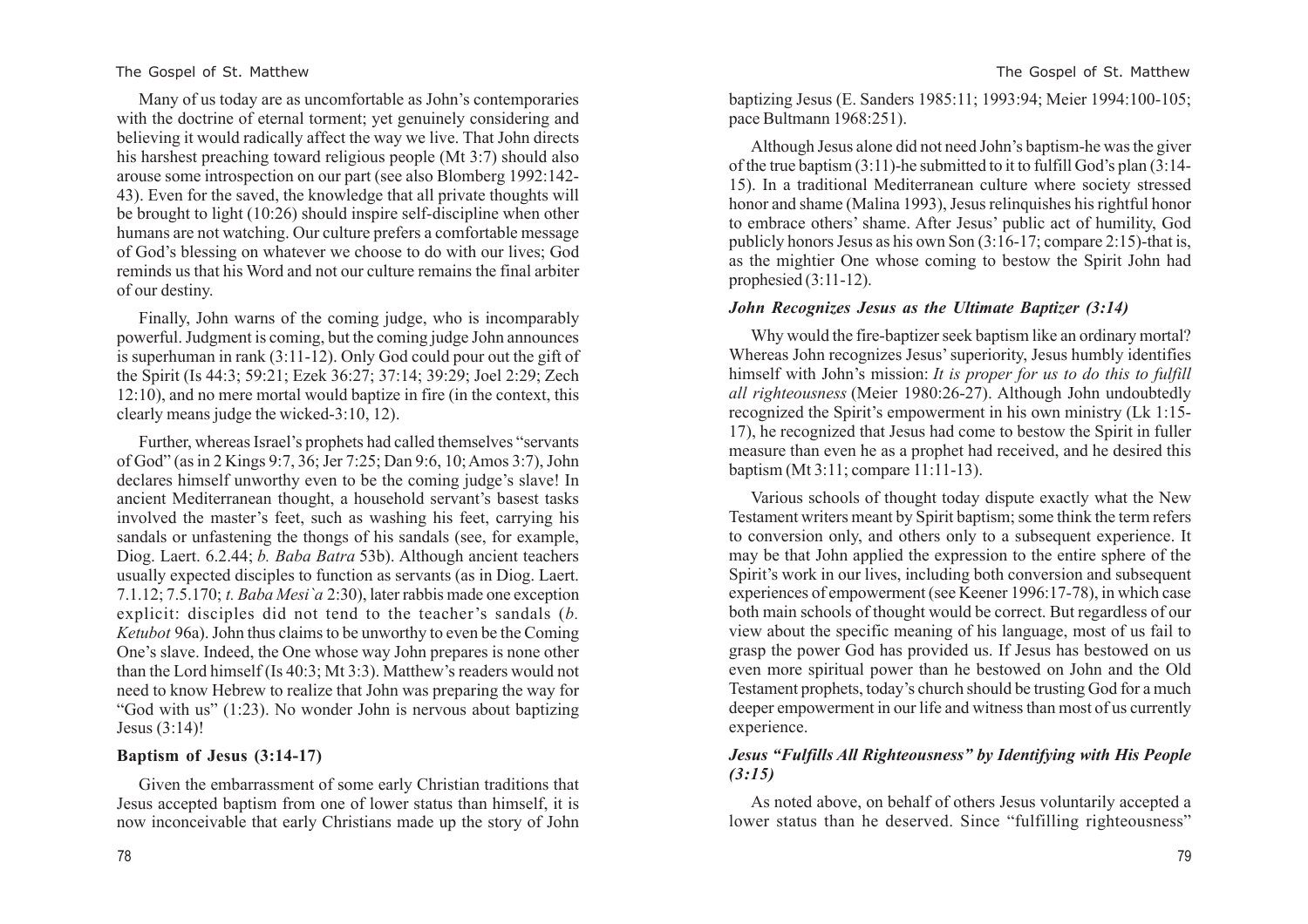Many of us today are as uncomfortable as John's contemporaries with the doctrine of eternal torment; yet genuinely considering and believing it would radically affect the way we live. That John directs his harshest preaching toward religious people (Mt 3:7) should also arouse some introspection on our part (see also Blomberg 1992:142-43). Even for the saved, the knowledge that all private thoughts will be brought to light (10:26) should inspire self-discipline when other humans are not watching. Our culture prefers a comfortable message of God's blessing on whatever we choose to do with our lives; God reminds us that his Word and not our culture remains the final arbiter of our destiny.

Finally, John warns of the coming judge, who is incomparably powerful. Judgment is coming, but the coming judge John announces is superhuman in rank (3:11-12). Only God could pour out the gift of the Spirit (Is 44:3; 59:21; Ezek 36:27; 37:14; 39:29; Joel 2:29; Zech 12:10), and no mere mortal would baptize in fire (in the context, this clearly means judge the wicked-3:10, 12).

Further, whereas Israel's prophets had called themselves "servants of God" (as in 2 Kings 9:7, 36; Jer 7:25; Dan 9:6, 10; Amos 3:7), John declares himself unworthy even to be the coming judge's slave! In ancient Mediterranean thought, a household servant's basest tasks involved the master's feet, such as washing his feet, carrying his sandals or unfastening the thongs of his sandals (see, for example, Diog. Laert. 6.2.44; *b. Baba Batra* 53b). Although ancient teachers usually expected disciples to function as servants (as in Diog. Laert. 7.1.12; 7.5.170; *t. Baba Mesi`a* 2:30), later rabbis made one exception explicit: disciples did not tend to the teacher's sandals (*b. Ketubot* 96a). John thus claims to be unworthy to even be the Coming One's slave. Indeed, the One whose way John prepares is none other than the Lord himself (Is 40:3; Mt 3:3). Matthew's readers would not need to know Hebrew to realize that John was preparing the way for "God with us" (1:23). No wonder John is nervous about baptizing Jesus (3:14)!

**Baptism of Jesus (3:14-17)**

Given the embarrassment of some early Christian traditions that Jesus accepted baptism from one of lower status than himself, it is now inconceivable that early Christians made up the story of John baptizing Jesus (E. Sanders 1985:11; 1993:94; Meier 1994:100-105; pace Bultmann 1968:251).

Although Jesus alone did not need John's baptism-he was the giver of the true baptism (3:11)-he submitted to it to fulfill God's plan (3:14-15). In a traditional Mediterranean culture where society stressed honor and shame (Malina 1993), Jesus relinquishes his rightful honor to embrace others' shame. After Jesus' public act of humility, God publicly honors Jesus as his own Son (3:16-17; compare 2:15)-that is, as the mightier One whose coming to bestow the Spirit John had prophesied (3:11-12).

***John Recognizes Jesus as the Ultimate Baptizer (3:14)***

Why would the fire-baptizer seek baptism like an ordinary mortal? Whereas John recognizes Jesus' superiority, Jesus humbly identifies himself with John's mission: *It is proper for us to do this to fulfill all righteousness* (Meier 1980:26-27). Although John undoubtedly recognized the Spirit's empowerment in his own ministry (Lk 1:15-17), he recognized that Jesus had come to bestow the Spirit in fuller measure than even he as a prophet had received, and he desired this baptism (Mt 3:11; compare 11:11-13).

Various schools of thought today dispute exactly what the New Testament writers meant by Spirit baptism; some think the term refers to conversion only, and others only to a subsequent experience. It may be that John applied the expression to the entire sphere of the Spirit's work in our lives, including both conversion and subsequent experiences of empowerment (see Keener 1996:17-78), in which case both main schools of thought would be correct. But regardless of our view about the specific meaning of his language, most of us fail to grasp the power God has provided us. If Jesus has bestowed on us even more spiritual power than he bestowed on John and the Old Testament prophets, today's church should be trusting God for a much deeper empowerment in our life and witness than most of us currently experience.

***Jesus "Fulfills All Righteousness" by Identifying with His People (3:15)***

As noted above, on behalf of others Jesus voluntarily accepted a lower status than he deserved. Since "fulfilling righteousness"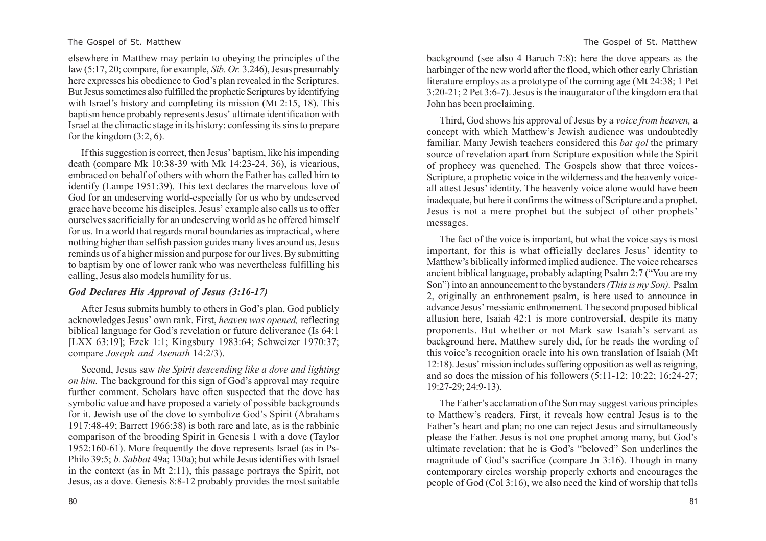elsewhere in Matthew may pertain to obeying the principles of the law (5:17, 20; compare, for example, *Sib. Or.* 3.246), Jesus presumably here expresses his obedience to God's plan revealed in the Scriptures. But Jesus sometimes also fulfilled the prophetic Scriptures by identifying with Israel's history and completing its mission (Mt 2:15, 18). This baptism hence probably represents Jesus' ultimate identification with Israel at the climactic stage in its history: confessing its sins to prepare for the kingdom (3:2, 6).

If this suggestion is correct, then Jesus' baptism, like his impending death (compare Mk 10:38-39 with Mk 14:23-24, 36), is vicarious, embraced on behalf of others with whom the Father has called him to identify (Lampe 1951:39). This text declares the marvelous love of God for an undeserving world-especially for us who by undeserved grace have become his disciples. Jesus' example also calls us to offer ourselves sacrificially for an undeserving world as he offered himself for us. In a world that regards moral boundaries as impractical, where nothing higher than selfish passion guides many lives around us, Jesus reminds us of a higher mission and purpose for our lives. By submitting to baptism by one of lower rank who was nevertheless fulfilling his calling, Jesus also models humility for us.

### *God Declares His Approval of Jesus (3:16-17)*

After Jesus submits humbly to others in God's plan, God publicly acknowledges Jesus' own rank. First, *heaven was opened,* reflecting biblical language for God's revelation or future deliverance (Is 64:1 [LXX 63:19]; Ezek 1:1; Kingsbury 1983:64; Schweizer 1970:37; compare *Joseph and Asenath* 14:2/3).

Second, Jesus saw *the Spirit descending like a dove and lighting on him.* The background for this sign of God's approval may require further comment. Scholars have often suspected that the dove has symbolic value and have proposed a variety of possible backgrounds for it. Jewish use of the dove to symbolize God's Spirit (Abrahams 1917:48-49; Barrett 1966:38) is both rare and late, as is the rabbinic comparison of the brooding Spirit in Genesis 1 with a dove (Taylor 1952:160-61). More frequently the dove represents Israel (as in Ps-Philo 39:5; *b. Sabbat* 49a; 130a); but while Jesus identifies with Israel in the context (as in Mt 2:11), this passage portrays the Spirit, not Jesus, as a dove. Genesis 8:8-12 probably provides the most suitable background (see also 4 Baruch 7:8): here the dove appears as the harbinger of the new world after the flood, which other early Christian literature employs as a prototype of the coming age (Mt 24:38; 1 Pet 3:20-21; 2 Pet 3:6-7). Jesus is the inaugurator of the kingdom era that John has been proclaiming.

Third, God shows his approval of Jesus by a *voice from heaven,* a concept with which Matthew's Jewish audience was undoubtedly familiar. Many Jewish teachers considered this *bat qol* the primary source of revelation apart from Scripture exposition while the Spirit of prophecy was quenched. The Gospels show that three voices-Scripture, a prophetic voice in the wilderness and the heavenly voice-all attest Jesus' identity. The heavenly voice alone would have been inadequate, but here it confirms the witness of Scripture and a prophet. Jesus is not a mere prophet but the subject of other prophets' messages.

The fact of the voice is important, but what the voice says is most important, for this is what officially declares Jesus' identity to Matthew's biblically informed implied audience. The voice rehearses ancient biblical language, probably adapting Psalm 2:7 ("You are my Son") into an announcement to the bystanders *(This is my Son).* Psalm 2, originally an enthronement psalm, is here used to announce in advance Jesus' messianic enthronement. The second proposed biblical allusion here, Isaiah 42:1 is more controversial, despite its many proponents. But whether or not Mark saw Isaiah's servant as background here, Matthew surely did, for he reads the wording of this voice's recognition oracle into his own translation of Isaiah (Mt 12:18). Jesus' mission includes suffering opposition as well as reigning, and so does the mission of his followers (5:11-12; 10:22; 16:24-27; 19:27-29; 24:9-13).

The Father's acclamation of the Son may suggest various principles to Matthew's readers. First, it reveals how central Jesus is to the Father's heart and plan; no one can reject Jesus and simultaneously please the Father. Jesus is not one prophet among many, but God's ultimate revelation; that he is God's "beloved" Son underlines the magnitude of God's sacrifice (compare Jn 3:16). Though in many contemporary circles worship properly exhorts and encourages the people of God (Col 3:16), we also need the kind of worship that tells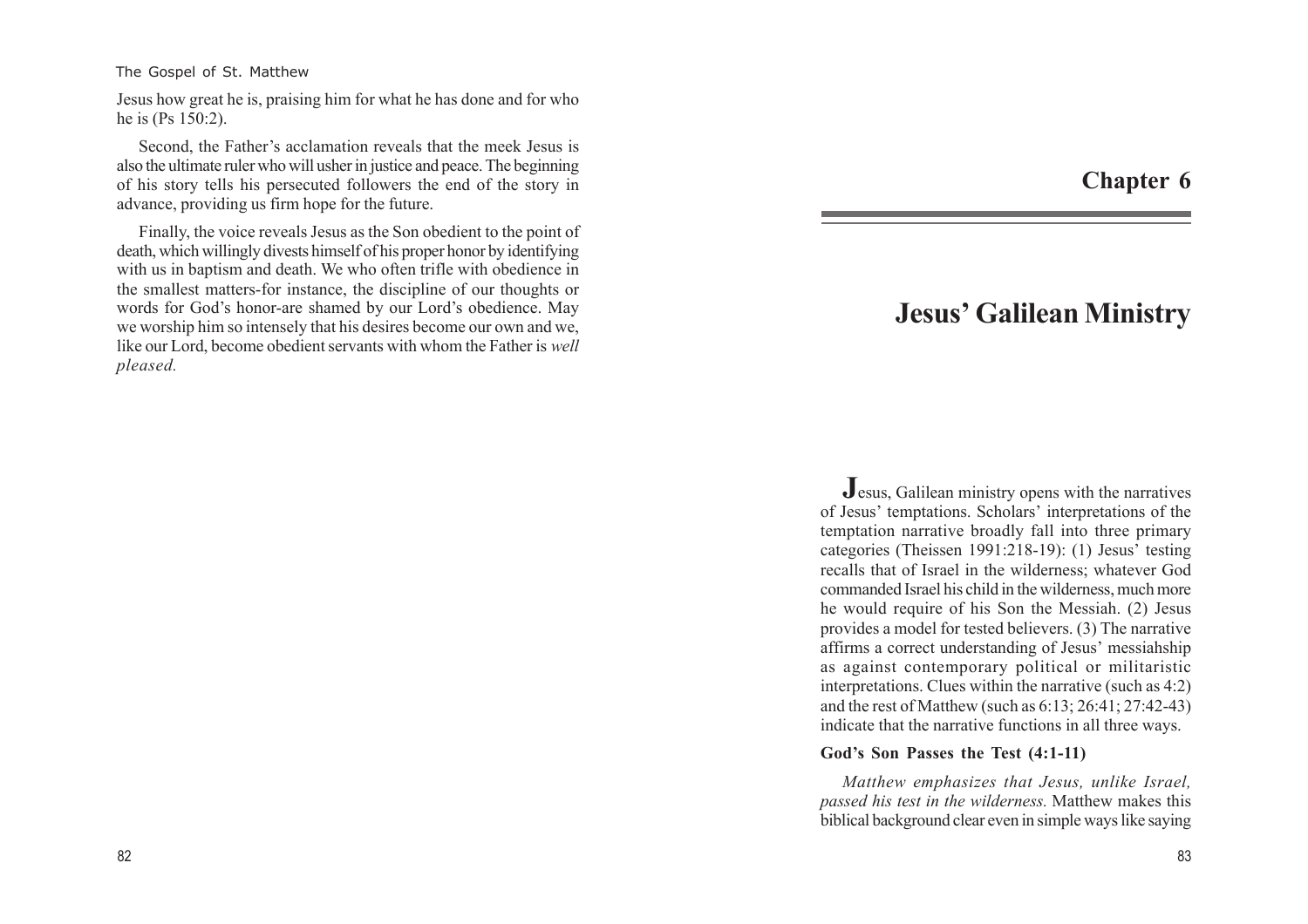Jesus how great he is, praising him for what he has done and for who he is (Ps 150:2).

Second, the Father's acclamation reveals that the meek Jesus is also the ultimate ruler who will usher in justice and peace. The beginning of his story tells his persecuted followers the end of the story in advance, providing us firm hope for the future.

Finally, the voice reveals Jesus as the Son obedient to the point of death, which willingly divests himself of his proper honor by identifying with us in baptism and death. We who often trifle with obedience in the smallest matters-for instance, the discipline of our thoughts or words for God's honor-are shamed by our Lord's obedience. May we worship him so intensely that his desires become our own and we, like our Lord, become obedient servants with whom the Father is *well pleased.*

# Chapter 6

# Jesus' Galilean Ministry

**J**esus, Galilean ministry opens with the narratives of Jesus' temptations. Scholars' interpretations of the temptation narrative broadly fall into three primary categories (Theissen 1991:218-19): (1) Jesus' testing recalls that of Israel in the wilderness; whatever God commanded Israel his child in the wilderness, much more he would require of his Son the Messiah. (2) Jesus provides a model for tested believers. (3) The narrative affirms a correct understanding of Jesus' messiahship as against contemporary political or militaristic interpretations. Clues within the narrative (such as 4:2) and the rest of Matthew (such as 6:13; 26:41; 27:42-43) indicate that the narrative functions in all three ways.

### God's Son Passes the Test (4:1-11)

*Matthew emphasizes that Jesus, unlike Israel, passed his test in the wilderness.* Matthew makes this biblical background clear even in simple ways like saying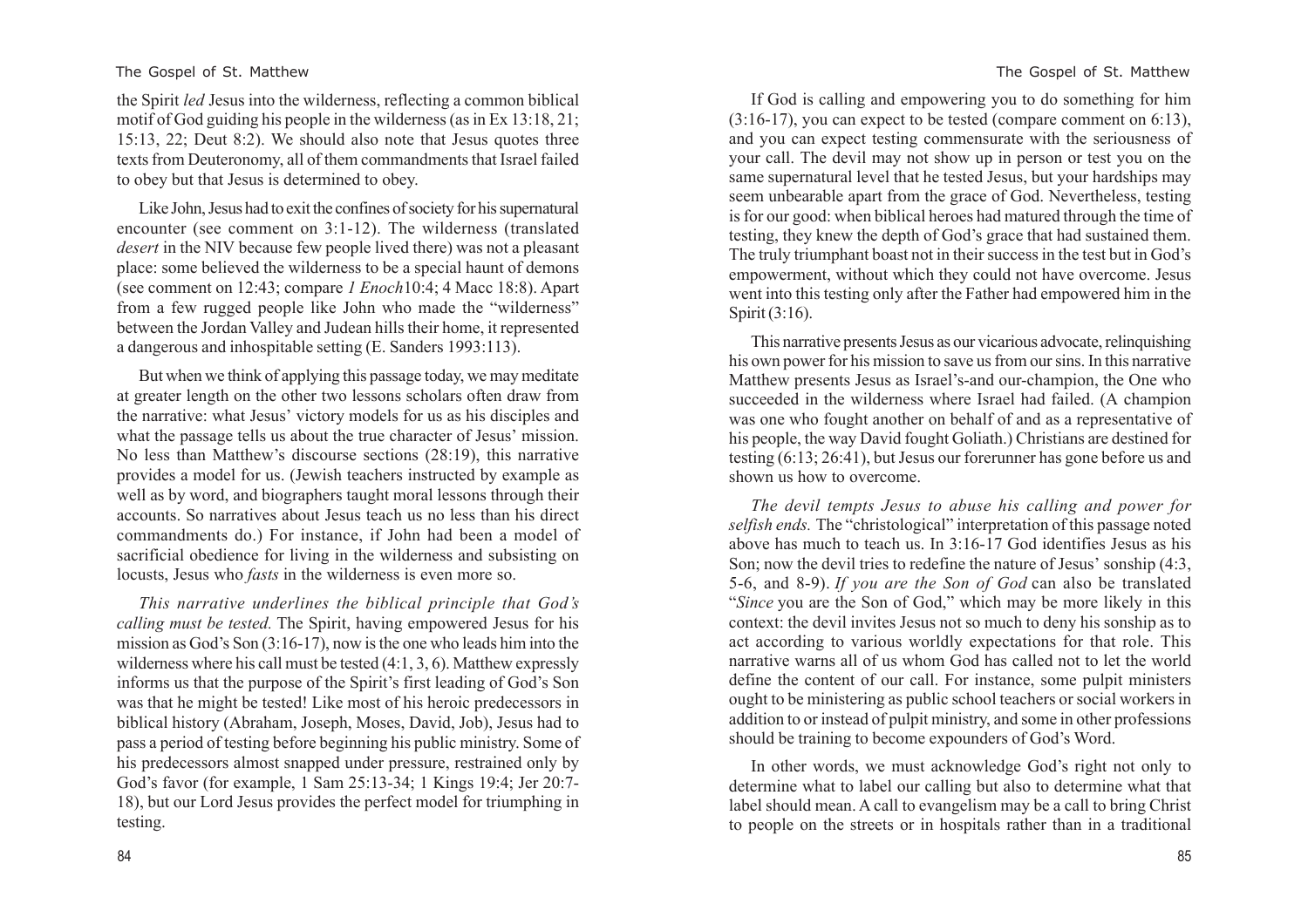the Spirit *led* Jesus into the wilderness, reflecting a common biblical motif of God guiding his people in the wilderness (as in Ex 13:18, 21; 15:13, 22; Deut 8:2). We should also note that Jesus quotes three texts from Deuteronomy, all of them commandments that Israel failed to obey but that Jesus is determined to obey.

Like John, Jesus had to exit the confines of society for his supernatural encounter (see comment on 3:1-12). The wilderness (translated *desert* in the NIV because few people lived there) was not a pleasant place: some believed the wilderness to be a special haunt of demons (see comment on 12:43; compare *1 Enoch*10:4; 4 Macc 18:8). Apart from a few rugged people like John who made the "wilderness" between the Jordan Valley and Judean hills their home, it represented a dangerous and inhospitable setting (E. Sanders 1993:113).

But when we think of applying this passage today, we may meditate at greater length on the other two lessons scholars often draw from the narrative: what Jesus' victory models for us as his disciples and what the passage tells us about the true character of Jesus' mission. No less than Matthew's discourse sections (28:19), this narrative provides a model for us. (Jewish teachers instructed by example as well as by word, and biographers taught moral lessons through their accounts. So narratives about Jesus teach us no less than his direct commandments do.) For instance, if John had been a model of sacrificial obedience for living in the wilderness and subsisting on locusts, Jesus who *fasts* in the wilderness is even more so.

*This narrative underlines the biblical principle that God's calling must be tested.* The Spirit, having empowered Jesus for his mission as God's Son (3:16-17), now is the one who leads him into the wilderness where his call must be tested (4:1, 3, 6). Matthew expressly informs us that the purpose of the Spirit's first leading of God's Son was that he might be tested! Like most of his heroic predecessors in biblical history (Abraham, Joseph, Moses, David, Job), Jesus had to pass a period of testing before beginning his public ministry. Some of his predecessors almost snapped under pressure, restrained only by God's favor (for example, 1 Sam 25:13-34; 1 Kings 19:4; Jer 20:7-18), but our Lord Jesus provides the perfect model for triumphing in testing.

If God is calling and empowering you to do something for him (3:16-17), you can expect to be tested (compare comment on 6:13), and you can expect testing commensurate with the seriousness of your call. The devil may not show up in person or test you on the same supernatural level that he tested Jesus, but your hardships may seem unbearable apart from the grace of God. Nevertheless, testing is for our good: when biblical heroes had matured through the time of testing, they knew the depth of God's grace that had sustained them. The truly triumphant boast not in their success in the test but in God's empowerment, without which they could not have overcome. Jesus went into this testing only after the Father had empowered him in the Spirit (3:16).

This narrative presents Jesus as our vicarious advocate, relinquishing his own power for his mission to save us from our sins. In this narrative Matthew presents Jesus as Israel's-and our-champion, the One who succeeded in the wilderness where Israel had failed. (A champion was one who fought another on behalf of and as a representative of his people, the way David fought Goliath.) Christians are destined for testing (6:13; 26:41), but Jesus our forerunner has gone before us and shown us how to overcome.

*The devil tempts Jesus to abuse his calling and power for selfish ends.* The "christological" interpretation of this passage noted above has much to teach us. In 3:16-17 God identifies Jesus as his Son; now the devil tries to redefine the nature of Jesus' sonship (4:3, 5-6, and 8-9). *If you are the Son of God* can also be translated "*Since* you are the Son of God," which may be more likely in this context: the devil invites Jesus not so much to deny his sonship as to act according to various worldly expectations for that role. This narrative warns all of us whom God has called not to let the world define the content of our call. For instance, some pulpit ministers ought to be ministering as public school teachers or social workers in addition to or instead of pulpit ministry, and some in other professions should be training to become expounders of God's Word.

In other words, we must acknowledge God's right not only to determine what to label our calling but also to determine what that label should mean. A call to evangelism may be a call to bring Christ to people on the streets or in hospitals rather than in a traditional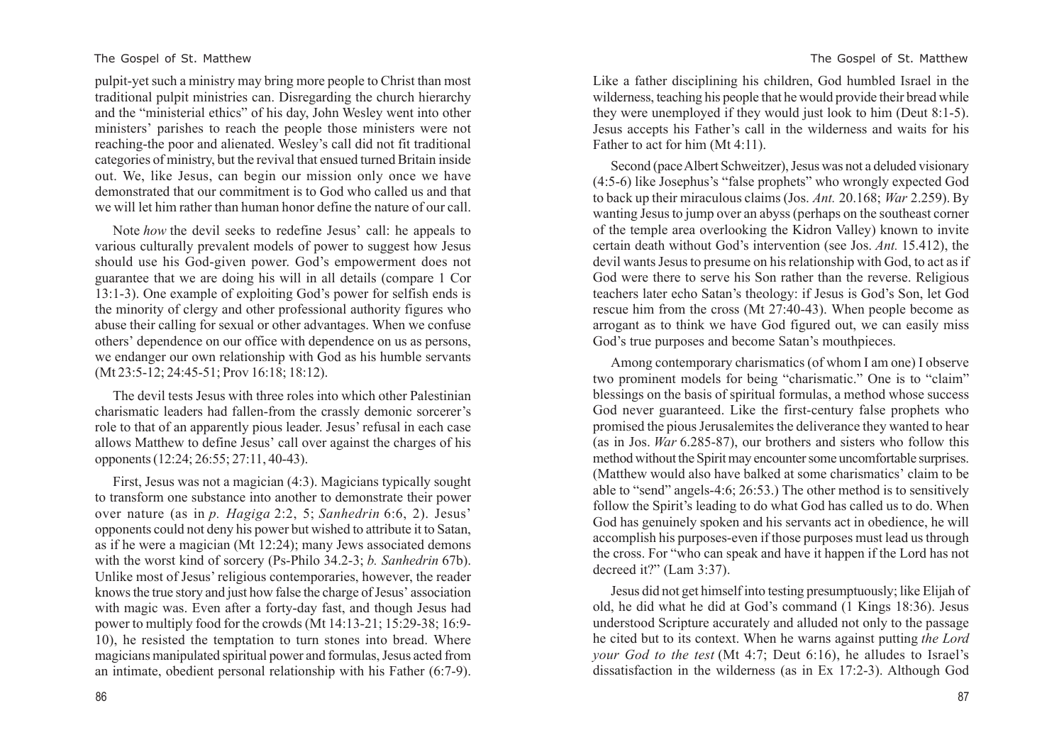pulpit-yet such a ministry may bring more people to Christ than most traditional pulpit ministries can. Disregarding the church hierarchy and the "ministerial ethics" of his day, John Wesley went into other ministers' parishes to reach the people those ministers were not reaching-the poor and alienated. Wesley's call did not fit traditional categories of ministry, but the revival that ensued turned Britain inside out. We, like Jesus, can begin our mission only once we have demonstrated that our commitment is to God who called us and that we will let him rather than human honor define the nature of our call.

Note *how* the devil seeks to redefine Jesus' call: he appeals to various culturally prevalent models of power to suggest how Jesus should use his God-given power. God's empowerment does not guarantee that we are doing his will in all details (compare 1 Cor 13:1-3). One example of exploiting God's power for selfish ends is the minority of clergy and other professional authority figures who abuse their calling for sexual or other advantages. When we confuse others' dependence on our office with dependence on us as persons, we endanger our own relationship with God as his humble servants (Mt 23:5-12; 24:45-51; Prov 16:18; 18:12).

The devil tests Jesus with three roles into which other Palestinian charismatic leaders had fallen-from the crassly demonic sorcerer's role to that of an apparently pious leader. Jesus' refusal in each case allows Matthew to define Jesus' call over against the charges of his opponents (12:24; 26:55; 27:11, 40-43).

First, Jesus was not a magician (4:3). Magicians typically sought to transform one substance into another to demonstrate their power over nature (as in *p. Hagiga* 2:2, 5; *Sanhedrin* 6:6, 2). Jesus' opponents could not deny his power but wished to attribute it to Satan, as if he were a magician (Mt 12:24); many Jews associated demons with the worst kind of sorcery (Ps-Philo 34.2-3; *b. Sanhedrin* 67b). Unlike most of Jesus' religious contemporaries, however, the reader knows the true story and just how false the charge of Jesus' association with magic was. Even after a forty-day fast, and though Jesus had power to multiply food for the crowds (Mt 14:13-21; 15:29-38; 16:9-10), he resisted the temptation to turn stones into bread. Where magicians manipulated spiritual power and formulas, Jesus acted from an intimate, obedient personal relationship with his Father (6:7-9). Like a father disciplining his children, God humbled Israel in the wilderness, teaching his people that he would provide their bread while they were unemployed if they would just look to him (Deut 8:1-5). Jesus accepts his Father's call in the wilderness and waits for his Father to act for him (Mt 4:11).

Second (pace Albert Schweitzer), Jesus was not a deluded visionary (4:5-6) like Josephus's "false prophets" who wrongly expected God to back up their miraculous claims (Jos. *Ant.* 20.168; *War* 2.259). By wanting Jesus to jump over an abyss (perhaps on the southeast corner of the temple area overlooking the Kidron Valley) known to invite certain death without God's intervention (see Jos. *Ant.* 15.412), the devil wants Jesus to presume on his relationship with God, to act as if God were there to serve his Son rather than the reverse. Religious teachers later echo Satan's theology: if Jesus is God's Son, let God rescue him from the cross (Mt 27:40-43). When people become as arrogant as to think we have God figured out, we can easily miss God's true purposes and become Satan's mouthpieces.

Among contemporary charismatics (of whom I am one) I observe two prominent models for being "charismatic." One is to "claim" blessings on the basis of spiritual formulas, a method whose success God never guaranteed. Like the first-century false prophets who promised the pious Jerusalemites the deliverance they wanted to hear (as in Jos. *War* 6.285-87), our brothers and sisters who follow this method without the Spirit may encounter some uncomfortable surprises. (Matthew would also have balked at some charismatics' claim to be able to "send" angels-4:6; 26:53.) The other method is to sensitively follow the Spirit's leading to do what God has called us to do. When God has genuinely spoken and his servants act in obedience, he will accomplish his purposes-even if those purposes must lead us through the cross. For "who can speak and have it happen if the Lord has not decreed it?" (Lam 3:37).

Jesus did not get himself into testing presumptuously; like Elijah of old, he did what he did at God's command (1 Kings 18:36). Jesus understood Scripture accurately and alluded not only to the passage he cited but to its context. When he warns against putting *the Lord your God to the test* (Mt 4:7; Deut 6:16), he alludes to Israel's dissatisfaction in the wilderness (as in Ex 17:2-3). Although God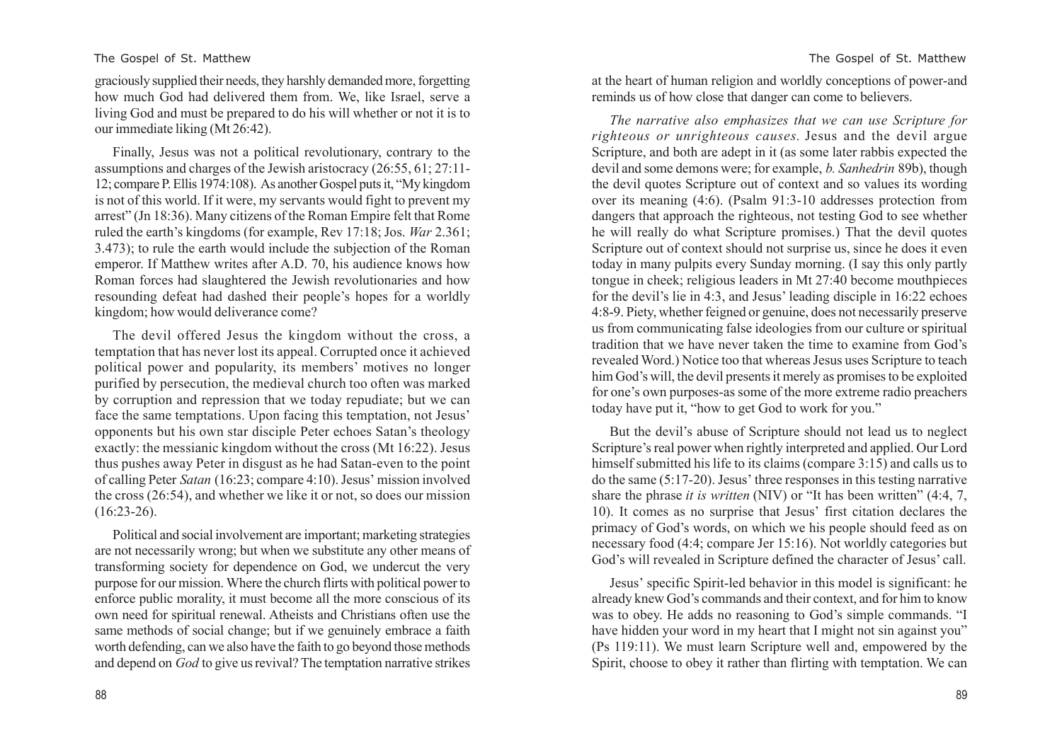graciously supplied their needs, they harshly demanded more, forgetting how much God had delivered them from. We, like Israel, serve a living God and must be prepared to do his will whether or not it is to our immediate liking (Mt 26:42).

Finally, Jesus was not a political revolutionary, contrary to the assumptions and charges of the Jewish aristocracy (26:55, 61; 27:11-12; compare P. Ellis 1974:108). As another Gospel puts it, "My kingdom is not of this world. If it were, my servants would fight to prevent my arrest" (Jn 18:36). Many citizens of the Roman Empire felt that Rome ruled the earth's kingdoms (for example, Rev 17:18; Jos. *War* 2.361; 3.473); to rule the earth would include the subjection of the Roman emperor. If Matthew writes after A.D. 70, his audience knows how Roman forces had slaughtered the Jewish revolutionaries and how resounding defeat had dashed their people's hopes for a worldly kingdom; how would deliverance come?

The devil offered Jesus the kingdom without the cross, a temptation that has never lost its appeal. Corrupted once it achieved political power and popularity, its members' motives no longer purified by persecution, the medieval church too often was marked by corruption and repression that we today repudiate; but we can face the same temptations. Upon facing this temptation, not Jesus' opponents but his own star disciple Peter echoes Satan's theology exactly: the messianic kingdom without the cross (Mt 16:22). Jesus thus pushes away Peter in disgust as he had Satan-even to the point of calling Peter *Satan* (16:23; compare 4:10). Jesus' mission involved the cross (26:54), and whether we like it or not, so does our mission (16:23-26).

Political and social involvement are important; marketing strategies are not necessarily wrong; but when we substitute any other means of transforming society for dependence on God, we undercut the very purpose for our mission. Where the church flirts with political power to enforce public morality, it must become all the more conscious of its own need for spiritual renewal. Atheists and Christians often use the same methods of social change; but if we genuinely embrace a faith worth defending, can we also have the faith to go beyond those methods and depend on *God* to give us revival? The temptation narrative strikes at the heart of human religion and worldly conceptions of power-and reminds us of how close that danger can come to believers.

*The narrative also emphasizes that we can use Scripture for righteous or unrighteous causes.* Jesus and the devil argue Scripture, and both are adept in it (as some later rabbis expected the devil and some demons were; for example, *b. Sanhedrin* 89b), though the devil quotes Scripture out of context and so values its wording over its meaning (4:6). (Psalm 91:3-10 addresses protection from dangers that approach the righteous, not testing God to see whether he will really do what Scripture promises.) That the devil quotes Scripture out of context should not surprise us, since he does it even today in many pulpits every Sunday morning. (I say this only partly tongue in cheek; religious leaders in Mt 27:40 become mouthpieces for the devil's lie in 4:3, and Jesus' leading disciple in 16:22 echoes 4:8-9. Piety, whether feigned or genuine, does not necessarily preserve us from communicating false ideologies from our culture or spiritual tradition that we have never taken the time to examine from God's revealed Word.) Notice too that whereas Jesus uses Scripture to teach him God's will, the devil presents it merely as promises to be exploited for one's own purposes-as some of the more extreme radio preachers today have put it, "how to get God to work for you."

But the devil's abuse of Scripture should not lead us to neglect Scripture's real power when rightly interpreted and applied. Our Lord himself submitted his life to its claims (compare 3:15) and calls us to do the same (5:17-20). Jesus' three responses in this testing narrative share the phrase *it is written* (NIV) or "It has been written" (4:4, 7, 10). It comes as no surprise that Jesus' first citation declares the primacy of God's words, on which we his people should feed as on necessary food (4:4; compare Jer 15:16). Not worldly categories but God's will revealed in Scripture defined the character of Jesus' call.

Jesus' specific Spirit-led behavior in this model is significant: he already knew God's commands and their context, and for him to know was to obey. He adds no reasoning to God's simple commands. "I have hidden your word in my heart that I might not sin against you" (Ps 119:11). We must learn Scripture well and, empowered by the Spirit, choose to obey it rather than flirting with temptation. We can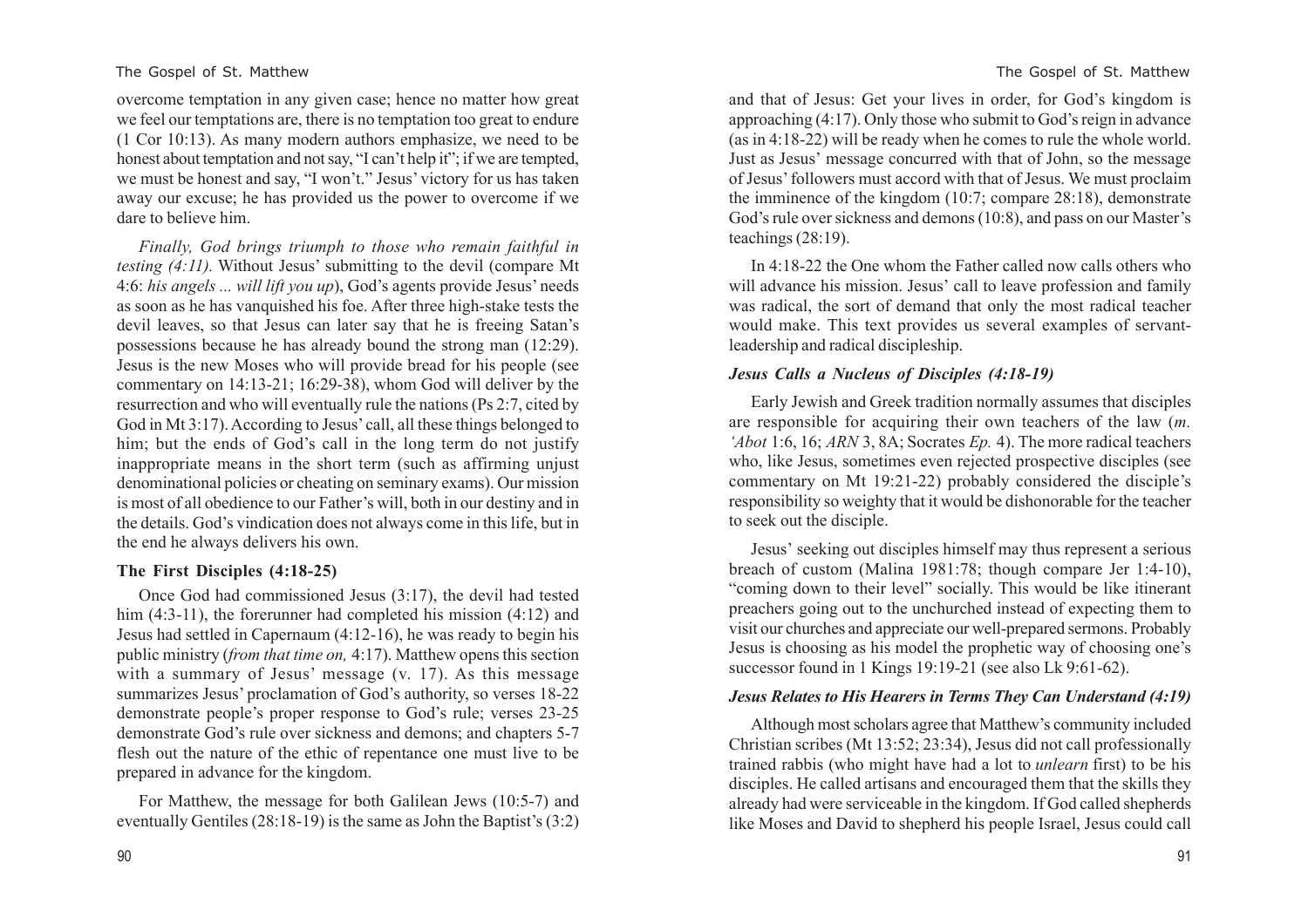overcome temptation in any given case; hence no matter how great we feel our temptations are, there is no temptation too great to endure (1 Cor 10:13). As many modern authors emphasize, we need to be honest about temptation and not say, "I can't help it"; if we are tempted, we must be honest and say, "I won't." Jesus' victory for us has taken away our excuse; he has provided us the power to overcome if we dare to believe him.

*Finally, God brings triumph to those who remain faithful in testing (4:11).* Without Jesus' submitting to the devil (compare Mt 4:6: *his angels ... will lift you up*), God's agents provide Jesus' needs as soon as he has vanquished his foe. After three high-stake tests the devil leaves, so that Jesus can later say that he is freeing Satan's possessions because he has already bound the strong man (12:29). Jesus is the new Moses who will provide bread for his people (see commentary on 14:13-21; 16:29-38), whom God will deliver by the resurrection and who will eventually rule the nations (Ps 2:7, cited by God in Mt 3:17). According to Jesus' call, all these things belonged to him; but the ends of God's call in the long term do not justify inappropriate means in the short term (such as affirming unjust denominational policies or cheating on seminary exams). Our mission is most of all obedience to our Father's will, both in our destiny and in the details. God's vindication does not always come in this life, but in the end he always delivers his own.

### The First Disciples (4:18-25)

Once God had commissioned Jesus (3:17), the devil had tested him (4:3-11), the forerunner had completed his mission (4:12) and Jesus had settled in Capernaum (4:12-16), he was ready to begin his public ministry (*from that time on,* 4:17). Matthew opens this section with a summary of Jesus' message (v. 17). As this message summarizes Jesus' proclamation of God's authority, so verses 18-22 demonstrate people's proper response to God's rule; verses 23-25 demonstrate God's rule over sickness and demons; and chapters 5-7 flesh out the nature of the ethic of repentance one must live to be prepared in advance for the kingdom.

For Matthew, the message for both Galilean Jews (10:5-7) and eventually Gentiles (28:18-19) is the same as John the Baptist's (3:2) and that of Jesus: Get your lives in order, for God's kingdom is approaching (4:17). Only those who submit to God's reign in advance (as in 4:18-22) will be ready when he comes to rule the whole world. Just as Jesus' message concurred with that of John, so the message of Jesus' followers must accord with that of Jesus. We must proclaim the imminence of the kingdom (10:7; compare 28:18), demonstrate God's rule over sickness and demons (10:8), and pass on our Master's teachings (28:19).

In 4:18-22 the One whom the Father called now calls others who will advance his mission. Jesus' call to leave profession and family was radical, the sort of demand that only the most radical teacher would make. This text provides us several examples of servant-leadership and radical discipleship.

#### *Jesus Calls a Nucleus of Disciples (4:18-19)*

Early Jewish and Greek tradition normally assumes that disciples are responsible for acquiring their own teachers of the law (*m. 'Abot* 1:6, 16; *ARN* 3, 8A; Socrates *Ep.* 4). The more radical teachers who, like Jesus, sometimes even rejected prospective disciples (see commentary on Mt 19:21-22) probably considered the disciple's responsibility so weighty that it would be dishonorable for the teacher to seek out the disciple.

Jesus' seeking out disciples himself may thus represent a serious breach of custom (Malina 1981:78; though compare Jer 1:4-10), "coming down to their level" socially. This would be like itinerant preachers going out to the unchurched instead of expecting them to visit our churches and appreciate our well-prepared sermons. Probably Jesus is choosing as his model the prophetic way of choosing one's successor found in 1 Kings 19:19-21 (see also Lk 9:61-62).

#### *Jesus Relates to His Hearers in Terms They Can Understand (4:19)*

Although most scholars agree that Matthew's community included Christian scribes (Mt 13:52; 23:34), Jesus did not call professionally trained rabbis (who might have had a lot to *unlearn* first) to be his disciples. He called artisans and encouraged them that the skills they already had were serviceable in the kingdom. If God called shepherds like Moses and David to shepherd his people Israel, Jesus could call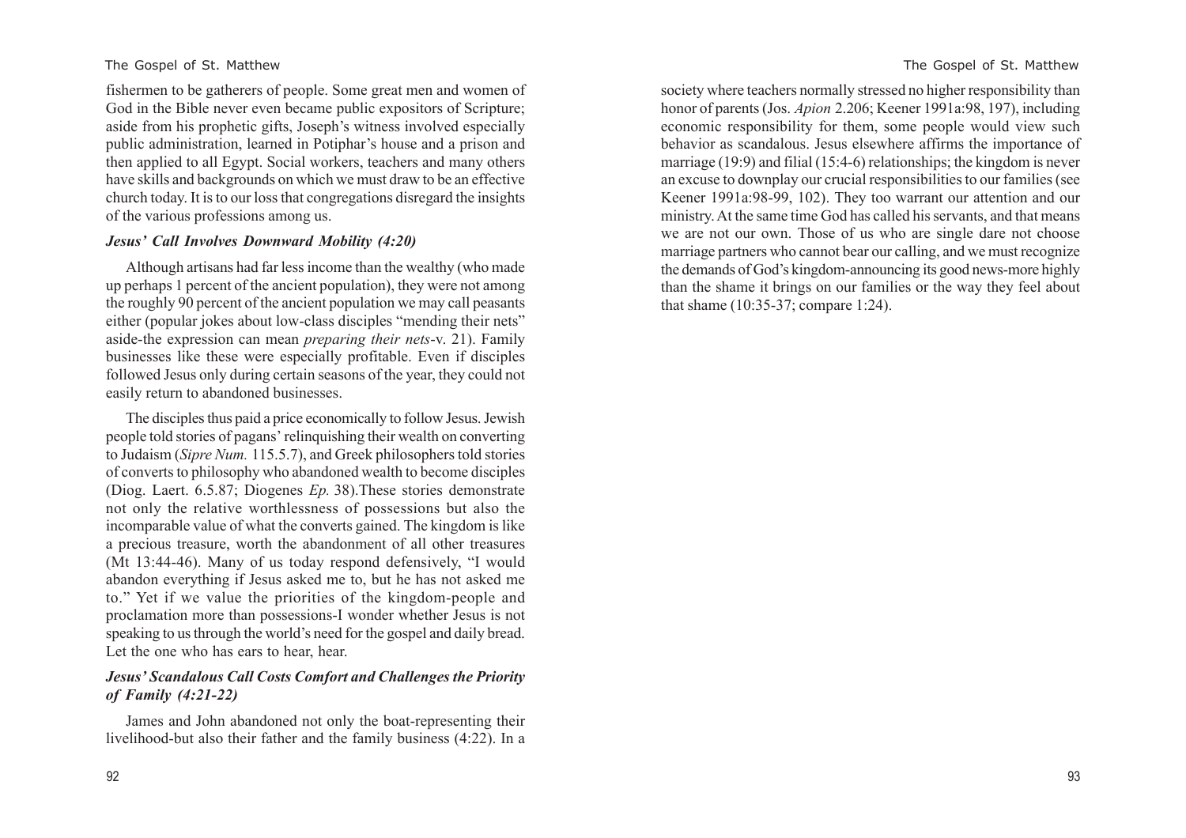fishermen to be gatherers of people. Some great men and women of God in the Bible never even became public expositors of Scripture; aside from his prophetic gifts, Joseph's witness involved especially public administration, learned in Potiphar's house and a prison and then applied to all Egypt. Social workers, teachers and many others have skills and backgrounds on which we must draw to be an effective church today. It is to our loss that congregations disregard the insights of the various professions among us.

### *Jesus' Call Involves Downward Mobility (4:20)*

Although artisans had far less income than the wealthy (who made up perhaps 1 percent of the ancient population), they were not among the roughly 90 percent of the ancient population we may call peasants either (popular jokes about low-class disciples "mending their nets" aside-the expression can mean *preparing their nets*-v. 21). Family businesses like these were especially profitable. Even if disciples followed Jesus only during certain seasons of the year, they could not easily return to abandoned businesses.

The disciples thus paid a price economically to follow Jesus. Jewish people told stories of pagans' relinquishing their wealth on converting to Judaism (*Sipre Num.* 115.5.7), and Greek philosophers told stories of converts to philosophy who abandoned wealth to become disciples (Diog. Laert. 6.5.87; Diogenes *Ep.* 38).These stories demonstrate not only the relative worthlessness of possessions but also the incomparable value of what the converts gained. The kingdom is like a precious treasure, worth the abandonment of all other treasures (Mt 13:44-46). Many of us today respond defensively, "I would abandon everything if Jesus asked me to, but he has not asked me to." Yet if we value the priorities of the kingdom-people and proclamation more than possessions-I wonder whether Jesus is not speaking to us through the world's need for the gospel and daily bread. Let the one who has ears to hear, hear.

### *Jesus' Scandalous Call Costs Comfort and Challenges the Priority of Family (4:21-22)*

James and John abandoned not only the boat-representing their livelihood-but also their father and the family business (4:22). In a society where teachers normally stressed no higher responsibility than honor of parents (Jos. *Apion* 2.206; Keener 1991a:98, 197), including economic responsibility for them, some people would view such behavior as scandalous. Jesus elsewhere affirms the importance of marriage (19:9) and filial (15:4-6) relationships; the kingdom is never an excuse to downplay our crucial responsibilities to our families (see Keener 1991a:98-99, 102). They too warrant our attention and our ministry. At the same time God has called his servants, and that means we are not our own. Those of us who are single dare not choose marriage partners who cannot bear our calling, and we must recognize the demands of God's kingdom-announcing its good news-more highly than the shame it brings on our families or the way they feel about that shame (10:35-37; compare 1:24).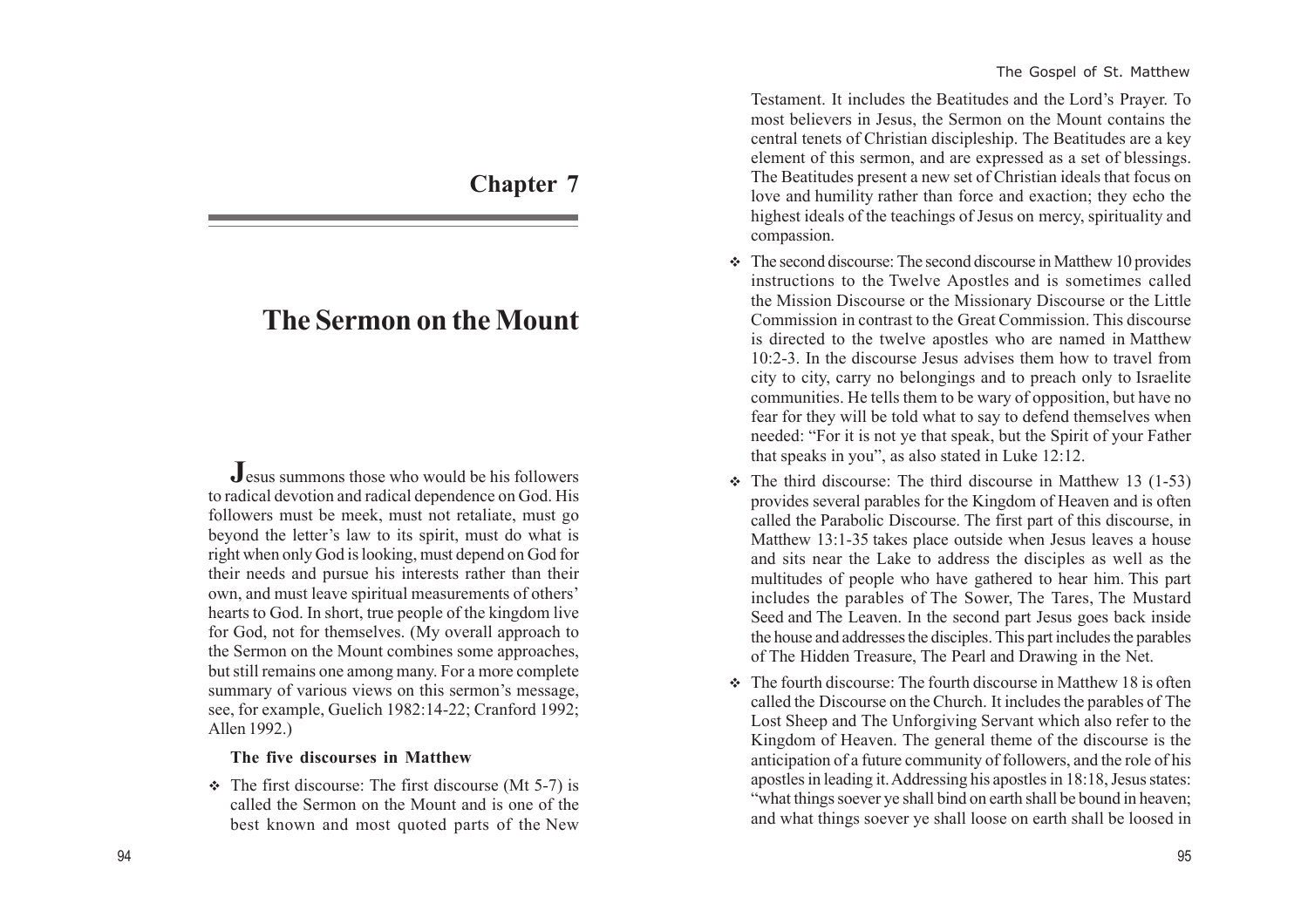# Chapter 7

# The Sermon on the Mount

**J**esus summons those who would be his followers to radical devotion and radical dependence on God. His followers must be meek, must not retaliate, must go beyond the letter's law to its spirit, must do what is right when only God is looking, must depend on God for their needs and pursue his interests rather than their own, and must leave spiritual measurements of others' hearts to God. In short, true people of the kingdom live for God, not for themselves. (My overall approach to the Sermon on the Mount combines some approaches, but still remains one among many. For a more complete summary of various views on this sermon's message, see, for example, Guelich 1982:14-22; Cranford 1992; Allen 1992.)

### The five discourses in Matthew

- The first discourse: The first discourse (Mt 5-7) is called the Sermon on the Mount and is one of the best known and most quoted parts of the New Testament. It includes the Beatitudes and the Lord's Prayer. To most believers in Jesus, the Sermon on the Mount contains the central tenets of Christian discipleship. The Beatitudes are a key element of this sermon, and are expressed as a set of blessings. The Beatitudes present a new set of Christian ideals that focus on love and humility rather than force and exaction; they echo the highest ideals of the teachings of Jesus on mercy, spirituality and compassion.
- The second discourse: The second discourse in Matthew 10 provides instructions to the Twelve Apostles and is sometimes called the Mission Discourse or the Missionary Discourse or the Little Commission in contrast to the Great Commission. This discourse is directed to the twelve apostles who are named in Matthew 10:2-3. In the discourse Jesus advises them how to travel from city to city, carry no belongings and to preach only to Israelite communities. He tells them to be wary of opposition, but have no fear for they will be told what to say to defend themselves when needed: "For it is not ye that speak, but the Spirit of your Father that speaks in you", as also stated in Luke 12:12.
- The third discourse: The third discourse in Matthew 13 (1-53) provides several parables for the Kingdom of Heaven and is often called the Parabolic Discourse. The first part of this discourse, in Matthew 13:1-35 takes place outside when Jesus leaves a house and sits near the Lake to address the disciples as well as the multitudes of people who have gathered to hear him. This part includes the parables of The Sower, The Tares, The Mustard Seed and The Leaven. In the second part Jesus goes back inside the house and addresses the disciples. This part includes the parables of The Hidden Treasure, The Pearl and Drawing in the Net.
- The fourth discourse: The fourth discourse in Matthew 18 is often called the Discourse on the Church. It includes the parables of The Lost Sheep and The Unforgiving Servant which also refer to the Kingdom of Heaven. The general theme of the discourse is the anticipation of a future community of followers, and the role of his apostles in leading it. Addressing his apostles in 18:18, Jesus states: "what things soever ye shall bind on earth shall be bound in heaven; and what things soever ye shall loose on earth shall be loosed in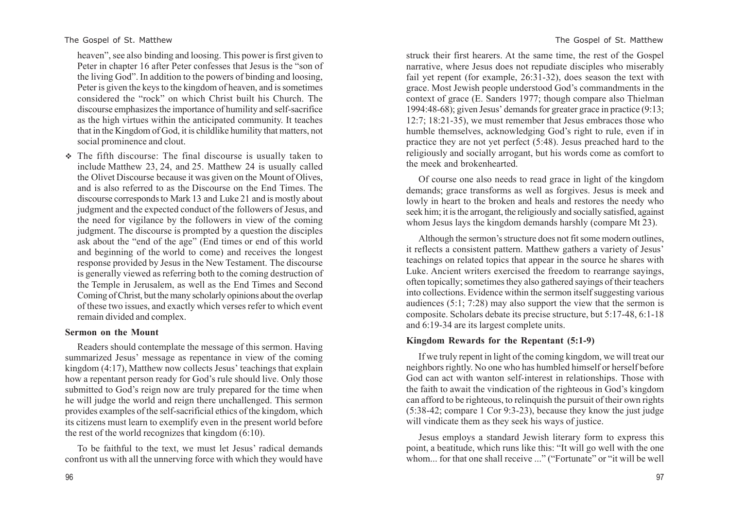heaven", see also binding and loosing. This power is first given to Peter in chapter 16 after Peter confesses that Jesus is the "son of the living God". In addition to the powers of binding and loosing, Peter is given the keys to the kingdom of heaven, and is sometimes considered the "rock" on which Christ built his Church. The discourse emphasizes the importance of humility and self-sacrifice as the high virtues within the anticipated community. It teaches that in the Kingdom of God, it is childlike humility that matters, not social prominence and clout.

- The fifth discourse: The final discourse is usually taken to include Matthew 23, 24, and 25. Matthew 24 is usually called the Olivet Discourse because it was given on the Mount of Olives, and is also referred to as the Discourse on the End Times. The discourse corresponds to Mark 13 and Luke 21 and is mostly about judgment and the expected conduct of the followers of Jesus, and the need for vigilance by the followers in view of the coming judgment. The discourse is prompted by a question the disciples ask about the "end of the age" (End times or end of this world and beginning of the world to come) and receives the longest response provided by Jesus in the New Testament. The discourse is generally viewed as referring both to the coming destruction of the Temple in Jerusalem, as well as the End Times and Second Coming of Christ, but the many scholarly opinions about the overlap of these two issues, and exactly which verses refer to which event remain divided and complex.

**Sermon on the Mount**

Readers should contemplate the message of this sermon. Having summarized Jesus' message as repentance in view of the coming kingdom (4:17), Matthew now collects Jesus' teachings that explain how a repentant person ready for God's rule should live. Only those submitted to God's reign now are truly prepared for the time when he will judge the world and reign there unchallenged. This sermon provides examples of the self-sacrificial ethics of the kingdom, which its citizens must learn to exemplify even in the present world before the rest of the world recognizes that kingdom (6:10).

To be faithful to the text, we must let Jesus' radical demands confront us with all the unnerving force with which they would have struck their first hearers. At the same time, the rest of the Gospel narrative, where Jesus does not repudiate disciples who miserably fail yet repent (for example, 26:31-32), does season the text with grace. Most Jewish people understood God's commandments in the context of grace (E. Sanders 1977; though compare also Thielman 1994:48-68); given Jesus' demands for greater grace in practice (9:13; 12:7; 18:21-35), we must remember that Jesus embraces those who humble themselves, acknowledging God's right to rule, even if in practice they are not yet perfect (5:48). Jesus preached hard to the religiously and socially arrogant, but his words come as comfort to the meek and brokenhearted.

Of course one also needs to read grace in light of the kingdom demands; grace transforms as well as forgives. Jesus is meek and lowly in heart to the broken and heals and restores the needy who seek him; it is the arrogant, the religiously and socially satisfied, against whom Jesus lays the kingdom demands harshly (compare Mt 23).

Although the sermon's structure does not fit some modern outlines, it reflects a consistent pattern. Matthew gathers a variety of Jesus' teachings on related topics that appear in the source he shares with Luke. Ancient writers exercised the freedom to rearrange sayings, often topically; sometimes they also gathered sayings of their teachers into collections. Evidence within the sermon itself suggesting various audiences (5:1; 7:28) may also support the view that the sermon is composite. Scholars debate its precise structure, but 5:17-48, 6:1-18 and 6:19-34 are its largest complete units.

**Kingdom Rewards for the Repentant (5:1-9)**

If we truly repent in light of the coming kingdom, we will treat our neighbors rightly. No one who has humbled himself or herself before God can act with wanton self-interest in relationships. Those with the faith to await the vindication of the righteous in God's kingdom can afford to be righteous, to relinquish the pursuit of their own rights (5:38-42; compare 1 Cor 9:3-23), because they know the just judge will vindicate them as they seek his ways of justice.

Jesus employs a standard Jewish literary form to express this point, a beatitude, which runs like this: "It will go well with the one whom... for that one shall receive ..." ("Fortunate" or "it will be well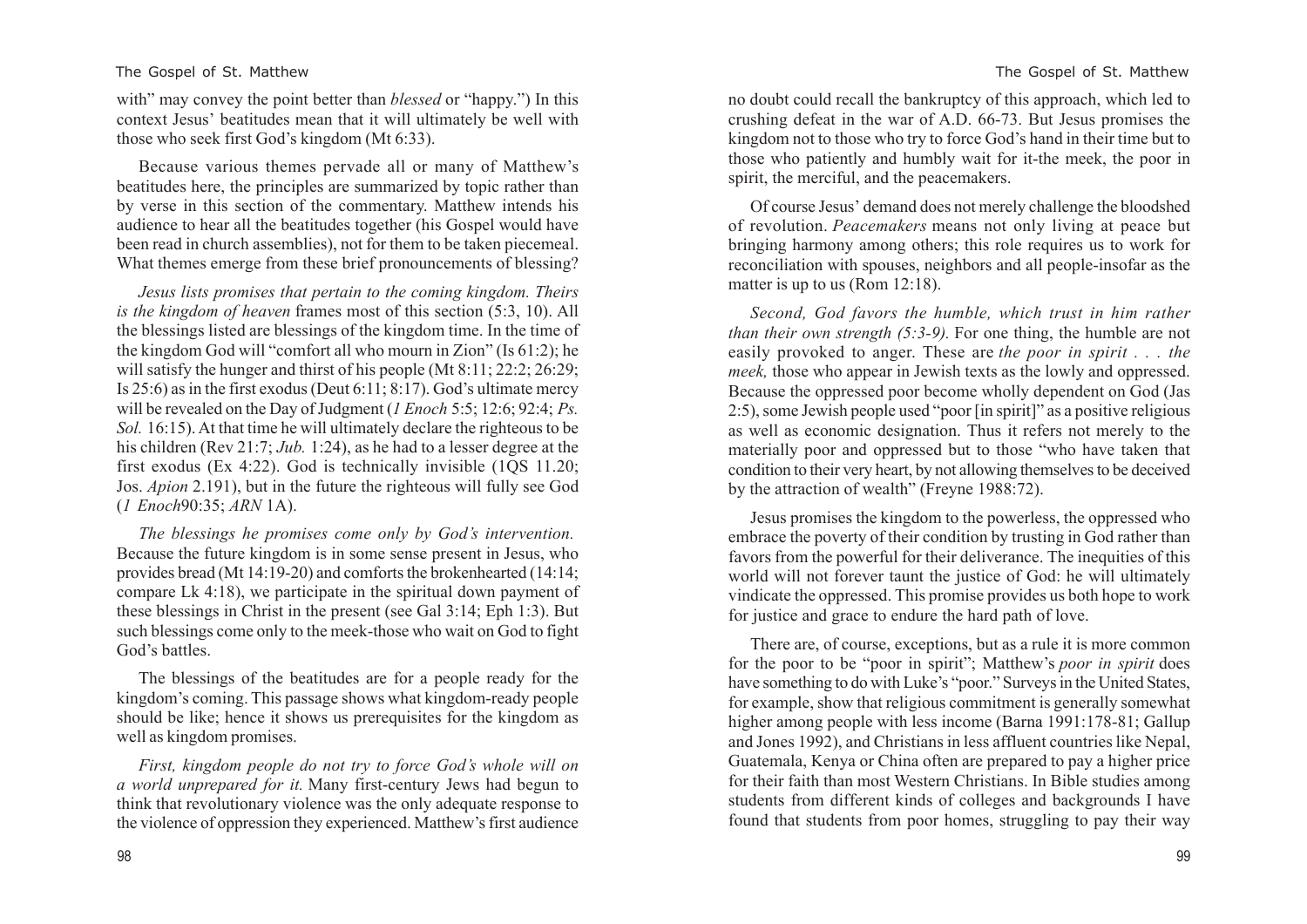with" may convey the point better than *blessed* or "happy.") In this context Jesus' beatitudes mean that it will ultimately be well with those who seek first God's kingdom (Mt 6:33).

Because various themes pervade all or many of Matthew's beatitudes here, the principles are summarized by topic rather than by verse in this section of the commentary. Matthew intends his audience to hear all the beatitudes together (his Gospel would have been read in church assemblies), not for them to be taken piecemeal. What themes emerge from these brief pronouncements of blessing?

*Jesus lists promises that pertain to the coming kingdom. Theirs is the kingdom of heaven* frames most of this section (5:3, 10). All the blessings listed are blessings of the kingdom time. In the time of the kingdom God will "comfort all who mourn in Zion" (Is 61:2); he will satisfy the hunger and thirst of his people (Mt 8:11; 22:2; 26:29; Is 25:6) as in the first exodus (Deut 6:11; 8:17). God's ultimate mercy will be revealed on the Day of Judgment (*1 Enoch* 5:5; 12:6; 92:4; *Ps. Sol.* 16:15). At that time he will ultimately declare the righteous to be his children (Rev 21:7; *Jub.* 1:24), as he had to a lesser degree at the first exodus (Ex 4:22). God is technically invisible (1QS 11.20; Jos. *Apion* 2.191), but in the future the righteous will fully see God (*1 Enoch*90:35; *ARN* 1A).

*The blessings he promises come only by God's intervention.* Because the future kingdom is in some sense present in Jesus, who provides bread (Mt 14:19-20) and comforts the brokenhearted (14:14; compare Lk 4:18), we participate in the spiritual down payment of these blessings in Christ in the present (see Gal 3:14; Eph 1:3). But such blessings come only to the meek-those who wait on God to fight God's battles.

The blessings of the beatitudes are for a people ready for the kingdom's coming. This passage shows what kingdom-ready people should be like; hence it shows us prerequisites for the kingdom as well as kingdom promises.

*First, kingdom people do not try to force God's whole will on a world unprepared for it.* Many first-century Jews had begun to think that revolutionary violence was the only adequate response to the violence of oppression they experienced. Matthew's first audience no doubt could recall the bankruptcy of this approach, which led to crushing defeat in the war of A.D. 66-73. But Jesus promises the kingdom not to those who try to force God's hand in their time but to those who patiently and humbly wait for it-the meek, the poor in spirit, the merciful, and the peacemakers.

Of course Jesus' demand does not merely challenge the bloodshed of revolution. *Peacemakers* means not only living at peace but bringing harmony among others; this role requires us to work for reconciliation with spouses, neighbors and all people-insofar as the matter is up to us (Rom 12:18).

*Second, God favors the humble, which trust in him rather than their own strength (5:3-9).* For one thing, the humble are not easily provoked to anger. These are *the poor in spirit . . . the meek,* those who appear in Jewish texts as the lowly and oppressed. Because the oppressed poor become wholly dependent on God (Jas 2:5), some Jewish people used "poor [in spirit]" as a positive religious as well as economic designation. Thus it refers not merely to the materially poor and oppressed but to those "who have taken that condition to their very heart, by not allowing themselves to be deceived by the attraction of wealth" (Freyne 1988:72).

Jesus promises the kingdom to the powerless, the oppressed who embrace the poverty of their condition by trusting in God rather than favors from the powerful for their deliverance. The inequities of this world will not forever taunt the justice of God: he will ultimately vindicate the oppressed. This promise provides us both hope to work for justice and grace to endure the hard path of love.

There are, of course, exceptions, but as a rule it is more common for the poor to be "poor in spirit"; Matthew's *poor in spirit* does have something to do with Luke's "poor." Surveys in the United States, for example, show that religious commitment is generally somewhat higher among people with less income (Barna 1991:178-81; Gallup and Jones 1992), and Christians in less affluent countries like Nepal, Guatemala, Kenya or China often are prepared to pay a higher price for their faith than most Western Christians. In Bible studies among students from different kinds of colleges and backgrounds I have found that students from poor homes, struggling to pay their way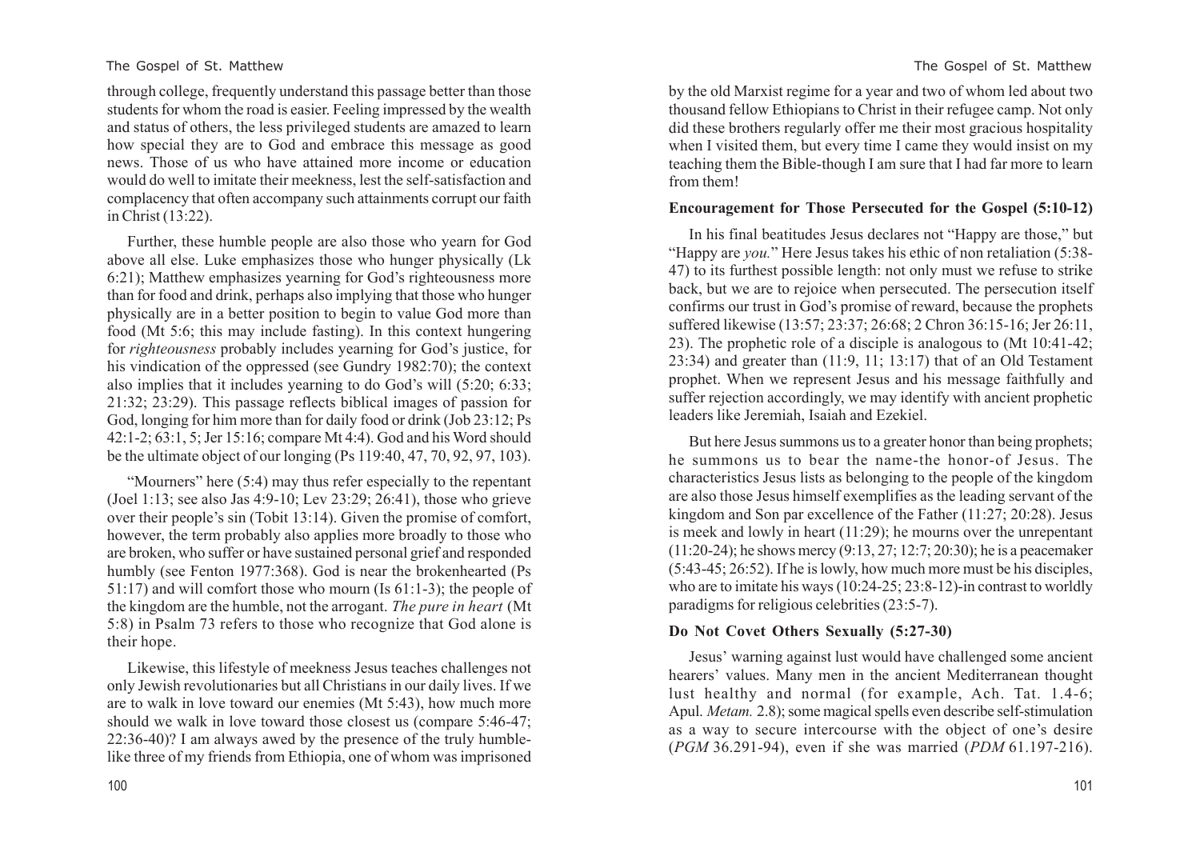through college, frequently understand this passage better than those students for whom the road is easier. Feeling impressed by the wealth and status of others, the less privileged students are amazed to learn how special they are to God and embrace this message as good news. Those of us who have attained more income or education would do well to imitate their meekness, lest the self-satisfaction and complacency that often accompany such attainments corrupt our faith in Christ (13:22).

Further, these humble people are also those who yearn for God above all else. Luke emphasizes those who hunger physically (Lk 6:21); Matthew emphasizes yearning for God's righteousness more than for food and drink, perhaps also implying that those who hunger physically are in a better position to begin to value God more than food (Mt 5:6; this may include fasting). In this context hungering for *righteousness* probably includes yearning for God's justice, for his vindication of the oppressed (see Gundry 1982:70); the context also implies that it includes yearning to do God's will (5:20; 6:33; 21:32; 23:29). This passage reflects biblical images of passion for God, longing for him more than for daily food or drink (Job 23:12; Ps 42:1-2; 63:1, 5; Jer 15:16; compare Mt 4:4). God and his Word should be the ultimate object of our longing (Ps 119:40, 47, 70, 92, 97, 103).

"Mourners" here (5:4) may thus refer especially to the repentant (Joel 1:13; see also Jas 4:9-10; Lev 23:29; 26:41), those who grieve over their people's sin (Tobit 13:14). Given the promise of comfort, however, the term probably also applies more broadly to those who are broken, who suffer or have sustained personal grief and responded humbly (see Fenton 1977:368). God is near the brokenhearted (Ps 51:17) and will comfort those who mourn (Is 61:1-3); the people of the kingdom are the humble, not the arrogant. *The pure in heart* (Mt 5:8) in Psalm 73 refers to those who recognize that God alone is their hope.

Likewise, this lifestyle of meekness Jesus teaches challenges not only Jewish revolutionaries but all Christians in our daily lives. If we are to walk in love toward our enemies (Mt 5:43), how much more should we walk in love toward those closest us (compare 5:46-47; 22:36-40)? I am always awed by the presence of the truly humble-like three of my friends from Ethiopia, one of whom was imprisoned by the old Marxist regime for a year and two of whom led about two thousand fellow Ethiopians to Christ in their refugee camp. Not only did these brothers regularly offer me their most gracious hospitality when I visited them, but every time I came they would insist on my teaching them the Bible-though I am sure that I had far more to learn from them!

### Encouragement for Those Persecuted for the Gospel (5:10-12)

In his final beatitudes Jesus declares not "Happy are those," but "Happy are *you.*" Here Jesus takes his ethic of non retaliation (5:38-47) to its furthest possible length: not only must we refuse to strike back, but we are to rejoice when persecuted. The persecution itself confirms our trust in God's promise of reward, because the prophets suffered likewise (13:57; 23:37; 26:68; 2 Chron 36:15-16; Jer 26:11, 23). The prophetic role of a disciple is analogous to (Mt 10:41-42; 23:34) and greater than (11:9, 11; 13:17) that of an Old Testament prophet. When we represent Jesus and his message faithfully and suffer rejection accordingly, we may identify with ancient prophetic leaders like Jeremiah, Isaiah and Ezekiel.

But here Jesus summons us to a greater honor than being prophets; he summons us to bear the name-the honor-of Jesus. The characteristics Jesus lists as belonging to the people of the kingdom are also those Jesus himself exemplifies as the leading servant of the kingdom and Son par excellence of the Father (11:27; 20:28). Jesus is meek and lowly in heart (11:29); he mourns over the unrepentant (11:20-24); he shows mercy (9:13, 27; 12:7; 20:30); he is a peacemaker (5:43-45; 26:52). If he is lowly, how much more must be his disciples, who are to imitate his ways (10:24-25; 23:8-12)-in contrast to worldly paradigms for religious celebrities (23:5-7).

### Do Not Covet Others Sexually (5:27-30)

Jesus' warning against lust would have challenged some ancient hearers' values. Many men in the ancient Mediterranean thought lust healthy and normal (for example, Ach. Tat. 1.4-6; Apul. *Metam.* 2.8); some magical spells even describe self-stimulation as a way to secure intercourse with the object of one's desire (*PGM* 36.291-94), even if she was married (*PDM* 61.197-216).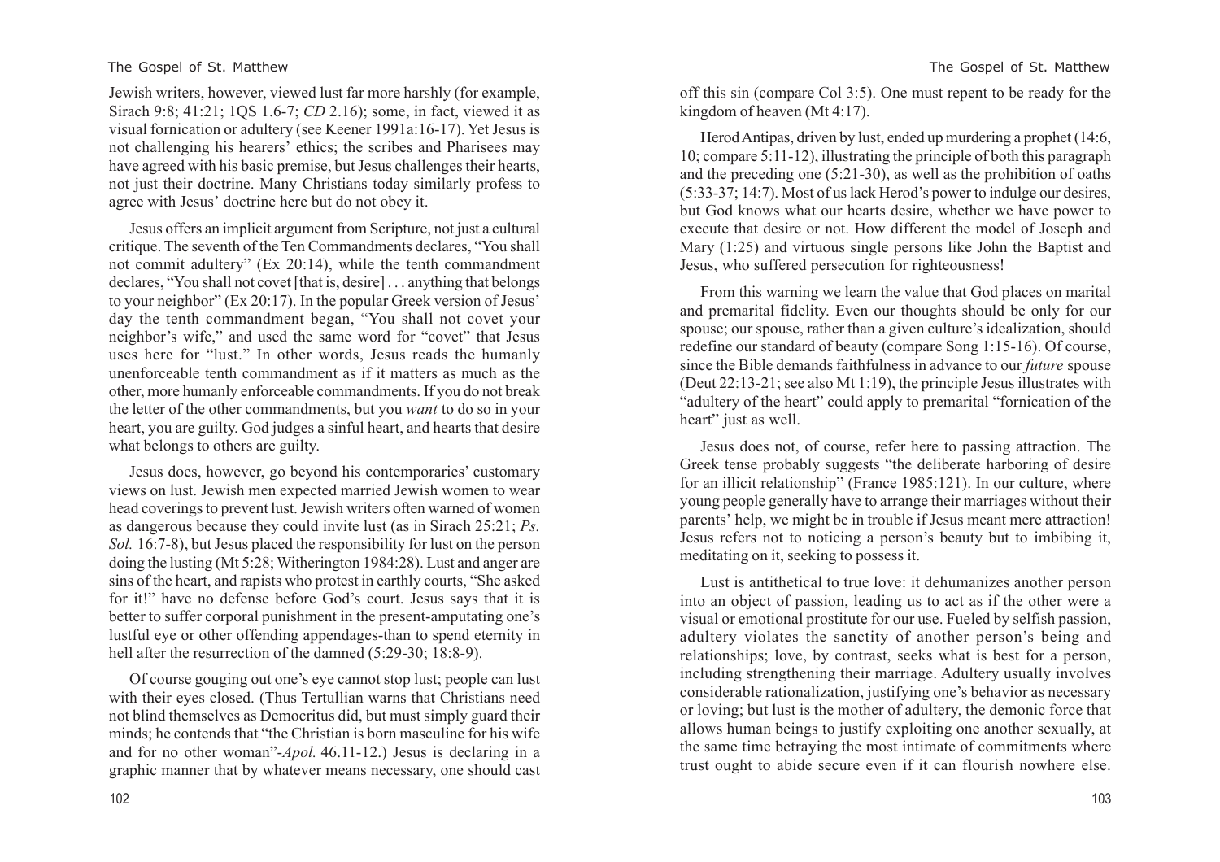Jewish writers, however, viewed lust far more harshly (for example, Sirach 9:8; 41:21; 1QS 1.6-7; *CD* 2.16); some, in fact, viewed it as visual fornication or adultery (see Keener 1991a:16-17). Yet Jesus is not challenging his hearers' ethics; the scribes and Pharisees may have agreed with his basic premise, but Jesus challenges their hearts, not just their doctrine. Many Christians today similarly profess to agree with Jesus' doctrine here but do not obey it.

Jesus offers an implicit argument from Scripture, not just a cultural critique. The seventh of the Ten Commandments declares, "You shall not commit adultery" (Ex 20:14), while the tenth commandment declares, "You shall not covet [that is, desire] . . . anything that belongs to your neighbor" (Ex 20:17). In the popular Greek version of Jesus' day the tenth commandment began, "You shall not covet your neighbor's wife," and used the same word for "covet" that Jesus uses here for "lust." In other words, Jesus reads the humanly unenforceable tenth commandment as if it matters as much as the other, more humanly enforceable commandments. If you do not break the letter of the other commandments, but you *want* to do so in your heart, you are guilty. God judges a sinful heart, and hearts that desire what belongs to others are guilty.

Jesus does, however, go beyond his contemporaries' customary views on lust. Jewish men expected married Jewish women to wear head coverings to prevent lust. Jewish writers often warned of women as dangerous because they could invite lust (as in Sirach 25:21; *Ps. Sol.* 16:7-8), but Jesus placed the responsibility for lust on the person doing the lusting (Mt 5:28; Witherington 1984:28). Lust and anger are sins of the heart, and rapists who protest in earthly courts, "She asked for it!" have no defense before God's court. Jesus says that it is better to suffer corporal punishment in the present-amputating one's lustful eye or other offending appendages-than to spend eternity in hell after the resurrection of the damned (5:29-30; 18:8-9).

Of course gouging out one's eye cannot stop lust; people can lust with their eyes closed. (Thus Tertullian warns that Christians need not blind themselves as Democritus did, but must simply guard their minds; he contends that "the Christian is born masculine for his wife and for no other woman"-*Apol.* 46.11-12.) Jesus is declaring in a graphic manner that by whatever means necessary, one should cast off this sin (compare Col 3:5). One must repent to be ready for the kingdom of heaven (Mt 4:17).

Herod Antipas, driven by lust, ended up murdering a prophet (14:6, 10; compare 5:11-12), illustrating the principle of both this paragraph and the preceding one (5:21-30), as well as the prohibition of oaths (5:33-37; 14:7). Most of us lack Herod's power to indulge our desires, but God knows what our hearts desire, whether we have power to execute that desire or not. How different the model of Joseph and Mary (1:25) and virtuous single persons like John the Baptist and Jesus, who suffered persecution for righteousness!

From this warning we learn the value that God places on marital and premarital fidelity. Even our thoughts should be only for our spouse; our spouse, rather than a given culture's idealization, should redefine our standard of beauty (compare Song 1:15-16). Of course, since the Bible demands faithfulness in advance to our *future* spouse (Deut 22:13-21; see also Mt 1:19), the principle Jesus illustrates with "adultery of the heart" could apply to premarital "fornication of the heart" just as well.

Jesus does not, of course, refer here to passing attraction. The Greek tense probably suggests "the deliberate harboring of desire for an illicit relationship" (France 1985:121). In our culture, where young people generally have to arrange their marriages without their parents' help, we might be in trouble if Jesus meant mere attraction! Jesus refers not to noticing a person's beauty but to imbibing it, meditating on it, seeking to possess it.

Lust is antithetical to true love: it dehumanizes another person into an object of passion, leading us to act as if the other were a visual or emotional prostitute for our use. Fueled by selfish passion, adultery violates the sanctity of another person's being and relationships; love, by contrast, seeks what is best for a person, including strengthening their marriage. Adultery usually involves considerable rationalization, justifying one's behavior as necessary or loving; but lust is the mother of adultery, the demonic force that allows human beings to justify exploiting one another sexually, at the same time betraying the most intimate of commitments where trust ought to abide secure even if it can flourish nowhere else.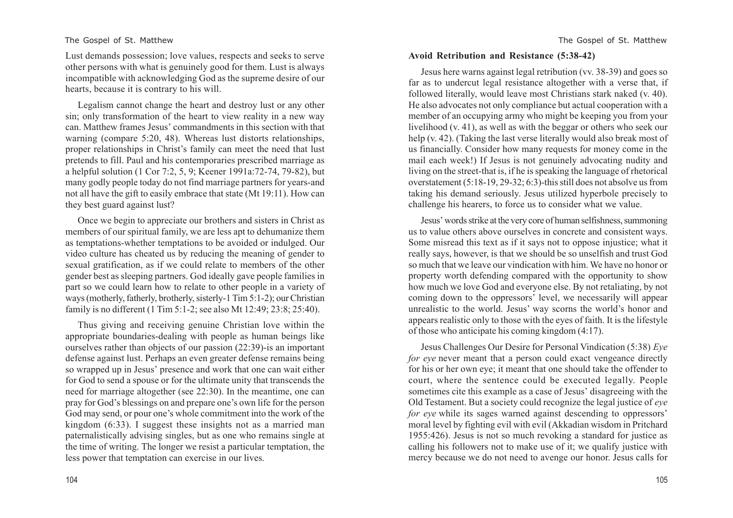Lust demands possession; love values, respects and seeks to serve other persons with what is genuinely good for them. Lust is always incompatible with acknowledging God as the supreme desire of our hearts, because it is contrary to his will.

Legalism cannot change the heart and destroy lust or any other sin; only transformation of the heart to view reality in a new way can. Matthew frames Jesus' commandments in this section with that warning (compare 5:20, 48). Whereas lust distorts relationships, proper relationships in Christ's family can meet the need that lust pretends to fill. Paul and his contemporaries prescribed marriage as a helpful solution (1 Cor 7:2, 5, 9; Keener 1991a:72-74, 79-82), but many godly people today do not find marriage partners for years-and not all have the gift to easily embrace that state (Mt 19:11). How can they best guard against lust?

Once we begin to appreciate our brothers and sisters in Christ as members of our spiritual family, we are less apt to dehumanize them as temptations-whether temptations to be avoided or indulged. Our video culture has cheated us by reducing the meaning of gender to sexual gratification, as if we could relate to members of the other gender best as sleeping partners. God ideally gave people families in part so we could learn how to relate to other people in a variety of ways (motherly, fatherly, brotherly, sisterly-1 Tim 5:1-2); our Christian family is no different (1 Tim 5:1-2; see also Mt 12:49; 23:8; 25:40).

Thus giving and receiving genuine Christian love within the appropriate boundaries-dealing with people as human beings like ourselves rather than objects of our passion (22:39)-is an important defense against lust. Perhaps an even greater defense remains being so wrapped up in Jesus' presence and work that one can wait either for God to send a spouse or for the ultimate unity that transcends the need for marriage altogether (see 22:30). In the meantime, one can pray for God's blessings on and prepare one's own life for the person God may send, or pour one's whole commitment into the work of the kingdom (6:33). I suggest these insights not as a married man paternalistically advising singles, but as one who remains single at the time of writing. The longer we resist a particular temptation, the less power that temptation can exercise in our lives.

**Avoid Retribution and Resistance (5:38-42)**

Jesus here warns against legal retribution (vv. 38-39) and goes so far as to undercut legal resistance altogether with a verse that, if followed literally, would leave most Christians stark naked (v. 40). He also advocates not only compliance but actual cooperation with a member of an occupying army who might be keeping you from your livelihood (v. 41), as well as with the beggar or others who seek our help (v. 42). (Taking the last verse literally would also break most of us financially. Consider how many requests for money come in the mail each week!) If Jesus is not genuinely advocating nudity and living on the street-that is, if he is speaking the language of rhetorical overstatement (5:18-19, 29-32; 6:3)-this still does not absolve us from taking his demand seriously. Jesus utilized hyperbole precisely to challenge his hearers, to force us to consider what we value.

Jesus' words strike at the very core of human selfishness, summoning us to value others above ourselves in concrete and consistent ways. Some misread this text as if it says not to oppose injustice; what it really says, however, is that we should be so unselfish and trust God so much that we leave our vindication with him. We have no honor or property worth defending compared with the opportunity to show how much we love God and everyone else. By not retaliating, by not coming down to the oppressors' level, we necessarily will appear unrealistic to the world. Jesus' way scorns the world's honor and appears realistic only to those with the eyes of faith. It is the lifestyle of those who anticipate his coming kingdom (4:17).

Jesus Challenges Our Desire for Personal Vindication (5:38) *Eye for eye* never meant that a person could exact vengeance directly for his or her own eye; it meant that one should take the offender to court, where the sentence could be executed legally. People sometimes cite this example as a case of Jesus' disagreeing with the Old Testament. But a society could recognize the legal justice of *eye for eye* while its sages warned against descending to oppressors' moral level by fighting evil with evil (Akkadian wisdom in Pritchard 1955:426). Jesus is not so much revoking a standard for justice as calling his followers not to make use of it; we qualify justice with mercy because we do not need to avenge our honor. Jesus calls for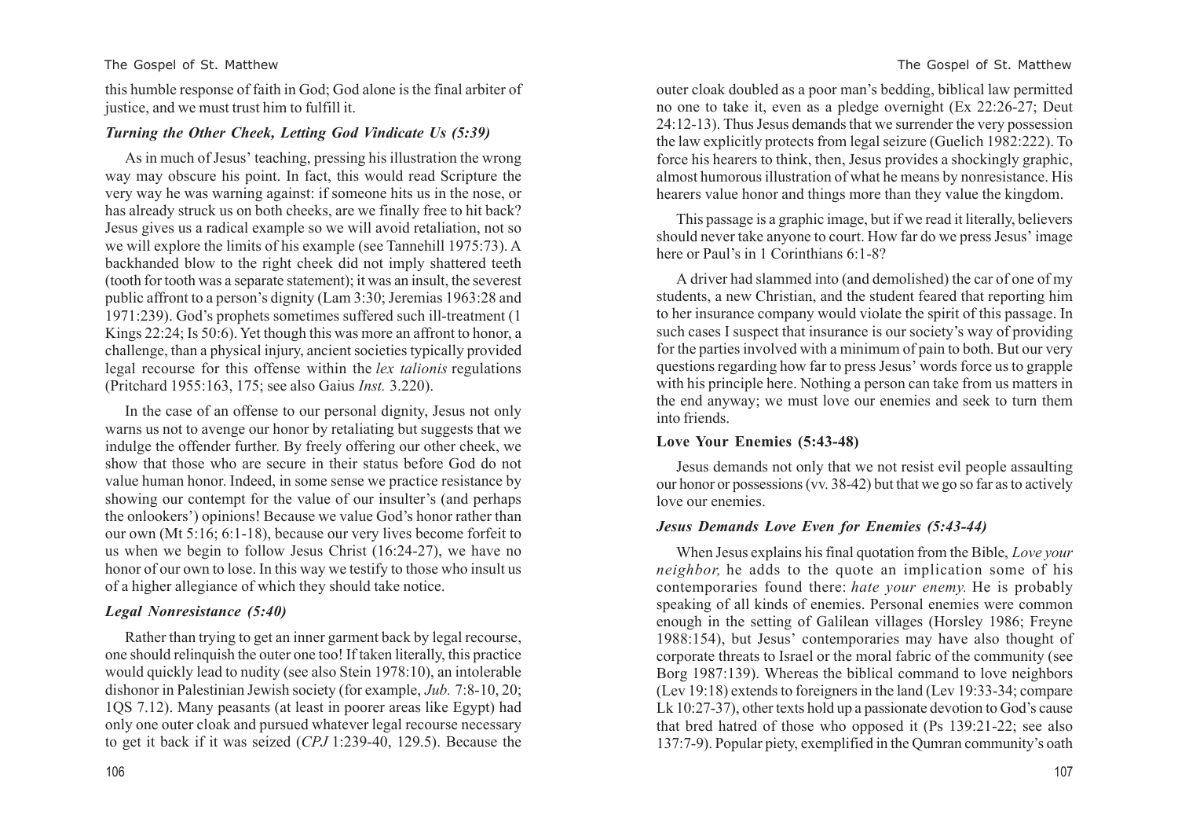this humble response of faith in God; God alone is the final arbiter of justice, and we must trust him to fulfill it.

### *Turning the Other Cheek, Letting God Vindicate Us (5:39)*

As in much of Jesus' teaching, pressing his illustration the wrong way may obscure his point. In fact, this would read Scripture the very way he was warning against: if someone hits us in the nose, or has already struck us on both cheeks, are we finally free to hit back? Jesus gives us a radical example so we will avoid retaliation, not so we will explore the limits of his example (see Tannehill 1975:73). A backhanded blow to the right cheek did not imply shattered teeth (tooth for tooth was a separate statement); it was an insult, the severest public affront to a person's dignity (Lam 3:30; Jeremias 1963:28 and 1971:239). God's prophets sometimes suffered such ill-treatment (1 Kings 22:24; Is 50:6). Yet though this was more an affront to honor, a challenge, than a physical injury, ancient societies typically provided legal recourse for this offense within the *lex talionis* regulations (Pritchard 1955:163, 175; see also Gaius *Inst.* 3.220).

In the case of an offense to our personal dignity, Jesus not only warns us not to avenge our honor by retaliating but suggests that we indulge the offender further. By freely offering our other cheek, we show that those who are secure in their status before God do not value human honor. Indeed, in some sense we practice resistance by showing our contempt for the value of our insulter's (and perhaps the onlookers') opinions! Because we value God's honor rather than our own (Mt 5:16; 6:1-18), because our very lives become forfeit to us when we begin to follow Jesus Christ (16:24-27), we have no honor of our own to lose. In this way we testify to those who insult us of a higher allegiance of which they should take notice.

### *Legal Nonresistance (5:40)*

Rather than trying to get an inner garment back by legal recourse, one should relinquish the outer one too! If taken literally, this practice would quickly lead to nudity (see also Stein 1978:10), an intolerable dishonor in Palestinian Jewish society (for example, *Jub.* 7:8-10, 20; 1QS 7.12). Many peasants (at least in poorer areas like Egypt) had only one outer cloak and pursued whatever legal recourse necessary to get it back if it was seized (*CPJ* 1:239-40, 129.5). Because the outer cloak doubled as a poor man's bedding, biblical law permitted no one to take it, even as a pledge overnight (Ex 22:26-27; Deut 24:12-13). Thus Jesus demands that we surrender the very possession the law explicitly protects from legal seizure (Guelich 1982:222). To force his hearers to think, then, Jesus provides a shockingly graphic, almost humorous illustration of what he means by nonresistance. His hearers value honor and things more than they value the kingdom.

This passage is a graphic image, but if we read it literally, believers should never take anyone to court. How far do we press Jesus' image here or Paul's in 1 Corinthians 6:1-8?

A driver had slammed into (and demolished) the car of one of my students, a new Christian, and the student feared that reporting him to her insurance company would violate the spirit of this passage. In such cases I suspect that insurance is our society's way of providing for the parties involved with a minimum of pain to both. But our very questions regarding how far to press Jesus' words force us to grapple with his principle here. Nothing a person can take from us matters in the end anyway; we must love our enemies and seek to turn them into friends.

## **Love Your Enemies (5:43-48)**

Jesus demands not only that we not resist evil people assaulting our honor or possessions (vv. 38-42) but that we go so far as to actively love our enemies.

### *Jesus Demands Love Even for Enemies (5:43-44)*

When Jesus explains his final quotation from the Bible, *Love your neighbor,* he adds to the quote an implication some of his contemporaries found there: *hate your enemy.* He is probably speaking of all kinds of enemies. Personal enemies were common enough in the setting of Galilean villages (Horsley 1986; Freyne 1988:154), but Jesus' contemporaries may have also thought of corporate threats to Israel or the moral fabric of the community (see Borg 1987:139). Whereas the biblical command to love neighbors (Lev 19:18) extends to foreigners in the land (Lev 19:33-34; compare Lk 10:27-37), other texts hold up a passionate devotion to God's cause that bred hatred of those who opposed it (Ps 139:21-22; see also 137:7-9). Popular piety, exemplified in the Qumran community's oath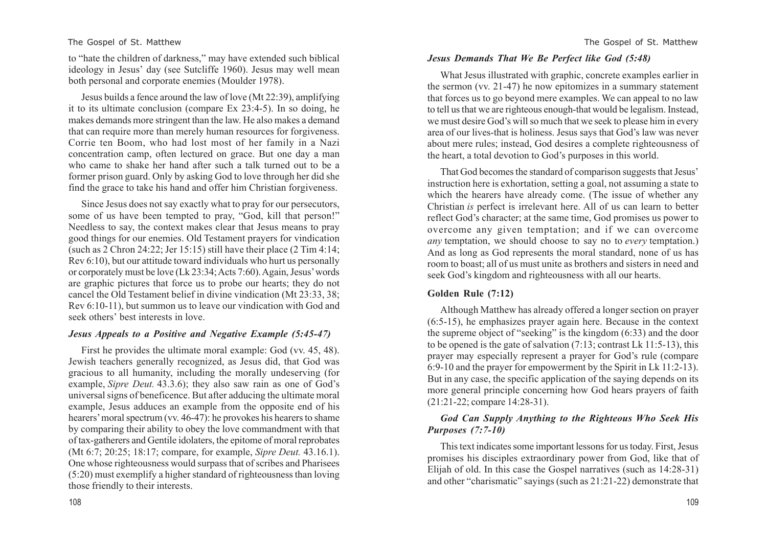to "hate the children of darkness," may have extended such biblical ideology in Jesus' day (see Sutcliffe 1960). Jesus may well mean both personal and corporate enemies (Moulder 1978).

Jesus builds a fence around the law of love (Mt 22:39), amplifying it to its ultimate conclusion (compare Ex 23:4-5). In so doing, he makes demands more stringent than the law. He also makes a demand that can require more than merely human resources for forgiveness. Corrie ten Boom, who had lost most of her family in a Nazi concentration camp, often lectured on grace. But one day a man who came to shake her hand after such a talk turned out to be a former prison guard. Only by asking God to love through her did she find the grace to take his hand and offer him Christian forgiveness.

Since Jesus does not say exactly what to pray for our persecutors, some of us have been tempted to pray, "God, kill that person!" Needless to say, the context makes clear that Jesus means to pray good things for our enemies. Old Testament prayers for vindication (such as 2 Chron 24:22; Jer 15:15) still have their place (2 Tim 4:14; Rev 6:10), but our attitude toward individuals who hurt us personally or corporately must be love (Lk 23:34; Acts 7:60). Again, Jesus' words are graphic pictures that force us to probe our hearts; they do not cancel the Old Testament belief in divine vindication (Mt 23:33, 38; Rev 6:10-11), but summon us to leave our vindication with God and seek others' best interests in love.

### *Jesus Appeals to a Positive and Negative Example (5:45-47)*

First he provides the ultimate moral example: God (vv. 45, 48). Jewish teachers generally recognized, as Jesus did, that God was gracious to all humanity, including the morally undeserving (for example, *Sipre Deut.* 43.3.6); they also saw rain as one of God's universal signs of beneficence. But after adducing the ultimate moral example, Jesus adduces an example from the opposite end of his hearers' moral spectrum (vv. 46-47): he provokes his hearers to shame by comparing their ability to obey the love commandment with that of tax-gatherers and Gentile idolaters, the epitome of moral reprobates (Mt 6:7; 20:25; 18:17; compare, for example, *Sipre Deut.* 43.16.1). One whose righteousness would surpass that of scribes and Pharisees (5:20) must exemplify a higher standard of righteousness than loving those friendly to their interests.

### *Jesus Demands That We Be Perfect like God (5:48)*

What Jesus illustrated with graphic, concrete examples earlier in the sermon (vv. 21-47) he now epitomizes in a summary statement that forces us to go beyond mere examples. We can appeal to no law to tell us that we are righteous enough-that would be legalism. Instead, we must desire God's will so much that we seek to please him in every area of our lives-that is holiness. Jesus says that God's law was never about mere rules; instead, God desires a complete righteousness of the heart, a total devotion to God's purposes in this world.

That God becomes the standard of comparison suggests that Jesus' instruction here is exhortation, setting a goal, not assuming a state to which the hearers have already come. (The issue of whether any Christian *is* perfect is irrelevant here. All of us can learn to better reflect God's character; at the same time, God promises us power to overcome any given temptation; and if we can overcome *any* temptation, we should choose to say no to *every* temptation.) And as long as God represents the moral standard, none of us has room to boast; all of us must unite as brothers and sisters in need and seek God's kingdom and righteousness with all our hearts.

## **Golden Rule (7:12)**

Although Matthew has already offered a longer section on prayer (6:5-15), he emphasizes prayer again here. Because in the context the supreme object of "seeking" is the kingdom (6:33) and the door to be opened is the gate of salvation (7:13; contrast Lk 11:5-13), this prayer may especially represent a prayer for God's rule (compare 6:9-10 and the prayer for empowerment by the Spirit in Lk 11:2-13). But in any case, the specific application of the saying depends on its more general principle concerning how God hears prayers of faith (21:21-22; compare 14:28-31).

### *God Can Supply Anything to the Righteous Who Seek His Purposes (7:7-10)*

This text indicates some important lessons for us today. First, Jesus promises his disciples extraordinary power from God, like that of Elijah of old. In this case the Gospel narratives (such as 14:28-31) and other "charismatic" sayings (such as 21:21-22) demonstrate that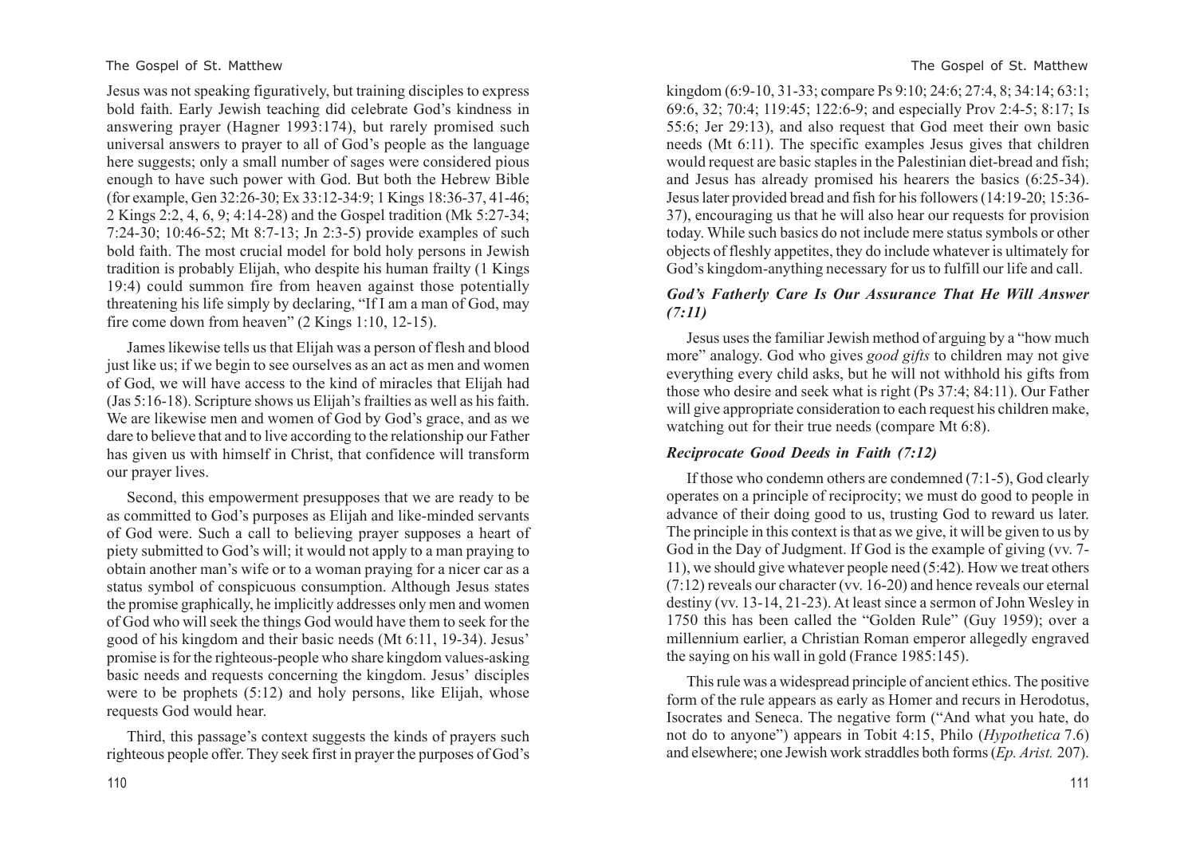Jesus was not speaking figuratively, but training disciples to express bold faith. Early Jewish teaching did celebrate God's kindness in answering prayer (Hagner 1993:174), but rarely promised such universal answers to prayer to all of God's people as the language here suggests; only a small number of sages were considered pious enough to have such power with God. But both the Hebrew Bible (for example, Gen 32:26-30; Ex 33:12-34:9; 1 Kings 18:36-37, 41-46; 2 Kings 2:2, 4, 6, 9; 4:14-28) and the Gospel tradition (Mk 5:27-34; 7:24-30; 10:46-52; Mt 8:7-13; Jn 2:3-5) provide examples of such bold faith. The most crucial model for bold holy persons in Jewish tradition is probably Elijah, who despite his human frailty (1 Kings 19:4) could summon fire from heaven against those potentially threatening his life simply by declaring, "If I am a man of God, may fire come down from heaven" (2 Kings 1:10, 12-15).

James likewise tells us that Elijah was a person of flesh and blood just like us; if we begin to see ourselves as an act as men and women of God, we will have access to the kind of miracles that Elijah had (Jas 5:16-18). Scripture shows us Elijah's frailties as well as his faith. We are likewise men and women of God by God's grace, and as we dare to believe that and to live according to the relationship our Father has given us with himself in Christ, that confidence will transform our prayer lives.

Second, this empowerment presupposes that we are ready to be as committed to God's purposes as Elijah and like-minded servants of God were. Such a call to believing prayer supposes a heart of piety submitted to God's will; it would not apply to a man praying to obtain another man's wife or to a woman praying for a nicer car as a status symbol of conspicuous consumption. Although Jesus states the promise graphically, he implicitly addresses only men and women of God who will seek the things God would have them to seek for the good of his kingdom and their basic needs (Mt 6:11, 19-34). Jesus' promise is for the righteous-people who share kingdom values-asking basic needs and requests concerning the kingdom. Jesus' disciples were to be prophets (5:12) and holy persons, like Elijah, whose requests God would hear.

Third, this passage's context suggests the kinds of prayers such righteous people offer. They seek first in prayer the purposes of God's kingdom (6:9-10, 31-33; compare Ps 9:10; 24:6; 27:4, 8; 34:14; 63:1; 69:6, 32; 70:4; 119:45; 122:6-9; and especially Prov 2:4-5; 8:17; Is 55:6; Jer 29:13), and also request that God meet their own basic needs (Mt 6:11). The specific examples Jesus gives that children would request are basic staples in the Palestinian diet-bread and fish; and Jesus has already promised his hearers the basics (6:25-34). Jesus later provided bread and fish for his followers (14:19-20; 15:36-37), encouraging us that he will also hear our requests for provision today. While such basics do not include mere status symbols or other objects of fleshly appetites, they do include whatever is ultimately for God's kingdom-anything necessary for us to fulfill our life and call.

### *God's Fatherly Care Is Our Assurance That He Will Answer (7:11)*

Jesus uses the familiar Jewish method of arguing by a "how much more" analogy. God who gives *good gifts* to children may not give everything every child asks, but he will not withhold his gifts from those who desire and seek what is right (Ps 37:4; 84:11). Our Father will give appropriate consideration to each request his children make, watching out for their true needs (compare Mt 6:8).

### *Reciprocate Good Deeds in Faith (7:12)*

If those who condemn others are condemned (7:1-5), God clearly operates on a principle of reciprocity; we must do good to people in advance of their doing good to us, trusting God to reward us later. The principle in this context is that as we give, it will be given to us by God in the Day of Judgment. If God is the example of giving (vv. 7-11), we should give whatever people need (5:42). How we treat others (7:12) reveals our character (vv. 16-20) and hence reveals our eternal destiny (vv. 13-14, 21-23). At least since a sermon of John Wesley in 1750 this has been called the "Golden Rule" (Guy 1959); over a millennium earlier, a Christian Roman emperor allegedly engraved the saying on his wall in gold (France 1985:145).

This rule was a widespread principle of ancient ethics. The positive form of the rule appears as early as Homer and recurs in Herodotus, Isocrates and Seneca. The negative form ("And what you hate, do not do to anyone") appears in Tobit 4:15, Philo (*Hypothetica* 7.6) and elsewhere; one Jewish work straddles both forms (*Ep. Arist.* 207).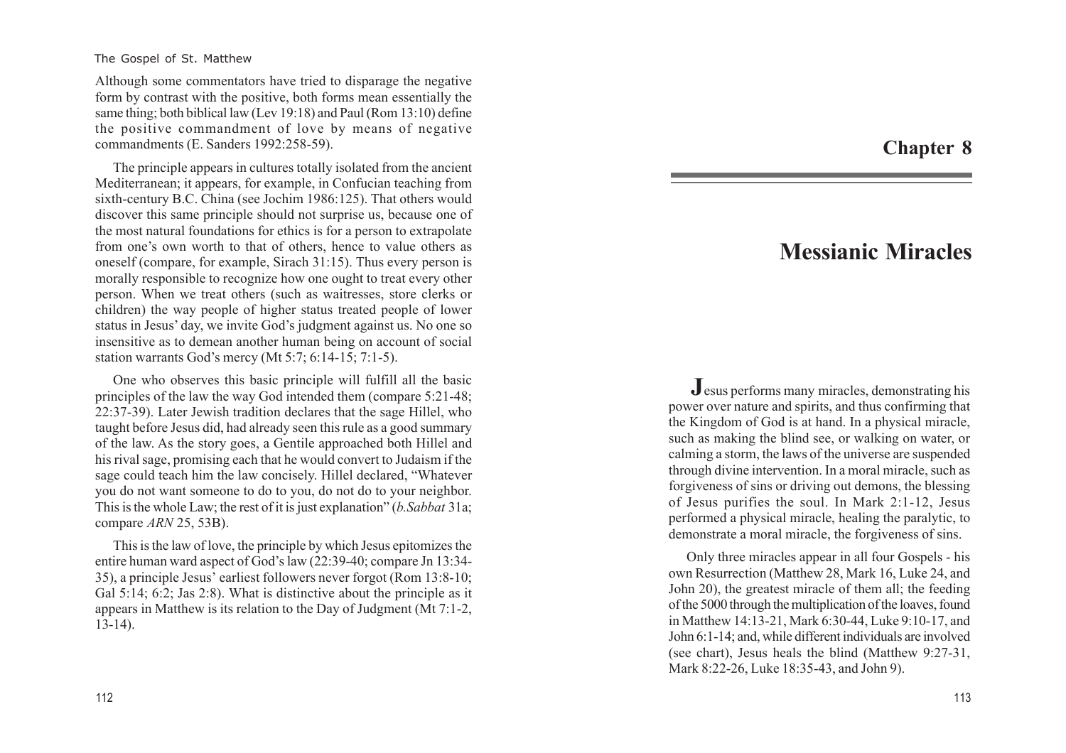Although some commentators have tried to disparage the negative form by contrast with the positive, both forms mean essentially the same thing; both biblical law (Lev 19:18) and Paul (Rom 13:10) define the positive commandment of love by means of negative commandments (E. Sanders 1992:258-59).

The principle appears in cultures totally isolated from the ancient Mediterranean; it appears, for example, in Confucian teaching from sixth-century B.C. China (see Jochim 1986:125). That others would discover this same principle should not surprise us, because one of the most natural foundations for ethics is for a person to extrapolate from one's own worth to that of others, hence to value others as oneself (compare, for example, Sirach 31:15). Thus every person is morally responsible to recognize how one ought to treat every other person. When we treat others (such as waitresses, store clerks or children) the way people of higher status treated people of lower status in Jesus' day, we invite God's judgment against us. No one so insensitive as to demean another human being on account of social station warrants God's mercy (Mt 5:7; 6:14-15; 7:1-5).

One who observes this basic principle will fulfill all the basic principles of the law the way God intended them (compare 5:21-48; 22:37-39). Later Jewish tradition declares that the sage Hillel, who taught before Jesus did, had already seen this rule as a good summary of the law. As the story goes, a Gentile approached both Hillel and his rival sage, promising each that he would convert to Judaism if the sage could teach him the law concisely. Hillel declared, "Whatever you do not want someone to do to you, do not do to your neighbor. This is the whole Law; the rest of it is just explanation" (*b.Sabbat* 31a; compare *ARN* 25, 53B).

This is the law of love, the principle by which Jesus epitomizes the entire human ward aspect of God's law (22:39-40; compare Jn 13:34-35), a principle Jesus' earliest followers never forgot (Rom 13:8-10; Gal 5:14; 6:2; Jas 2:8). What is distinctive about the principle as it appears in Matthew is its relation to the Day of Judgment (Mt 7:1-2, 13-14).

# Chapter 8

# Messianic Miracles

Jesus performs many miracles, demonstrating his power over nature and spirits, and thus confirming that the Kingdom of God is at hand. In a physical miracle, such as making the blind see, or walking on water, or calming a storm, the laws of the universe are suspended through divine intervention. In a moral miracle, such as forgiveness of sins or driving out demons, the blessing of Jesus purifies the soul. In Mark 2:1-12, Jesus performed a physical miracle, healing the paralytic, to demonstrate a moral miracle, the forgiveness of sins.

Only three miracles appear in all four Gospels - his own Resurrection (Matthew 28, Mark 16, Luke 24, and John 20), the greatest miracle of them all; the feeding of the 5000 through the multiplication of the loaves, found in Matthew 14:13-21, Mark 6:30-44, Luke 9:10-17, and John 6:1-14; and, while different individuals are involved (see chart), Jesus heals the blind (Matthew 9:27-31, Mark 8:22-26, Luke 18:35-43, and John 9).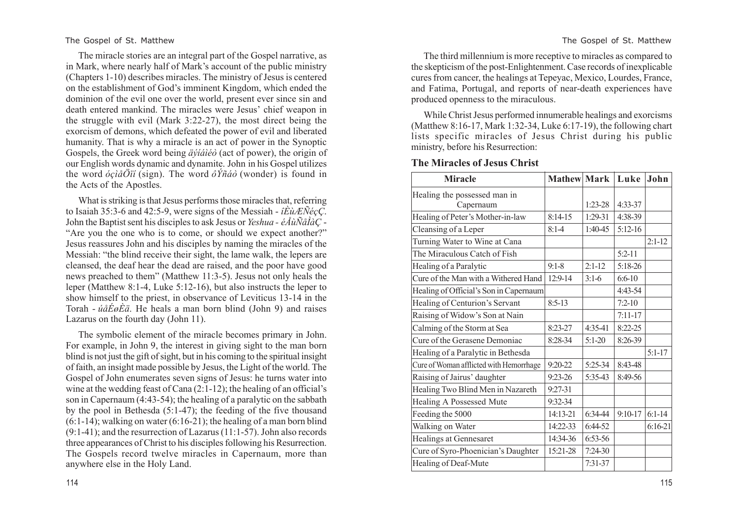The miracle stories are an integral part of the Gospel narrative, as in Mark, where nearly half of Mark's account of the public ministry (Chapters 1-10) describes miracles. The ministry of Jesus is centered on the establishment of God's imminent Kingdom, which ended the dominion of the evil one over the world, present ever since sin and death entered mankind. The miracles were Jesus' chief weapon in the struggle with evil (Mark 3:22-27), the most direct being the exorcism of demons, which defeated the power of evil and liberated humanity. That is why a miracle is an act of power in the Synoptic Gospels, the Greek word being *äýíáìéò* (act of power), the origin of our English words dynamic and dynamite. John in his Gospel utilizes the word *óçìåÖïí* (sign). The word *ôÝñáò* (wonder) is found in the Acts of the Apostles.

What is striking is that Jesus performs those miracles that, referring to Isaiah 35:3-6 and 42:5-9, were signs of the Messiah - *íÈùÆÑéçÇ*. John the Baptist sent his disciples to ask Jesus or *Yeshua - éÅùÑåÌàÇ* - "Are you the one who is to come, or should we expect another?" Jesus reassures John and his disciples by naming the miracles of the Messiah: "the blind receive their sight, the lame walk, the lepers are cleansed, the deaf hear the dead are raised, and the poor have good news preached to them" (Matthew 11:3-5). Jesus not only heals the leper (Matthew 8:1-4, Luke 5:12-16), but also instructs the leper to show himself to the priest, in observance of Leviticus 13-14 in the Torah - *úåÉøÈä*. He heals a man born blind (John 9) and raises Lazarus on the fourth day (John 11).

The symbolic element of the miracle becomes primary in John. For example, in John 9, the interest in giving sight to the man born blind is not just the gift of sight, but in his coming to the spiritual insight of faith, an insight made possible by Jesus, the Light of the world. The Gospel of John enumerates seven signs of Jesus: he turns water into wine at the wedding feast of Cana (2:1-12); the healing of an official's son in Capernaum (4:43-54); the healing of a paralytic on the sabbath by the pool in Bethesda (5:1-47); the feeding of the five thousand (6:1-14); walking on water (6:16-21); the healing of a man born blind (9:1-41); and the resurrection of Lazarus (11:1-57). John also records three appearances of Christ to his disciples following his Resurrection. The Gospels record twelve miracles in Capernaum, more than anywhere else in the Holy Land.

The third millennium is more receptive to miracles as compared to the skepticism of the post-Enlightenment. Case records of inexplicable cures from cancer, the healings at Tepeyac, Mexico, Lourdes, France, and Fatima, Portugal, and reports of near-death experiences have produced openness to the miraculous.

While Christ Jesus performed innumerable healings and exorcisms (Matthew 8:16-17, Mark 1:32-34, Luke 6:17-19), the following chart lists specific miracles of Jesus Christ during his public ministry, before his Resurrection:

### The Miracles of Jesus Christ

| Miracle | Mathew | Mark | Luke | John |
|---|---|---|---|---|
| Healing the possessed man in Capernaum | | 1:23-28 | 4:33-37 | |
| Healing of Peter's Mother-in-law | 8:14-15 | 1:29-31 | 4:38-39 | |
| Cleansing of a Leper | 8:1-4 | 1:40-45 | 5:12-16 | |
| Turning Water to Wine at Cana | | | | 2:1-12 |
| The Miraculous Catch of Fish | | | 5:2-11 | |
| Healing of a Paralytic | 9:1-8 | 2:1-12 | 5:18-26 | |
| Cure of the Man with a Withered Hand | 12:9-14 | 3:1-6 | 6:6-10 | |
| Healing of Official's Son in Capernaum | | | 4:43-54 | |
| Healing of Centurion's Servant | 8:5-13 | | 7:2-10 | |
| Raising of Widow's Son at Nain | | | 7:11-17 | |
| Calming of the Storm at Sea | 8:23-27 | 4:35-41 | 8:22-25 | |
| Cure of the Gerasene Demoniac | 8:28-34 | 5:1-20 | 8:26-39 | |
| Healing of a Paralytic in Bethesda | | | | 5:1-17 |
| Cure of Woman afflicted with Hemorrhage | 9:20-22 | 5:25-34 | 8:43-48 | |
| Raising of Jairus' daughter | 9:23-26 | 5:35-43 | 8:49-56 | |
| Healing Two Blind Men in Nazareth | 9:27-31 | | | |
| Healing A Possessed Mute | 9:32-34 | | | |
| Feeding the 5000 | 14:13-21 | 6:34-44 | 9:10-17 | 6:1-14 |
| Walking on Water | 14:22-33 | 6:44-52 | | 6:16-21 |
| Healings at Gennesaret | 14:34-36 | 6:53-56 | | |
| Cure of Syro-Phoenician's Daughter | 15:21-28 | 7:24-30 | | |
| Healing of Deaf-Mute | | 7:31-37 | | |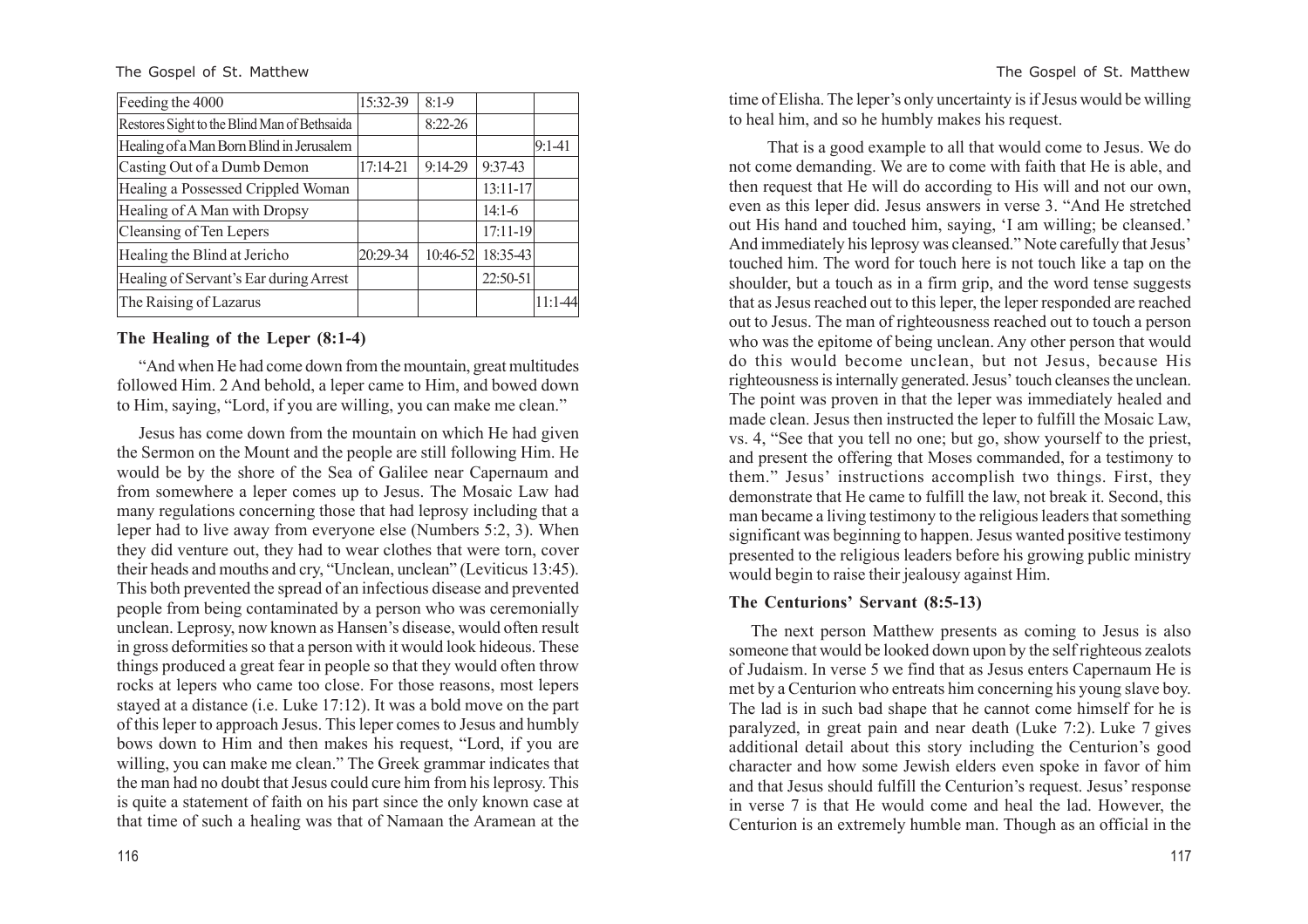| Feeding the 4000 | 15:32-39 | 8:1-9 | | |
|---|---|---|---|---|
| Restores Sight to the Blind Man of Bethsaida | | 8:22-26 | | |
| Healing of a Man Born Blind in Jerusalem | | | | 9:1-41 |
| Casting Out of a Dumb Demon | 17:14-21 | 9:14-29 | 9:37-43 | |
| Healing a Possessed Crippled Woman | | | 13:11-17 | |
| Healing of A Man with Dropsy | | | 14:1-6 | |
| Cleansing of Ten Lepers | | | 17:11-19 | |
| Healing the Blind at Jericho | 20:29-34 | 10:46-52 | 18:35-43 | |
| Healing of Servant's Ear during Arrest | | | 22:50-51 | |
| The Raising of Lazarus | | | | 11:1-44 |

### The Healing of the Leper (8:1-4)

"And when He had come down from the mountain, great multitudes followed Him. 2 And behold, a leper came to Him, and bowed down to Him, saying, "Lord, if you are willing, you can make me clean."

Jesus has come down from the mountain on which He had given the Sermon on the Mount and the people are still following Him. He would be by the shore of the Sea of Galilee near Capernaum and from somewhere a leper comes up to Jesus. The Mosaic Law had many regulations concerning those that had leprosy including that a leper had to live away from everyone else (Numbers 5:2, 3). When they did venture out, they had to wear clothes that were torn, cover their heads and mouths and cry, "Unclean, unclean" (Leviticus 13:45). This both prevented the spread of an infectious disease and prevented people from being contaminated by a person who was ceremonially unclean. Leprosy, now known as Hansen's disease, would often result in gross deformities so that a person with it would look hideous. These things produced a great fear in people so that they would often throw rocks at lepers who came too close. For those reasons, most lepers stayed at a distance (i.e. Luke 17:12). It was a bold move on the part of this leper to approach Jesus. This leper comes to Jesus and humbly bows down to Him and then makes his request, "Lord, if you are willing, you can make me clean." The Greek grammar indicates that the man had no doubt that Jesus could cure him from his leprosy. This is quite a statement of faith on his part since the only known case at that time of such a healing was that of Namaan the Aramean at the time of Elisha. The leper's only uncertainty is if Jesus would be willing to heal him, and so he humbly makes his request.

That is a good example to all that would come to Jesus. We do not come demanding. We are to come with faith that He is able, and then request that He will do according to His will and not our own, even as this leper did. Jesus answers in verse 3. "And He stretched out His hand and touched him, saying, 'I am willing; be cleansed.' And immediately his leprosy was cleansed." Note carefully that Jesus' touched him. The word for touch here is not touch like a tap on the shoulder, but a touch as in a firm grip, and the word tense suggests that as Jesus reached out to this leper, the leper responded are reached out to Jesus. The man of righteousness reached out to touch a person who was the epitome of being unclean. Any other person that would do this would become unclean, but not Jesus, because His righteousness is internally generated. Jesus' touch cleanses the unclean. The point was proven in that the leper was immediately healed and made clean. Jesus then instructed the leper to fulfill the Mosaic Law, vs. 4, "See that you tell no one; but go, show yourself to the priest, and present the offering that Moses commanded, for a testimony to them." Jesus' instructions accomplish two things. First, they demonstrate that He came to fulfill the law, not break it. Second, this man became a living testimony to the religious leaders that something significant was beginning to happen. Jesus wanted positive testimony presented to the religious leaders before his growing public ministry would begin to raise their jealousy against Him.

### The Centurions' Servant (8:5-13)

The next person Matthew presents as coming to Jesus is also someone that would be looked down upon by the self righteous zealots of Judaism. In verse 5 we find that as Jesus enters Capernaum He is met by a Centurion who entreats him concerning his young slave boy. The lad is in such bad shape that he cannot come himself for he is paralyzed, in great pain and near death (Luke 7:2). Luke 7 gives additional detail about this story including the Centurion's good character and how some Jewish elders even spoke in favor of him and that Jesus should fulfill the Centurion's request. Jesus' response in verse 7 is that He would come and heal the lad. However, the Centurion is an extremely humble man. Though as an official in the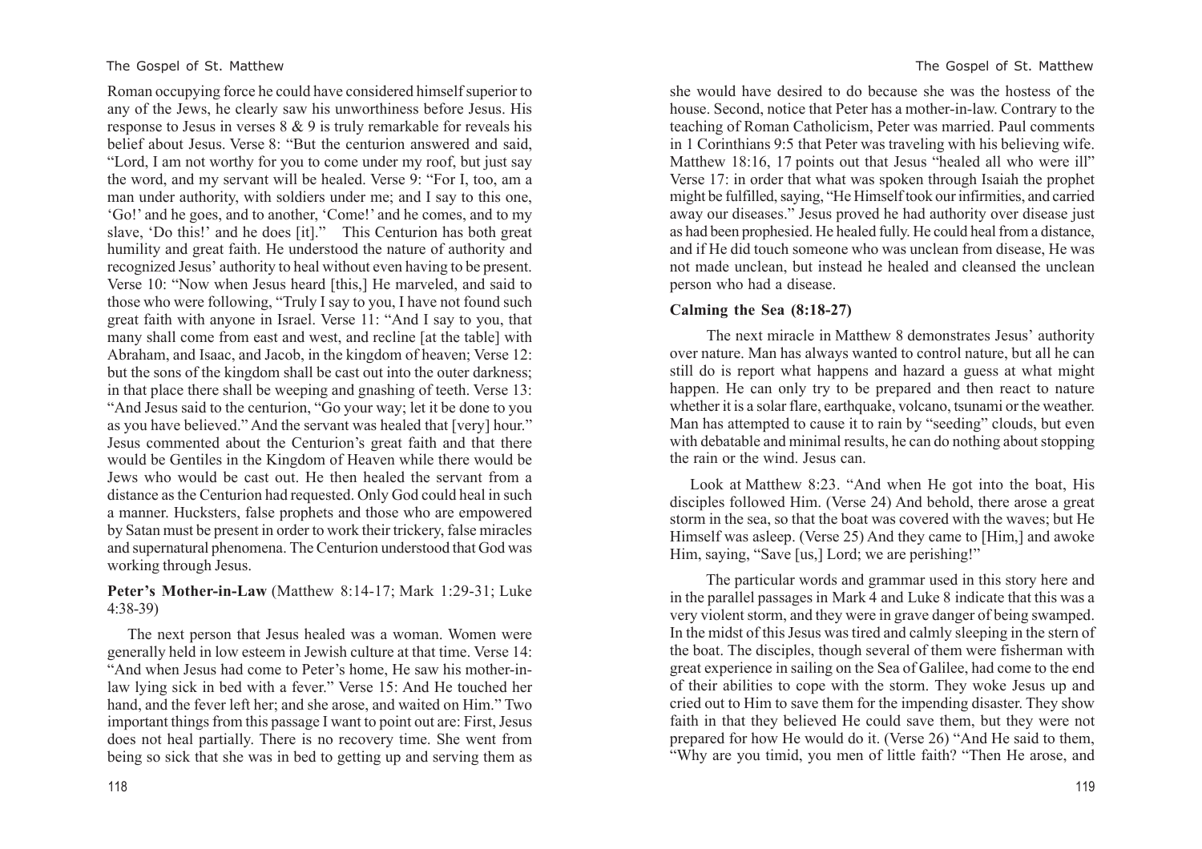Roman occupying force he could have considered himself superior to any of the Jews, he clearly saw his unworthiness before Jesus. His response to Jesus in verses 8 & 9 is truly remarkable for reveals his belief about Jesus. Verse 8: "But the centurion answered and said, "Lord, I am not worthy for you to come under my roof, but just say the word, and my servant will be healed. Verse 9: "For I, too, am a man under authority, with soldiers under me; and I say to this one, 'Go!' and he goes, and to another, 'Come!' and he comes, and to my slave, 'Do this!' and he does [it]." This Centurion has both great humility and great faith. He understood the nature of authority and recognized Jesus' authority to heal without even having to be present. Verse 10: "Now when Jesus heard [this,] He marveled, and said to those who were following, "Truly I say to you, I have not found such great faith with anyone in Israel. Verse 11: "And I say to you, that many shall come from east and west, and recline [at the table] with Abraham, and Isaac, and Jacob, in the kingdom of heaven; Verse 12: but the sons of the kingdom shall be cast out into the outer darkness; in that place there shall be weeping and gnashing of teeth. Verse 13: "And Jesus said to the centurion, "Go your way; let it be done to you as you have believed." And the servant was healed that [very] hour." Jesus commented about the Centurion's great faith and that there would be Gentiles in the Kingdom of Heaven while there would be Jews who would be cast out. He then healed the servant from a distance as the Centurion had requested. Only God could heal in such a manner. Hucksters, false prophets and those who are empowered by Satan must be present in order to work their trickery, false miracles and supernatural phenomena. The Centurion understood that God was working through Jesus.

**Peter's Mother-in-Law** (Matthew 8:14-17; Mark 1:29-31; Luke 4:38-39)

The next person that Jesus healed was a woman. Women were generally held in low esteem in Jewish culture at that time. Verse 14: "And when Jesus had come to Peter's home, He saw his mother-in-law lying sick in bed with a fever." Verse 15: And He touched her hand, and the fever left her; and she arose, and waited on Him." Two important things from this passage I want to point out are: First, Jesus does not heal partially. There is no recovery time. She went from being so sick that she was in bed to getting up and serving them as she would have desired to do because she was the hostess of the house. Second, notice that Peter has a mother-in-law. Contrary to the teaching of Roman Catholicism, Peter was married. Paul comments in 1 Corinthians 9:5 that Peter was traveling with his believing wife. Matthew 18:16, 17 points out that Jesus "healed all who were ill" Verse 17: in order that what was spoken through Isaiah the prophet might be fulfilled, saying, "He Himself took our infirmities, and carried away our diseases." Jesus proved he had authority over disease just as had been prophesied. He healed fully. He could heal from a distance, and if He did touch someone who was unclean from disease, He was not made unclean, but instead he healed and cleansed the unclean person who had a disease.

**Calming the Sea (8:18-27)**

The next miracle in Matthew 8 demonstrates Jesus' authority over nature. Man has always wanted to control nature, but all he can still do is report what happens and hazard a guess at what might happen. He can only try to be prepared and then react to nature whether it is a solar flare, earthquake, volcano, tsunami or the weather. Man has attempted to cause it to rain by "seeding" clouds, but even with debatable and minimal results, he can do nothing about stopping the rain or the wind. Jesus can.

Look at Matthew 8:23. "And when He got into the boat, His disciples followed Him. (Verse 24) And behold, there arose a great storm in the sea, so that the boat was covered with the waves; but He Himself was asleep. (Verse 25) And they came to [Him,] and awoke Him, saying, "Save [us,] Lord; we are perishing!"

The particular words and grammar used in this story here and in the parallel passages in Mark 4 and Luke 8 indicate that this was a very violent storm, and they were in grave danger of being swamped. In the midst of this Jesus was tired and calmly sleeping in the stern of the boat. The disciples, though several of them were fisherman with great experience in sailing on the Sea of Galilee, had come to the end of their abilities to cope with the storm. They woke Jesus up and cried out to Him to save them for the impending disaster. They show faith in that they believed He could save them, but they were not prepared for how He would do it. (Verse 26) "And He said to them, "Why are you timid, you men of little faith? "Then He arose, and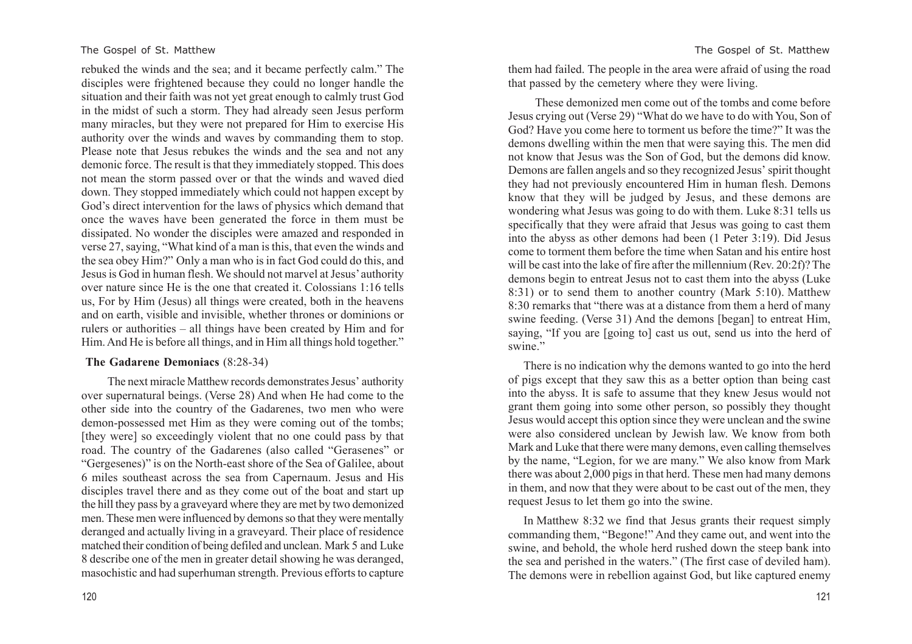rebuked the winds and the sea; and it became perfectly calm." The disciples were frightened because they could no longer handle the situation and their faith was not yet great enough to calmly trust God in the midst of such a storm. They had already seen Jesus perform many miracles, but they were not prepared for Him to exercise His authority over the winds and waves by commanding them to stop. Please note that Jesus rebukes the winds and the sea and not any demonic force. The result is that they immediately stopped. This does not mean the storm passed over or that the winds and waved died down. They stopped immediately which could not happen except by God's direct intervention for the laws of physics which demand that once the waves have been generated the force in them must be dissipated. No wonder the disciples were amazed and responded in verse 27, saying, "What kind of a man is this, that even the winds and the sea obey Him?" Only a man who is in fact God could do this, and Jesus is God in human flesh. We should not marvel at Jesus' authority over nature since He is the one that created it. Colossians 1:16 tells us, For by Him (Jesus) all things were created, both in the heavens and on earth, visible and invisible, whether thrones or dominions or rulers or authorities – all things have been created by Him and for Him. And He is before all things, and in Him all things hold together."

**The Gadarene Demoniacs** (8:28-34)

The next miracle Matthew records demonstrates Jesus' authority over supernatural beings. (Verse 28) And when He had come to the other side into the country of the Gadarenes, two men who were demon-possessed met Him as they were coming out of the tombs; [they were] so exceedingly violent that no one could pass by that road. The country of the Gadarenes (also called "Gerasenes" or "Gergesenes)" is on the North-east shore of the Sea of Galilee, about 6 miles southeast across the sea from Capernaum. Jesus and His disciples travel there and as they come out of the boat and start up the hill they pass by a graveyard where they are met by two demonized men. These men were influenced by demons so that they were mentally deranged and actually living in a graveyard. Their place of residence matched their condition of being defiled and unclean. Mark 5 and Luke 8 describe one of the men in greater detail showing he was deranged, masochistic and had superhuman strength. Previous efforts to capture them had failed. The people in the area were afraid of using the road that passed by the cemetery where they were living.

These demonized men come out of the tombs and come before Jesus crying out (Verse 29) "What do we have to do with You, Son of God? Have you come here to torment us before the time?" It was the demons dwelling within the men that were saying this. The men did not know that Jesus was the Son of God, but the demons did know. Demons are fallen angels and so they recognized Jesus' spirit thought they had not previously encountered Him in human flesh. Demons know that they will be judged by Jesus, and these demons are wondering what Jesus was going to do with them. Luke 8:31 tells us specifically that they were afraid that Jesus was going to cast them into the abyss as other demons had been (1 Peter 3:19). Did Jesus come to torment them before the time when Satan and his entire host will be cast into the lake of fire after the millennium (Rev. 20:2f)? The demons begin to entreat Jesus not to cast them into the abyss (Luke 8:31) or to send them to another country (Mark 5:10). Matthew 8:30 remarks that "there was at a distance from them a herd of many swine feeding. (Verse 31) And the demons [began] to entreat Him, saying, "If you are [going to] cast us out, send us into the herd of swine."

There is no indication why the demons wanted to go into the herd of pigs except that they saw this as a better option than being cast into the abyss. It is safe to assume that they knew Jesus would not grant them going into some other person, so possibly they thought Jesus would accept this option since they were unclean and the swine were also considered unclean by Jewish law. We know from both Mark and Luke that there were many demons, even calling themselves by the name, "Legion, for we are many." We also know from Mark there was about 2,000 pigs in that herd. These men had many demons in them, and now that they were about to be cast out of the men, they request Jesus to let them go into the swine.

In Matthew 8:32 we find that Jesus grants their request simply commanding them, "Begone!" And they came out, and went into the swine, and behold, the whole herd rushed down the steep bank into the sea and perished in the waters." (The first case of deviled ham). The demons were in rebellion against God, but like captured enemy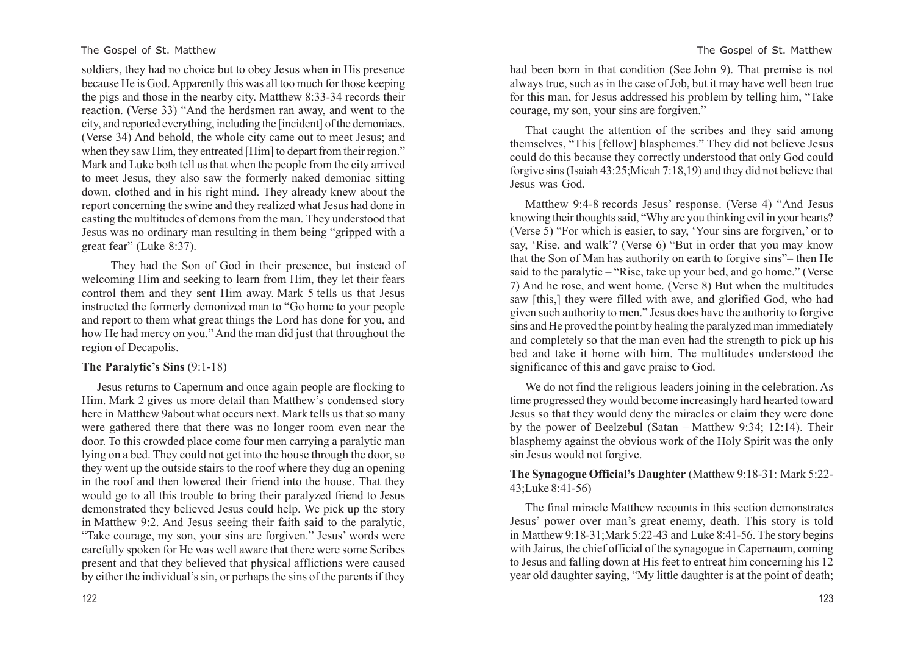soldiers, they had no choice but to obey Jesus when in His presence because He is God. Apparently this was all too much for those keeping the pigs and those in the nearby city. Matthew 8:33-34 records their reaction. (Verse 33) "And the herdsmen ran away, and went to the city, and reported everything, including the [incident] of the demoniacs. (Verse 34) And behold, the whole city came out to meet Jesus; and when they saw Him, they entreated [Him] to depart from their region." Mark and Luke both tell us that when the people from the city arrived to meet Jesus, they also saw the formerly naked demoniac sitting down, clothed and in his right mind. They already knew about the report concerning the swine and they realized what Jesus had done in casting the multitudes of demons from the man. They understood that Jesus was no ordinary man resulting in them being "gripped with a great fear" (Luke 8:37).

They had the Son of God in their presence, but instead of welcoming Him and seeking to learn from Him, they let their fears control them and they sent Him away. Mark 5 tells us that Jesus instructed the formerly demonized man to "Go home to your people and report to them what great things the Lord has done for you, and how He had mercy on you." And the man did just that throughout the region of Decapolis.

**The Paralytic's Sins** (9:1-18)

Jesus returns to Capernum and once again people are flocking to Him. Mark 2 gives us more detail than Matthew's condensed story here in Matthew 9about what occurs next. Mark tells us that so many were gathered there that there was no longer room even near the door. To this crowded place come four men carrying a paralytic man lying on a bed. They could not get into the house through the door, so they went up the outside stairs to the roof where they dug an opening in the roof and then lowered their friend into the house. That they would go to all this trouble to bring their paralyzed friend to Jesus demonstrated they believed Jesus could help. We pick up the story in Matthew 9:2. And Jesus seeing their faith said to the paralytic, "Take courage, my son, your sins are forgiven." Jesus' words were carefully spoken for He was well aware that there were some Scribes present and that they believed that physical afflictions were caused by either the individual's sin, or perhaps the sins of the parents if they had been born in that condition (See John 9). That premise is not always true, such as in the case of Job, but it may have well been true for this man, for Jesus addressed his problem by telling him, "Take courage, my son, your sins are forgiven."

That caught the attention of the scribes and they said among themselves, "This [fellow] blasphemes." They did not believe Jesus could do this because they correctly understood that only God could forgive sins (Isaiah 43:25;Micah 7:18,19) and they did not believe that Jesus was God.

Matthew 9:4-8 records Jesus' response. (Verse 4) "And Jesus knowing their thoughts said, "Why are you thinking evil in your hearts? (Verse 5) "For which is easier, to say, 'Your sins are forgiven,' or to say, 'Rise, and walk'? (Verse 6) "But in order that you may know that the Son of Man has authority on earth to forgive sins"– then He said to the paralytic – "Rise, take up your bed, and go home." (Verse 7) And he rose, and went home. (Verse 8) But when the multitudes saw [this,] they were filled with awe, and glorified God, who had given such authority to men." Jesus does have the authority to forgive sins and He proved the point by healing the paralyzed man immediately and completely so that the man even had the strength to pick up his bed and take it home with him. The multitudes understood the significance of this and gave praise to God.

We do not find the religious leaders joining in the celebration. As time progressed they would become increasingly hard hearted toward Jesus so that they would deny the miracles or claim they were done by the power of Beelzebul (Satan – Matthew 9:34; 12:14). Their blasphemy against the obvious work of the Holy Spirit was the only sin Jesus would not forgive.

**The Synagogue Official's Daughter** (Matthew 9:18-31: Mark 5:22-43;Luke 8:41-56)

The final miracle Matthew recounts in this section demonstrates Jesus' power over man's great enemy, death. This story is told in Matthew 9:18-31;Mark 5:22-43 and Luke 8:41-56. The story begins with Jairus, the chief official of the synagogue in Capernaum, coming to Jesus and falling down at His feet to entreat him concerning his 12 year old daughter saying, "My little daughter is at the point of death;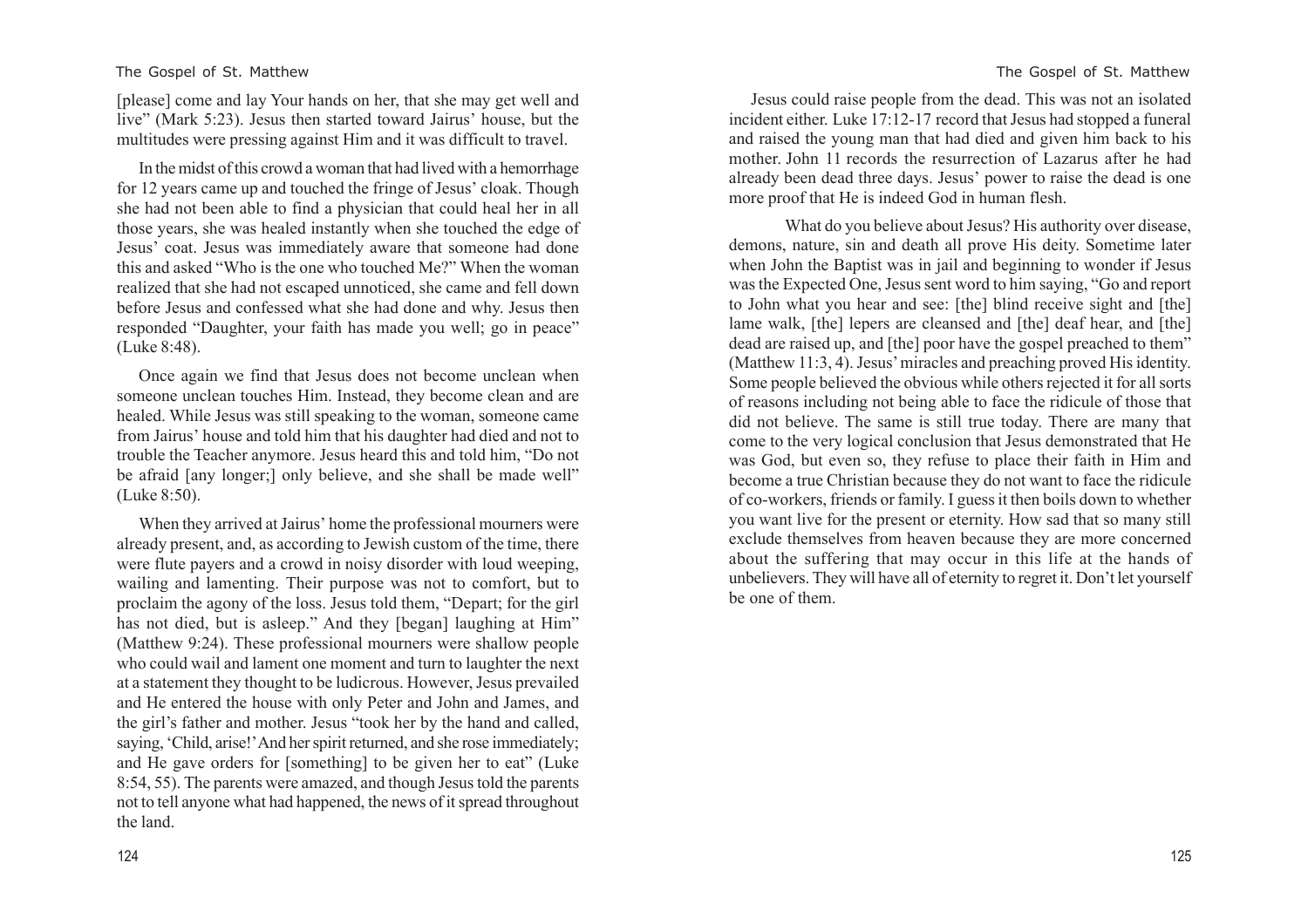[please] come and lay Your hands on her, that she may get well and live" (Mark 5:23). Jesus then started toward Jairus' house, but the multitudes were pressing against Him and it was difficult to travel.

In the midst of this crowd a woman that had lived with a hemorrhage for 12 years came up and touched the fringe of Jesus' cloak. Though she had not been able to find a physician that could heal her in all those years, she was healed instantly when she touched the edge of Jesus' coat. Jesus was immediately aware that someone had done this and asked "Who is the one who touched Me?" When the woman realized that she had not escaped unnoticed, she came and fell down before Jesus and confessed what she had done and why. Jesus then responded "Daughter, your faith has made you well; go in peace" (Luke 8:48).

Once again we find that Jesus does not become unclean when someone unclean touches Him. Instead, they become clean and are healed. While Jesus was still speaking to the woman, someone came from Jairus' house and told him that his daughter had died and not to trouble the Teacher anymore. Jesus heard this and told him, "Do not be afraid [any longer;] only believe, and she shall be made well" (Luke 8:50).

When they arrived at Jairus' home the professional mourners were already present, and, as according to Jewish custom of the time, there were flute payers and a crowd in noisy disorder with loud weeping, wailing and lamenting. Their purpose was not to comfort, but to proclaim the agony of the loss. Jesus told them, "Depart; for the girl has not died, but is asleep." And they [began] laughing at Him" (Matthew 9:24). These professional mourners were shallow people who could wail and lament one moment and turn to laughter the next at a statement they thought to be ludicrous. However, Jesus prevailed and He entered the house with only Peter and John and James, and the girl's father and mother. Jesus "took her by the hand and called, saying, 'Child, arise!' And her spirit returned, and she rose immediately; and He gave orders for [something] to be given her to eat" (Luke 8:54, 55). The parents were amazed, and though Jesus told the parents not to tell anyone what had happened, the news of it spread throughout the land.

Jesus could raise people from the dead. This was not an isolated incident either. Luke 17:12-17 record that Jesus had stopped a funeral and raised the young man that had died and given him back to his mother. John 11 records the resurrection of Lazarus after he had already been dead three days. Jesus' power to raise the dead is one more proof that He is indeed God in human flesh.

What do you believe about Jesus? His authority over disease, demons, nature, sin and death all prove His deity. Sometime later when John the Baptist was in jail and beginning to wonder if Jesus was the Expected One, Jesus sent word to him saying, "Go and report to John what you hear and see: [the] blind receive sight and [the] lame walk, [the] lepers are cleansed and [the] deaf hear, and [the] dead are raised up, and [the] poor have the gospel preached to them" (Matthew 11:3, 4). Jesus' miracles and preaching proved His identity. Some people believed the obvious while others rejected it for all sorts of reasons including not being able to face the ridicule of those that did not believe. The same is still true today. There are many that come to the very logical conclusion that Jesus demonstrated that He was God, but even so, they refuse to place their faith in Him and become a true Christian because they do not want to face the ridicule of co-workers, friends or family. I guess it then boils down to whether you want live for the present or eternity. How sad that so many still exclude themselves from heaven because they are more concerned about the suffering that may occur in this life at the hands of unbelievers. They will have all of eternity to regret it. Don't let yourself be one of them.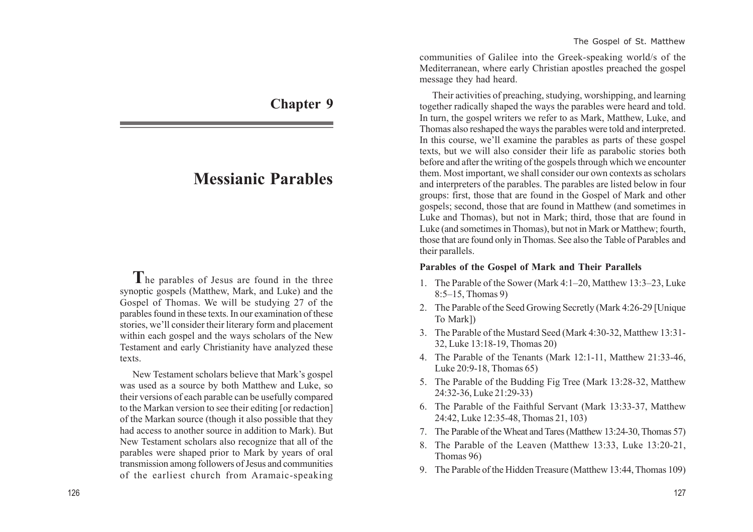# Chapter 9

# Messianic Parables

**T**he parables of Jesus are found in the three synoptic gospels (Matthew, Mark, and Luke) and the Gospel of Thomas. We will be studying 27 of the parables found in these texts. In our examination of these stories, we'll consider their literary form and placement within each gospel and the ways scholars of the New Testament and early Christianity have analyzed these texts.

New Testament scholars believe that Mark's gospel was used as a source by both Matthew and Luke, so their versions of each parable can be usefully compared to the Markan version to see their editing [or redaction] of the Markan source (though it also possible that they had access to another source in addition to Mark). But New Testament scholars also recognize that all of the parables were shaped prior to Mark by years of oral transmission among followers of Jesus and communities of the earliest church from Aramaic-speaking communities of Galilee into the Greek-speaking world/s of the Mediterranean, where early Christian apostles preached the gospel message they had heard.

Their activities of preaching, studying, worshipping, and learning together radically shaped the ways the parables were heard and told. In turn, the gospel writers we refer to as Mark, Matthew, Luke, and Thomas also reshaped the ways the parables were told and interpreted. In this course, we'll examine the parables as parts of these gospel texts, but we will also consider their life as parabolic stories both before and after the writing of the gospels through which we encounter them. Most important, we shall consider our own contexts as scholars and interpreters of the parables. The parables are listed below in four groups: first, those that are found in the Gospel of Mark and other gospels; second, those that are found in Matthew (and sometimes in Luke and Thomas), but not in Mark; third, those that are found in Luke (and sometimes in Thomas), but not in Mark or Matthew; fourth, those that are found only in Thomas. See also the Table of Parables and their parallels.

**Parables of the Gospel of Mark and Their Parallels**

1. The Parable of the Sower (Mark 4:1–20, Matthew 13:3–23, Luke 8:5–15, Thomas 9)
2. The Parable of the Seed Growing Secretly (Mark 4:26-29 [Unique To Mark])
3. The Parable of the Mustard Seed (Mark 4:30-32, Matthew 13:31-32, Luke 13:18-19, Thomas 20)
4. The Parable of the Tenants (Mark 12:1-11, Matthew 21:33-46, Luke 20:9-18, Thomas 65)
5. The Parable of the Budding Fig Tree (Mark 13:28-32, Matthew 24:32-36, Luke 21:29-33)
6. The Parable of the Faithful Servant (Mark 13:33-37, Matthew 24:42, Luke 12:35-48, Thomas 21, 103)
7. The Parable of the Wheat and Tares (Matthew 13:24-30, Thomas 57)
8. The Parable of the Leaven (Matthew 13:33, Luke 13:20-21, Thomas 96)
9. The Parable of the Hidden Treasure (Matthew 13:44, Thomas 109)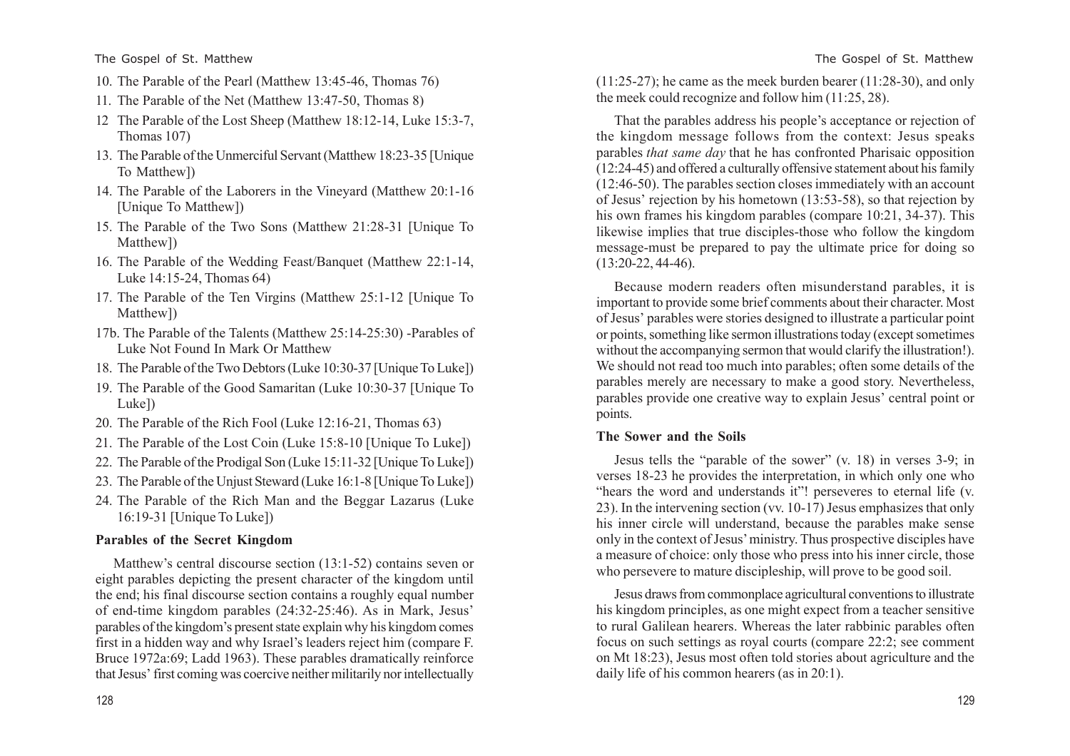10. The Parable of the Pearl (Matthew 13:45-46, Thomas 76)
11. The Parable of the Net (Matthew 13:47-50, Thomas 8)
12 The Parable of the Lost Sheep (Matthew 18:12-14, Luke 15:3-7, Thomas 107)
13. The Parable of the Unmerciful Servant (Matthew 18:23-35 [Unique To Matthew])
14. The Parable of the Laborers in the Vineyard (Matthew 20:1-16 [Unique To Matthew])
15. The Parable of the Two Sons (Matthew 21:28-31 [Unique To Matthew])
16. The Parable of the Wedding Feast/Banquet (Matthew 22:1-14, Luke 14:15-24, Thomas 64)
17. The Parable of the Ten Virgins (Matthew 25:1-12 [Unique To Matthew])

17b. The Parable of the Talents (Matthew 25:14-25:30) -Parables of Luke Not Found In Mark Or Matthew

18. The Parable of the Two Debtors (Luke 10:30-37 [Unique To Luke])
19. The Parable of the Good Samaritan (Luke 10:30-37 [Unique To Luke])
20. The Parable of the Rich Fool (Luke 12:16-21, Thomas 63)
21. The Parable of the Lost Coin (Luke 15:8-10 [Unique To Luke])
22. The Parable of the Prodigal Son (Luke 15:11-32 [Unique To Luke])
23. The Parable of the Unjust Steward (Luke 16:1-8 [Unique To Luke])
24. The Parable of the Rich Man and the Beggar Lazarus (Luke 16:19-31 [Unique To Luke])

**Parables of the Secret Kingdom**

Matthew's central discourse section (13:1-52) contains seven or eight parables depicting the present character of the kingdom until the end; his final discourse section contains a roughly equal number of end-time kingdom parables (24:32-25:46). As in Mark, Jesus' parables of the kingdom's present state explain why his kingdom comes first in a hidden way and why Israel's leaders reject him (compare F. Bruce 1972a:69; Ladd 1963). These parables dramatically reinforce that Jesus' first coming was coercive neither militarily nor intellectually (11:25-27); he came as the meek burden bearer (11:28-30), and only the meek could recognize and follow him (11:25, 28).

That the parables address his people's acceptance or rejection of the kingdom message follows from the context: Jesus speaks parables *that same day* that he has confronted Pharisaic opposition (12:24-45) and offered a culturally offensive statement about his family (12:46-50). The parables section closes immediately with an account of Jesus' rejection by his hometown (13:53-58), so that rejection by his own frames his kingdom parables (compare 10:21, 34-37). This likewise implies that true disciples-those who follow the kingdom message-must be prepared to pay the ultimate price for doing so (13:20-22, 44-46).

Because modern readers often misunderstand parables, it is important to provide some brief comments about their character. Most of Jesus' parables were stories designed to illustrate a particular point or points, something like sermon illustrations today (except sometimes without the accompanying sermon that would clarify the illustration!). We should not read too much into parables; often some details of the parables merely are necessary to make a good story. Nevertheless, parables provide one creative way to explain Jesus' central point or points.

**The Sower and the Soils**

Jesus tells the "parable of the sower" (v. 18) in verses 3-9; in verses 18-23 he provides the interpretation, in which only one who "hears the word and understands it"! perseveres to eternal life (v. 23). In the intervening section (vv. 10-17) Jesus emphasizes that only his inner circle will understand, because the parables make sense only in the context of Jesus' ministry. Thus prospective disciples have a measure of choice: only those who press into his inner circle, those who persevere to mature discipleship, will prove to be good soil.

Jesus draws from commonplace agricultural conventions to illustrate his kingdom principles, as one might expect from a teacher sensitive to rural Galilean hearers. Whereas the later rabbinic parables often focus on such settings as royal courts (compare 22:2; see comment on Mt 18:23), Jesus most often told stories about agriculture and the daily life of his common hearers (as in 20:1).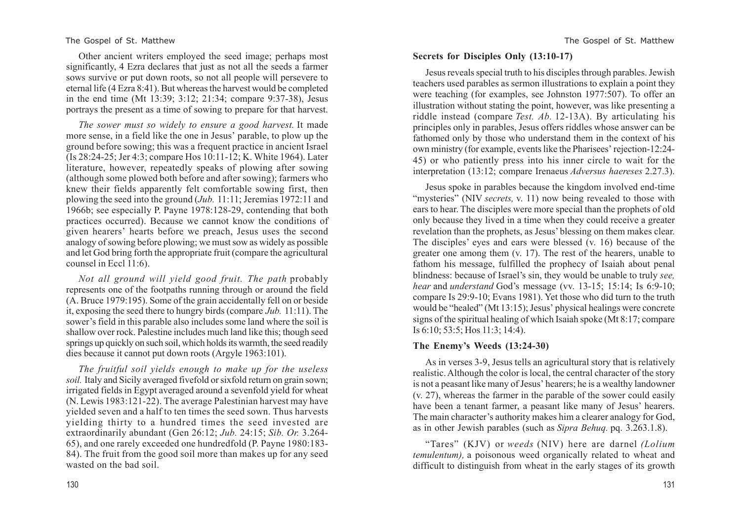Other ancient writers employed the seed image; perhaps most significantly, 4 Ezra declares that just as not all the seeds a farmer sows survive or put down roots, so not all people will persevere to eternal life (4 Ezra 8:41). But whereas the harvest would be completed in the end time (Mt 13:39; 3:12; 21:34; compare 9:37-38), Jesus portrays the present as a time of sowing to prepare for that harvest.

*The sower must so widely to ensure a good harvest.* It made more sense, in a field like the one in Jesus' parable, to plow up the ground before sowing; this was a frequent practice in ancient Israel (Is 28:24-25; Jer 4:3; compare Hos 10:11-12; K. White 1964). Later literature, however, repeatedly speaks of plowing after sowing (although some plowed both before and after sowing); farmers who knew their fields apparently felt comfortable sowing first, then plowing the seed into the ground (*Jub.* 11:11; Jeremias 1972:11 and 1966b; see especially P. Payne 1978:128-29, contending that both practices occurred). Because we cannot know the conditions of given hearers' hearts before we preach, Jesus uses the second analogy of sowing before plowing; we must sow as widely as possible and let God bring forth the appropriate fruit (compare the agricultural counsel in Eccl 11:6).

*Not all ground will yield good fruit. The path* probably represents one of the footpaths running through or around the field (A. Bruce 1979:195). Some of the grain accidentally fell on or beside it, exposing the seed there to hungry birds (compare *Jub.* 11:11). The sower's field in this parable also includes some land where the soil is shallow over rock. Palestine includes much land like this; though seed springs up quickly on such soil, which holds its warmth, the seed readily dies because it cannot put down roots (Argyle 1963:101).

*The fruitful soil yields enough to make up for the useless soil.* Italy and Sicily averaged fivefold or sixfold return on grain sown; irrigated fields in Egypt averaged around a sevenfold yield for wheat (N. Lewis 1983:121-22). The average Palestinian harvest may have yielded seven and a half to ten times the seed sown. Thus harvests yielding thirty to a hundred times the seed invested are extraordinarily abundant (Gen 26:12; *Jub.* 24:15; *Sib. Or.* 3.264-65), and one rarely exceeded one hundredfold (P. Payne 1980:183-84). The fruit from the good soil more than makes up for any seed wasted on the bad soil.

### Secrets for Disciples Only (13:10-17)

Jesus reveals special truth to his disciples through parables. Jewish teachers used parables as sermon illustrations to explain a point they were teaching (for examples, see Johnston 1977:507). To offer an illustration without stating the point, however, was like presenting a riddle instead (compare *Test. Ab.* 12-13A). By articulating his principles only in parables, Jesus offers riddles whose answer can be fathomed only by those who understand them in the context of his own ministry (for example, events like the Pharisees' rejection-12:24-45) or who patiently press into his inner circle to wait for the interpretation (13:12; compare Irenaeus *Adversus haereses* 2.27.3).

Jesus spoke in parables because the kingdom involved end-time "mysteries" (NIV *secrets,* v. 11) now being revealed to those with ears to hear. The disciples were more special than the prophets of old only because they lived in a time when they could receive a greater revelation than the prophets, as Jesus' blessing on them makes clear. The disciples' eyes and ears were blessed (v. 16) because of the greater one among them (v. 17). The rest of the hearers, unable to fathom his message, fulfilled the prophecy of Isaiah about penal blindness: because of Israel's sin, they would be unable to truly *see, hear* and *understand* God's message (vv. 13-15; 15:14; Is 6:9-10; compare Is 29:9-10; Evans 1981). Yet those who did turn to the truth would be "healed" (Mt 13:15); Jesus' physical healings were concrete signs of the spiritual healing of which Isaiah spoke (Mt 8:17; compare Is 6:10; 53:5; Hos 11:3; 14:4).

### The Enemy's Weeds (13:24-30)

As in verses 3-9, Jesus tells an agricultural story that is relatively realistic. Although the color is local, the central character of the story is not a peasant like many of Jesus' hearers; he is a wealthy landowner (v. 27), whereas the farmer in the parable of the sower could easily have been a tenant farmer, a peasant like many of Jesus' hearers. The main character's authority makes him a clearer analogy for God, as in other Jewish parables (such as *Sipra Behuq.* pq. 3.263.1.8).

"Tares" (KJV) or *weeds* (NIV) here are darnel *(Lolium temulentum),* a poisonous weed organically related to wheat and difficult to distinguish from wheat in the early stages of its growth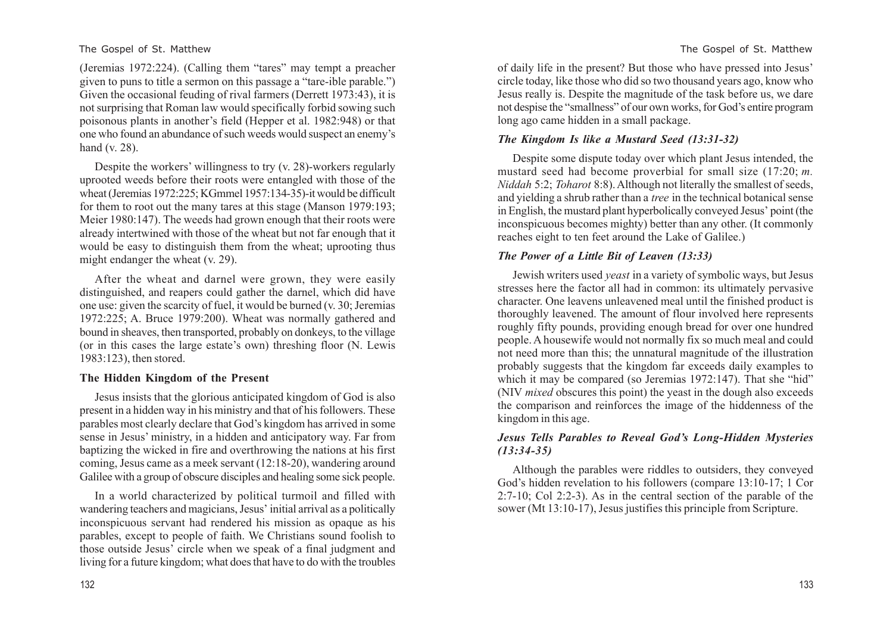(Jeremias 1972:224). (Calling them "tares" may tempt a preacher given to puns to title a sermon on this passage a "tare-ible parable.") Given the occasional feuding of rival farmers (Derrett 1973:43), it is not surprising that Roman law would specifically forbid sowing such poisonous plants in another's field (Hepper et al. 1982:948) or that one who found an abundance of such weeds would suspect an enemy's hand (v. 28).

Despite the workers' willingness to try (v. 28)-workers regularly uprooted weeds before their roots were entangled with those of the wheat (Jeremias 1972:225; KGmmel 1957:134-35)-it would be difficult for them to root out the many tares at this stage (Manson 1979:193; Meier 1980:147). The weeds had grown enough that their roots were already intertwined with those of the wheat but not far enough that it would be easy to distinguish them from the wheat; uprooting thus might endanger the wheat (v. 29).

After the wheat and darnel were grown, they were easily distinguished, and reapers could gather the darnel, which did have one use: given the scarcity of fuel, it would be burned (v. 30; Jeremias 1972:225; A. Bruce 1979:200). Wheat was normally gathered and bound in sheaves, then transported, probably on donkeys, to the village (or in this cases the large estate's own) threshing floor (N. Lewis 1983:123), then stored.

### The Hidden Kingdom of the Present

Jesus insists that the glorious anticipated kingdom of God is also present in a hidden way in his ministry and that of his followers. These parables most clearly declare that God's kingdom has arrived in some sense in Jesus' ministry, in a hidden and anticipatory way. Far from baptizing the wicked in fire and overthrowing the nations at his first coming, Jesus came as a meek servant (12:18-20), wandering around Galilee with a group of obscure disciples and healing some sick people.

In a world characterized by political turmoil and filled with wandering teachers and magicians, Jesus' initial arrival as a politically inconspicuous servant had rendered his mission as opaque as his parables, except to people of faith. We Christians sound foolish to those outside Jesus' circle when we speak of a final judgment and living for a future kingdom; what does that have to do with the troubles of daily life in the present? But those who have pressed into Jesus' circle today, like those who did so two thousand years ago, know who Jesus really is. Despite the magnitude of the task before us, we dare not despise the "smallness" of our own works, for God's entire program long ago came hidden in a small package.

#### *The Kingdom Is like a Mustard Seed (13:31-32)*

Despite some dispute today over which plant Jesus intended, the mustard seed had become proverbial for small size (17:20; *m. Niddah* 5:2; *Toharot* 8:8). Although not literally the smallest of seeds, and yielding a shrub rather than a *tree* in the technical botanical sense in English, the mustard plant hyperbolically conveyed Jesus' point (the inconspicuous becomes mighty) better than any other. (It commonly reaches eight to ten feet around the Lake of Galilee.)

#### *The Power of a Little Bit of Leaven (13:33)*

Jewish writers used *yeast* in a variety of symbolic ways, but Jesus stresses here the factor all had in common: its ultimately pervasive character. One leavens unleavened meal until the finished product is thoroughly leavened. The amount of flour involved here represents roughly fifty pounds, providing enough bread for over one hundred people. A housewife would not normally fix so much meal and could not need more than this; the unnatural magnitude of the illustration probably suggests that the kingdom far exceeds daily examples to which it may be compared (so Jeremias 1972:147). That she "hid" (NIV *mixed* obscures this point) the yeast in the dough also exceeds the comparison and reinforces the image of the hiddenness of the kingdom in this age.

#### *Jesus Tells Parables to Reveal God's Long-Hidden Mysteries (13:34-35)*

Although the parables were riddles to outsiders, they conveyed God's hidden revelation to his followers (compare 13:10-17; 1 Cor 2:7-10; Col 2:2-3). As in the central section of the parable of the sower (Mt 13:10-17), Jesus justifies this principle from Scripture.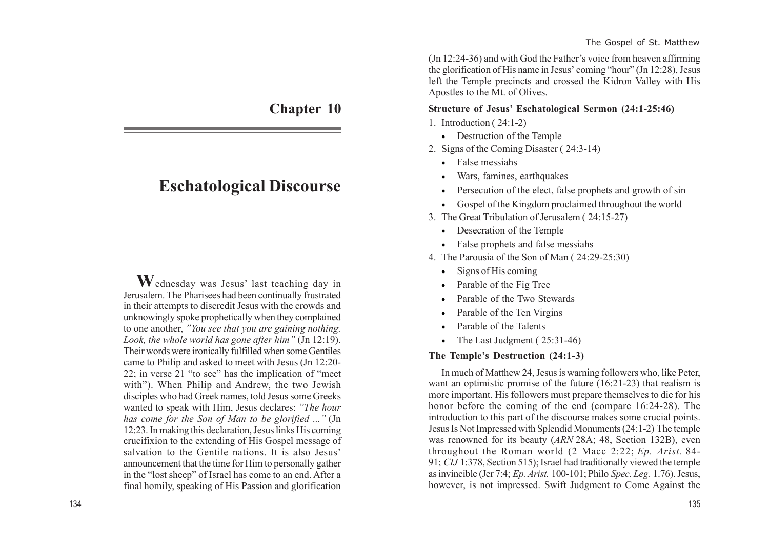# Chapter 10

# Eschatological Discourse

**W**ednesday was Jesus' last teaching day in Jerusalem. The Pharisees had been continually frustrated in their attempts to discredit Jesus with the crowds and unknowingly spoke prophetically when they complained to one another, *"You see that you are gaining nothing. Look, the whole world has gone after him"* (Jn 12:19). Their words were ironically fulfilled when some Gentiles came to Philip and asked to meet with Jesus (Jn 12:20-22; in verse 21 "to see" has the implication of "meet with"). When Philip and Andrew, the two Jewish disciples who had Greek names, told Jesus some Greeks wanted to speak with Him, Jesus declares: *"The hour has come for the Son of Man to be glorified ..."* (Jn 12:23. In making this declaration, Jesus links His coming crucifixion to the extending of His Gospel message of salvation to the Gentile nations. It is also Jesus' announcement that the time for Him to personally gather in the "lost sheep" of Israel has come to an end. After a final homily, speaking of His Passion and glorification (Jn 12:24-36) and with God the Father's voice from heaven affirming the glorification of His name in Jesus' coming "hour" (Jn 12:28), Jesus left the Temple precincts and crossed the Kidron Valley with His Apostles to the Mt. of Olives.

### Structure of Jesus' Eschatological Sermon (24:1-25:46)

1. Introduction ( 24:1-2)
   - Destruction of the Temple
2. Signs of the Coming Disaster ( 24:3-14)
   - False messiahs
   - Wars, famines, earthquakes
   - Persecution of the elect, false prophets and growth of sin
   - Gospel of the Kingdom proclaimed throughout the world
3. The Great Tribulation of Jerusalem ( 24:15-27)
   - Desecration of the Temple
   - False prophets and false messiahs
4. The Parousia of the Son of Man ( 24:29-25:30)
   - Signs of His coming
   - Parable of the Fig Tree
   - Parable of the Two Stewards
   - Parable of the Ten Virgins
   - Parable of the Talents
   - The Last Judgment ( 25:31-46)

### The Temple's Destruction (24:1-3)

In much of Matthew 24, Jesus is warning followers who, like Peter, want an optimistic promise of the future (16:21-23) that realism is more important. His followers must prepare themselves to die for his honor before the coming of the end (compare 16:24-28). The introduction to this part of the discourse makes some crucial points. Jesus Is Not Impressed with Splendid Monuments (24:1-2) The temple was renowned for its beauty (*ARN* 28A; 48, Section 132B), even throughout the Roman world (2 Macc 2:22; *Ep. Arist.* 84-91; *CIJ* 1:378, Section 515); Israel had traditionally viewed the temple as invincible (Jer 7:4; *Ep. Arist.* 100-101; Philo *Spec. Leg.* 1.76). Jesus, however, is not impressed. Swift Judgment to Come Against the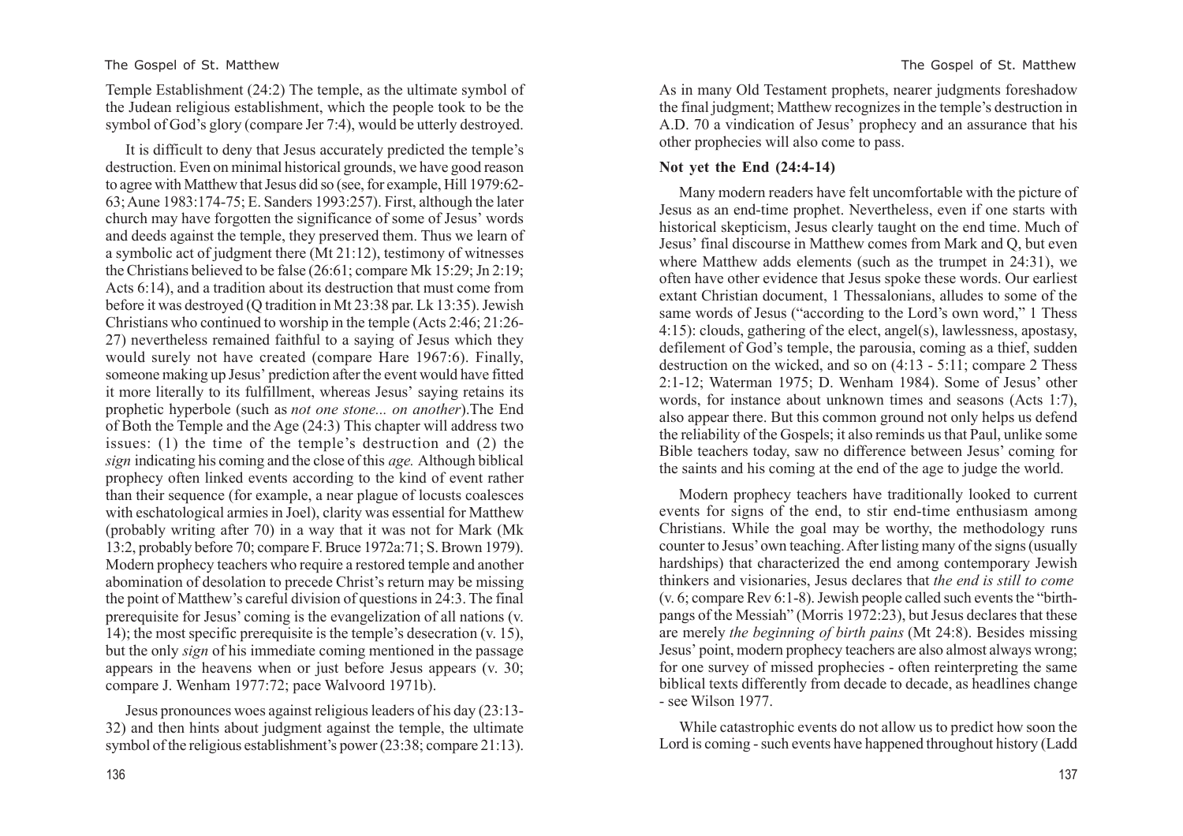Temple Establishment (24:2) The temple, as the ultimate symbol of the Judean religious establishment, which the people took to be the symbol of God's glory (compare Jer 7:4), would be utterly destroyed.

It is difficult to deny that Jesus accurately predicted the temple's destruction. Even on minimal historical grounds, we have good reason to agree with Matthew that Jesus did so (see, for example, Hill 1979:62-63; Aune 1983:174-75; E. Sanders 1993:257). First, although the later church may have forgotten the significance of some of Jesus' words and deeds against the temple, they preserved them. Thus we learn of a symbolic act of judgment there (Mt 21:12), testimony of witnesses the Christians believed to be false (26:61; compare Mk 15:29; Jn 2:19; Acts 6:14), and a tradition about its destruction that must come from before it was destroyed (Q tradition in Mt 23:38 par. Lk 13:35). Jewish Christians who continued to worship in the temple (Acts 2:46; 21:26-27) nevertheless remained faithful to a saying of Jesus which they would surely not have created (compare Hare 1967:6). Finally, someone making up Jesus' prediction after the event would have fitted it more literally to its fulfillment, whereas Jesus' saying retains its prophetic hyperbole (such as *not one stone... on another*).The End of Both the Temple and the Age (24:3) This chapter will address two issues: (1) the time of the temple's destruction and (2) the *sign* indicating his coming and the close of this *age.* Although biblical prophecy often linked events according to the kind of event rather than their sequence (for example, a near plague of locusts coalesces with eschatological armies in Joel), clarity was essential for Matthew (probably writing after 70) in a way that it was not for Mark (Mk 13:2, probably before 70; compare F. Bruce 1972a:71; S. Brown 1979). Modern prophecy teachers who require a restored temple and another abomination of desolation to precede Christ's return may be missing the point of Matthew's careful division of questions in 24:3. The final prerequisite for Jesus' coming is the evangelization of all nations (v. 14); the most specific prerequisite is the temple's desecration (v. 15), but the only *sign* of his immediate coming mentioned in the passage appears in the heavens when or just before Jesus appears (v. 30; compare J. Wenham 1977:72; pace Walvoord 1971b).

Jesus pronounces woes against religious leaders of his day (23:13-32) and then hints about judgment against the temple, the ultimate symbol of the religious establishment's power (23:38; compare 21:13). As in many Old Testament prophets, nearer judgments foreshadow the final judgment; Matthew recognizes in the temple's destruction in A.D. 70 a vindication of Jesus' prophecy and an assurance that his other prophecies will also come to pass.

**Not yet the End (24:4-14)**

Many modern readers have felt uncomfortable with the picture of Jesus as an end-time prophet. Nevertheless, even if one starts with historical skepticism, Jesus clearly taught on the end time. Much of Jesus' final discourse in Matthew comes from Mark and Q, but even where Matthew adds elements (such as the trumpet in 24:31), we often have other evidence that Jesus spoke these words. Our earliest extant Christian document, 1 Thessalonians, alludes to some of the same words of Jesus ("according to the Lord's own word," 1 Thess 4:15): clouds, gathering of the elect, angel(s), lawlessness, apostasy, defilement of God's temple, the parousia, coming as a thief, sudden destruction on the wicked, and so on (4:13 - 5:11; compare 2 Thess 2:1-12; Waterman 1975; D. Wenham 1984). Some of Jesus' other words, for instance about unknown times and seasons (Acts 1:7), also appear there. But this common ground not only helps us defend the reliability of the Gospels; it also reminds us that Paul, unlike some Bible teachers today, saw no difference between Jesus' coming for the saints and his coming at the end of the age to judge the world.

Modern prophecy teachers have traditionally looked to current events for signs of the end, to stir end-time enthusiasm among Christians. While the goal may be worthy, the methodology runs counter to Jesus' own teaching. After listing many of the signs (usually hardships) that characterized the end among contemporary Jewish thinkers and visionaries, Jesus declares that *the end is still to come* (v. 6; compare Rev 6:1-8). Jewish people called such events the "birth-pangs of the Messiah" (Morris 1972:23), but Jesus declares that these are merely *the beginning of birth pains* (Mt 24:8). Besides missing Jesus' point, modern prophecy teachers are also almost always wrong; for one survey of missed prophecies - often reinterpreting the same biblical texts differently from decade to decade, as headlines change - see Wilson 1977.

While catastrophic events do not allow us to predict how soon the Lord is coming - such events have happened throughout history (Ladd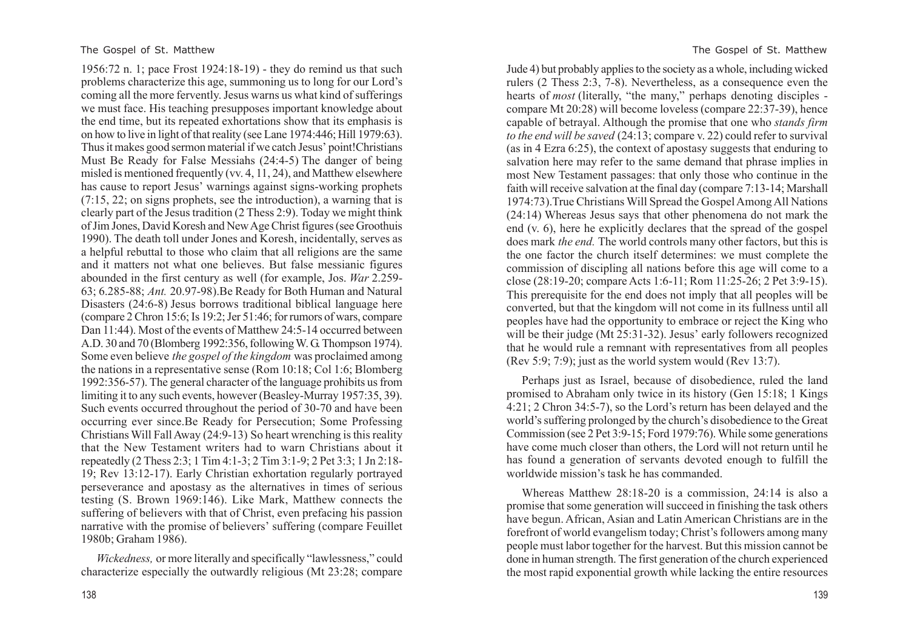1956:72 n. 1; pace Frost 1924:18-19) - they do remind us that such problems characterize this age, summoning us to long for our Lord's coming all the more fervently. Jesus warns us what kind of sufferings we must face. His teaching presupposes important knowledge about the end time, but its repeated exhortations show that its emphasis is on how to live in light of that reality (see Lane 1974:446; Hill 1979:63). Thus it makes good sermon material if we catch Jesus' point!

## Christians Must Be Ready for False Messiahs (24:4-5)

The danger of being misled is mentioned frequently (vv. 4, 11, 24), and Matthew elsewhere has cause to report Jesus' warnings against signs-working prophets (7:15, 22; on signs prophets, see the introduction), a warning that is clearly part of the Jesus tradition (2 Thess 2:9). Today we might think of Jim Jones, David Koresh and New Age Christ figures (see Groothuis 1990). The death toll under Jones and Koresh, incidentally, serves as a helpful rebuttal to those who claim that all religions are the same and it matters not what one believes. But false messianic figures abounded in the first century as well (for example, Jos. *War* 2.259-63; 6.285-88; *Ant.* 20.97-98).

## Be Ready for Both Human and Natural Disasters (24:6-8)

Jesus borrows traditional biblical language here (compare 2 Chron 15:6; Is 19:2; Jer 51:46; for rumors of wars, compare Dan 11:44). Most of the events of Matthew 24:5-14 occurred between A.D. 30 and 70 (Blomberg 1992:356, following W. G. Thompson 1974). Some even believe *the gospel of the kingdom* was proclaimed among the nations in a representative sense (Rom 10:18; Col 1:6; Blomberg 1992:356-57). The general character of the language prohibits us from limiting it to any such events, however (Beasley-Murray 1957:35, 39). Such events occurred throughout the period of 30-70 and have been occurring ever since.

## Be Ready for Persecution; Some Professing Christians Will Fall Away (24:9-13)

So heart wrenching is this reality that the New Testament writers had to warn Christians about it repeatedly (2 Thess 2:3; 1 Tim 4:1-3; 2 Tim 3:1-9; 2 Pet 3:3; 1 Jn 2:18-19; Rev 13:12-17). Early Christian exhortation regularly portrayed perseverance and apostasy as the alternatives in times of serious testing (S. Brown 1969:146). Like Mark, Matthew connects the suffering of believers with that of Christ, even prefacing his passion narrative with the promise of believers' suffering (compare Feuillet 1980b; Graham 1986).

*Wickedness,* or more literally and specifically "lawlessness," could characterize especially the outwardly religious (Mt 23:28; compare Jude 4) but probably applies to the society as a whole, including wicked rulers (2 Thess 2:3, 7-8). Nevertheless, as a consequence even the hearts of *most* (literally, "the many," perhaps denoting disciples - compare Mt 20:28) will become loveless (compare 22:37-39), hence capable of betrayal. Although the promise that one who *stands firm to the end will be saved* (24:13; compare v. 22) could refer to survival (as in 4 Ezra 6:25), the context of apostasy suggests that enduring to salvation here may refer to the same demand that phrase implies in most New Testament passages: that only those who continue in the faith will receive salvation at the final day (compare 7:13-14; Marshall 1974:73).

## True Christians Will Spread the Gospel Among All Nations (24:14)

Whereas Jesus says that other phenomena do not mark the end (v. 6), here he explicitly declares that the spread of the gospel does mark *the end.* The world controls many other factors, but this is the one factor the church itself determines: we must complete the commission of discipling all nations before this age will come to a close (28:19-20; compare Acts 1:6-11; Rom 11:25-26; 2 Pet 3:9-15). This prerequisite for the end does not imply that all peoples will be converted, but that the kingdom will not come in its fullness until all peoples have had the opportunity to embrace or reject the King who will be their judge (Mt 25:31-32). Jesus' early followers recognized that he would rule a remnant with representatives from all peoples (Rev 5:9; 7:9); just as the world system would (Rev 13:7).

Perhaps just as Israel, because of disobedience, ruled the land promised to Abraham only twice in its history (Gen 15:18; 1 Kings 4:21; 2 Chron 34:5-7), so the Lord's return has been delayed and the world's suffering prolonged by the church's disobedience to the Great Commission (see 2 Pet 3:9-15; Ford 1979:76). While some generations have come much closer than others, the Lord will not return until he has found a generation of servants devoted enough to fulfill the worldwide mission's task he has commanded.

Whereas Matthew 28:18-20 is a commission, 24:14 is also a promise that some generation will succeed in finishing the task others have begun. African, Asian and Latin American Christians are in the forefront of world evangelism today; Christ's followers among many people must labor together for the harvest. But this mission cannot be done in human strength. The first generation of the church experienced the most rapid exponential growth while lacking the entire resources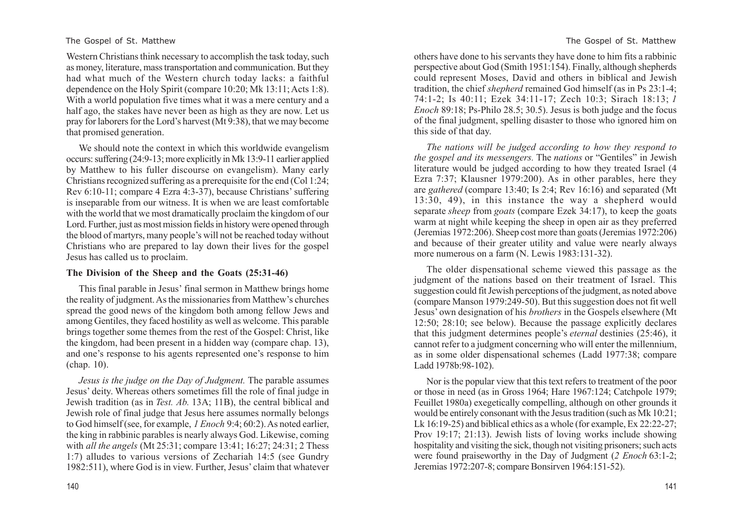Western Christians think necessary to accomplish the task today, such as money, literature, mass transportation and communication. But they had what much of the Western church today lacks: a faithful dependence on the Holy Spirit (compare 10:20; Mk 13:11; Acts 1:8). With a world population five times what it was a mere century and a half ago, the stakes have never been as high as they are now. Let us pray for laborers for the Lord's harvest (Mt 9:38), that we may become that promised generation.

We should note the context in which this worldwide evangelism occurs: suffering (24:9-13; more explicitly in Mk 13:9-11 earlier applied by Matthew to his fuller discourse on evangelism). Many early Christians recognized suffering as a prerequisite for the end (Col 1:24; Rev 6:10-11; compare 4 Ezra 4:3-37), because Christians' suffering is inseparable from our witness. It is when we are least comfortable with the world that we most dramatically proclaim the kingdom of our Lord. Further, just as most mission fields in history were opened through the blood of martyrs, many people's will not be reached today without Christians who are prepared to lay down their lives for the gospel Jesus has called us to proclaim.

### The Division of the Sheep and the Goats (25:31-46)

This final parable in Jesus' final sermon in Matthew brings home the reality of judgment. As the missionaries from Matthew's churches spread the good news of the kingdom both among fellow Jews and among Gentiles, they faced hostility as well as welcome. This parable brings together some themes from the rest of the Gospel: Christ, like the kingdom, had been present in a hidden way (compare chap. 13), and one's response to his agents represented one's response to him (chap. 10).

*Jesus is the judge on the Day of Judgment.* The parable assumes Jesus' deity. Whereas others sometimes fill the role of final judge in Jewish tradition (as in *Test. Ab.* 13A; 11B), the central biblical and Jewish role of final judge that Jesus here assumes normally belongs to God himself (see, for example, *1 Enoch* 9:4; 60:2). As noted earlier, the king in rabbinic parables is nearly always God. Likewise, coming with *all the angels* (Mt 25:31; compare 13:41; 16:27; 24:31; 2 Thess 1:7) alludes to various versions of Zechariah 14:5 (see Gundry 1982:511), where God is in view. Further, Jesus' claim that whatever others have done to his servants they have done to him fits a rabbinic perspective about God (Smith 1951:154). Finally, although shepherds could represent Moses, David and others in biblical and Jewish tradition, the chief *shepherd* remained God himself (as in Ps 23:1-4; 74:1-2; Is 40:11; Ezek 34:11-17; Zech 10:3; Sirach 18:13; *1 Enoch* 89:18; Ps-Philo 28.5; 30.5). Jesus is both judge and the focus of the final judgment, spelling disaster to those who ignored him on this side of that day.

*The nations will be judged according to how they respond to the gospel and its messengers.* The *nations* or "Gentiles" in Jewish literature would be judged according to how they treated Israel (4 Ezra 7:37; Klausner 1979:200). As in other parables, here they are *gathered* (compare 13:40; Is 2:4; Rev 16:16) and separated (Mt 13:30, 49), in this instance the way a shepherd would separate *sheep* from *goats* (compare Ezek 34:17), to keep the goats warm at night while keeping the sheep in open air as they preferred (Jeremias 1972:206). Sheep cost more than goats (Jeremias 1972:206) and because of their greater utility and value were nearly always more numerous on a farm (N. Lewis 1983:131-32).

The older dispensational scheme viewed this passage as the judgment of the nations based on their treatment of Israel. This suggestion could fit Jewish perceptions of the judgment, as noted above (compare Manson 1979:249-50). But this suggestion does not fit well Jesus' own designation of his *brothers* in the Gospels elsewhere (Mt 12:50; 28:10; see below). Because the passage explicitly declares that this judgment determines people's *eternal* destinies (25:46), it cannot refer to a judgment concerning who will enter the millennium, as in some older dispensational schemes (Ladd 1977:38; compare Ladd 1978b:98-102).

Nor is the popular view that this text refers to treatment of the poor or those in need (as in Gross 1964; Hare 1967:124; Catchpole 1979; Feuillet 1980a) exegetically compelling, although on other grounds it would be entirely consonant with the Jesus tradition (such as Mk 10:21; Lk 16:19-25) and biblical ethics as a whole (for example, Ex 22:22-27; Prov 19:17; 21:13). Jewish lists of loving works include showing hospitality and visiting the sick, though not visiting prisoners; such acts were found praiseworthy in the Day of Judgment (*2 Enoch* 63:1-2; Jeremias 1972:207-8; compare Bonsirven 1964:151-52).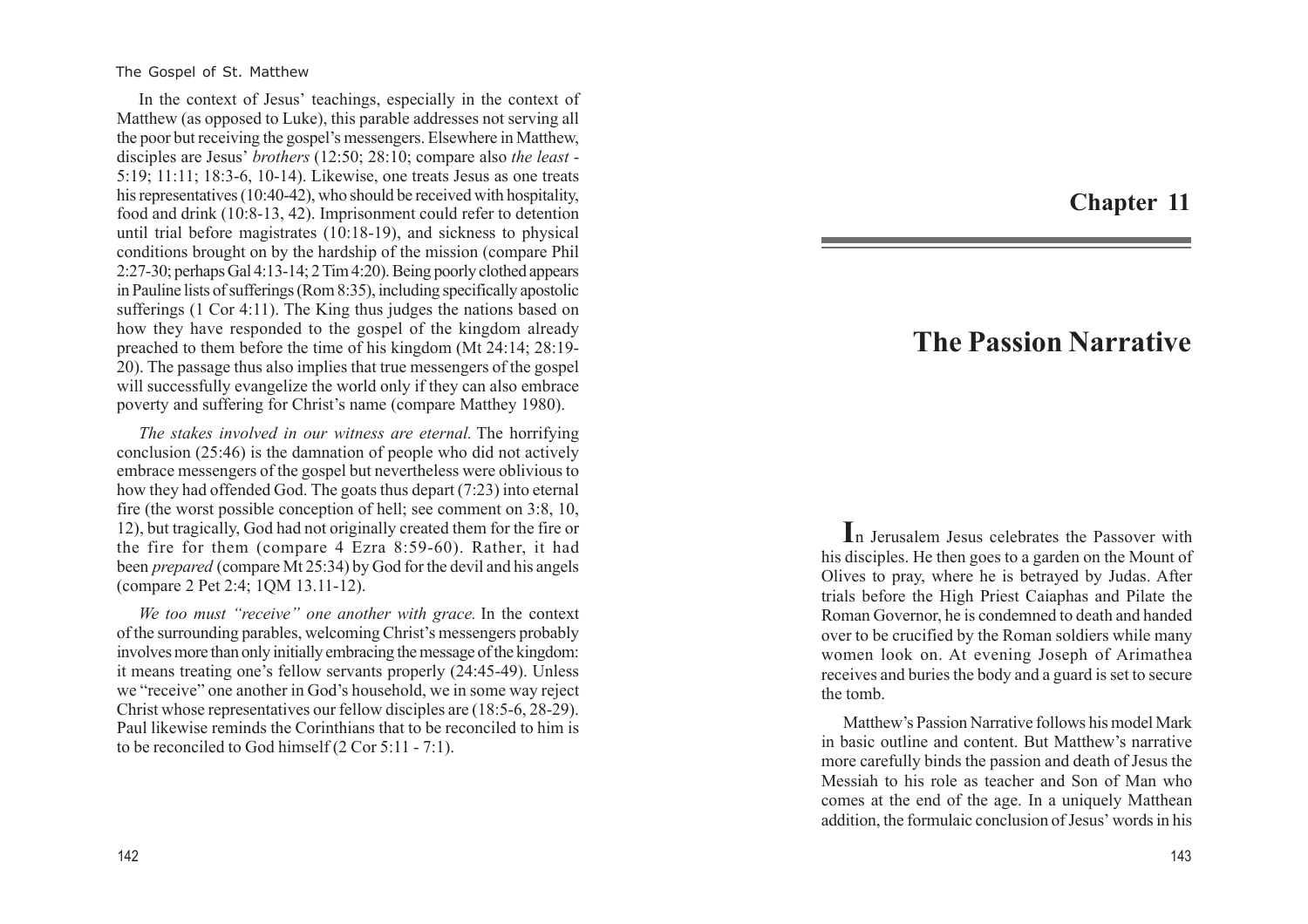In the context of Jesus' teachings, especially in the context of Matthew (as opposed to Luke), this parable addresses not serving all the poor but receiving the gospel's messengers. Elsewhere in Matthew, disciples are Jesus' *brothers* (12:50; 28:10; compare also *the least* - 5:19; 11:11; 18:3-6, 10-14). Likewise, one treats Jesus as one treats his representatives (10:40-42), who should be received with hospitality, food and drink (10:8-13, 42). Imprisonment could refer to detention until trial before magistrates (10:18-19), and sickness to physical conditions brought on by the hardship of the mission (compare Phil 2:27-30; perhaps Gal 4:13-14; 2 Tim 4:20). Being poorly clothed appears in Pauline lists of sufferings (Rom 8:35), including specifically apostolic sufferings (1 Cor 4:11). The King thus judges the nations based on how they have responded to the gospel of the kingdom already preached to them before the time of his kingdom (Mt 24:14; 28:19-20). The passage thus also implies that true messengers of the gospel will successfully evangelize the world only if they can also embrace poverty and suffering for Christ's name (compare Matthey 1980).

*The stakes involved in our witness are eternal.* The horrifying conclusion (25:46) is the damnation of people who did not actively embrace messengers of the gospel but nevertheless were oblivious to how they had offended God. The goats thus depart (7:23) into eternal fire (the worst possible conception of hell; see comment on 3:8, 10, 12), but tragically, God had not originally created them for the fire or the fire for them (compare 4 Ezra 8:59-60). Rather, it had been *prepared* (compare Mt 25:34) by God for the devil and his angels (compare 2 Pet 2:4; 1QM 13.11-12).

*We too must "receive" one another with grace.* In the context of the surrounding parables, welcoming Christ's messengers probably involves more than only initially embracing the message of the kingdom: it means treating one's fellow servants properly (24:45-49). Unless we "receive" one another in God's household, we in some way reject Christ whose representatives our fellow disciples are (18:5-6, 28-29). Paul likewise reminds the Corinthians that to be reconciled to him is to be reconciled to God himself (2 Cor 5:11 - 7:1).

## Chapter 11

# The Passion Narrative

In Jerusalem Jesus celebrates the Passover with his disciples. He then goes to a garden on the Mount of Olives to pray, where he is betrayed by Judas. After trials before the High Priest Caiaphas and Pilate the Roman Governor, he is condemned to death and handed over to be crucified by the Roman soldiers while many women look on. At evening Joseph of Arimathea receives and buries the body and a guard is set to secure the tomb.

Matthew's Passion Narrative follows his model Mark in basic outline and content. But Matthew's narrative more carefully binds the passion and death of Jesus the Messiah to his role as teacher and Son of Man who comes at the end of the age. In a uniquely Matthean addition, the formulaic conclusion of Jesus' words in his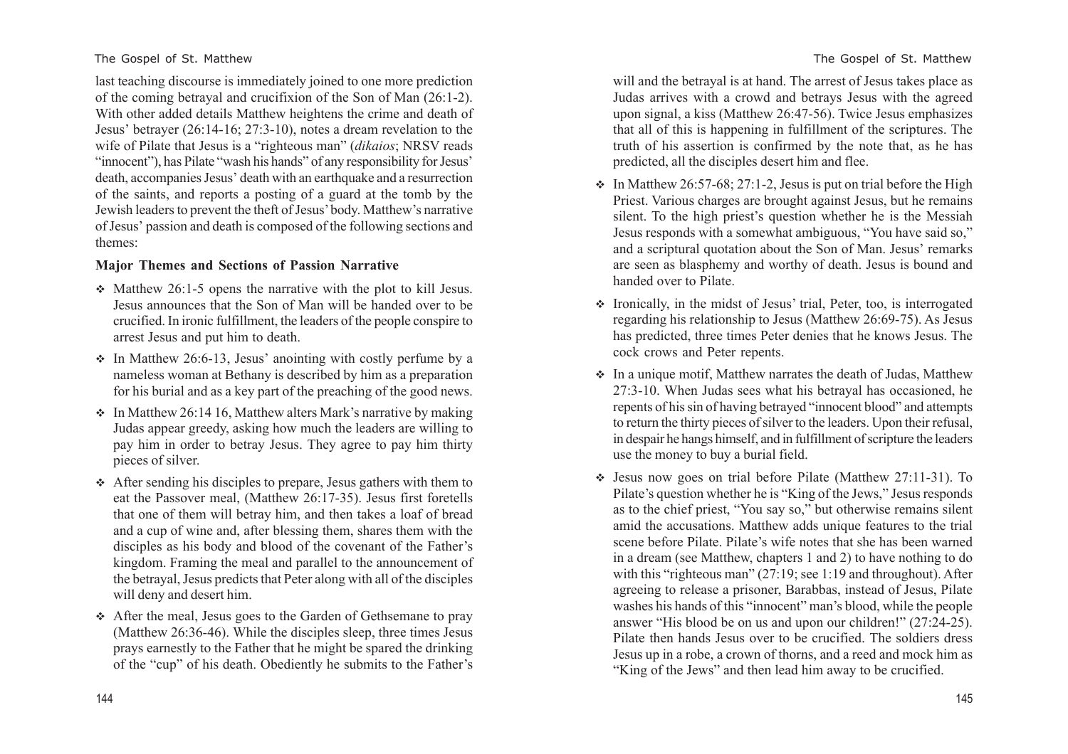last teaching discourse is immediately joined to one more prediction of the coming betrayal and crucifixion of the Son of Man (26:1-2). With other added details Matthew heightens the crime and death of Jesus' betrayer (26:14-16; 27:3-10), notes a dream revelation to the wife of Pilate that Jesus is a "righteous man" (*dikaios*; NRSV reads "innocent"), has Pilate "wash his hands" of any responsibility for Jesus' death, accompanies Jesus' death with an earthquake and a resurrection of the saints, and reports a posting of a guard at the tomb by the Jewish leaders to prevent the theft of Jesus' body. Matthew's narrative of Jesus' passion and death is composed of the following sections and themes:

**Major Themes and Sections of Passion Narrative**

- Matthew 26:1-5 opens the narrative with the plot to kill Jesus. Jesus announces that the Son of Man will be handed over to be crucified. In ironic fulfillment, the leaders of the people conspire to arrest Jesus and put him to death.
- In Matthew 26:6-13, Jesus' anointing with costly perfume by a nameless woman at Bethany is described by him as a preparation for his burial and as a key part of the preaching of the good news.
- In Matthew 26:14 16, Matthew alters Mark's narrative by making Judas appear greedy, asking how much the leaders are willing to pay him in order to betray Jesus. They agree to pay him thirty pieces of silver.
- After sending his disciples to prepare, Jesus gathers with them to eat the Passover meal, (Matthew 26:17-35). Jesus first foretells that one of them will betray him, and then takes a loaf of bread and a cup of wine and, after blessing them, shares them with the disciples as his body and blood of the covenant of the Father's kingdom. Framing the meal and parallel to the announcement of the betrayal, Jesus predicts that Peter along with all of the disciples will deny and desert him.
- After the meal, Jesus goes to the Garden of Gethsemane to pray (Matthew 26:36-46). While the disciples sleep, three times Jesus prays earnestly to the Father that he might be spared the drinking of the "cup" of his death. Obediently he submits to the Father's will and the betrayal is at hand. The arrest of Jesus takes place as Judas arrives with a crowd and betrays Jesus with the agreed upon signal, a kiss (Matthew 26:47-56). Twice Jesus emphasizes that all of this is happening in fulfillment of the scriptures. The truth of his assertion is confirmed by the note that, as he has predicted, all the disciples desert him and flee.
- In Matthew 26:57-68; 27:1-2, Jesus is put on trial before the High Priest. Various charges are brought against Jesus, but he remains silent. To the high priest's question whether he is the Messiah Jesus responds with a somewhat ambiguous, "You have said so," and a scriptural quotation about the Son of Man. Jesus' remarks are seen as blasphemy and worthy of death. Jesus is bound and handed over to Pilate.
- Ironically, in the midst of Jesus' trial, Peter, too, is interrogated regarding his relationship to Jesus (Matthew 26:69-75). As Jesus has predicted, three times Peter denies that he knows Jesus. The cock crows and Peter repents.
- In a unique motif, Matthew narrates the death of Judas, Matthew 27:3-10. When Judas sees what his betrayal has occasioned, he repents of his sin of having betrayed "innocent blood" and attempts to return the thirty pieces of silver to the leaders. Upon their refusal, in despair he hangs himself, and in fulfillment of scripture the leaders use the money to buy a burial field.
- Jesus now goes on trial before Pilate (Matthew 27:11-31). To Pilate's question whether he is "King of the Jews," Jesus responds as to the chief priest, "You say so," but otherwise remains silent amid the accusations. Matthew adds unique features to the trial scene before Pilate. Pilate's wife notes that she has been warned in a dream (see Matthew, chapters 1 and 2) to have nothing to do with this "righteous man" (27:19; see 1:19 and throughout). After agreeing to release a prisoner, Barabbas, instead of Jesus, Pilate washes his hands of this "innocent" man's blood, while the people answer "His blood be on us and upon our children!" (27:24-25). Pilate then hands Jesus over to be crucified. The soldiers dress Jesus up in a robe, a crown of thorns, and a reed and mock him as "King of the Jews" and then lead him away to be crucified.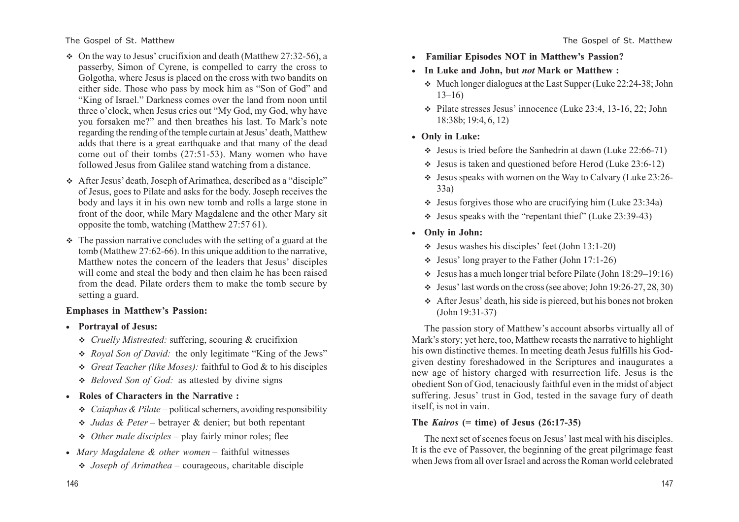- On the way to Jesus' crucifixion and death (Matthew 27:32-56), a passerby, Simon of Cyrene, is compelled to carry the cross to Golgotha, where Jesus is placed on the cross with two bandits on either side. Those who pass by mock him as "Son of God" and "King of Israel." Darkness comes over the land from noon until three o'clock, when Jesus cries out "My God, my God, why have you forsaken me?" and then breathes his last. To Mark's note regarding the rending of the temple curtain at Jesus' death, Matthew adds that there is a great earthquake and that many of the dead come out of their tombs (27:51-53). Many women who have followed Jesus from Galilee stand watching from a distance.
- After Jesus' death, Joseph of Arimathea, described as a "disciple" of Jesus, goes to Pilate and asks for the body. Joseph receives the body and lays it in his own new tomb and rolls a large stone in front of the door, while Mary Magdalene and the other Mary sit opposite the tomb, watching (Matthew 27:57 61).
- The passion narrative concludes with the setting of a guard at the tomb (Matthew 27:62-66). In this unique addition to the narrative, Matthew notes the concern of the leaders that Jesus' disciples will come and steal the body and then claim he has been raised from the dead. Pilate orders them to make the tomb secure by setting a guard.

**Emphases in Matthew's Passion:**

- **Portrayal of Jesus:**
  - *Cruelly Mistreated:* suffering, scouring & crucifixion
  - *Royal Son of David:* the only legitimate "King of the Jews"
  - *Great Teacher (like Moses):* faithful to God & to his disciples
  - *Beloved Son of God:* as attested by divine signs
- **Roles of Characters in the Narrative :**
  - *Caiaphas & Pilate* – political schemers, avoiding responsibility
  - *Judas & Peter* – betrayer & denier; but both repentant
  - *Other male disciples* – play fairly minor roles; flee
- *Mary Magdalene & other women* – faithful witnesses
  - *Joseph of Arimathea* – courageous, charitable disciple

- **Familiar Episodes NOT in Matthew's Passion?**
- **In Luke and John, but *not* Mark or Matthew :**
  - Much longer dialogues at the Last Supper (Luke 22:24-38; John 13–16)
  - Pilate stresses Jesus' innocence (Luke 23:4, 13-16, 22; John 18:38b; 19:4, 6, 12)
- **Only in Luke:**
  - Jesus is tried before the Sanhedrin at dawn (Luke 22:66-71)
  - Jesus is taken and questioned before Herod (Luke 23:6-12)
  - Jesus speaks with women on the Way to Calvary (Luke 23:26-33a)
  - Jesus forgives those who are crucifying him (Luke 23:34a)
  - Jesus speaks with the "repentant thief" (Luke 23:39-43)
- **Only in John:**
  - Jesus washes his disciples' feet (John 13:1-20)
  - Jesus' long prayer to the Father (John 17:1-26)
  - Jesus has a much longer trial before Pilate (John 18:29–19:16)
  - Jesus' last words on the cross (see above; John 19:26-27, 28, 30)
  - After Jesus' death, his side is pierced, but his bones not broken (John 19:31-37)

The passion story of Matthew's account absorbs virtually all of Mark's story; yet here, too, Matthew recasts the narrative to highlight his own distinctive themes. In meeting death Jesus fulfills his God-given destiny foreshadowed in the Scriptures and inaugurates a new age of history charged with resurrection life. Jesus is the obedient Son of God, tenaciously faithful even in the midst of abject suffering. Jesus' trust in God, tested in the savage fury of death itself, is not in vain.

### The *Kairos* (= time) of Jesus (26:17-35)

The next set of scenes focus on Jesus' last meal with his disciples. It is the eve of Passover, the beginning of the great pilgrimage feast when Jews from all over Israel and across the Roman world celebrated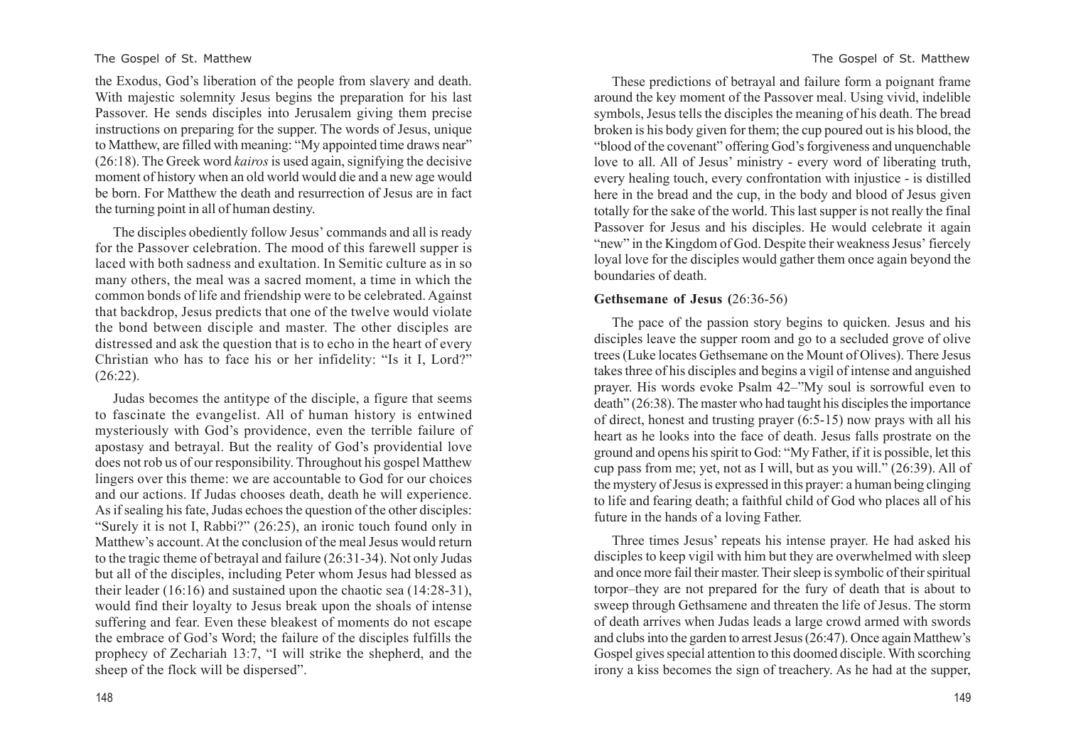the Exodus, God's liberation of the people from slavery and death. With majestic solemnity Jesus begins the preparation for his last Passover. He sends disciples into Jerusalem giving them precise instructions on preparing for the supper. The words of Jesus, unique to Matthew, are filled with meaning: "My appointed time draws near" (26:18). The Greek word *kairos* is used again, signifying the decisive moment of history when an old world would die and a new age would be born. For Matthew the death and resurrection of Jesus are in fact the turning point in all of human destiny.

The disciples obediently follow Jesus' commands and all is ready for the Passover celebration. The mood of this farewell supper is laced with both sadness and exultation. In Semitic culture as in so many others, the meal was a sacred moment, a time in which the common bonds of life and friendship were to be celebrated. Against that backdrop, Jesus predicts that one of the twelve would violate the bond between disciple and master. The other disciples are distressed and ask the question that is to echo in the heart of every Christian who has to face his or her infidelity: "Is it I, Lord?" (26:22).

Judas becomes the antitype of the disciple, a figure that seems to fascinate the evangelist. All of human history is entwined mysteriously with God's providence, even the terrible failure of apostasy and betrayal. But the reality of God's providential love does not rob us of our responsibility. Throughout his gospel Matthew lingers over this theme: we are accountable to God for our choices and our actions. If Judas chooses death, death he will experience. As if sealing his fate, Judas echoes the question of the other disciples: "Surely it is not I, Rabbi?" (26:25), an ironic touch found only in Matthew's account. At the conclusion of the meal Jesus would return to the tragic theme of betrayal and failure (26:31-34). Not only Judas but all of the disciples, including Peter whom Jesus had blessed as their leader (16:16) and sustained upon the chaotic sea (14:28-31), would find their loyalty to Jesus break upon the shoals of intense suffering and fear. Even these bleakest of moments do not escape the embrace of God's Word; the failure of the disciples fulfills the prophecy of Zechariah 13:7, "I will strike the shepherd, and the sheep of the flock will be dispersed".

These predictions of betrayal and failure form a poignant frame around the key moment of the Passover meal. Using vivid, indelible symbols, Jesus tells the disciples the meaning of his death. The bread broken is his body given for them; the cup poured out is his blood, the "blood of the covenant" offering God's forgiveness and unquenchable love to all. All of Jesus' ministry - every word of liberating truth, every healing touch, every confrontation with injustice - is distilled here in the bread and the cup, in the body and blood of Jesus given totally for the sake of the world. This last supper is not really the final Passover for Jesus and his disciples. He would celebrate it again "new" in the Kingdom of God. Despite their weakness Jesus' fiercely loyal love for the disciples would gather them once again beyond the boundaries of death.

**Gethsemane of Jesus (**26:36-56)

The pace of the passion story begins to quicken. Jesus and his disciples leave the supper room and go to a secluded grove of olive trees (Luke locates Gethsemane on the Mount of Olives). There Jesus takes three of his disciples and begins a vigil of intense and anguished prayer. His words evoke Psalm 42–"My soul is sorrowful even to death" (26:38). The master who had taught his disciples the importance of direct, honest and trusting prayer (6:5-15) now prays with all his heart as he looks into the face of death. Jesus falls prostrate on the ground and opens his spirit to God: "My Father, if it is possible, let this cup pass from me; yet, not as I will, but as you will." (26:39). All of the mystery of Jesus is expressed in this prayer: a human being clinging to life and fearing death; a faithful child of God who places all of his future in the hands of a loving Father.

Three times Jesus' repeats his intense prayer. He had asked his disciples to keep vigil with him but they are overwhelmed with sleep and once more fail their master. Their sleep is symbolic of their spiritual torpor–they are not prepared for the fury of death that is about to sweep through Gethsamene and threaten the life of Jesus. The storm of death arrives when Judas leads a large crowd armed with swords and clubs into the garden to arrest Jesus (26:47). Once again Matthew's Gospel gives special attention to this doomed disciple. With scorching irony a kiss becomes the sign of treachery. As he had at the supper,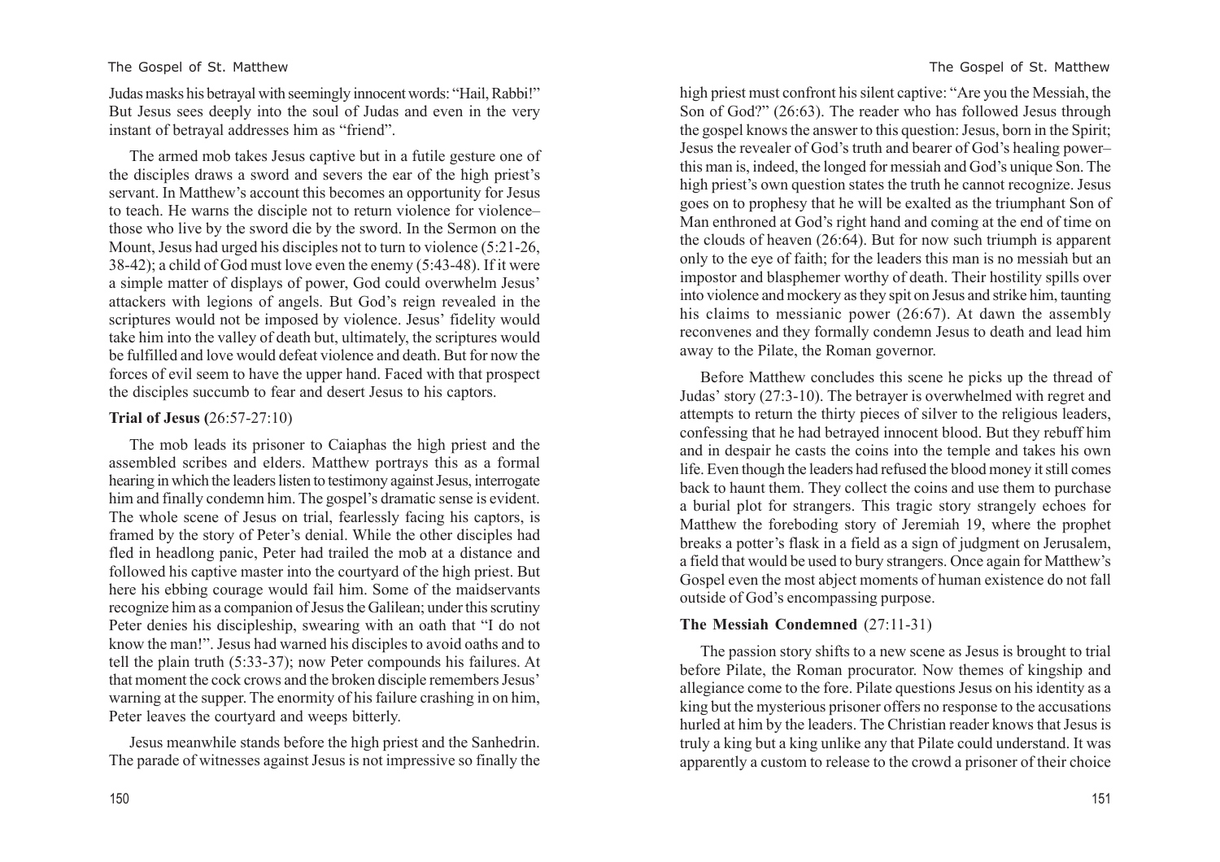Judas masks his betrayal with seemingly innocent words: "Hail, Rabbi!" But Jesus sees deeply into the soul of Judas and even in the very instant of betrayal addresses him as "friend".

The armed mob takes Jesus captive but in a futile gesture one of the disciples draws a sword and severs the ear of the high priest's servant. In Matthew's account this becomes an opportunity for Jesus to teach. He warns the disciple not to return violence for violence–those who live by the sword die by the sword. In the Sermon on the Mount, Jesus had urged his disciples not to turn to violence (5:21-26, 38-42); a child of God must love even the enemy (5:43-48). If it were a simple matter of displays of power, God could overwhelm Jesus' attackers with legions of angels. But God's reign revealed in the scriptures would not be imposed by violence. Jesus' fidelity would take him into the valley of death but, ultimately, the scriptures would be fulfilled and love would defeat violence and death. But for now the forces of evil seem to have the upper hand. Faced with that prospect the disciples succumb to fear and desert Jesus to his captors.

**Trial of Jesus (**26:57-27:10)

The mob leads its prisoner to Caiaphas the high priest and the assembled scribes and elders. Matthew portrays this as a formal hearing in which the leaders listen to testimony against Jesus, interrogate him and finally condemn him. The gospel's dramatic sense is evident. The whole scene of Jesus on trial, fearlessly facing his captors, is framed by the story of Peter's denial. While the other disciples had fled in headlong panic, Peter had trailed the mob at a distance and followed his captive master into the courtyard of the high priest. But here his ebbing courage would fail him. Some of the maidservants recognize him as a companion of Jesus the Galilean; under this scrutiny Peter denies his discipleship, swearing with an oath that "I do not know the man!". Jesus had warned his disciples to avoid oaths and to tell the plain truth (5:33-37); now Peter compounds his failures. At that moment the cock crows and the broken disciple remembers Jesus' warning at the supper. The enormity of his failure crashing in on him, Peter leaves the courtyard and weeps bitterly.

Jesus meanwhile stands before the high priest and the Sanhedrin. The parade of witnesses against Jesus is not impressive so finally the high priest must confront his silent captive: "Are you the Messiah, the Son of God?" (26:63). The reader who has followed Jesus through the gospel knows the answer to this question: Jesus, born in the Spirit; Jesus the revealer of God's truth and bearer of God's healing power–this man is, indeed, the longed for messiah and God's unique Son. The high priest's own question states the truth he cannot recognize. Jesus goes on to prophesy that he will be exalted as the triumphant Son of Man enthroned at God's right hand and coming at the end of time on the clouds of heaven (26:64). But for now such triumph is apparent only to the eye of faith; for the leaders this man is no messiah but an impostor and blasphemer worthy of death. Their hostility spills over into violence and mockery as they spit on Jesus and strike him, taunting his claims to messianic power (26:67). At dawn the assembly reconvenes and they formally condemn Jesus to death and lead him away to the Pilate, the Roman governor.

Before Matthew concludes this scene he picks up the thread of Judas' story (27:3-10). The betrayer is overwhelmed with regret and attempts to return the thirty pieces of silver to the religious leaders, confessing that he had betrayed innocent blood. But they rebuff him and in despair he casts the coins into the temple and takes his own life. Even though the leaders had refused the blood money it still comes back to haunt them. They collect the coins and use them to purchase a burial plot for strangers. This tragic story strangely echoes for Matthew the foreboding story of Jeremiah 19, where the prophet breaks a potter's flask in a field as a sign of judgment on Jerusalem, a field that would be used to bury strangers. Once again for Matthew's Gospel even the most abject moments of human existence do not fall outside of God's encompassing purpose.

**The Messiah Condemned** (27:11-31)

The passion story shifts to a new scene as Jesus is brought to trial before Pilate, the Roman procurator. Now themes of kingship and allegiance come to the fore. Pilate questions Jesus on his identity as a king but the mysterious prisoner offers no response to the accusations hurled at him by the leaders. The Christian reader knows that Jesus is truly a king but a king unlike any that Pilate could understand. It was apparently a custom to release to the crowd a prisoner of their choice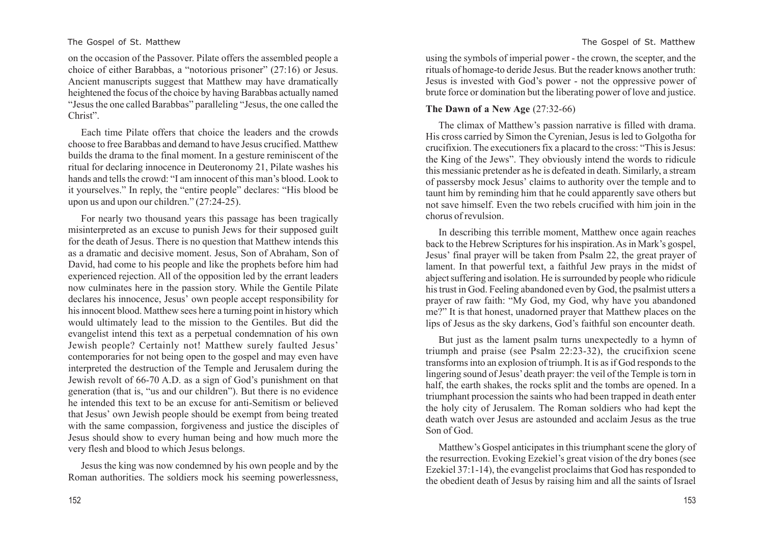on the occasion of the Passover. Pilate offers the assembled people a choice of either Barabbas, a "notorious prisoner" (27:16) or Jesus. Ancient manuscripts suggest that Matthew may have dramatically heightened the focus of the choice by having Barabbas actually named "Jesus the one called Barabbas" paralleling "Jesus, the one called the Christ".

Each time Pilate offers that choice the leaders and the crowds choose to free Barabbas and demand to have Jesus crucified. Matthew builds the drama to the final moment. In a gesture reminiscent of the ritual for declaring innocence in Deuteronomy 21, Pilate washes his hands and tells the crowd: "I am innocent of this man's blood. Look to it yourselves." In reply, the "entire people" declares: "His blood be upon us and upon our children." (27:24-25).

For nearly two thousand years this passage has been tragically misinterpreted as an excuse to punish Jews for their supposed guilt for the death of Jesus. There is no question that Matthew intends this as a dramatic and decisive moment. Jesus, Son of Abraham, Son of David, had come to his people and like the prophets before him had experienced rejection. All of the opposition led by the errant leaders now culminates here in the passion story. While the Gentile Pilate declares his innocence, Jesus' own people accept responsibility for his innocent blood. Matthew sees here a turning point in history which would ultimately lead to the mission to the Gentiles. But did the evangelist intend this text as a perpetual condemnation of his own Jewish people? Certainly not! Matthew surely faulted Jesus' contemporaries for not being open to the gospel and may even have interpreted the destruction of the Temple and Jerusalem during the Jewish revolt of 66-70 A.D. as a sign of God's punishment on that generation (that is, "us and our children"). But there is no evidence he intended this text to be an excuse for anti-Semitism or believed that Jesus' own Jewish people should be exempt from being treated with the same compassion, forgiveness and justice the disciples of Jesus should show to every human being and how much more the very flesh and blood to which Jesus belongs.

Jesus the king was now condemned by his own people and by the Roman authorities. The soldiers mock his seeming powerlessness, using the symbols of imperial power - the crown, the scepter, and the rituals of homage-to deride Jesus. But the reader knows another truth: Jesus is invested with God's power - not the oppressive power of brute force or domination but the liberating power of love and justice.

**The Dawn of a New Age** (27:32-66)

The climax of Matthew's passion narrative is filled with drama. His cross carried by Simon the Cyrenian, Jesus is led to Golgotha for crucifixion. The executioners fix a placard to the cross: "This is Jesus: the King of the Jews". They obviously intend the words to ridicule this messianic pretender as he is defeated in death. Similarly, a stream of passersby mock Jesus' claims to authority over the temple and to taunt him by reminding him that he could apparently save others but not save himself. Even the two rebels crucified with him join in the chorus of revulsion.

In describing this terrible moment, Matthew once again reaches back to the Hebrew Scriptures for his inspiration. As in Mark's gospel, Jesus' final prayer will be taken from Psalm 22, the great prayer of lament. In that powerful text, a faithful Jew prays in the midst of abject suffering and isolation. He is surrounded by people who ridicule his trust in God. Feeling abandoned even by God, the psalmist utters a prayer of raw faith: "My God, my God, why have you abandoned me?" It is that honest, unadorned prayer that Matthew places on the lips of Jesus as the sky darkens, God's faithful son encounter death.

But just as the lament psalm turns unexpectedly to a hymn of triumph and praise (see Psalm 22:23-32), the crucifixion scene transforms into an explosion of triumph. It is as if God responds to the lingering sound of Jesus' death prayer: the veil of the Temple is torn in half, the earth shakes, the rocks split and the tombs are opened. In a triumphant procession the saints who had been trapped in death enter the holy city of Jerusalem. The Roman soldiers who had kept the death watch over Jesus are astounded and acclaim Jesus as the true Son of God.

Matthew's Gospel anticipates in this triumphant scene the glory of the resurrection. Evoking Ezekiel's great vision of the dry bones (see Ezekiel 37:1-14), the evangelist proclaims that God has responded to the obedient death of Jesus by raising him and all the saints of Israel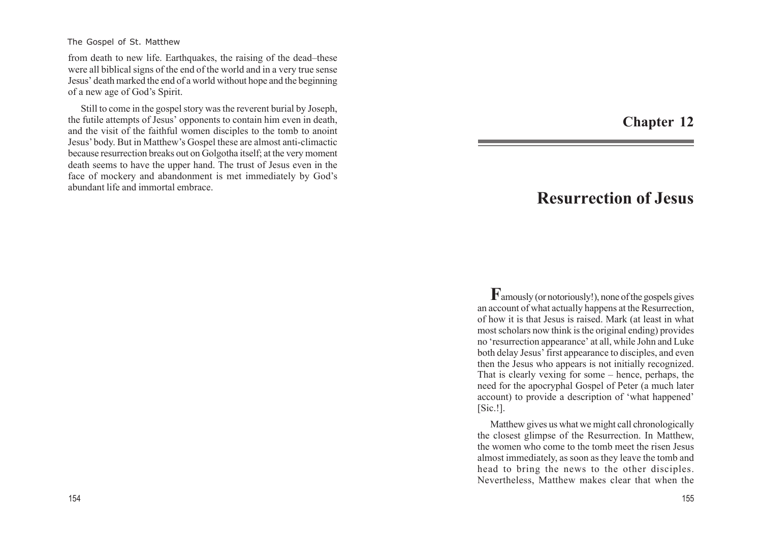from death to new life. Earthquakes, the raising of the dead–these were all biblical signs of the end of the world and in a very true sense Jesus' death marked the end of a world without hope and the beginning of a new age of God's Spirit.

Still to come in the gospel story was the reverent burial by Joseph, the futile attempts of Jesus' opponents to contain him even in death, and the visit of the faithful women disciples to the tomb to anoint Jesus' body. But in Matthew's Gospel these are almost anti-climactic because resurrection breaks out on Golgotha itself; at the very moment death seems to have the upper hand. The trust of Jesus even in the face of mockery and abandonment is met immediately by God's abundant life and immortal embrace.

# Chapter 12

# Resurrection of Jesus

**F**amously (or notoriously!), none of the gospels gives an account of what actually happens at the Resurrection, of how it is that Jesus is raised. Mark (at least in what most scholars now think is the original ending) provides no 'resurrection appearance' at all, while John and Luke both delay Jesus' first appearance to disciples, and even then the Jesus who appears is not initially recognized. That is clearly vexing for some – hence, perhaps, the need for the apocryphal Gospel of Peter (a much later account) to provide a description of 'what happened' [Sic.!].

Matthew gives us what we might call chronologically the closest glimpse of the Resurrection. In Matthew, the women who come to the tomb meet the risen Jesus almost immediately, as soon as they leave the tomb and head to bring the news to the other disciples. Nevertheless, Matthew makes clear that when the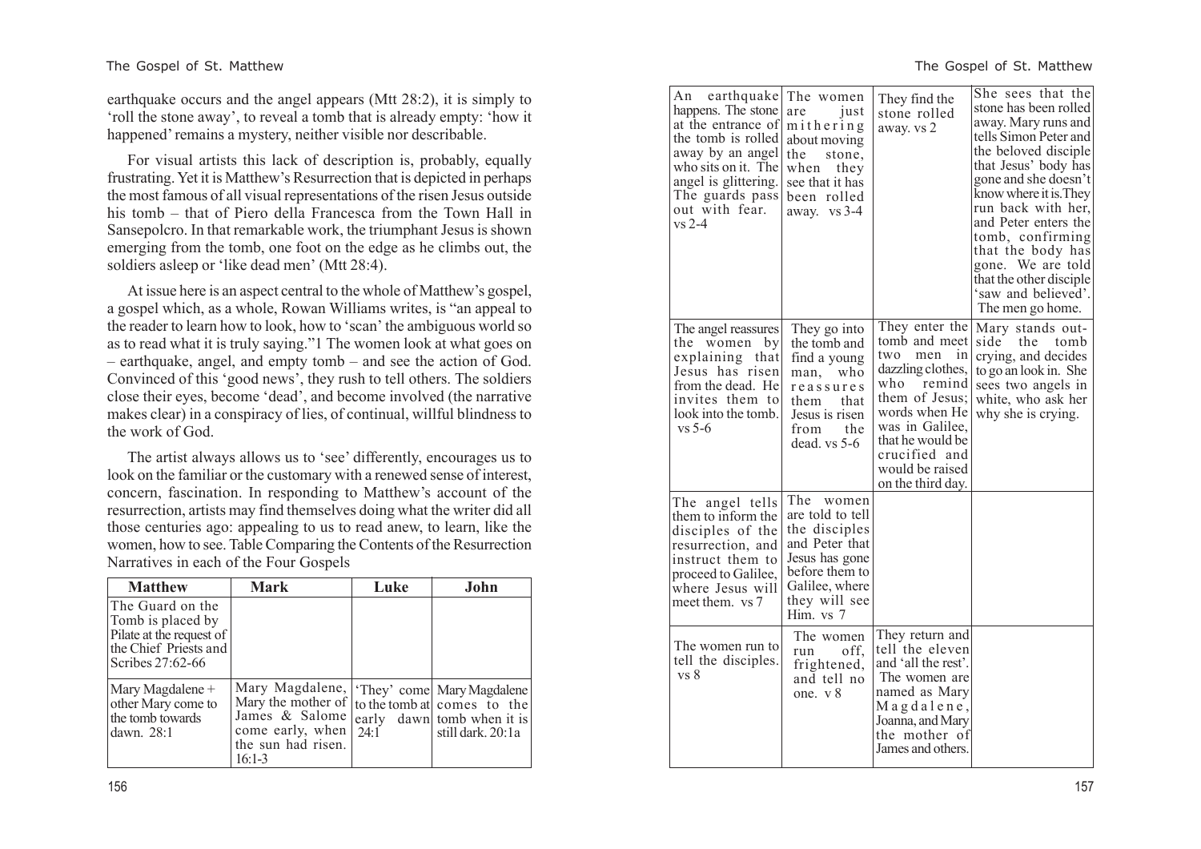earthquake occurs and the angel appears (Mtt 28:2), it is simply to 'roll the stone away', to reveal a tomb that is already empty: 'how it happened' remains a mystery, neither visible nor describable.

For visual artists this lack of description is, probably, equally frustrating. Yet it is Matthew's Resurrection that is depicted in perhaps the most famous of all visual representations of the risen Jesus outside his tomb – that of Piero della Francesca from the Town Hall in Sansepolcro. In that remarkable work, the triumphant Jesus is shown emerging from the tomb, one foot on the edge as he climbs out, the soldiers asleep or 'like dead men' (Mtt 28:4).

At issue here is an aspect central to the whole of Matthew's gospel, a gospel which, as a whole, Rowan Williams writes, is "an appeal to the reader to learn how to look, how to 'scan' the ambiguous world so as to read what it is truly saying."1 The women look at what goes on – earthquake, angel, and empty tomb – and see the action of God. Convinced of this 'good news', they rush to tell others. The soldiers close their eyes, become 'dead', and become involved (the narrative makes clear) in a conspiracy of lies, of continual, willful blindness to the work of God.

The artist always allows us to 'see' differently, encourages us to look on the familiar or the customary with a renewed sense of interest, concern, fascination. In responding to Matthew's account of the resurrection, artists may find themselves doing what the writer did all those centuries ago: appealing to us to read anew, to learn, like the women, how to see. Table Comparing the Contents of the Resurrection Narratives in each of the Four Gospels

| Matthew | Mark | Luke | John |
|---|---|---|---|
| The Guard on the Tomb is placed by Pilate at the request of the Chief Priests and Scribes 27:62-66 | | | |
| Mary Magdalene + other Mary come to the tomb towards dawn. 28:1 | Mary Magdalene, Mary the mother of James & Salome come early, when the sun had risen. 16:1-3 | 'They' come to the tomb at early dawn 24:1 | Mary Magdalene comes to the tomb when it is still dark. 20:1a |
| An earthquake happens. The stone at the entrance of the tomb is rolled away by an angel who sits on it. The angel is glittering. The guards pass out with fear. vs 2-4 | The women are just mithering about moving the stone, when they see that it has been rolled away. vs 3-4 | They find the stone rolled away. vs 2 | She sees that the stone has been rolled away. Mary runs and tells Simon Peter and the beloved disciple that Jesus' body has gone and she doesn't know where it is. They run back with her, and Peter enters the tomb, confirming that the body has gone. We are told that the other disciple 'saw and believed'. The men go home. |
| The angel reassures the women by explaining that Jesus has risen from the dead. He invites them to look into the tomb. vs 5-6 | They go into the tomb and find a young man, who reassures them that Jesus is risen from the dead. vs 5-6 | They enter the tomb and meet two men in dazzling clothes, who remind them of Jesus; words when He was in Galilee, that he would be crucified and would be raised on the third day. | Mary stands outside the tomb crying, and decides to go an look in. She sees two angels in white, who ask her why she is crying. |
| The angel tells them to inform the disciples of the resurrection, and instruct them to proceed to Galilee, where Jesus will meet them. vs 7 | The women are told to tell the disciples and Peter that Jesus has gone before them to Galilee, where they will see Him. vs 7 | | |
| The women run to tell the disciples. vs 8 | The women run off, frightened, and tell no one. v 8 | They return and tell the eleven and 'all the rest'. The women are named as Mary Magdalene, Joanna, and Mary the mother of James and others. | |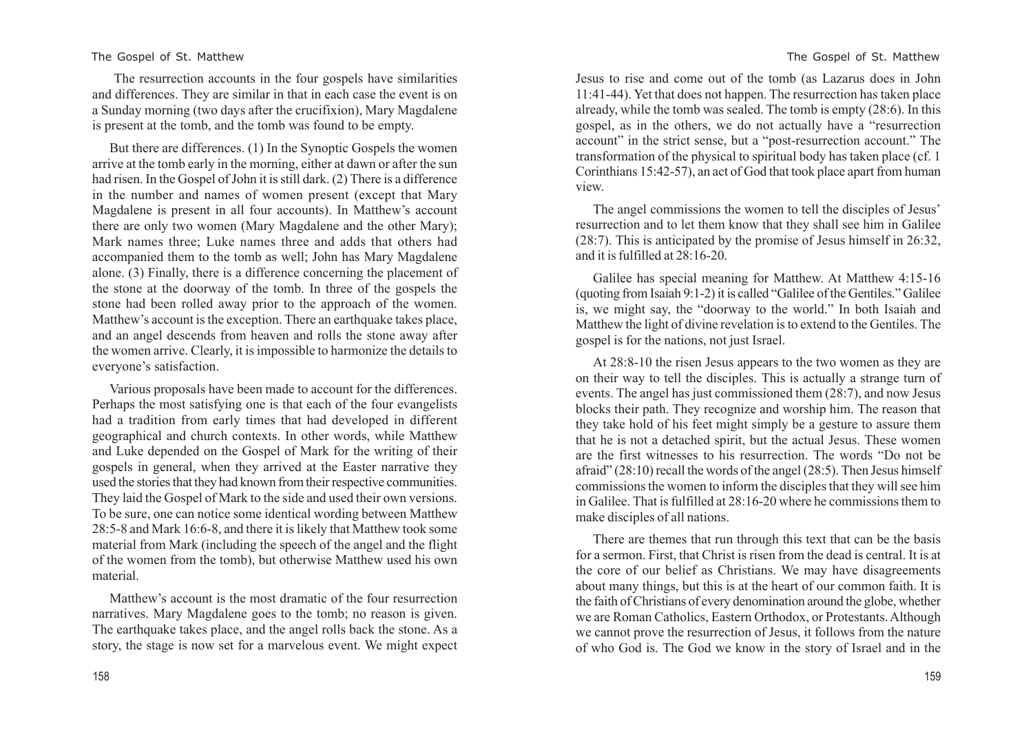The resurrection accounts in the four gospels have similarities and differences. They are similar in that in each case the event is on a Sunday morning (two days after the crucifixion), Mary Magdalene is present at the tomb, and the tomb was found to be empty.

But there are differences. (1) In the Synoptic Gospels the women arrive at the tomb early in the morning, either at dawn or after the sun had risen. In the Gospel of John it is still dark. (2) There is a difference in the number and names of women present (except that Mary Magdalene is present in all four accounts). In Matthew's account there are only two women (Mary Magdalene and the other Mary); Mark names three; Luke names three and adds that others had accompanied them to the tomb as well; John has Mary Magdalene alone. (3) Finally, there is a difference concerning the placement of the stone at the doorway of the tomb. In three of the gospels the stone had been rolled away prior to the approach of the women. Matthew's account is the exception. There an earthquake takes place, and an angel descends from heaven and rolls the stone away after the women arrive. Clearly, it is impossible to harmonize the details to everyone's satisfaction.

Various proposals have been made to account for the differences. Perhaps the most satisfying one is that each of the four evangelists had a tradition from early times that had developed in different geographical and church contexts. In other words, while Matthew and Luke depended on the Gospel of Mark for the writing of their gospels in general, when they arrived at the Easter narrative they used the stories that they had known from their respective communities. They laid the Gospel of Mark to the side and used their own versions. To be sure, one can notice some identical wording between Matthew 28:5-8 and Mark 16:6-8, and there it is likely that Matthew took some material from Mark (including the speech of the angel and the flight of the women from the tomb), but otherwise Matthew used his own material.

Matthew's account is the most dramatic of the four resurrection narratives. Mary Magdalene goes to the tomb; no reason is given. The earthquake takes place, and the angel rolls back the stone. As a story, the stage is now set for a marvelous event. We might expect Jesus to rise and come out of the tomb (as Lazarus does in John 11:41-44). Yet that does not happen. The resurrection has taken place already, while the tomb was sealed. The tomb is empty (28:6). In this gospel, as in the others, we do not actually have a "resurrection account" in the strict sense, but a "post-resurrection account." The transformation of the physical to spiritual body has taken place (cf. 1 Corinthians 15:42-57), an act of God that took place apart from human view.

The angel commissions the women to tell the disciples of Jesus' resurrection and to let them know that they shall see him in Galilee (28:7). This is anticipated by the promise of Jesus himself in 26:32, and it is fulfilled at 28:16-20.

Galilee has special meaning for Matthew. At Matthew 4:15-16 (quoting from Isaiah 9:1-2) it is called "Galilee of the Gentiles." Galilee is, we might say, the "doorway to the world." In both Isaiah and Matthew the light of divine revelation is to extend to the Gentiles. The gospel is for the nations, not just Israel.

At 28:8-10 the risen Jesus appears to the two women as they are on their way to tell the disciples. This is actually a strange turn of events. The angel has just commissioned them (28:7), and now Jesus blocks their path. They recognize and worship him. The reason that they take hold of his feet might simply be a gesture to assure them that he is not a detached spirit, but the actual Jesus. These women are the first witnesses to his resurrection. The words "Do not be afraid" (28:10) recall the words of the angel (28:5). Then Jesus himself commissions the women to inform the disciples that they will see him in Galilee. That is fulfilled at 28:16-20 where he commissions them to make disciples of all nations.

There are themes that run through this text that can be the basis for a sermon. First, that Christ is risen from the dead is central. It is at the core of our belief as Christians. We may have disagreements about many things, but this is at the heart of our common faith. It is the faith of Christians of every denomination around the globe, whether we are Roman Catholics, Eastern Orthodox, or Protestants. Although we cannot prove the resurrection of Jesus, it follows from the nature of who God is. The God we know in the story of Israel and in the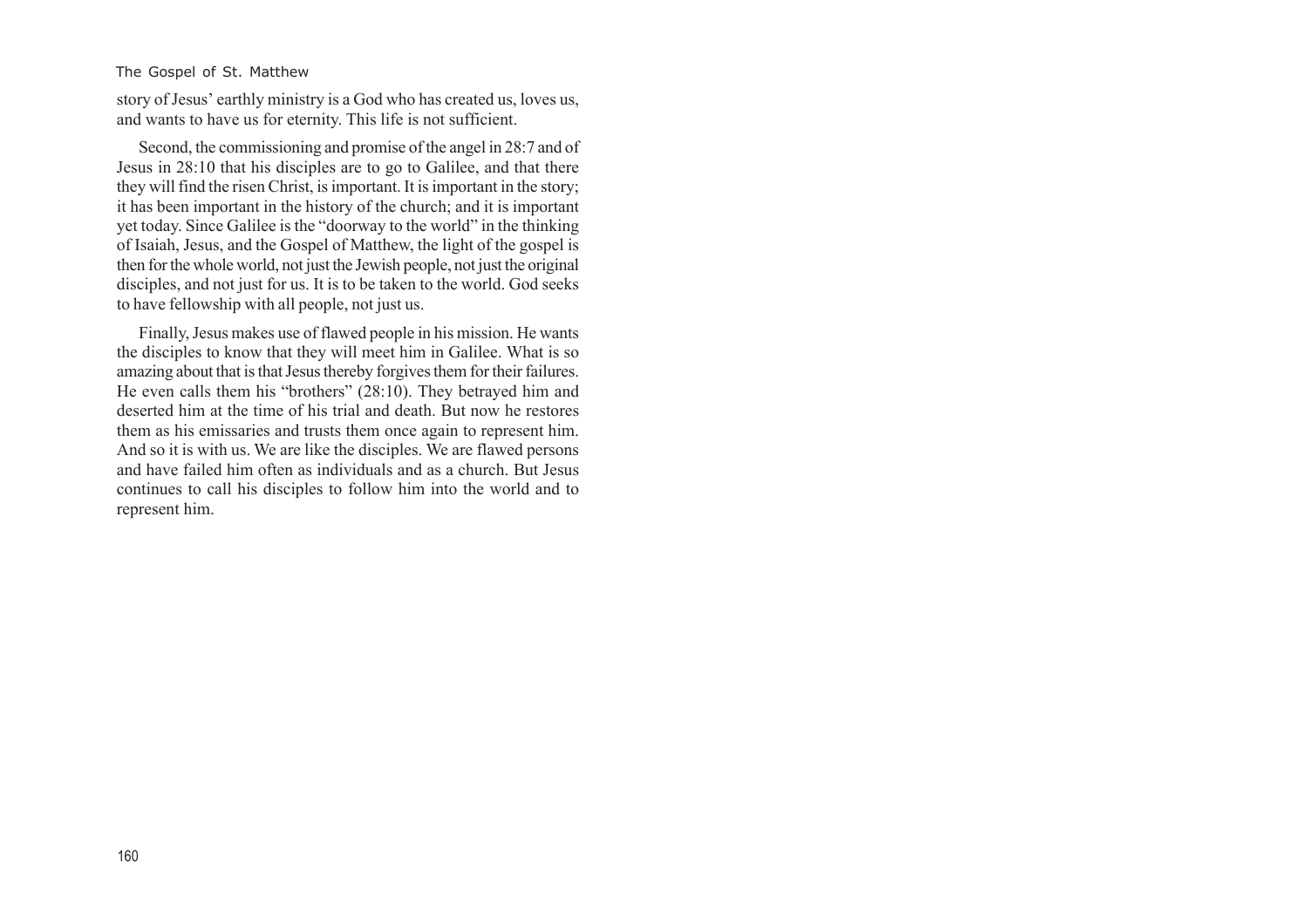story of Jesus' earthly ministry is a God who has created us, loves us, and wants to have us for eternity. This life is not sufficient.

Second, the commissioning and promise of the angel in 28:7 and of Jesus in 28:10 that his disciples are to go to Galilee, and that there they will find the risen Christ, is important. It is important in the story; it has been important in the history of the church; and it is important yet today. Since Galilee is the "doorway to the world" in the thinking of Isaiah, Jesus, and the Gospel of Matthew, the light of the gospel is then for the whole world, not just the Jewish people, not just the original disciples, and not just for us. It is to be taken to the world. God seeks to have fellowship with all people, not just us.

Finally, Jesus makes use of flawed people in his mission. He wants the disciples to know that they will meet him in Galilee. What is so amazing about that is that Jesus thereby forgives them for their failures. He even calls them his "brothers" (28:10). They betrayed him and deserted him at the time of his trial and death. But now he restores them as his emissaries and trusts them once again to represent him. And so it is with us. We are like the disciples. We are flawed persons and have failed him often as individuals and as a church. But Jesus continues to call his disciples to follow him into the world and to represent him.